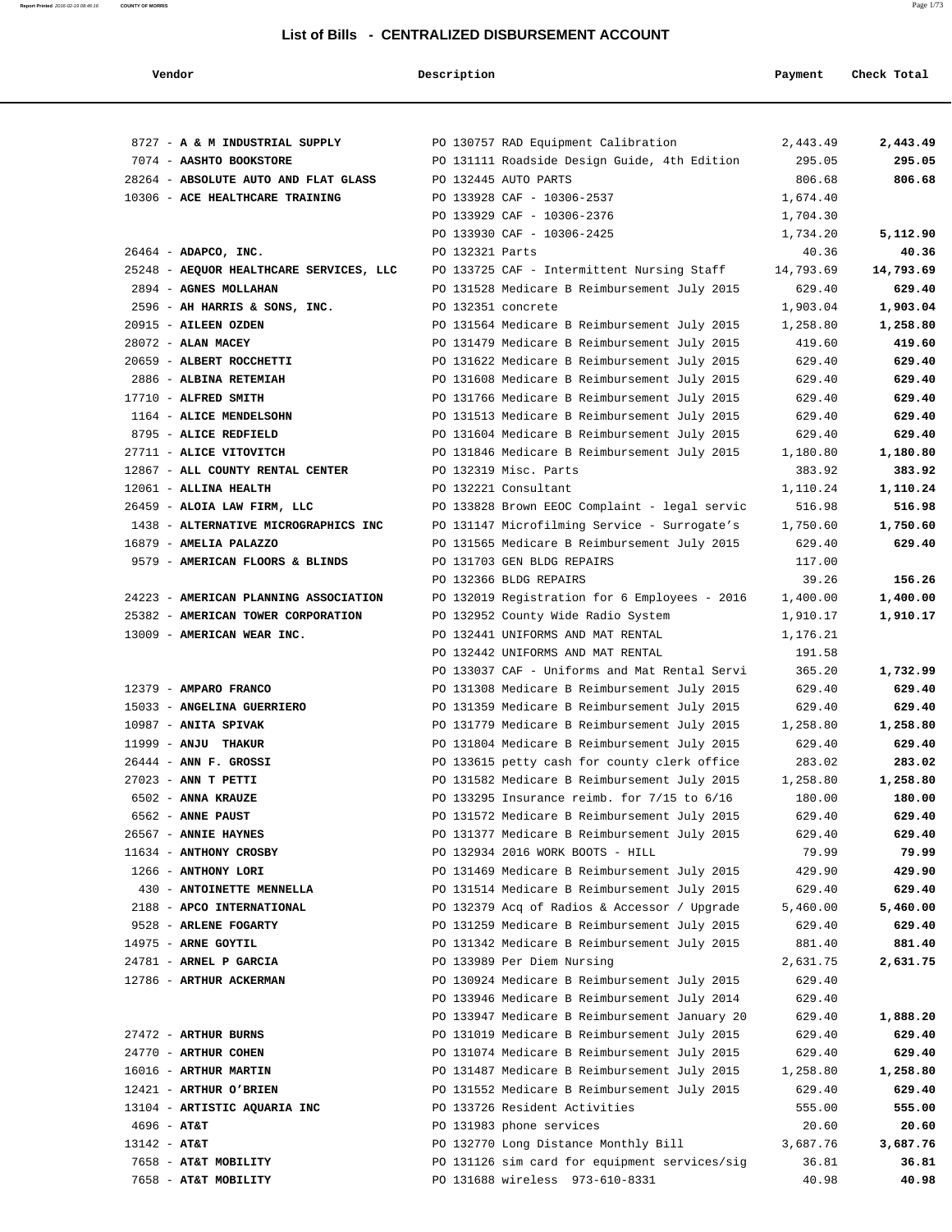## List of Bills - CENTRALIZED DISBURSEMENT ACCOUNT

| Vendor | Description | Payment | Check Total |
|---|---|---|---|
| 8727 - **A & M INDUSTRIAL SUPPLY** | PO 130757 RAD Equipment Calibration | 2,443.49 | **2,443.49** |
| 7074 - **AASHTO BOOKSTORE** | PO 131111 Roadside Design Guide, 4th Edition | 295.05 | **295.05** |
| 28264 - **ABSOLUTE AUTO AND FLAT GLASS** | PO 132445 AUTO PARTS | 806.68 | **806.68** |
| 10306 - **ACE HEALTHCARE TRAINING** | PO 133928 CAF - 10306-2537 | 1,674.40 | |
| | PO 133929 CAF - 10306-2376 | 1,704.30 | |
| | PO 133930 CAF - 10306-2425 | 1,734.20 | **5,112.90** |
| 26464 - **ADAPCO, INC.** | PO 132321 Parts | 40.36 | **40.36** |
| 25248 - **AEQUOR HEALTHCARE SERVICES, LLC** | PO 133725 CAF - Intermittent Nursing Staff | 14,793.69 | **14,793.69** |
| 2894 - **AGNES MOLLAHAN** | PO 131528 Medicare B Reimbursement July 2015 | 629.40 | **629.40** |
| 2596 - **AH HARRIS & SONS, INC.** | PO 132351 concrete | 1,903.04 | **1,903.04** |
| 20915 - **AILEEN OZDEN** | PO 131564 Medicare B Reimbursement July 2015 | 1,258.80 | **1,258.80** |
| 28072 - **ALAN MACEY** | PO 131479 Medicare B Reimbursement July 2015 | 419.60 | **419.60** |
| 20659 - **ALBERT ROCCHETTI** | PO 131622 Medicare B Reimbursement July 2015 | 629.40 | **629.40** |
| 2886 - **ALBINA RETEMIAH** | PO 131608 Medicare B Reimbursement July 2015 | 629.40 | **629.40** |
| 17710 - **ALFRED SMITH** | PO 131766 Medicare B Reimbursement July 2015 | 629.40 | **629.40** |
| 1164 - **ALICE MENDELSOHN** | PO 131513 Medicare B Reimbursement July 2015 | 629.40 | **629.40** |
| 8795 - **ALICE REDFIELD** | PO 131604 Medicare B Reimbursement July 2015 | 629.40 | **629.40** |
| 27711 - **ALICE VITOVITCH** | PO 131846 Medicare B Reimbursement July 2015 | 1,180.80 | **1,180.80** |
| 12867 - **ALL COUNTY RENTAL CENTER** | PO 132319 Misc. Parts | 383.92 | **383.92** |
| 12061 - **ALLINA HEALTH** | PO 132221 Consultant | 1,110.24 | **1,110.24** |
| 26459 - **ALOIA LAW FIRM, LLC** | PO 133828 Brown EEOC Complaint - legal servic | 516.98 | **516.98** |
| 1438 - **ALTERNATIVE MICROGRAPHICS INC** | PO 131147 Microfilming Service - Surrogate's | 1,750.60 | **1,750.60** |
| 16879 - **AMELIA PALAZZO** | PO 131565 Medicare B Reimbursement July 2015 | 629.40 | **629.40** |
| 9579 - **AMERICAN FLOORS & BLINDS** | PO 131703 GEN BLDG REPAIRS | 117.00 | |
| | PO 132366 BLDG REPAIRS | 39.26 | **156.26** |
| 24223 - **AMERICAN PLANNING ASSOCIATION** | PO 132019 Registration for 6 Employees - 2016 | 1,400.00 | **1,400.00** |
| 25382 - **AMERICAN TOWER CORPORATION** | PO 132952 County Wide Radio System | 1,910.17 | **1,910.17** |
| 13009 - **AMERICAN WEAR INC.** | PO 132441 UNIFORMS AND MAT RENTAL | 1,176.21 | |
| | PO 132442 UNIFORMS AND MAT RENTAL | 191.58 | |
| | PO 133037 CAF - Uniforms and Mat Rental Servi | 365.20 | **1,732.99** |
| 12379 - **AMPARO FRANCO** | PO 131308 Medicare B Reimbursement July 2015 | 629.40 | **629.40** |
| 15033 - **ANGELINA GUERRIERO** | PO 131359 Medicare B Reimbursement July 2015 | 629.40 | **629.40** |
| 10987 - **ANITA SPIVAK** | PO 131779 Medicare B Reimbursement July 2015 | 1,258.80 | **1,258.80** |
| 11999 - **ANJU THAKUR** | PO 131804 Medicare B Reimbursement July 2015 | 629.40 | **629.40** |
| 26444 - **ANN F. GROSSI** | PO 133615 petty cash for county clerk office | 283.02 | **283.02** |
| 27023 - **ANN T PETTI** | PO 131582 Medicare B Reimbursement July 2015 | 1,258.80 | **1,258.80** |
| 6502 - **ANNA KRAUZE** | PO 133295 Insurance reimb. for 7/15 to 6/16 | 180.00 | **180.00** |
| 6562 - **ANNE PAUST** | PO 131572 Medicare B Reimbursement July 2015 | 629.40 | **629.40** |
| 26567 - **ANNIE HAYNES** | PO 131377 Medicare B Reimbursement July 2015 | 629.40 | **629.40** |
| 11634 - **ANTHONY CROSBY** | PO 132934 2016 WORK BOOTS - HILL | 79.99 | **79.99** |
| 1266 - **ANTHONY LORI** | PO 131469 Medicare B Reimbursement July 2015 | 429.90 | **429.90** |
| 430 - **ANTOINETTE MENNELLA** | PO 131514 Medicare B Reimbursement July 2015 | 629.40 | **629.40** |
| 2188 - **APCO INTERNATIONAL** | PO 132379 Acq of Radios & Accessor / Upgrade | 5,460.00 | **5,460.00** |
| 9528 - **ARLENE FOGARTY** | PO 131259 Medicare B Reimbursement July 2015 | 629.40 | **629.40** |
| 14975 - **ARNE GOYTIL** | PO 131342 Medicare B Reimbursement July 2015 | 881.40 | **881.40** |
| 24781 - **ARNEL P GARCIA** | PO 133989 Per Diem Nursing | 2,631.75 | **2,631.75** |
| 12786 - **ARTHUR ACKERMAN** | PO 130924 Medicare B Reimbursement July 2015 | 629.40 | |
| | PO 133946 Medicare B Reimbursement July 2014 | 629.40 | |
| | PO 133947 Medicare B Reimbursement January 20 | 629.40 | **1,888.20** |
| 27472 - **ARTHUR BURNS** | PO 131019 Medicare B Reimbursement July 2015 | 629.40 | **629.40** |
| 24770 - **ARTHUR COHEN** | PO 131074 Medicare B Reimbursement July 2015 | 629.40 | **629.40** |
| 16016 - **ARTHUR MARTIN** | PO 131487 Medicare B Reimbursement July 2015 | 1,258.80 | **1,258.80** |
| 12421 - **ARTHUR O'BRIEN** | PO 131552 Medicare B Reimbursement July 2015 | 629.40 | **629.40** |
| 13104 - **ARTISTIC AQUARIA INC** | PO 133726 Resident Activities | 555.00 | **555.00** |
| 4696 - **AT&T** | PO 131983 phone services | 20.60 | **20.60** |
| 13142 - **AT&T** | PO 132770 Long Distance Monthly Bill | 3,687.76 | **3,687.76** |
| 7658 - **AT&T MOBILITY** | PO 131126 sim card for equipment services/sig | 36.81 | **36.81** |
| 7658 - **AT&T MOBILITY** | PO 131688 wireless 973-610-8331 | 40.98 | **40.98** |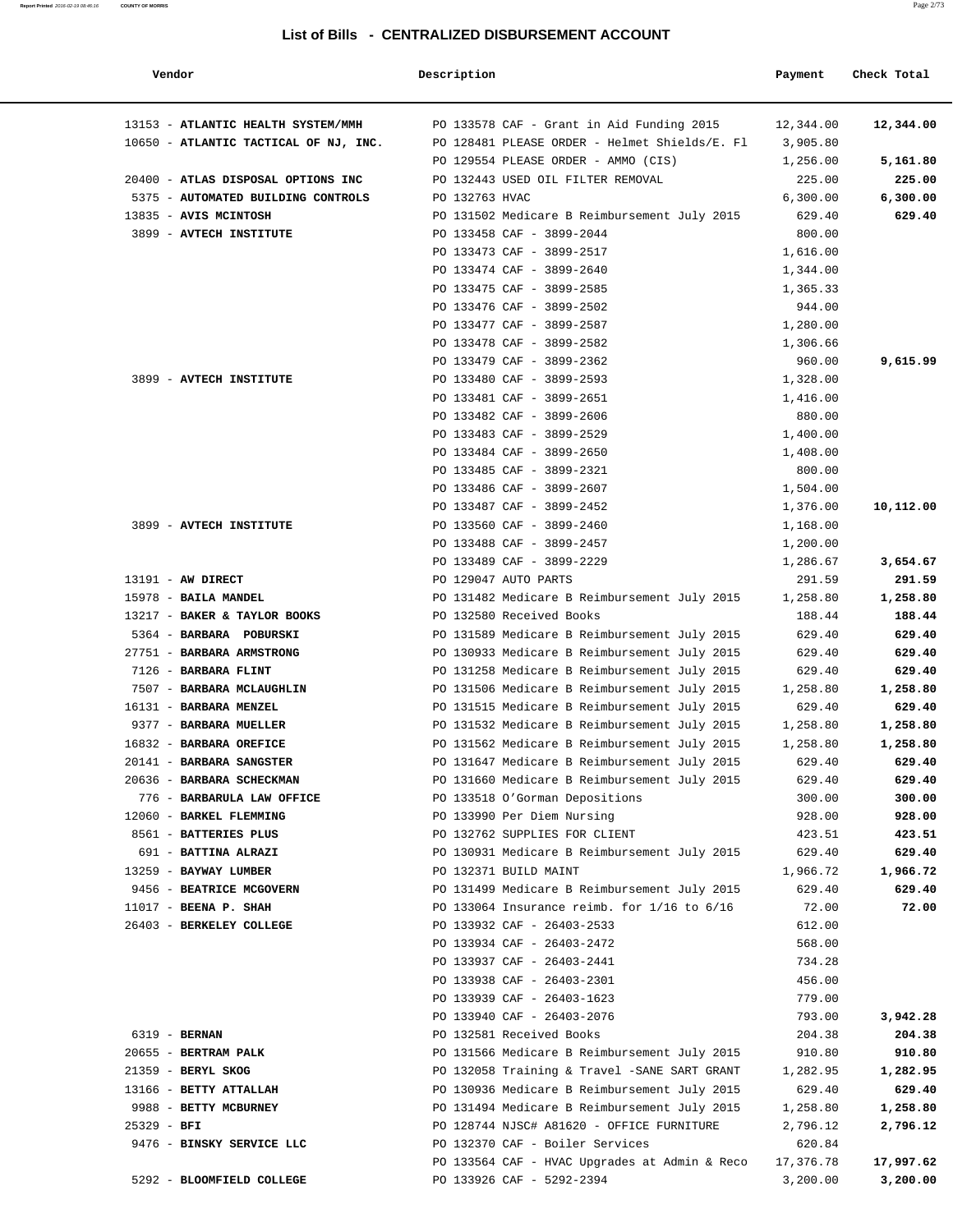## List of Bills - CENTRALIZED DISBURSEMENT ACCOUNT

| Vendor | Description | Payment | Check Total |
|---|---|---|---|
| 13153 - **ATLANTIC HEALTH SYSTEM/MMH** | PO 133578 CAF - Grant in Aid Funding 2015 | 12,344.00 | **12,344.00** |
| 10650 - **ATLANTIC TACTICAL OF NJ, INC.** | PO 128481 PLEASE ORDER - Helmet Shields/E. Fl | 3,905.80 | |
| | PO 129554 PLEASE ORDER - AMMO (CIS) | 1,256.00 | **5,161.80** |
| 20400 - **ATLAS DISPOSAL OPTIONS INC** | PO 132443 USED OIL FILTER REMOVAL | 225.00 | **225.00** |
| 5375 - **AUTOMATED BUILDING CONTROLS** | PO 132763 HVAC | 6,300.00 | **6,300.00** |
| 13835 - **AVIS MCINTOSH** | PO 131502 Medicare B Reimbursement July 2015 | 629.40 | **629.40** |
| 3899 - **AVTECH INSTITUTE** | PO 133458 CAF - 3899-2044 | 800.00 | |
| | PO 133473 CAF - 3899-2517 | 1,616.00 | |
| | PO 133474 CAF - 3899-2640 | 1,344.00 | |
| | PO 133475 CAF - 3899-2585 | 1,365.33 | |
| | PO 133476 CAF - 3899-2502 | 944.00 | |
| | PO 133477 CAF - 3899-2587 | 1,280.00 | |
| | PO 133478 CAF - 3899-2582 | 1,306.66 | |
| | PO 133479 CAF - 3899-2362 | 960.00 | **9,615.99** |
| 3899 - **AVTECH INSTITUTE** | PO 133480 CAF - 3899-2593 | 1,328.00 | |
| | PO 133481 CAF - 3899-2651 | 1,416.00 | |
| | PO 133482 CAF - 3899-2606 | 880.00 | |
| | PO 133483 CAF - 3899-2529 | 1,400.00 | |
| | PO 133484 CAF - 3899-2650 | 1,408.00 | |
| | PO 133485 CAF - 3899-2321 | 800.00 | |
| | PO 133486 CAF - 3899-2607 | 1,504.00 | |
| | PO 133487 CAF - 3899-2452 | 1,376.00 | **10,112.00** |
| 3899 - **AVTECH INSTITUTE** | PO 133560 CAF - 3899-2460 | 1,168.00 | |
| | PO 133488 CAF - 3899-2457 | 1,200.00 | |
| | PO 133489 CAF - 3899-2229 | 1,286.67 | **3,654.67** |
| 13191 - **AW DIRECT** | PO 129047 AUTO PARTS | 291.59 | **291.59** |
| 15978 - **BAILA MANDEL** | PO 131482 Medicare B Reimbursement July 2015 | 1,258.80 | **1,258.80** |
| 13217 - **BAKER & TAYLOR BOOKS** | PO 132580 Received Books | 188.44 | **188.44** |
| 5364 - **BARBARA POBURSKI** | PO 131589 Medicare B Reimbursement July 2015 | 629.40 | **629.40** |
| 27751 - **BARBARA ARMSTRONG** | PO 130933 Medicare B Reimbursement July 2015 | 629.40 | **629.40** |
| 7126 - **BARBARA FLINT** | PO 131258 Medicare B Reimbursement July 2015 | 629.40 | **629.40** |
| 7507 - **BARBARA MCLAUGHLIN** | PO 131506 Medicare B Reimbursement July 2015 | 1,258.80 | **1,258.80** |
| 16131 - **BARBARA MENZEL** | PO 131515 Medicare B Reimbursement July 2015 | 629.40 | **629.40** |
| 9377 - **BARBARA MUELLER** | PO 131532 Medicare B Reimbursement July 2015 | 1,258.80 | **1,258.80** |
| 16832 - **BARBARA OREFICE** | PO 131562 Medicare B Reimbursement July 2015 | 1,258.80 | **1,258.80** |
| 20141 - **BARBARA SANGSTER** | PO 131647 Medicare B Reimbursement July 2015 | 629.40 | **629.40** |
| 20636 - **BARBARA SCHECKMAN** | PO 131660 Medicare B Reimbursement July 2015 | 629.40 | **629.40** |
| 776 - **BARBARULA LAW OFFICE** | PO 133518 O'Gorman Depositions | 300.00 | **300.00** |
| 12060 - **BARKEL FLEMMING** | PO 133990 Per Diem Nursing | 928.00 | **928.00** |
| 8561 - **BATTERIES PLUS** | PO 132762 SUPPLIES FOR CLIENT | 423.51 | **423.51** |
| 691 - **BATTINA ALRAZI** | PO 130931 Medicare B Reimbursement July 2015 | 629.40 | **629.40** |
| 13259 - **BAYWAY LUMBER** | PO 132371 BUILD MAINT | 1,966.72 | **1,966.72** |
| 9456 - **BEATRICE MCGOVERN** | PO 131499 Medicare B Reimbursement July 2015 | 629.40 | **629.40** |
| 11017 - **BEENA P. SHAH** | PO 133064 Insurance reimb. for 1/16 to 6/16 | 72.00 | **72.00** |
| 26403 - **BERKELEY COLLEGE** | PO 133932 CAF - 26403-2533 | 612.00 | |
| | PO 133934 CAF - 26403-2472 | 568.00 | |
| | PO 133937 CAF - 26403-2441 | 734.28 | |
| | PO 133938 CAF - 26403-2301 | 456.00 | |
| | PO 133939 CAF - 26403-1623 | 779.00 | |
| | PO 133940 CAF - 26403-2076 | 793.00 | **3,942.28** |
| 6319 - **BERNAN** | PO 132581 Received Books | 204.38 | **204.38** |
| 20655 - **BERTRAM PALK** | PO 131566 Medicare B Reimbursement July 2015 | 910.80 | **910.80** |
| 21359 - **BERYL SKOG** | PO 132058 Training & Travel -SANE SART GRANT | 1,282.95 | **1,282.95** |
| 13166 - **BETTY ATTALLAH** | PO 130936 Medicare B Reimbursement July 2015 | 629.40 | **629.40** |
| 9988 - **BETTY MCBURNEY** | PO 131494 Medicare B Reimbursement July 2015 | 1,258.80 | **1,258.80** |
| 25329 - **BFI** | PO 128744 NJSC# A81620 - OFFICE FURNITURE | 2,796.12 | **2,796.12** |
| 9476 - **BINSKY SERVICE LLC** | PO 132370 CAF - Boiler Services | 620.84 | |
| | PO 133564 CAF - HVAC Upgrades at Admin & Reco | 17,376.78 | **17,997.62** |
| 5292 - **BLOOMFIELD COLLEGE** | PO 133926 CAF - 5292-2394 | 3,200.00 | **3,200.00** |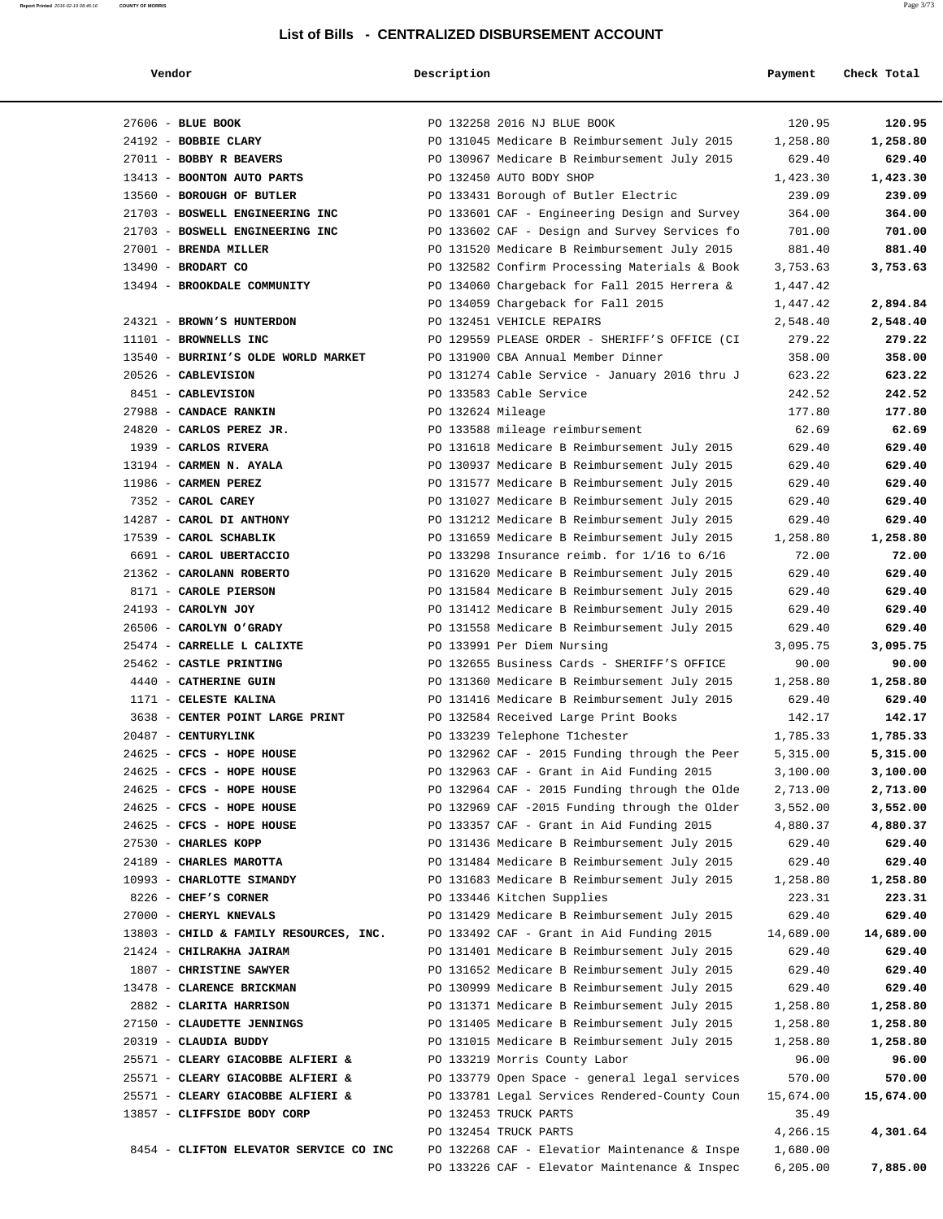# List of Bills - CENTRALIZED DISBURSEMENT ACCOUNT

| Vendor | Description | Payment | Check Total |
|---|---|---|---|
| 27606 - **BLUE BOOK** | PO 132258 2016 NJ BLUE BOOK | 120.95 | **120.95** |
| 24192 - **BOBBIE CLARY** | PO 131045 Medicare B Reimbursement July 2015 | 1,258.80 | **1,258.80** |
| 27011 - **BOBBY R BEAVERS** | PO 130967 Medicare B Reimbursement July 2015 | 629.40 | **629.40** |
| 13413 - **BOONTON AUTO PARTS** | PO 132450 AUTO BODY SHOP | 1,423.30 | **1,423.30** |
| 13560 - **BOROUGH OF BUTLER** | PO 133431 Borough of Butler Electric | 239.09 | **239.09** |
| 21703 - **BOSWELL ENGINEERING INC** | PO 133601 CAF - Engineering Design and Survey | 364.00 | **364.00** |
| 21703 - **BOSWELL ENGINEERING INC** | PO 133602 CAF - Design and Survey Services fo | 701.00 | **701.00** |
| 27001 - **BRENDA MILLER** | PO 131520 Medicare B Reimbursement July 2015 | 881.40 | **881.40** |
| 13490 - **BRODART CO** | PO 132582 Confirm Processing Materials & Book | 3,753.63 | **3,753.63** |
| 13494 - **BROOKDALE COMMUNITY** | PO 134060 Chargeback for Fall 2015 Herrera & | 1,447.42 | |
| | PO 134059 Chargeback for Fall 2015 | 1,447.42 | **2,894.84** |
| 24321 - **BROWN'S HUNTERDON** | PO 132451 VEHICLE REPAIRS | 2,548.40 | **2,548.40** |
| 11101 - **BROWNELLS INC** | PO 129559 PLEASE ORDER - SHERIFF'S OFFICE (CI | 279.22 | **279.22** |
| 13540 - **BURRINI'S OLDE WORLD MARKET** | PO 131900 CBA Annual Member Dinner | 358.00 | **358.00** |
| 20526 - **CABLEVISION** | PO 131274 Cable Service - January 2016 thru J | 623.22 | **623.22** |
| 8451 - **CABLEVISION** | PO 133583 Cable Service | 242.52 | **242.52** |
| 27988 - **CANDACE RANKIN** | PO 132624 Mileage | 177.80 | **177.80** |
| 24820 - **CARLOS PEREZ JR.** | PO 133588 mileage reimbursement | 62.69 | **62.69** |
| 1939 - **CARLOS RIVERA** | PO 131618 Medicare B Reimbursement July 2015 | 629.40 | **629.40** |
| 13194 - **CARMEN N. AYALA** | PO 130937 Medicare B Reimbursement July 2015 | 629.40 | **629.40** |
| 11986 - **CARMEN PEREZ** | PO 131577 Medicare B Reimbursement July 2015 | 629.40 | **629.40** |
| 7352 - **CAROL CAREY** | PO 131027 Medicare B Reimbursement July 2015 | 629.40 | **629.40** |
| 14287 - **CAROL DI ANTHONY** | PO 131212 Medicare B Reimbursement July 2015 | 629.40 | **629.40** |
| 17539 - **CAROL SCHABLIK** | PO 131659 Medicare B Reimbursement July 2015 | 1,258.80 | **1,258.80** |
| 6691 - **CAROL UBERTACCIO** | PO 133298 Insurance reimb. for 1/16 to 6/16 | 72.00 | **72.00** |
| 21362 - **CAROLANN ROBERTO** | PO 131620 Medicare B Reimbursement July 2015 | 629.40 | **629.40** |
| 8171 - **CAROLE PIERSON** | PO 131584 Medicare B Reimbursement July 2015 | 629.40 | **629.40** |
| 24193 - **CAROLYN JOY** | PO 131412 Medicare B Reimbursement July 2015 | 629.40 | **629.40** |
| 26506 - **CAROLYN O'GRADY** | PO 131558 Medicare B Reimbursement July 2015 | 629.40 | **629.40** |
| 25474 - **CARRELLE L CALIXTE** | PO 133991 Per Diem Nursing | 3,095.75 | **3,095.75** |
| 25462 - **CASTLE PRINTING** | PO 132655 Business Cards - SHERIFF'S OFFICE | 90.00 | **90.00** |
| 4440 - **CATHERINE GUIN** | PO 131360 Medicare B Reimbursement July 2015 | 1,258.80 | **1,258.80** |
| 1171 - **CELESTE KALINA** | PO 131416 Medicare B Reimbursement July 2015 | 629.40 | **629.40** |
| 3638 - **CENTER POINT LARGE PRINT** | PO 132584 Received Large Print Books | 142.17 | **142.17** |
| 20487 - **CENTURYLINK** | PO 133239 Telephone T1chester | 1,785.33 | **1,785.33** |
| 24625 - **CFCS - HOPE HOUSE** | PO 132962 CAF - 2015 Funding through the Peer | 5,315.00 | **5,315.00** |
| 24625 - **CFCS - HOPE HOUSE** | PO 132963 CAF - Grant in Aid Funding 2015 | 3,100.00 | **3,100.00** |
| 24625 - **CFCS - HOPE HOUSE** | PO 132964 CAF - 2015 Funding through the Olde | 2,713.00 | **2,713.00** |
| 24625 - **CFCS - HOPE HOUSE** | PO 132969 CAF -2015 Funding through the Older | 3,552.00 | **3,552.00** |
| 24625 - **CFCS - HOPE HOUSE** | PO 133357 CAF - Grant in Aid Funding 2015 | 4,880.37 | **4,880.37** |
| 27530 - **CHARLES KOPP** | PO 131436 Medicare B Reimbursement July 2015 | 629.40 | **629.40** |
| 24189 - **CHARLES MAROTTA** | PO 131484 Medicare B Reimbursement July 2015 | 629.40 | **629.40** |
| 10993 - **CHARLOTTE SIMANDY** | PO 131683 Medicare B Reimbursement July 2015 | 1,258.80 | **1,258.80** |
| 8226 - **CHEF'S CORNER** | PO 133446 Kitchen Supplies | 223.31 | **223.31** |
| 27000 - **CHERYL KNEVALS** | PO 131429 Medicare B Reimbursement July 2015 | 629.40 | **629.40** |
| 13803 - **CHILD & FAMILY RESOURCES, INC.** | PO 133492 CAF - Grant in Aid Funding 2015 | 14,689.00 | **14,689.00** |
| 21424 - **CHILRAKHA JAIRAM** | PO 131401 Medicare B Reimbursement July 2015 | 629.40 | **629.40** |
| 1807 - **CHRISTINE SAWYER** | PO 131652 Medicare B Reimbursement July 2015 | 629.40 | **629.40** |
| 13478 - **CLARENCE BRICKMAN** | PO 130999 Medicare B Reimbursement July 2015 | 629.40 | **629.40** |
| 2882 - **CLARITA HARRISON** | PO 131371 Medicare B Reimbursement July 2015 | 1,258.80 | **1,258.80** |
| 27150 - **CLAUDETTE JENNINGS** | PO 131405 Medicare B Reimbursement July 2015 | 1,258.80 | **1,258.80** |
| 20319 - **CLAUDIA BUDDY** | PO 131015 Medicare B Reimbursement July 2015 | 1,258.80 | **1,258.80** |
| 25571 - **CLEARY GIACOBBE ALFIERI &** | PO 133219 Morris County Labor | 96.00 | **96.00** |
| 25571 - **CLEARY GIACOBBE ALFIERI &** | PO 133779 Open Space - general legal services | 570.00 | **570.00** |
| 25571 - **CLEARY GIACOBBE ALFIERI &** | PO 133781 Legal Services Rendered-County Coun | 15,674.00 | **15,674.00** |
| 13857 - **CLIFFSIDE BODY CORP** | PO 132453 TRUCK PARTS | 35.49 | |
| | PO 132454 TRUCK PARTS | 4,266.15 | **4,301.64** |
| 8454 - **CLIFTON ELEVATOR SERVICE CO INC** | PO 132268 CAF - Elevatior Maintenance & Inspe | 1,680.00 | |
| | PO 133226 CAF - Elevator Maintenance & Inspec | 6,205.00 | **7,885.00** |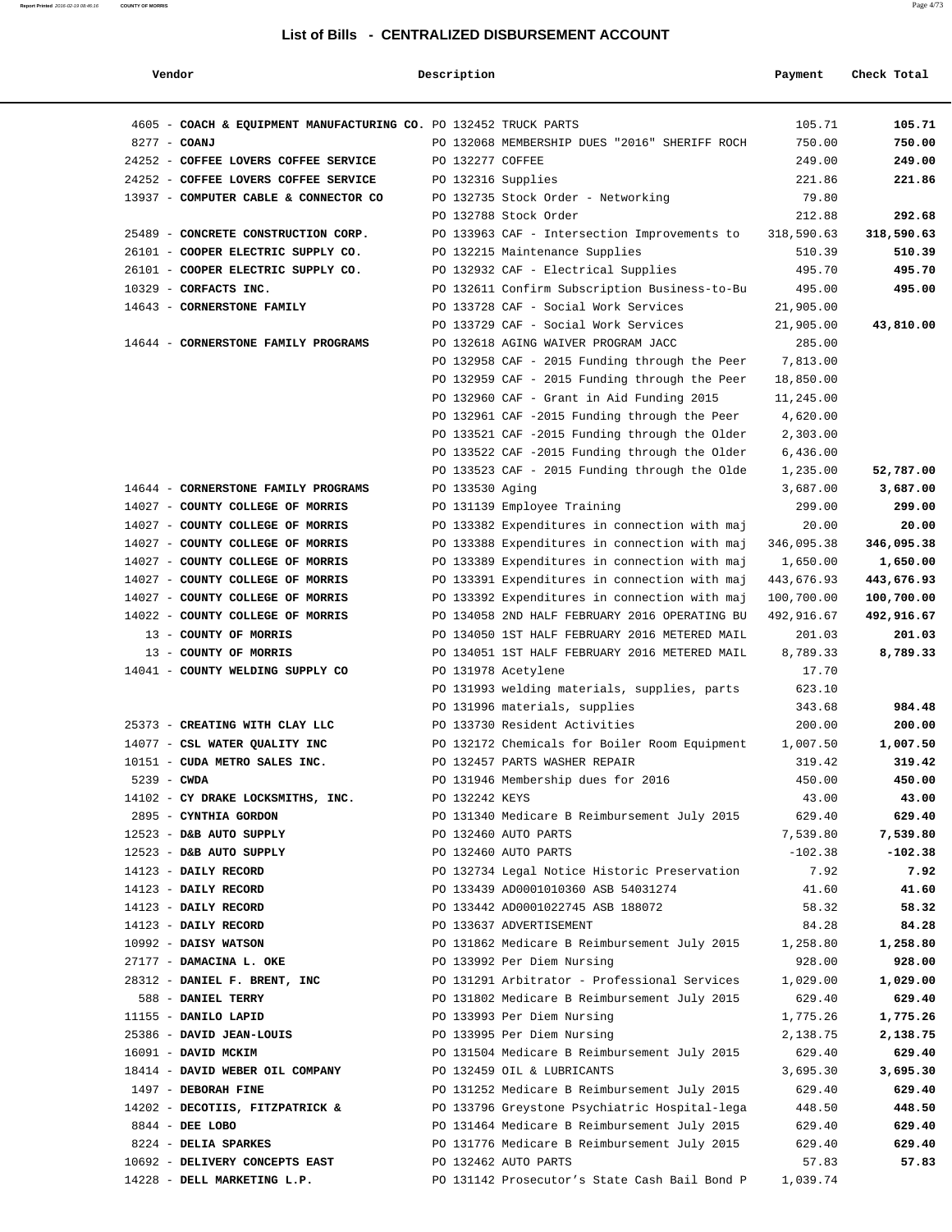## List of Bills - CENTRALIZED DISBURSEMENT ACCOUNT

| Vendor | Description | Payment | Check Total |
|---|---|---|---|
| 4605 - **COACH & EQUIPMENT MANUFACTURING CO.** | PO 132452 TRUCK PARTS | 105.71 | **105.71** |
| 8277 - **COANJ** | PO 132068 MEMBERSHIP DUES "2016" SHERIFF ROCH | 750.00 | **750.00** |
| 24252 - **COFFEE LOVERS COFFEE SERVICE** | PO 132277 COFFEE | 249.00 | **249.00** |
| 24252 - **COFFEE LOVERS COFFEE SERVICE** | PO 132316 Supplies | 221.86 | **221.86** |
| 13937 - **COMPUTER CABLE & CONNECTOR CO** | PO 132735 Stock Order - Networking | 79.80 | |
| | PO 132788 Stock Order | 212.88 | **292.68** |
| 25489 - **CONCRETE CONSTRUCTION CORP.** | PO 133963 CAF - Intersection Improvements to | 318,590.63 | **318,590.63** |
| 26101 - **COOPER ELECTRIC SUPPLY CO.** | PO 132215 Maintenance Supplies | 510.39 | **510.39** |
| 26101 - **COOPER ELECTRIC SUPPLY CO.** | PO 132932 CAF - Electrical Supplies | 495.70 | **495.70** |
| 10329 - **CORFACTS INC.** | PO 132611 Confirm Subscription Business-to-Bu | 495.00 | **495.00** |
| 14643 - **CORNERSTONE FAMILY** | PO 133728 CAF - Social Work Services | 21,905.00 | |
| | PO 133729 CAF - Social Work Services | 21,905.00 | **43,810.00** |
| 14644 - **CORNERSTONE FAMILY PROGRAMS** | PO 132618 AGING WAIVER PROGRAM JACC | 285.00 | |
| | PO 132958 CAF - 2015 Funding through the Peer | 7,813.00 | |
| | PO 132959 CAF - 2015 Funding through the Peer | 18,850.00 | |
| | PO 132960 CAF - Grant in Aid Funding 2015 | 11,245.00 | |
| | PO 132961 CAF -2015 Funding through the Peer | 4,620.00 | |
| | PO 133521 CAF -2015 Funding through the Older | 2,303.00 | |
| | PO 133522 CAF -2015 Funding through the Older | 6,436.00 | |
| | PO 133523 CAF - 2015 Funding through the Olde | 1,235.00 | **52,787.00** |
| 14644 - **CORNERSTONE FAMILY PROGRAMS** | PO 133530 Aging | 3,687.00 | **3,687.00** |
| 14027 - **COUNTY COLLEGE OF MORRIS** | PO 131139 Employee Training | 299.00 | **299.00** |
| 14027 - **COUNTY COLLEGE OF MORRIS** | PO 133382 Expenditures in connection with maj | 20.00 | **20.00** |
| 14027 - **COUNTY COLLEGE OF MORRIS** | PO 133388 Expenditures in connection with maj | 346,095.38 | **346,095.38** |
| 14027 - **COUNTY COLLEGE OF MORRIS** | PO 133389 Expenditures in connection with maj | 1,650.00 | **1,650.00** |
| 14027 - **COUNTY COLLEGE OF MORRIS** | PO 133391 Expenditures in connection with maj | 443,676.93 | **443,676.93** |
| 14027 - **COUNTY COLLEGE OF MORRIS** | PO 133392 Expenditures in connection with maj | 100,700.00 | **100,700.00** |
| 14022 - **COUNTY COLLEGE OF MORRIS** | PO 134058 2ND HALF FEBRUARY 2016 OPERATING BU | 492,916.67 | **492,916.67** |
| 13 - **COUNTY OF MORRIS** | PO 134050 1ST HALF FEBRUARY 2016 METERED MAIL | 201.03 | **201.03** |
| 13 - **COUNTY OF MORRIS** | PO 134051 1ST HALF FEBRUARY 2016 METERED MAIL | 8,789.33 | **8,789.33** |
| 14041 - **COUNTY WELDING SUPPLY CO** | PO 131978 Acetylene | 17.70 | |
| | PO 131993 welding materials, supplies, parts | 623.10 | |
| | PO 131996 materials, supplies | 343.68 | **984.48** |
| 25373 - **CREATING WITH CLAY LLC** | PO 133730 Resident Activities | 200.00 | **200.00** |
| 14077 - **CSL WATER QUALITY INC** | PO 132172 Chemicals for Boiler Room Equipment | 1,007.50 | **1,007.50** |
| 10151 - **CUDA METRO SALES INC.** | PO 132457 PARTS WASHER REPAIR | 319.42 | **319.42** |
| 5239 - **CWDA** | PO 131946 Membership dues for 2016 | 450.00 | **450.00** |
| 14102 - **CY DRAKE LOCKSMITHS, INC.** | PO 132242 KEYS | 43.00 | **43.00** |
| 2895 - **CYNTHIA GORDON** | PO 131340 Medicare B Reimbursement July 2015 | 629.40 | **629.40** |
| 12523 - **D&B AUTO SUPPLY** | PO 132460 AUTO PARTS | 7,539.80 | **7,539.80** |
| 12523 - **D&B AUTO SUPPLY** | PO 132460 AUTO PARTS | -102.38 | **-102.38** |
| 14123 - **DAILY RECORD** | PO 132734 Legal Notice Historic Preservation | 7.92 | **7.92** |
| 14123 - **DAILY RECORD** | PO 133439 AD0001010360 ASB 54031274 | 41.60 | **41.60** |
| 14123 - **DAILY RECORD** | PO 133442 AD0001022745 ASB 188072 | 58.32 | **58.32** |
| 14123 - **DAILY RECORD** | PO 133637 ADVERTISEMENT | 84.28 | **84.28** |
| 10992 - **DAISY WATSON** | PO 131862 Medicare B Reimbursement July 2015 | 1,258.80 | **1,258.80** |
| 27177 - **DAMACINA L. OKE** | PO 133992 Per Diem Nursing | 928.00 | **928.00** |
| 28312 - **DANIEL F. BRENT, INC** | PO 131291 Arbitrator - Professional Services | 1,029.00 | **1,029.00** |
| 588 - **DANIEL TERRY** | PO 131802 Medicare B Reimbursement July 2015 | 629.40 | **629.40** |
| 11155 - **DANILO LAPID** | PO 133993 Per Diem Nursing | 1,775.26 | **1,775.26** |
| 25386 - **DAVID JEAN-LOUIS** | PO 133995 Per Diem Nursing | 2,138.75 | **2,138.75** |
| 16091 - **DAVID MCKIM** | PO 131504 Medicare B Reimbursement July 2015 | 629.40 | **629.40** |
| 18414 - **DAVID WEBER OIL COMPANY** | PO 132459 OIL & LUBRICANTS | 3,695.30 | **3,695.30** |
| 1497 - **DEBORAH FINE** | PO 131252 Medicare B Reimbursement July 2015 | 629.40 | **629.40** |
| 14202 - **DECOTIIS, FITZPATRICK &** | PO 133796 Greystone Psychiatric Hospital-lega | 448.50 | **448.50** |
| 8844 - **DEE LOBO** | PO 131464 Medicare B Reimbursement July 2015 | 629.40 | **629.40** |
| 8224 - **DELIA SPARKES** | PO 131776 Medicare B Reimbursement July 2015 | 629.40 | **629.40** |
| 10692 - **DELIVERY CONCEPTS EAST** | PO 132462 AUTO PARTS | 57.83 | **57.83** |
| 14228 - **DELL MARKETING L.P.** | PO 131142 Prosecutor's State Cash Bail Bond P | 1,039.74 | |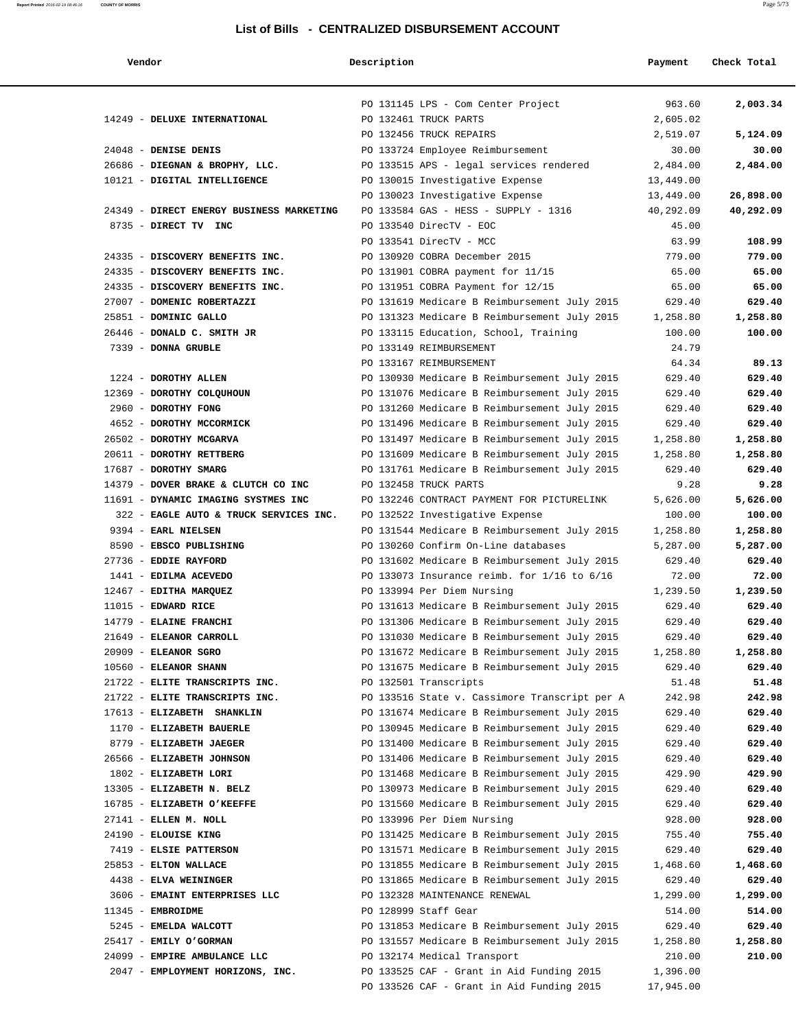## List of Bills - CENTRALIZED DISBURSEMENT ACCOUNT

| Vendor | Description | Payment | Check Total |
|---|---|---|---|
| | PO 131145 LPS - Com Center Project | 963.60 | 2,003.34 |
| 14249 - **DELUXE INTERNATIONAL** | PO 132461 TRUCK PARTS | 2,605.02 | |
| | PO 132456 TRUCK REPAIRS | 2,519.07 | 5,124.09 |
| 24048 - **DENISE DENIS** | PO 133724 Employee Reimbursement | 30.00 | 30.00 |
| 26686 - **DIEGNAN & BROPHY, LLC.** | PO 133515 APS - legal services rendered | 2,484.00 | 2,484.00 |
| 10121 - **DIGITAL INTELLIGENCE** | PO 130015 Investigative Expense | 13,449.00 | |
| | PO 130023 Investigative Expense | 13,449.00 | 26,898.00 |
| 24349 - **DIRECT ENERGY BUSINESS MARKETING** | PO 133584 GAS - HESS - SUPPLY - 1316 | 40,292.09 | 40,292.09 |
| 8735 - **DIRECT TV INC** | PO 133540 DirecTV - EOC | 45.00 | |
| | PO 133541 DirecTV - MCC | 63.99 | 108.99 |
| 24335 - **DISCOVERY BENEFITS INC.** | PO 130920 COBRA December 2015 | 779.00 | 779.00 |
| 24335 - **DISCOVERY BENEFITS INC.** | PO 131901 COBRA payment for 11/15 | 65.00 | 65.00 |
| 24335 - **DISCOVERY BENEFITS INC.** | PO 131951 COBRA Payment for 12/15 | 65.00 | 65.00 |
| 27007 - **DOMENIC ROBERTAZZI** | PO 131619 Medicare B Reimbursement July 2015 | 629.40 | 629.40 |
| 25851 - **DOMINIC GALLO** | PO 131323 Medicare B Reimbursement July 2015 | 1,258.80 | 1,258.80 |
| 26446 - **DONALD C. SMITH JR** | PO 133115 Education, School, Training | 100.00 | 100.00 |
| 7339 - **DONNA GRUBLE** | PO 133149 REIMBURSEMENT | 24.79 | |
| | PO 133167 REIMBURSEMENT | 64.34 | 89.13 |
| 1224 - **DOROTHY ALLEN** | PO 130930 Medicare B Reimbursement July 2015 | 629.40 | 629.40 |
| 12369 - **DOROTHY COLQUHOUN** | PO 131076 Medicare B Reimbursement July 2015 | 629.40 | 629.40 |
| 2960 - **DOROTHY FONG** | PO 131260 Medicare B Reimbursement July 2015 | 629.40 | 629.40 |
| 4652 - **DOROTHY MCCORMICK** | PO 131496 Medicare B Reimbursement July 2015 | 629.40 | 629.40 |
| 26502 - **DOROTHY MCGARVA** | PO 131497 Medicare B Reimbursement July 2015 | 1,258.80 | 1,258.80 |
| 20611 - **DOROTHY RETTBERG** | PO 131609 Medicare B Reimbursement July 2015 | 1,258.80 | 1,258.80 |
| 17687 - **DOROTHY SMARG** | PO 131761 Medicare B Reimbursement July 2015 | 629.40 | 629.40 |
| 14379 - **DOVER BRAKE & CLUTCH CO INC** | PO 132458 TRUCK PARTS | 9.28 | 9.28 |
| 11691 - **DYNAMIC IMAGING SYSTMES INC** | PO 132246 CONTRACT PAYMENT FOR PICTURELINK | 5,626.00 | 5,626.00 |
| 322 - **EAGLE AUTO & TRUCK SERVICES INC.** | PO 132522 Investigative Expense | 100.00 | 100.00 |
| 9394 - **EARL NIELSEN** | PO 131544 Medicare B Reimbursement July 2015 | 1,258.80 | 1,258.80 |
| 8590 - **EBSCO PUBLISHING** | PO 130260 Confirm On-Line databases | 5,287.00 | 5,287.00 |
| 27736 - **EDDIE RAYFORD** | PO 131602 Medicare B Reimbursement July 2015 | 629.40 | 629.40 |
| 1441 - **EDILMA ACEVEDO** | PO 133073 Insurance reimb. for 1/16 to 6/16 | 72.00 | 72.00 |
| 12467 - **EDITHA MARQUEZ** | PO 133994 Per Diem Nursing | 1,239.50 | 1,239.50 |
| 11015 - **EDWARD RICE** | PO 131613 Medicare B Reimbursement July 2015 | 629.40 | 629.40 |
| 14779 - **ELAINE FRANCHI** | PO 131306 Medicare B Reimbursement July 2015 | 629.40 | 629.40 |
| 21649 - **ELEANOR CARROLL** | PO 131030 Medicare B Reimbursement July 2015 | 629.40 | 629.40 |
| 20909 - **ELEANOR SGRO** | PO 131672 Medicare B Reimbursement July 2015 | 1,258.80 | 1,258.80 |
| 10560 - **ELEANOR SHANN** | PO 131675 Medicare B Reimbursement July 2015 | 629.40 | 629.40 |
| 21722 - **ELITE TRANSCRIPTS INC.** | PO 132501 Transcripts | 51.48 | 51.48 |
| 21722 - **ELITE TRANSCRIPTS INC.** | PO 133516 State v. Cassimore Transcript per A | 242.98 | 242.98 |
| 17613 - **ELIZABETH SHANKLIN** | PO 131674 Medicare B Reimbursement July 2015 | 629.40 | 629.40 |
| 1170 - **ELIZABETH BAUERLE** | PO 130945 Medicare B Reimbursement July 2015 | 629.40 | 629.40 |
| 8779 - **ELIZABETH JAEGER** | PO 131400 Medicare B Reimbursement July 2015 | 629.40 | 629.40 |
| 26566 - **ELIZABETH JOHNSON** | PO 131406 Medicare B Reimbursement July 2015 | 629.40 | 629.40 |
| 1802 - **ELIZABETH LORI** | PO 131468 Medicare B Reimbursement July 2015 | 429.90 | 429.90 |
| 13305 - **ELIZABETH N. BELZ** | PO 130973 Medicare B Reimbursement July 2015 | 629.40 | 629.40 |
| 16785 - **ELIZABETH O'KEEFFE** | PO 131560 Medicare B Reimbursement July 2015 | 629.40 | 629.40 |
| 27141 - **ELLEN M. NOLL** | PO 133996 Per Diem Nursing | 928.00 | 928.00 |
| 24190 - **ELOUISE KING** | PO 131425 Medicare B Reimbursement July 2015 | 755.40 | 755.40 |
| 7419 - **ELSIE PATTERSON** | PO 131571 Medicare B Reimbursement July 2015 | 629.40 | 629.40 |
| 25853 - **ELTON WALLACE** | PO 131855 Medicare B Reimbursement July 2015 | 1,468.60 | 1,468.60 |
| 4438 - **ELVA WEININGER** | PO 131865 Medicare B Reimbursement July 2015 | 629.40 | 629.40 |
| 3606 - **EMAINT ENTERPRISES LLC** | PO 132328 MAINTENANCE RENEWAL | 1,299.00 | 1,299.00 |
| 11345 - **EMBROIDME** | PO 128999 Staff Gear | 514.00 | 514.00 |
| 5245 - **EMELDA WALCOTT** | PO 131853 Medicare B Reimbursement July 2015 | 629.40 | 629.40 |
| 25417 - **EMILY O'GORMAN** | PO 131557 Medicare B Reimbursement July 2015 | 1,258.80 | 1,258.80 |
| 24099 - **EMPIRE AMBULANCE LLC** | PO 132174 Medical Transport | 210.00 | 210.00 |
| 2047 - **EMPLOYMENT HORIZONS, INC.** | PO 133525 CAF - Grant in Aid Funding 2015 | 1,396.00 | |
| | PO 133526 CAF - Grant in Aid Funding 2015 | 17,945.00 | |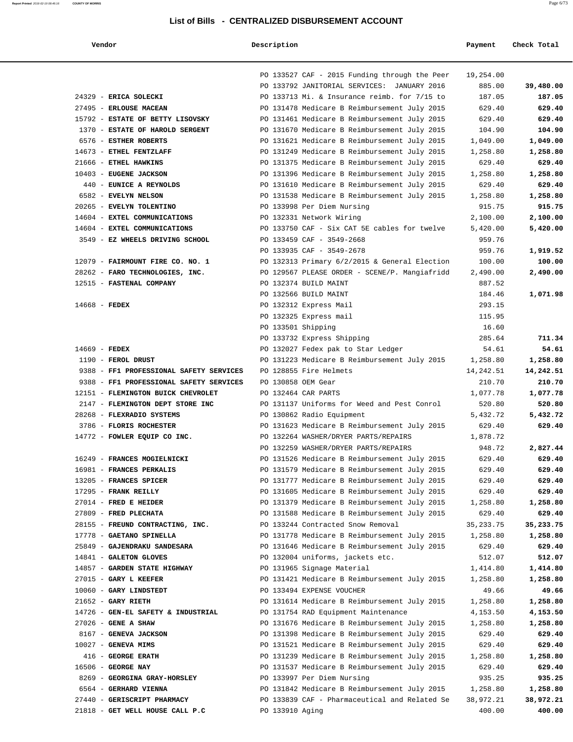# List of Bills - CENTRALIZED DISBURSEMENT ACCOUNT

| Vendor | Description | Payment | Check Total |
|---|---|---|---|
| | PO 133527 CAF - 2015 Funding through the Peer | 19,254.00 | |
| | PO 133792 JANITORIAL SERVICES: JANUARY 2016 | 885.00 | **39,480.00** |
| 24329 - **ERICA SOLECKI** | PO 133713 Mi. & Insurance reimb. for 7/15 to | 187.05 | **187.05** |
| 27495 - **ERLOUSE MACEAN** | PO 131478 Medicare B Reimbursement July 2015 | 629.40 | **629.40** |
| 15792 - **ESTATE OF BETTY LISOVSKY** | PO 131461 Medicare B Reimbursement July 2015 | 629.40 | **629.40** |
| 1370 - **ESTATE OF HAROLD SERGENT** | PO 131670 Medicare B Reimbursement July 2015 | 104.90 | **104.90** |
| 6576 - **ESTHER ROBERTS** | PO 131621 Medicare B Reimbursement July 2015 | 1,049.00 | **1,049.00** |
| 14673 - **ETHEL FENTZLAFF** | PO 131249 Medicare B Reimbursement July 2015 | 1,258.80 | **1,258.80** |
| 21666 - **ETHEL HAWKINS** | PO 131375 Medicare B Reimbursement July 2015 | 629.40 | **629.40** |
| 10403 - **EUGENE JACKSON** | PO 131396 Medicare B Reimbursement July 2015 | 1,258.80 | **1,258.80** |
| 440 - **EUNICE A REYNOLDS** | PO 131610 Medicare B Reimbursement July 2015 | 629.40 | **629.40** |
| 6582 - **EVELYN NELSON** | PO 131538 Medicare B Reimbursement July 2015 | 1,258.80 | **1,258.80** |
| 20265 - **EVELYN TOLENTINO** | PO 133998 Per Diem Nursing | 915.75 | **915.75** |
| 14604 - **EXTEL COMMUNICATIONS** | PO 132331 Network Wiring | 2,100.00 | **2,100.00** |
| 14604 - **EXTEL COMMUNICATIONS** | PO 133750 CAF - Six CAT 5E cables for twelve | 5,420.00 | **5,420.00** |
| 3549 - **EZ WHEELS DRIVING SCHOOL** | PO 133459 CAF - 3549-2668 | 959.76 | |
| | PO 133935 CAF - 3549-2678 | 959.76 | **1,919.52** |
| 12079 - **FAIRMOUNT FIRE CO. NO. 1** | PO 132313 Primary 6/2/2015 & General Election | 100.00 | **100.00** |
| 28262 - **FARO TECHNOLOGIES, INC.** | PO 129567 PLEASE ORDER - SCENE/P. Mangiafridd | 2,490.00 | **2,490.00** |
| 12515 - **FASTENAL COMPANY** | PO 132374 BUILD MAINT | 887.52 | |
| | PO 132566 BUILD MAINT | 184.46 | **1,071.98** |
| 14668 - **FEDEX** | PO 132312 Express Mail | 293.15 | |
| | PO 132325 Express mail | 115.95 | |
| | PO 133501 Shipping | 16.60 | |
| | PO 133732 Express Shipping | 285.64 | **711.34** |
| 14669 - **FEDEX** | PO 132027 Fedex pak to Star Ledger | 54.61 | **54.61** |
| 1190 - **FEROL DRUST** | PO 131223 Medicare B Reimbursement July 2015 | 1,258.80 | **1,258.80** |
| 9388 - **FF1 PROFESSIONAL SAFETY SERVICES** | PO 128855 Fire Helmets | 14,242.51 | **14,242.51** |
| 9388 - **FF1 PROFESSIONAL SAFETY SERVICES** | PO 130858 OEM Gear | 210.70 | **210.70** |
| 12151 - **FLEMINGTON BUICK CHEVROLET** | PO 132464 CAR PARTS | 1,077.78 | **1,077.78** |
| 2147 - **FLEMINGTON DEPT STORE INC** | PO 131137 Uniforms for Weed and Pest Conrol | 520.80 | **520.80** |
| 28268 - **FLEXRADIO SYSTEMS** | PO 130862 Radio Equipment | 5,432.72 | **5,432.72** |
| 3786 - **FLORIS ROCHESTER** | PO 131623 Medicare B Reimbursement July 2015 | 629.40 | **629.40** |
| 14772 - **FOWLER EQUIP CO INC.** | PO 132264 WASHER/DRYER PARTS/REPAIRS | 1,878.72 | |
| | PO 132259 WASHER/DRYER PARTS/REPAIRS | 948.72 | **2,827.44** |
| 16249 - **FRANCES MOGIELNICKI** | PO 131526 Medicare B Reimbursement July 2015 | 629.40 | **629.40** |
| 16981 - **FRANCES PERKALIS** | PO 131579 Medicare B Reimbursement July 2015 | 629.40 | **629.40** |
| 13205 - **FRANCES SPICER** | PO 131777 Medicare B Reimbursement July 2015 | 629.40 | **629.40** |
| 17295 - **FRANK REILLY** | PO 131605 Medicare B Reimbursement July 2015 | 629.40 | **629.40** |
| 27014 - **FRED E HEIDER** | PO 131379 Medicare B Reimbursement July 2015 | 1,258.80 | **1,258.80** |
| 27809 - **FRED PLECHATA** | PO 131588 Medicare B Reimbursement July 2015 | 629.40 | **629.40** |
| 28155 - **FREUND CONTRACTING, INC.** | PO 133244 Contracted Snow Removal | 35,233.75 | **35,233.75** |
| 17778 - **GAETANO SPINELLA** | PO 131778 Medicare B Reimbursement July 2015 | 1,258.80 | **1,258.80** |
| 25849 - **GAJENDRAKU SANDESARA** | PO 131646 Medicare B Reimbursement July 2015 | 629.40 | **629.40** |
| 14841 - **GALETON GLOVES** | PO 132004 uniforms, jackets etc. | 512.07 | **512.07** |
| 14857 - **GARDEN STATE HIGHWAY** | PO 131965 Signage Material | 1,414.80 | **1,414.80** |
| 27015 - **GARY L KEEFER** | PO 131421 Medicare B Reimbursement July 2015 | 1,258.80 | **1,258.80** |
| 10060 - **GARY LINDSTEDT** | PO 133494 EXPENSE VOUCHER | 49.66 | **49.66** |
| 21652 - **GARY RIETH** | PO 131614 Medicare B Reimbursement July 2015 | 1,258.80 | **1,258.80** |
| 14726 - **GEN-EL SAFETY & INDUSTRIAL** | PO 131754 RAD Equipment Maintenance | 4,153.50 | **4,153.50** |
| 27026 - **GENE A SHAW** | PO 131676 Medicare B Reimbursement July 2015 | 1,258.80 | **1,258.80** |
| 8167 - **GENEVA JACKSON** | PO 131398 Medicare B Reimbursement July 2015 | 629.40 | **629.40** |
| 10027 - **GENEVA MIMS** | PO 131521 Medicare B Reimbursement July 2015 | 629.40 | **629.40** |
| 416 - **GEORGE ERATH** | PO 131239 Medicare B Reimbursement July 2015 | 1,258.80 | **1,258.80** |
| 16506 - **GEORGE NAY** | PO 131537 Medicare B Reimbursement July 2015 | 629.40 | **629.40** |
| 8269 - **GEORGINA GRAY-HORSLEY** | PO 133997 Per Diem Nursing | 935.25 | **935.25** |
| 6564 - **GERHARD VIENNA** | PO 131842 Medicare B Reimbursement July 2015 | 1,258.80 | **1,258.80** |
| 27440 - **GERISCRIPT PHARMACY** | PO 133839 CAF - Pharmaceutical and Related Se | 38,972.21 | **38,972.21** |
| 21818 - **GET WELL HOUSE CALL P.C** | PO 133910 Aging | 400.00 | **400.00** |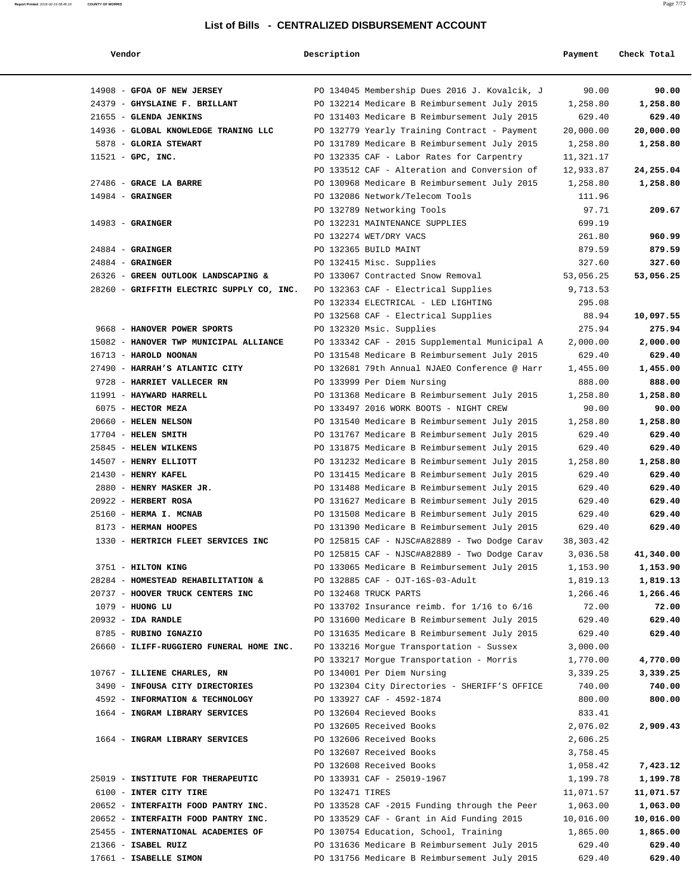# List of Bills - CENTRALIZED DISBURSEMENT ACCOUNT

| Vendor | Description | Payment | Check Total |
|---|---|---|---|
| 14908 - **GFOA OF NEW JERSEY** | PO 134045 Membership Dues 2016 J. Kovalcik, J | 90.00 | **90.00** |
| 24379 - **GHYSLAINE F. BRILLANT** | PO 132214 Medicare B Reimbursement July 2015 | 1,258.80 | **1,258.80** |
| 21655 - **GLENDA JENKINS** | PO 131403 Medicare B Reimbursement July 2015 | 629.40 | **629.40** |
| 14936 - **GLOBAL KNOWLEDGE TRANING LLC** | PO 132779 Yearly Training Contract - Payment | 20,000.00 | **20,000.00** |
| 5878 - **GLORIA STEWART** | PO 131789 Medicare B Reimbursement July 2015 | 1,258.80 | **1,258.80** |
| 11521 - **GPC, INC.** | PO 132335 CAF - Labor Rates for Carpentry | 11,321.17 | |
| | PO 133512 CAF - Alteration and Conversion of | 12,933.87 | **24,255.04** |
| 27486 - **GRACE LA BARRE** | PO 130968 Medicare B Reimbursement July 2015 | 1,258.80 | **1,258.80** |
| 14984 - **GRAINGER** | PO 132086 Network/Telecom Tools | 111.96 | |
| | PO 132789 Networking Tools | 97.71 | **209.67** |
| 14983 - **GRAINGER** | PO 132231 MAINTENANCE SUPPLIES | 699.19 | |
| | PO 132274 WET/DRY VACS | 261.80 | **960.99** |
| 24884 - **GRAINGER** | PO 132365 BUILD MAINT | 879.59 | **879.59** |
| 24884 - **GRAINGER** | PO 132415 Misc. Supplies | 327.60 | **327.60** |
| 26326 - **GREEN OUTLOOK LANDSCAPING &** | PO 133067 Contracted Snow Removal | 53,056.25 | **53,056.25** |
| 28260 - **GRIFFITH ELECTRIC SUPPLY CO, INC.** | PO 132363 CAF - Electrical Supplies | 9,713.53 | |
| | PO 132334 ELECTRICAL - LED LIGHTING | 295.08 | |
| | PO 132568 CAF - Electrical Supplies | 88.94 | **10,097.55** |
| 9668 - **HANOVER POWER SPORTS** | PO 132320 Msic. Supplies | 275.94 | **275.94** |
| 15082 - **HANOVER TWP MUNICIPAL ALLIANCE** | PO 133342 CAF - 2015 Supplemental Municipal A | 2,000.00 | **2,000.00** |
| 16713 - **HAROLD NOONAN** | PO 131548 Medicare B Reimbursement July 2015 | 629.40 | **629.40** |
| 27490 - **HARRAH'S ATLANTIC CITY** | PO 132681 79th Annual NJAEO Conference @ Harr | 1,455.00 | **1,455.00** |
| 9728 - **HARRIET VALLECER RN** | PO 133999 Per Diem Nursing | 888.00 | **888.00** |
| 11991 - **HAYWARD HARRELL** | PO 131368 Medicare B Reimbursement July 2015 | 1,258.80 | **1,258.80** |
| 6075 - **HECTOR MEZA** | PO 133497 2016 WORK BOOTS - NIGHT CREW | 90.00 | **90.00** |
| 20660 - **HELEN NELSON** | PO 131540 Medicare B Reimbursement July 2015 | 1,258.80 | **1,258.80** |
| 17704 - **HELEN SMITH** | PO 131767 Medicare B Reimbursement July 2015 | 629.40 | **629.40** |
| 25845 - **HELEN WILKENS** | PO 131875 Medicare B Reimbursement July 2015 | 629.40 | **629.40** |
| 14507 - **HENRY ELLIOTT** | PO 131232 Medicare B Reimbursement July 2015 | 1,258.80 | **1,258.80** |
| 21430 - **HENRY KAFEL** | PO 131415 Medicare B Reimbursement July 2015 | 629.40 | **629.40** |
| 2880 - **HENRY MASKER JR.** | PO 131488 Medicare B Reimbursement July 2015 | 629.40 | **629.40** |
| 20922 - **HERBERT ROSA** | PO 131627 Medicare B Reimbursement July 2015 | 629.40 | **629.40** |
| 25160 - **HERMA I. MCNAB** | PO 131508 Medicare B Reimbursement July 2015 | 629.40 | **629.40** |
| 8173 - **HERMAN HOOPES** | PO 131390 Medicare B Reimbursement July 2015 | 629.40 | **629.40** |
| 1330 - **HERTRICH FLEET SERVICES INC** | PO 125815 CAF - NJSC#A82889 - Two Dodge Carav | 38,303.42 | |
| | PO 125815 CAF - NJSC#A82889 - Two Dodge Carav | 3,036.58 | **41,340.00** |
| 3751 - **HILTON KING** | PO 133065 Medicare B Reimbursement July 2015 | 1,153.90 | **1,153.90** |
| 28284 - **HOMESTEAD REHABILITATION &** | PO 132885 CAF - OJT-16S-03-Adult | 1,819.13 | **1,819.13** |
| 20737 - **HOOVER TRUCK CENTERS INC** | PO 132468 TRUCK PARTS | 1,266.46 | **1,266.46** |
| 1079 - **HUONG LU** | PO 133702 Insurance reimb. for 1/16 to 6/16 | 72.00 | **72.00** |
| 20932 - **IDA RANDLE** | PO 131600 Medicare B Reimbursement July 2015 | 629.40 | **629.40** |
| 8785 - **RUBINO IGNAZIO** | PO 131635 Medicare B Reimbursement July 2015 | 629.40 | **629.40** |
| 26660 - **ILIFF-RUGGIERO FUNERAL HOME INC.** | PO 133216 Morgue Transportation - Sussex | 3,000.00 | |
| | PO 133217 Morgue Transportation - Morris | 1,770.00 | **4,770.00** |
| 10767 - **ILLIENE CHARLES, RN** | PO 134001 Per Diem Nursing | 3,339.25 | **3,339.25** |
| 3490 - **INFOUSA CITY DIRECTORIES** | PO 132304 City Directories - SHERIFF'S OFFICE | 740.00 | **740.00** |
| 4592 - **INFORMATION & TECHNOLOGY** | PO 133927 CAF - 4592-1874 | 800.00 | **800.00** |
| 1664 - **INGRAM LIBRARY SERVICES** | PO 132604 Recieved Books | 833.41 | |
| | PO 132605 Received Books | 2,076.02 | **2,909.43** |
| 1664 - **INGRAM LIBRARY SERVICES** | PO 132606 Received Books | 2,606.25 | |
| | PO 132607 Received Books | 3,758.45 | |
| | PO 132608 Received Books | 1,058.42 | **7,423.12** |
| 25019 - **INSTITUTE FOR THERAPEUTIC** | PO 133931 CAF - 25019-1967 | 1,199.78 | **1,199.78** |
| 6100 - **INTER CITY TIRE** | PO 132471 TIRES | 11,071.57 | **11,071.57** |
| 20652 - **INTERFAITH FOOD PANTRY INC.** | PO 133528 CAF -2015 Funding through the Peer | 1,063.00 | **1,063.00** |
| 20652 - **INTERFAITH FOOD PANTRY INC.** | PO 133529 CAF - Grant in Aid Funding 2015 | 10,016.00 | **10,016.00** |
| 25455 - **INTERNATIONAL ACADEMIES OF** | PO 130754 Education, School, Training | 1,865.00 | **1,865.00** |
| 21366 - **ISABEL RUIZ** | PO 131636 Medicare B Reimbursement July 2015 | 629.40 | **629.40** |
| 17661 - **ISABELLE SIMON** | PO 131756 Medicare B Reimbursement July 2015 | 629.40 | **629.40** |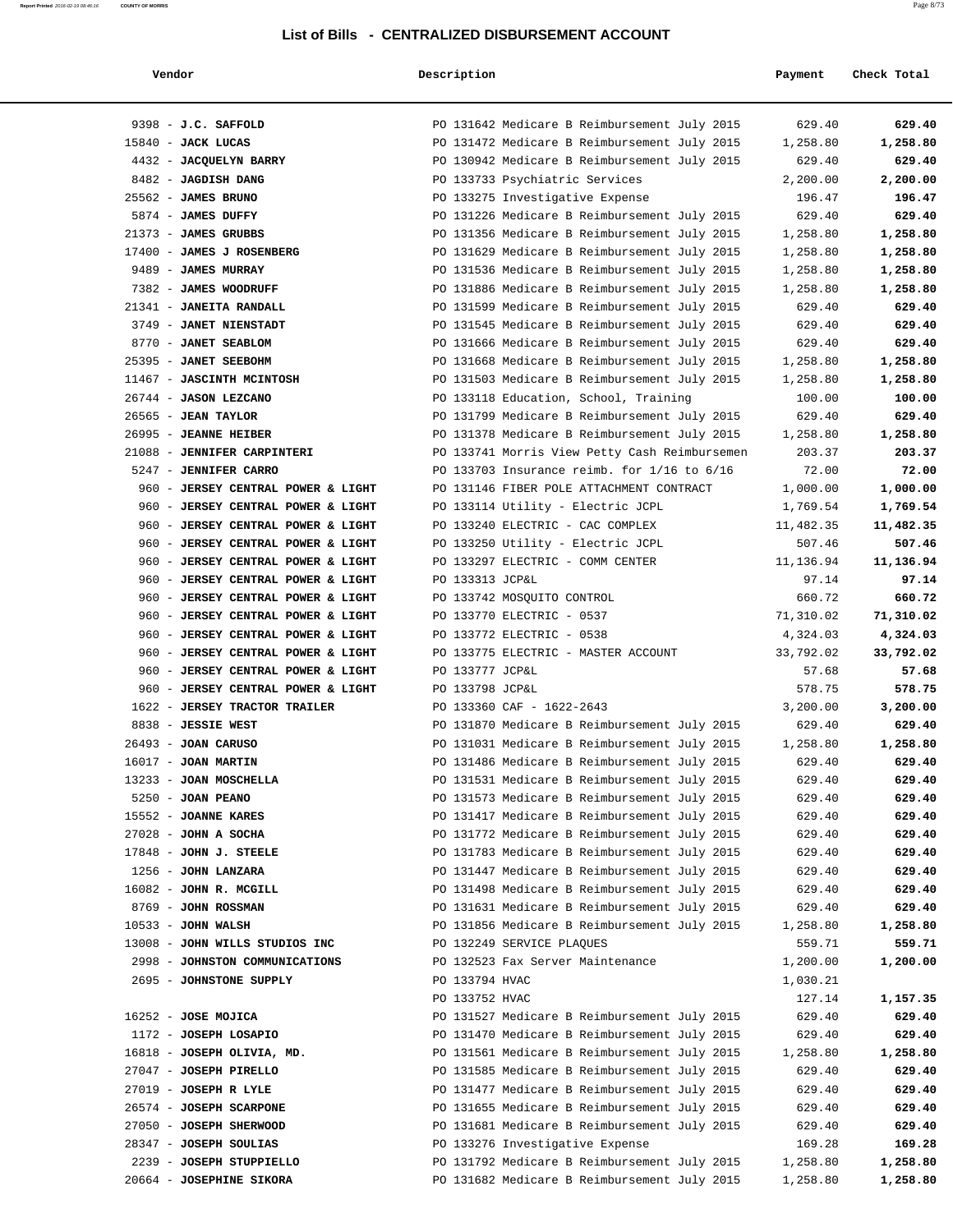# List of Bills - CENTRALIZED DISBURSEMENT ACCOUNT

| Vendor | Description | Payment | Check Total |
|---|---|---|---|
| 9398 - **J.C. SAFFOLD** | PO 131642 Medicare B Reimbursement July 2015 | 629.40 | **629.40** |
| 15840 - **JACK LUCAS** | PO 131472 Medicare B Reimbursement July 2015 | 1,258.80 | **1,258.80** |
| 4432 - **JACQUELYN BARRY** | PO 130942 Medicare B Reimbursement July 2015 | 629.40 | **629.40** |
| 8482 - **JAGDISH DANG** | PO 133733 Psychiatric Services | 2,200.00 | **2,200.00** |
| 25562 - **JAMES BRUNO** | PO 133275 Investigative Expense | 196.47 | **196.47** |
| 5874 - **JAMES DUFFY** | PO 131226 Medicare B Reimbursement July 2015 | 629.40 | **629.40** |
| 21373 - **JAMES GRUBBS** | PO 131356 Medicare B Reimbursement July 2015 | 1,258.80 | **1,258.80** |
| 17400 - **JAMES J ROSENBERG** | PO 131629 Medicare B Reimbursement July 2015 | 1,258.80 | **1,258.80** |
| 9489 - **JAMES MURRAY** | PO 131536 Medicare B Reimbursement July 2015 | 1,258.80 | **1,258.80** |
| 7382 - **JAMES WOODRUFF** | PO 131886 Medicare B Reimbursement July 2015 | 1,258.80 | **1,258.80** |
| 21341 - **JANEITA RANDALL** | PO 131599 Medicare B Reimbursement July 2015 | 629.40 | **629.40** |
| 3749 - **JANET NIENSTADT** | PO 131545 Medicare B Reimbursement July 2015 | 629.40 | **629.40** |
| 8770 - **JANET SEABLOM** | PO 131666 Medicare B Reimbursement July 2015 | 629.40 | **629.40** |
| 25395 - **JANET SEEBOHM** | PO 131668 Medicare B Reimbursement July 2015 | 1,258.80 | **1,258.80** |
| 11467 - **JASCINTH MCINTOSH** | PO 131503 Medicare B Reimbursement July 2015 | 1,258.80 | **1,258.80** |
| 26744 - **JASON LEZCANO** | PO 133118 Education, School, Training | 100.00 | **100.00** |
| 26565 - **JEAN TAYLOR** | PO 131799 Medicare B Reimbursement July 2015 | 629.40 | **629.40** |
| 26995 - **JEANNE HEIBER** | PO 131378 Medicare B Reimbursement July 2015 | 1,258.80 | **1,258.80** |
| 21088 - **JENNIFER CARPINTERI** | PO 133741 Morris View Petty Cash Reimbursemen | 203.37 | **203.37** |
| 5247 - **JENNIFER CARRO** | PO 133703 Insurance reimb. for 1/16 to 6/16 | 72.00 | **72.00** |
| 960 - **JERSEY CENTRAL POWER & LIGHT** | PO 131146 FIBER POLE ATTACHMENT CONTRACT | 1,000.00 | **1,000.00** |
| 960 - **JERSEY CENTRAL POWER & LIGHT** | PO 133114 Utility - Electric JCPL | 1,769.54 | **1,769.54** |
| 960 - **JERSEY CENTRAL POWER & LIGHT** | PO 133240 ELECTRIC - CAC COMPLEX | 11,482.35 | **11,482.35** |
| 960 - **JERSEY CENTRAL POWER & LIGHT** | PO 133250 Utility - Electric JCPL | 507.46 | **507.46** |
| 960 - **JERSEY CENTRAL POWER & LIGHT** | PO 133297 ELECTRIC - COMM CENTER | 11,136.94 | **11,136.94** |
| 960 - **JERSEY CENTRAL POWER & LIGHT** | PO 133313 JCP&L | 97.14 | **97.14** |
| 960 - **JERSEY CENTRAL POWER & LIGHT** | PO 133742 MOSQUITO CONTROL | 660.72 | **660.72** |
| 960 - **JERSEY CENTRAL POWER & LIGHT** | PO 133770 ELECTRIC - 0537 | 71,310.02 | **71,310.02** |
| 960 - **JERSEY CENTRAL POWER & LIGHT** | PO 133772 ELECTRIC - 0538 | 4,324.03 | **4,324.03** |
| 960 - **JERSEY CENTRAL POWER & LIGHT** | PO 133775 ELECTRIC - MASTER ACCOUNT | 33,792.02 | **33,792.02** |
| 960 - **JERSEY CENTRAL POWER & LIGHT** | PO 133777 JCP&L | 57.68 | **57.68** |
| 960 - **JERSEY CENTRAL POWER & LIGHT** | PO 133798 JCP&L | 578.75 | **578.75** |
| 1622 - **JERSEY TRACTOR TRAILER** | PO 133360 CAF - 1622-2643 | 3,200.00 | **3,200.00** |
| 8838 - **JESSIE WEST** | PO 131870 Medicare B Reimbursement July 2015 | 629.40 | **629.40** |
| 26493 - **JOAN CARUSO** | PO 131031 Medicare B Reimbursement July 2015 | 1,258.80 | **1,258.80** |
| 16017 - **JOAN MARTIN** | PO 131486 Medicare B Reimbursement July 2015 | 629.40 | **629.40** |
| 13233 - **JOAN MOSCHELLA** | PO 131531 Medicare B Reimbursement July 2015 | 629.40 | **629.40** |
| 5250 - **JOAN PEANO** | PO 131573 Medicare B Reimbursement July 2015 | 629.40 | **629.40** |
| 15552 - **JOANNE KARES** | PO 131417 Medicare B Reimbursement July 2015 | 629.40 | **629.40** |
| 27028 - **JOHN A SOCHA** | PO 131772 Medicare B Reimbursement July 2015 | 629.40 | **629.40** |
| 17848 - **JOHN J. STEELE** | PO 131783 Medicare B Reimbursement July 2015 | 629.40 | **629.40** |
| 1256 - **JOHN LANZARA** | PO 131447 Medicare B Reimbursement July 2015 | 629.40 | **629.40** |
| 16082 - **JOHN R. MCGILL** | PO 131498 Medicare B Reimbursement July 2015 | 629.40 | **629.40** |
| 8769 - **JOHN ROSSMAN** | PO 131631 Medicare B Reimbursement July 2015 | 629.40 | **629.40** |
| 10533 - **JOHN WALSH** | PO 131856 Medicare B Reimbursement July 2015 | 1,258.80 | **1,258.80** |
| 13008 - **JOHN WILLS STUDIOS INC** | PO 132249 SERVICE PLAQUES | 559.71 | **559.71** |
| 2998 - **JOHNSTON COMMUNICATIONS** | PO 132523 Fax Server Maintenance | 1,200.00 | **1,200.00** |
| 2695 - **JOHNSTONE SUPPLY** | PO 133794 HVAC | 1,030.21 | |
| | PO 133752 HVAC | 127.14 | **1,157.35** |
| 16252 - **JOSE MOJICA** | PO 131527 Medicare B Reimbursement July 2015 | 629.40 | **629.40** |
| 1172 - **JOSEPH LOSAPIO** | PO 131470 Medicare B Reimbursement July 2015 | 629.40 | **629.40** |
| 16818 - **JOSEPH OLIVIA, MD.** | PO 131561 Medicare B Reimbursement July 2015 | 1,258.80 | **1,258.80** |
| 27047 - **JOSEPH PIRELLO** | PO 131585 Medicare B Reimbursement July 2015 | 629.40 | **629.40** |
| 27019 - **JOSEPH R LYLE** | PO 131477 Medicare B Reimbursement July 2015 | 629.40 | **629.40** |
| 26574 - **JOSEPH SCARPONE** | PO 131655 Medicare B Reimbursement July 2015 | 629.40 | **629.40** |
| 27050 - **JOSEPH SHERWOOD** | PO 131681 Medicare B Reimbursement July 2015 | 629.40 | **629.40** |
| 28347 - **JOSEPH SOULIAS** | PO 133276 Investigative Expense | 169.28 | **169.28** |
| 2239 - **JOSEPH STUPPIELLO** | PO 131792 Medicare B Reimbursement July 2015 | 1,258.80 | **1,258.80** |
| 20664 - **JOSEPHINE SIKORA** | PO 131682 Medicare B Reimbursement July 2015 | 1,258.80 | **1,258.80** |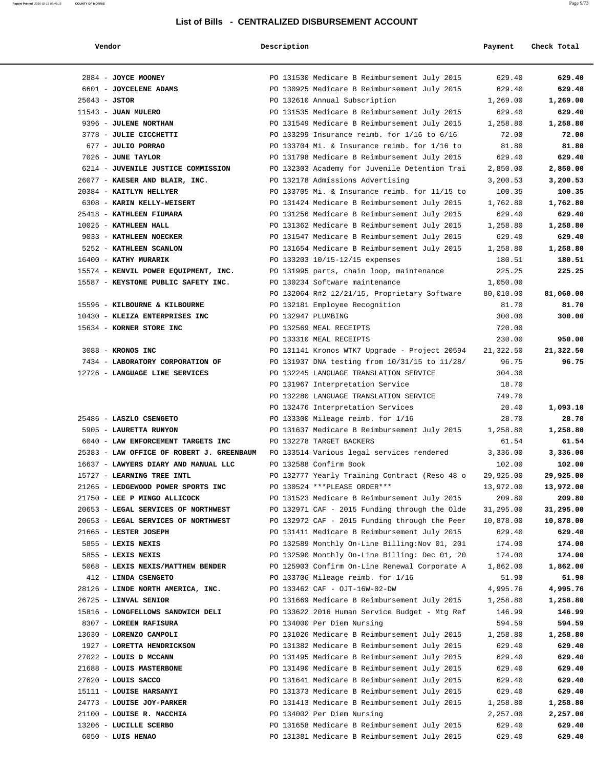## List of Bills - CENTRALIZED DISBURSEMENT ACCOUNT

| Vendor | Description | Payment | Check Total |
|---|---|---|---|
| 2884 - **JOYCE MOONEY** | PO 131530 Medicare B Reimbursement July 2015 | 629.40 | **629.40** |
| 6601 - **JOYCELENE ADAMS** | PO 130925 Medicare B Reimbursement July 2015 | 629.40 | **629.40** |
| 25043 - **JSTOR** | PO 132610 Annual Subscription | 1,269.00 | **1,269.00** |
| 11543 - **JUAN MULERO** | PO 131535 Medicare B Reimbursement July 2015 | 629.40 | **629.40** |
| 9396 - **JULENE NORTHAN** | PO 131549 Medicare B Reimbursement July 2015 | 1,258.80 | **1,258.80** |
| 3778 - **JULIE CICCHETTI** | PO 133299 Insurance reimb. for 1/16 to 6/16 | 72.00 | **72.00** |
| 677 - **JULIO PORRAO** | PO 133704 Mi. & Insurance reimb. for 1/16 to | 81.80 | **81.80** |
| 7026 - **JUNE TAYLOR** | PO 131798 Medicare B Reimbursement July 2015 | 629.40 | **629.40** |
| 6214 - **JUVENILE JUSTICE COMMISSION** | PO 132303 Academy for Juvenile Detention Trai | 2,850.00 | **2,850.00** |
| 26077 - **KAESER AND BLAIR, INC.** | PO 132178 Admissions Advertising | 3,200.53 | **3,200.53** |
| 20384 - **KAITLYN HELLYER** | PO 133705 Mi. & Insurance reimb. for 11/15 to | 100.35 | **100.35** |
| 6308 - **KARIN KELLY-WEISERT** | PO 131424 Medicare B Reimbursement July 2015 | 1,762.80 | **1,762.80** |
| 25418 - **KATHLEEN FIUMARA** | PO 131256 Medicare B Reimbursement July 2015 | 629.40 | **629.40** |
| 10025 - **KATHLEEN HALL** | PO 131362 Medicare B Reimbursement July 2015 | 1,258.80 | **1,258.80** |
| 9033 - **KATHLEEN NOECKER** | PO 131547 Medicare B Reimbursement July 2015 | 629.40 | **629.40** |
| 5252 - **KATHLEEN SCANLON** | PO 131654 Medicare B Reimbursement July 2015 | 1,258.80 | **1,258.80** |
| 16400 - **KATHY MURARIK** | PO 133203 10/15-12/15 expenses | 180.51 | **180.51** |
| 15574 - **KENVIL POWER EQUIPMENT, INC.** | PO 131995 parts, chain loop, maintenance | 225.25 | **225.25** |
| 15587 - **KEYSTONE PUBLIC SAFETY INC.** | PO 130234 Software maintenance | 1,050.00 | |
| | PO 132064 R#2 12/21/15, Proprietary Software | 80,010.00 | **81,060.00** |
| 15596 - **KILBOURNE & KILBOURNE** | PO 132181 Employee Recognition | 81.70 | **81.70** |
| 10430 - **KLEIZA ENTERPRISES INC** | PO 132947 PLUMBING | 300.00 | **300.00** |
| 15634 - **KORNER STORE INC** | PO 132569 MEAL RECEIPTS | 720.00 | |
| | PO 133310 MEAL RECEIPTS | 230.00 | **950.00** |
| 3088 - **KRONOS INC** | PO 131141 Kronos WTK7 Upgrade - Project 20594 | 21,322.50 | **21,322.50** |
| 7434 - **LABORATORY CORPORATION OF** | PO 131937 DNA testing from 10/31/15 to 11/28/ | 96.75 | **96.75** |
| 12726 - **LANGUAGE LINE SERVICES** | PO 132245 LANGUAGE TRANSLATION SERVICE | 304.30 | |
| | PO 131967 Interpretation Service | 18.70 | |
| | PO 132280 LANGUAGE TRANSLATION SERVICE | 749.70 | |
| | PO 132476 Interpretation Services | 20.40 | **1,093.10** |
| 25486 - **LASZLO CSENGETO** | PO 133300 Mileage reimb. for 1/16 | 28.70 | **28.70** |
| 5905 - **LAURETTA RUNYON** | PO 131637 Medicare B Reimbursement July 2015 | 1,258.80 | **1,258.80** |
| 6040 - **LAW ENFORCEMENT TARGETS INC** | PO 132278 TARGET BACKERS | 61.54 | **61.54** |
| 25383 - **LAW OFFICE OF ROBERT J. GREENBAUM** | PO 133514 Various legal services rendered | 3,336.00 | **3,336.00** |
| 16637 - **LAWYERS DIARY AND MANUAL LLC** | PO 132588 Confirm Book | 102.00 | **102.00** |
| 15727 - **LEARNING TREE INTL** | PO 132777 Yearly Training Contract (Reso 48 o | 29,925.00 | **29,925.00** |
| 21265 - **LEDGEWOOD POWER SPORTS INC** | PO 130524 ***PLEASE ORDER*** | 13,972.00 | **13,972.00** |
| 21750 - **LEE P MINGO ALLICOCK** | PO 131523 Medicare B Reimbursement July 2015 | 209.80 | **209.80** |
| 20653 - **LEGAL SERVICES OF NORTHWEST** | PO 132971 CAF - 2015 Funding through the Olde | 31,295.00 | **31,295.00** |
| 20653 - **LEGAL SERVICES OF NORTHWEST** | PO 132972 CAF - 2015 Funding through the Peer | 10,878.00 | **10,878.00** |
| 21665 - **LESTER JOSEPH** | PO 131411 Medicare B Reimbursement July 2015 | 629.40 | **629.40** |
| 5855 - **LEXIS NEXIS** | PO 132589 Monthly On-Line Billing:Nov 01, 201 | 174.00 | **174.00** |
| 5855 - **LEXIS NEXIS** | PO 132590 Monthly On-Line Billing: Dec 01, 20 | 174.00 | **174.00** |
| 5068 - **LEXIS NEXIS/MATTHEW BENDER** | PO 125903 Confirm On-Line Renewal Corporate A | 1,862.00 | **1,862.00** |
| 412 - **LINDA CSENGETO** | PO 133706 Mileage reimb. for 1/16 | 51.90 | **51.90** |
| 28126 - **LINDE NORTH AMERICA, INC.** | PO 133462 CAF - OJT-16W-02-DW | 4,995.76 | **4,995.76** |
| 26725 - **LINVAL SENIOR** | PO 131669 Medicare B Reimbursement July 2015 | 1,258.80 | **1,258.80** |
| 15816 - **LONGFELLOWS SANDWICH DELI** | PO 133622 2016 Human Service Budget - Mtg Ref | 146.99 | **146.99** |
| 8307 - **LOREEN RAFISURA** | PO 134000 Per Diem Nursing | 594.59 | **594.59** |
| 13630 - **LORENZO CAMPOLI** | PO 131026 Medicare B Reimbursement July 2015 | 1,258.80 | **1,258.80** |
| 1927 - **LORETTA HENDRICKSON** | PO 131382 Medicare B Reimbursement July 2015 | 629.40 | **629.40** |
| 27022 - **LOUIS D MCCANN** | PO 131495 Medicare B Reimbursement July 2015 | 629.40 | **629.40** |
| 21688 - **LOUIS MASTERBONE** | PO 131490 Medicare B Reimbursement July 2015 | 629.40 | **629.40** |
| 27620 - **LOUIS SACCO** | PO 131641 Medicare B Reimbursement July 2015 | 629.40 | **629.40** |
| 15111 - **LOUISE HARSANYI** | PO 131373 Medicare B Reimbursement July 2015 | 629.40 | **629.40** |
| 24773 - **LOUISE JOY-PARKER** | PO 131413 Medicare B Reimbursement July 2015 | 1,258.80 | **1,258.80** |
| 21100 - **LOUISE R. MACCHIA** | PO 134002 Per Diem Nursing | 2,257.00 | **2,257.00** |
| 13206 - **LUCILLE SCERBO** | PO 131658 Medicare B Reimbursement July 2015 | 629.40 | **629.40** |
| 6050 - **LUIS HENAO** | PO 131381 Medicare B Reimbursement July 2015 | 629.40 | **629.40** |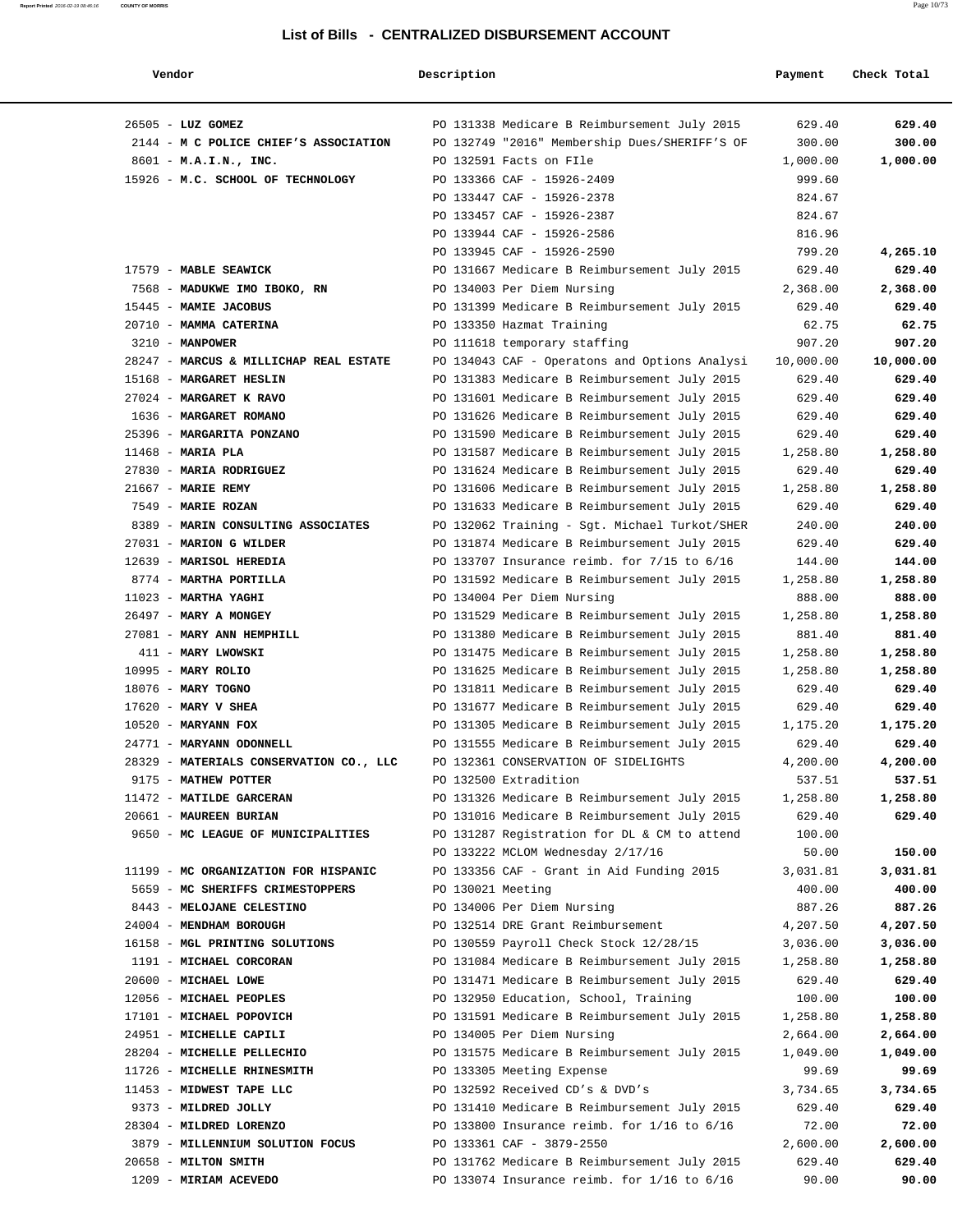# List of Bills - CENTRALIZED DISBURSEMENT ACCOUNT

| Vendor | Description | Payment | Check Total |
|---|---|---|---|
| 26505 - **LUZ GOMEZ** | PO 131338 Medicare B Reimbursement July 2015 | 629.40 | **629.40** |
| 2144 - **M C POLICE CHIEF'S ASSOCIATION** | PO 132749 "2016" Membership Dues/SHERIFF'S OF | 300.00 | **300.00** |
| 8601 - **M.A.I.N., INC.** | PO 132591 Facts on FIle | 1,000.00 | **1,000.00** |
| 15926 - **M.C. SCHOOL OF TECHNOLOGY** | PO 133366 CAF - 15926-2409 | 999.60 | |
| | PO 133447 CAF - 15926-2378 | 824.67 | |
| | PO 133457 CAF - 15926-2387 | 824.67 | |
| | PO 133944 CAF - 15926-2586 | 816.96 | |
| | PO 133945 CAF - 15926-2590 | 799.20 | **4,265.10** |
| 17579 - **MABLE SEAWICK** | PO 131667 Medicare B Reimbursement July 2015 | 629.40 | **629.40** |
| 7568 - **MADUKWE IMO IBOKO, RN** | PO 134003 Per Diem Nursing | 2,368.00 | **2,368.00** |
| 15445 - **MAMIE JACOBUS** | PO 131399 Medicare B Reimbursement July 2015 | 629.40 | **629.40** |
| 20710 - **MAMMA CATERINA** | PO 133350 Hazmat Training | 62.75 | **62.75** |
| 3210 - **MANPOWER** | PO 111618 temporary staffing | 907.20 | **907.20** |
| 28247 - **MARCUS & MILLICHAP REAL ESTATE** | PO 134043 CAF - Operatons and Options Analysi | 10,000.00 | **10,000.00** |
| 15168 - **MARGARET HESLIN** | PO 131383 Medicare B Reimbursement July 2015 | 629.40 | **629.40** |
| 27024 - **MARGARET K RAVO** | PO 131601 Medicare B Reimbursement July 2015 | 629.40 | **629.40** |
| 1636 - **MARGARET ROMANO** | PO 131626 Medicare B Reimbursement July 2015 | 629.40 | **629.40** |
| 25396 - **MARGARITA PONZANO** | PO 131590 Medicare B Reimbursement July 2015 | 629.40 | **629.40** |
| 11468 - **MARIA PLA** | PO 131587 Medicare B Reimbursement July 2015 | 1,258.80 | **1,258.80** |
| 27830 - **MARIA RODRIGUEZ** | PO 131624 Medicare B Reimbursement July 2015 | 629.40 | **629.40** |
| 21667 - **MARIE REMY** | PO 131606 Medicare B Reimbursement July 2015 | 1,258.80 | **1,258.80** |
| 7549 - **MARIE ROZAN** | PO 131633 Medicare B Reimbursement July 2015 | 629.40 | **629.40** |
| 8389 - **MARIN CONSULTING ASSOCIATES** | PO 132062 Training - Sgt. Michael Turkot/SHER | 240.00 | **240.00** |
| 27031 - **MARION G WILDER** | PO 131874 Medicare B Reimbursement July 2015 | 629.40 | **629.40** |
| 12639 - **MARISOL HEREDIA** | PO 133707 Insurance reimb. for 7/15 to 6/16 | 144.00 | **144.00** |
| 8774 - **MARTHA PORTILLA** | PO 131592 Medicare B Reimbursement July 2015 | 1,258.80 | **1,258.80** |
| 11023 - **MARTHA YAGHI** | PO 134004 Per Diem Nursing | 888.00 | **888.00** |
| 26497 - **MARY A MONGEY** | PO 131529 Medicare B Reimbursement July 2015 | 1,258.80 | **1,258.80** |
| 27081 - **MARY ANN HEMPHILL** | PO 131380 Medicare B Reimbursement July 2015 | 881.40 | **881.40** |
| 411 - **MARY LWOWSKI** | PO 131475 Medicare B Reimbursement July 2015 | 1,258.80 | **1,258.80** |
| 10995 - **MARY ROLIO** | PO 131625 Medicare B Reimbursement July 2015 | 1,258.80 | **1,258.80** |
| 18076 - **MARY TOGNO** | PO 131811 Medicare B Reimbursement July 2015 | 629.40 | **629.40** |
| 17620 - **MARY V SHEA** | PO 131677 Medicare B Reimbursement July 2015 | 629.40 | **629.40** |
| 10520 - **MARYANN FOX** | PO 131305 Medicare B Reimbursement July 2015 | 1,175.20 | **1,175.20** |
| 24771 - **MARYANN ODONNELL** | PO 131555 Medicare B Reimbursement July 2015 | 629.40 | **629.40** |
| 28329 - **MATERIALS CONSERVATION CO., LLC** | PO 132361 CONSERVATION OF SIDELIGHTS | 4,200.00 | **4,200.00** |
| 9175 - **MATHEW POTTER** | PO 132500 Extradition | 537.51 | **537.51** |
| 11472 - **MATILDE GARCERAN** | PO 131326 Medicare B Reimbursement July 2015 | 1,258.80 | **1,258.80** |
| 20661 - **MAUREEN BURIAN** | PO 131016 Medicare B Reimbursement July 2015 | 629.40 | **629.40** |
| 9650 - **MC LEAGUE OF MUNICIPALITIES** | PO 131287 Registration for DL & CM to attend | 100.00 | |
| | PO 133222 MCLOM Wednesday 2/17/16 | 50.00 | **150.00** |
| 11199 - **MC ORGANIZATION FOR HISPANIC** | PO 133356 CAF - Grant in Aid Funding 2015 | 3,031.81 | **3,031.81** |
| 5659 - **MC SHERIFFS CRIMESTOPPERS** | PO 130021 Meeting | 400.00 | **400.00** |
| 8443 - **MELOJANE CELESTINO** | PO 134006 Per Diem Nursing | 887.26 | **887.26** |
| 24004 - **MENDHAM BOROUGH** | PO 132514 DRE Grant Reimbursement | 4,207.50 | **4,207.50** |
| 16158 - **MGL PRINTING SOLUTIONS** | PO 130559 Payroll Check Stock 12/28/15 | 3,036.00 | **3,036.00** |
| 1191 - **MICHAEL CORCORAN** | PO 131084 Medicare B Reimbursement July 2015 | 1,258.80 | **1,258.80** |
| 20600 - **MICHAEL LOWE** | PO 131471 Medicare B Reimbursement July 2015 | 629.40 | **629.40** |
| 12056 - **MICHAEL PEOPLES** | PO 132950 Education, School, Training | 100.00 | **100.00** |
| 17101 - **MICHAEL POPOVICH** | PO 131591 Medicare B Reimbursement July 2015 | 1,258.80 | **1,258.80** |
| 24951 - **MICHELLE CAPILI** | PO 134005 Per Diem Nursing | 2,664.00 | **2,664.00** |
| 28204 - **MICHELLE PELLECHIO** | PO 131575 Medicare B Reimbursement July 2015 | 1,049.00 | **1,049.00** |
| 11726 - **MICHELLE RHINESMITH** | PO 133305 Meeting Expense | 99.69 | **99.69** |
| 11453 - **MIDWEST TAPE LLC** | PO 132592 Received CD's & DVD's | 3,734.65 | **3,734.65** |
| 9373 - **MILDRED JOLLY** | PO 131410 Medicare B Reimbursement July 2015 | 629.40 | **629.40** |
| 28304 - **MILDRED LORENZO** | PO 133800 Insurance reimb. for 1/16 to 6/16 | 72.00 | **72.00** |
| 3879 - **MILLENNIUM SOLUTION FOCUS** | PO 133361 CAF - 3879-2550 | 2,600.00 | **2,600.00** |
| 20658 - **MILTON SMITH** | PO 131762 Medicare B Reimbursement July 2015 | 629.40 | **629.40** |
| 1209 - **MIRIAM ACEVEDO** | PO 133074 Insurance reimb. for 1/16 to 6/16 | 90.00 | **90.00** |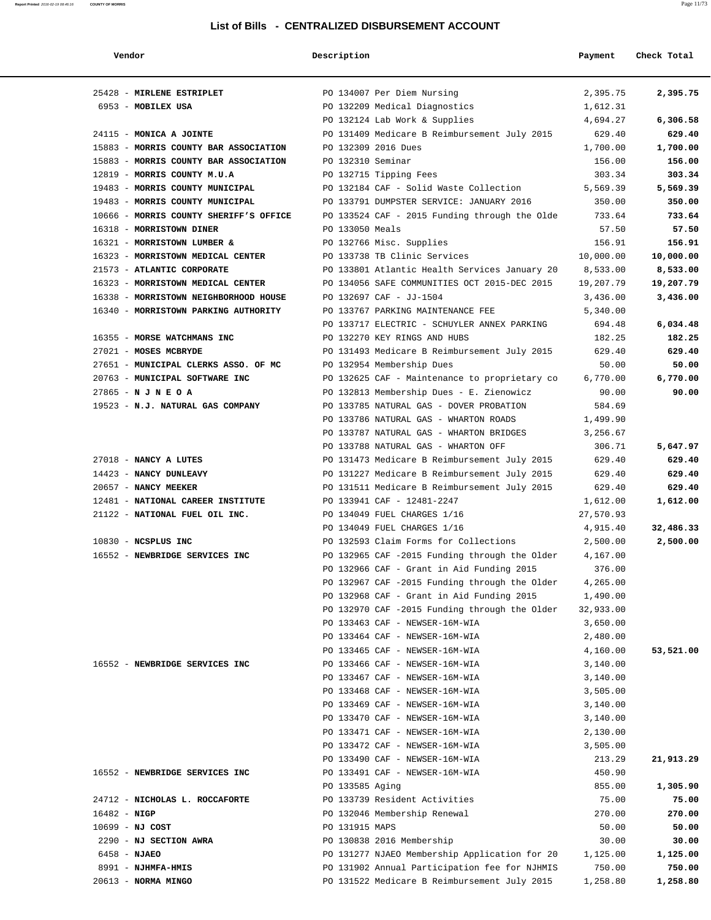# List of Bills - CENTRALIZED DISBURSEMENT ACCOUNT

| Vendor | Description | Payment | Check Total |
|---|---|---|---|
| 25428 - **MIRLENE ESTRIPLET** | PO 134007 Per Diem Nursing | 2,395.75 | **2,395.75** |
| 6953 - **MOBILEX USA** | PO 132209 Medical Diagnostics | 1,612.31 | |
| | PO 132124 Lab Work & Supplies | 4,694.27 | **6,306.58** |
| 24115 - **MONICA A JOINTE** | PO 131409 Medicare B Reimbursement July 2015 | 629.40 | **629.40** |
| 15883 - **MORRIS COUNTY BAR ASSOCIATION** | PO 132309 2016 Dues | 1,700.00 | **1,700.00** |
| 15883 - **MORRIS COUNTY BAR ASSOCIATION** | PO 132310 Seminar | 156.00 | **156.00** |
| 12819 - **MORRIS COUNTY M.U.A** | PO 132715 Tipping Fees | 303.34 | **303.34** |
| 19483 - **MORRIS COUNTY MUNICIPAL** | PO 132184 CAF - Solid Waste Collection | 5,569.39 | **5,569.39** |
| 19483 - **MORRIS COUNTY MUNICIPAL** | PO 133791 DUMPSTER SERVICE: JANUARY 2016 | 350.00 | **350.00** |
| 10666 - **MORRIS COUNTY SHERIFF'S OFFICE** | PO 133524 CAF - 2015 Funding through the Olde | 733.64 | **733.64** |
| 16318 - **MORRISTOWN DINER** | PO 133050 Meals | 57.50 | **57.50** |
| 16321 - **MORRISTOWN LUMBER &** | PO 132766 Misc. Supplies | 156.91 | **156.91** |
| 16323 - **MORRISTOWN MEDICAL CENTER** | PO 133738 TB Clinic Services | 10,000.00 | **10,000.00** |
| 21573 - **ATLANTIC CORPORATE** | PO 133801 Atlantic Health Services January 20 | 8,533.00 | **8,533.00** |
| 16323 - **MORRISTOWN MEDICAL CENTER** | PO 134056 SAFE COMMUNITIES OCT 2015-DEC 2015 | 19,207.79 | **19,207.79** |
| 16338 - **MORRISTOWN NEIGHBORHOOD HOUSE** | PO 132697 CAF - JJ-1504 | 3,436.00 | **3,436.00** |
| 16340 - **MORRISTOWN PARKING AUTHORITY** | PO 133767 PARKING MAINTENANCE FEE | 5,340.00 | |
| | PO 133717 ELECTRIC - SCHUYLER ANNEX PARKING | 694.48 | **6,034.48** |
| 16355 - **MORSE WATCHMANS INC** | PO 132270 KEY RINGS AND HUBS | 182.25 | **182.25** |
| 27021 - **MOSES MCBRYDE** | PO 131493 Medicare B Reimbursement July 2015 | 629.40 | **629.40** |
| 27651 - **MUNICIPAL CLERKS ASSO. OF MC** | PO 132954 Membership Dues | 50.00 | **50.00** |
| 20763 - **MUNICIPAL SOFTWARE INC** | PO 132625 CAF - Maintenance to proprietary co | 6,770.00 | **6,770.00** |
| 27865 - **N J N E O A** | PO 132813 Membership Dues - E. Zienowicz | 90.00 | **90.00** |
| 19523 - **N.J. NATURAL GAS COMPANY** | PO 133785 NATURAL GAS - DOVER PROBATION | 584.69 | |
| | PO 133786 NATURAL GAS - WHARTON ROADS | 1,499.90 | |
| | PO 133787 NATURAL GAS - WHARTON BRIDGES | 3,256.67 | |
| | PO 133788 NATURAL GAS - WHARTON OFF | 306.71 | **5,647.97** |
| 27018 - **NANCY A LUTES** | PO 131473 Medicare B Reimbursement July 2015 | 629.40 | **629.40** |
| 14423 - **NANCY DUNLEAVY** | PO 131227 Medicare B Reimbursement July 2015 | 629.40 | **629.40** |
| 20657 - **NANCY MEEKER** | PO 131511 Medicare B Reimbursement July 2015 | 629.40 | **629.40** |
| 12481 - **NATIONAL CAREER INSTITUTE** | PO 133941 CAF - 12481-2247 | 1,612.00 | **1,612.00** |
| 21122 - **NATIONAL FUEL OIL INC.** | PO 134049 FUEL CHARGES 1/16 | 27,570.93 | |
| | PO 134049 FUEL CHARGES 1/16 | 4,915.40 | **32,486.33** |
| 10830 - **NCSPLUS INC** | PO 132593 Claim Forms for Collections | 2,500.00 | **2,500.00** |
| 16552 - **NEWBRIDGE SERVICES INC** | PO 132965 CAF -2015 Funding through the Older | 4,167.00 | |
| | PO 132966 CAF - Grant in Aid Funding 2015 | 376.00 | |
| | PO 132967 CAF -2015 Funding through the Older | 4,265.00 | |
| | PO 132968 CAF - Grant in Aid Funding 2015 | 1,490.00 | |
| | PO 132970 CAF -2015 Funding through the Older | 32,933.00 | |
| | PO 133463 CAF - NEWSER-16M-WIA | 3,650.00 | |
| | PO 133464 CAF - NEWSER-16M-WIA | 2,480.00 | |
| | PO 133465 CAF - NEWSER-16M-WIA | 4,160.00 | **53,521.00** |
| 16552 - **NEWBRIDGE SERVICES INC** | PO 133466 CAF - NEWSER-16M-WIA | 3,140.00 | |
| | PO 133467 CAF - NEWSER-16M-WIA | 3,140.00 | |
| | PO 133468 CAF - NEWSER-16M-WIA | 3,505.00 | |
| | PO 133469 CAF - NEWSER-16M-WIA | 3,140.00 | |
| | PO 133470 CAF - NEWSER-16M-WIA | 3,140.00 | |
| | PO 133471 CAF - NEWSER-16M-WIA | 2,130.00 | |
| | PO 133472 CAF - NEWSER-16M-WIA | 3,505.00 | |
| | PO 133490 CAF - NEWSER-16M-WIA | 213.29 | **21,913.29** |
| 16552 - **NEWBRIDGE SERVICES INC** | PO 133491 CAF - NEWSER-16M-WIA | 450.90 | |
| | PO 133585 Aging | 855.00 | **1,305.90** |
| 24712 - **NICHOLAS L. ROCCAFORTE** | PO 133739 Resident Activities | 75.00 | **75.00** |
| 16482 - **NIGP** | PO 132046 Membership Renewal | 270.00 | **270.00** |
| 10699 - **NJ COST** | PO 131915 MAPS | 50.00 | **50.00** |
| 2290 - **NJ SECTION AWRA** | PO 130838 2016 Membership | 30.00 | **30.00** |
| 6458 - **NJAEO** | PO 131277 NJAEO Membership Application for 20 | 1,125.00 | **1,125.00** |
| 8991 - **NJHMFA-HMIS** | PO 131902 Annual Participation fee for NJHMIS | 750.00 | **750.00** |
| 20613 - **NORMA MINGO** | PO 131522 Medicare B Reimbursement July 2015 | 1,258.80 | **1,258.80** |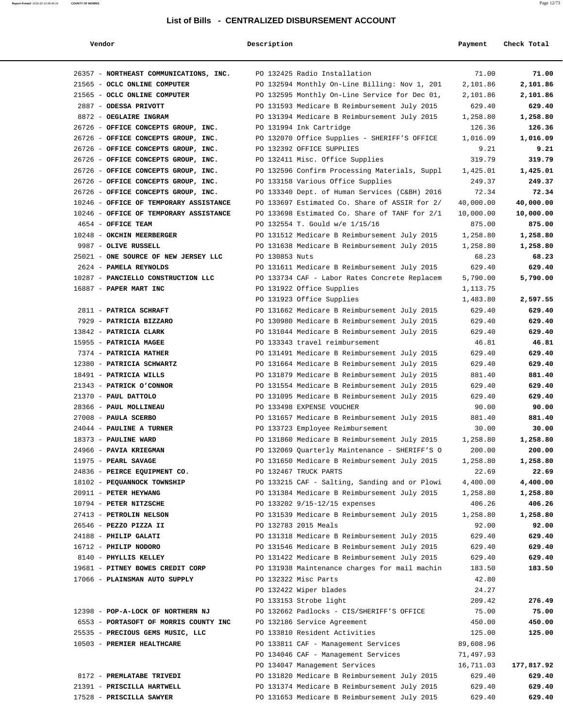# List of Bills - CENTRALIZED DISBURSEMENT ACCOUNT

| Vendor | Description | Payment | Check Total |
|---|---|---|---|
| 26357 - **NORTHEAST COMMUNICATIONS, INC.** | PO 132425 Radio Installation | 71.00 | **71.00** |
| 21565 - **OCLC ONLINE COMPUTER** | PO 132594 Monthly On-Line Billing: Nov 1, 201 | 2,101.86 | **2,101.86** |
| 21565 - **OCLC ONLINE COMPUTER** | PO 132595 Monthly On-Line Service for Dec 01, | 2,101.86 | **2,101.86** |
| 2887 - **ODESSA PRIVOTT** | PO 131593 Medicare B Reimbursement July 2015 | 629.40 | **629.40** |
| 8872 - **OEGLAIRE INGRAM** | PO 131394 Medicare B Reimbursement July 2015 | 1,258.80 | **1,258.80** |
| 26726 - **OFFICE CONCEPTS GROUP, INC.** | PO 131994 Ink Cartridge | 126.36 | **126.36** |
| 26726 - **OFFICE CONCEPTS GROUP, INC.** | PO 132070 Office Supplies - SHERIFF'S OFFICE | 1,016.09 | **1,016.09** |
| 26726 - **OFFICE CONCEPTS GROUP, INC.** | PO 132392 OFFICE SUPPLIES | 9.21 | **9.21** |
| 26726 - **OFFICE CONCEPTS GROUP, INC.** | PO 132411 Misc. Office Supplies | 319.79 | **319.79** |
| 26726 - **OFFICE CONCEPTS GROUP, INC.** | PO 132596 Confirm Processing Materials, Suppl | 1,425.01 | **1,425.01** |
| 26726 - **OFFICE CONCEPTS GROUP, INC.** | PO 133158 Various Office Supplies | 249.37 | **249.37** |
| 26726 - **OFFICE CONCEPTS GROUP, INC.** | PO 133340 Dept. of Human Services (C&BH) 2016 | 72.34 | **72.34** |
| 10246 - **OFFICE OF TEMPORARY ASSISTANCE** | PO 133697 Estimated Co. Share of ASSIR for 2/ | 40,000.00 | **40,000.00** |
| 10246 - **OFFICE OF TEMPORARY ASSISTANCE** | PO 133698 Estimated Co. Share of TANF for 2/1 | 10,000.00 | **10,000.00** |
| 4654 - **OFFICE TEAM** | PO 132554 T. Gould w/e 1/15/16 | 875.00 | **875.00** |
| 10248 - **OKCHIN MEERBERGER** | PO 131512 Medicare B Reimbursement July 2015 | 1,258.80 | **1,258.80** |
| 9987 - **OLIVE RUSSELL** | PO 131638 Medicare B Reimbursement July 2015 | 1,258.80 | **1,258.80** |
| 25021 - **ONE SOURCE OF NEW JERSEY LLC** | PO 130853 Nuts | 68.23 | **68.23** |
| 2624 - **PAMELA REYNOLDS** | PO 131611 Medicare B Reimbursement July 2015 | 629.40 | **629.40** |
| 10287 - **PANCIELLO CONSTRUCTION LLC** | PO 133734 CAF - Labor Rates Concrete Replacem | 5,790.00 | **5,790.00** |
| 16887 - **PAPER MART INC** | PO 131922 Office Supplies | 1,113.75 | |
| | PO 131923 Office Supplies | 1,483.80 | **2,597.55** |
| 2811 - **PATRICA SCHRAFT** | PO 131662 Medicare B Reimbursement July 2015 | 629.40 | **629.40** |
| 7929 - **PATRICIA BIZZARO** | PO 130980 Medicare B Reimbursement July 2015 | 629.40 | **629.40** |
| 13842 - **PATRICIA CLARK** | PO 131044 Medicare B Reimbursement July 2015 | 629.40 | **629.40** |
| 15955 - **PATRICIA MAGEE** | PO 133343 travel reimbursement | 46.81 | **46.81** |
| 7374 - **PATRICIA MATHER** | PO 131491 Medicare B Reimbursement July 2015 | 629.40 | **629.40** |
| 12380 - **PATRICIA SCHWARTZ** | PO 131664 Medicare B Reimbursement July 2015 | 629.40 | **629.40** |
| 18491 - **PATRICIA WILLS** | PO 131879 Medicare B Reimbursement July 2015 | 881.40 | **881.40** |
| 21343 - **PATRICK O'CONNOR** | PO 131554 Medicare B Reimbursement July 2015 | 629.40 | **629.40** |
| 21370 - **PAUL DATTOLO** | PO 131095 Medicare B Reimbursement July 2015 | 629.40 | **629.40** |
| 28366 - **PAUL MOLLINEAU** | PO 133498 EXPENSE VOUCHER | 90.00 | **90.00** |
| 27008 - **PAULA SCERBO** | PO 131657 Medicare B Reimbursement July 2015 | 881.40 | **881.40** |
| 24044 - **PAULINE A TURNER** | PO 133723 Employee Reimbursement | 30.00 | **30.00** |
| 18373 - **PAULINE WARD** | PO 131860 Medicare B Reimbursement July 2015 | 1,258.80 | **1,258.80** |
| 24966 - **PAVIA KRIEGMAN** | PO 132069 Quarterly Maintenance - SHERIFF'S O | 200.00 | **200.00** |
| 11975 - **PEARL SAVAGE** | PO 131650 Medicare B Reimbursement July 2015 | 1,258.80 | **1,258.80** |
| 24836 - **PEIRCE EQUIPMENT CO.** | PO 132467 TRUCK PARTS | 22.69 | **22.69** |
| 18102 - **PEQUANNOCK TOWNSHIP** | PO 133215 CAF - Salting, Sanding and or Plowi | 4,400.00 | **4,400.00** |
| 20911 - **PETER HEYWANG** | PO 131384 Medicare B Reimbursement July 2015 | 1,258.80 | **1,258.80** |
| 10794 - **PETER NITZSCHE** | PO 133202 9/15-12/15 expenses | 406.26 | **406.26** |
| 27413 - **PETROLIN NELSON** | PO 131539 Medicare B Reimbursement July 2015 | 1,258.80 | **1,258.80** |
| 26546 - **PEZZO PIZZA II** | PO 132783 2015 Meals | 92.00 | **92.00** |
| 24188 - **PHILIP GALATI** | PO 131318 Medicare B Reimbursement July 2015 | 629.40 | **629.40** |
| 16712 - **PHILIP NODORO** | PO 131546 Medicare B Reimbursement July 2015 | 629.40 | **629.40** |
| 8140 - **PHYLLIS KELLEY** | PO 131422 Medicare B Reimbursement July 2015 | 629.40 | **629.40** |
| 19681 - **PITNEY BOWES CREDIT CORP** | PO 131938 Maintenance charges for mail machin | 183.50 | **183.50** |
| 17066 - **PLAINSMAN AUTO SUPPLY** | PO 132322 Misc Parts | 42.80 | |
| | PO 132422 Wiper blades | 24.27 | |
| | PO 133153 Strobe light | 209.42 | **276.49** |
| 12398 - **POP-A-LOCK OF NORTHERN NJ** | PO 132662 Padlocks - CIS/SHERIFF'S OFFICE | 75.00 | **75.00** |
| 6553 - **PORTASOFT OF MORRIS COUNTY INC** | PO 132186 Service Agreement | 450.00 | **450.00** |
| 25535 - **PRECIOUS GEMS MUSIC, LLC** | PO 133810 Resident Activities | 125.00 | **125.00** |
| 10503 - **PREMIER HEALTHCARE** | PO 133811 CAF - Management Services | 89,608.96 | |
| | PO 134046 CAF - Management Services | 71,497.93 | |
| | PO 134047 Management Services | 16,711.03 | **177,817.92** |
| 8172 - **PREMLATABE TRIVEDI** | PO 131820 Medicare B Reimbursement July 2015 | 629.40 | **629.40** |
| 21391 - **PRISCILLA HARTWELL** | PO 131374 Medicare B Reimbursement July 2015 | 629.40 | **629.40** |
| 17528 - **PRISCILLA SAWYER** | PO 131653 Medicare B Reimbursement July 2015 | 629.40 | **629.40** |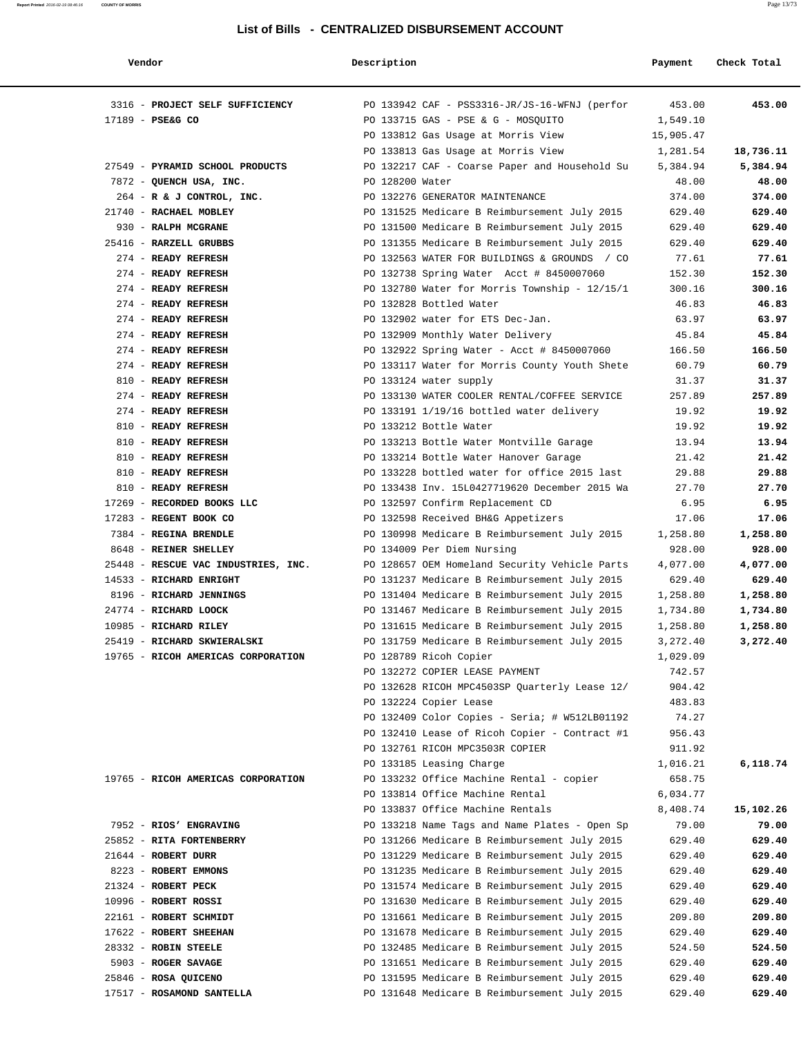# List of Bills - CENTRALIZED DISBURSEMENT ACCOUNT

| Vendor | Description | Payment | Check Total |
|---|---|---|---|
| 3316 - **PROJECT SELF SUFFICIENCY** | PO 133942 CAF - PSS3316-JR/JS-16-WFNJ (perfor | 453.00 | **453.00** |
| 17189 - **PSE&G CO** | PO 133715 GAS - PSE & G - MOSQUITO | 1,549.10 | |
| | PO 133812 Gas Usage at Morris View | 15,905.47 | |
| | PO 133813 Gas Usage at Morris View | 1,281.54 | **18,736.11** |
| 27549 - **PYRAMID SCHOOL PRODUCTS** | PO 132217 CAF - Coarse Paper and Household Su | 5,384.94 | **5,384.94** |
| 7872 - **QUENCH USA, INC.** | PO 128200 Water | 48.00 | **48.00** |
| 264 - **R & J CONTROL, INC.** | PO 132276 GENERATOR MAINTENANCE | 374.00 | **374.00** |
| 21740 - **RACHAEL MOBLEY** | PO 131525 Medicare B Reimbursement July 2015 | 629.40 | **629.40** |
| 930 - **RALPH MCGRANE** | PO 131500 Medicare B Reimbursement July 2015 | 629.40 | **629.40** |
| 25416 - **RARZELL GRUBBS** | PO 131355 Medicare B Reimbursement July 2015 | 629.40 | **629.40** |
| 274 - **READY REFRESH** | PO 132563 WATER FOR BUILDINGS & GROUNDS / CO | 77.61 | **77.61** |
| 274 - **READY REFRESH** | PO 132738 Spring Water Acct # 8450007060 | 152.30 | **152.30** |
| 274 - **READY REFRESH** | PO 132780 Water for Morris Township - 12/15/1 | 300.16 | **300.16** |
| 274 - **READY REFRESH** | PO 132828 Bottled Water | 46.83 | **46.83** |
| 274 - **READY REFRESH** | PO 132902 water for ETS Dec-Jan. | 63.97 | **63.97** |
| 274 - **READY REFRESH** | PO 132909 Monthly Water Delivery | 45.84 | **45.84** |
| 274 - **READY REFRESH** | PO 132922 Spring Water - Acct # 8450007060 | 166.50 | **166.50** |
| 274 - **READY REFRESH** | PO 133117 Water for Morris County Youth Shete | 60.79 | **60.79** |
| 810 - **READY REFRESH** | PO 133124 water supply | 31.37 | **31.37** |
| 274 - **READY REFRESH** | PO 133130 WATER COOLER RENTAL/COFFEE SERVICE | 257.89 | **257.89** |
| 274 - **READY REFRESH** | PO 133191 1/19/16 bottled water delivery | 19.92 | **19.92** |
| 810 - **READY REFRESH** | PO 133212 Bottle Water | 19.92 | **19.92** |
| 810 - **READY REFRESH** | PO 133213 Bottle Water Montville Garage | 13.94 | **13.94** |
| 810 - **READY REFRESH** | PO 133214 Bottle Water Hanover Garage | 21.42 | **21.42** |
| 810 - **READY REFRESH** | PO 133228 bottled water for office 2015 last | 29.88 | **29.88** |
| 810 - **READY REFRESH** | PO 133438 Inv. 15L0427719620 December 2015 Wa | 27.70 | **27.70** |
| 17269 - **RECORDED BOOKS LLC** | PO 132597 Confirm Replacement CD | 6.95 | **6.95** |
| 17283 - **REGENT BOOK CO** | PO 132598 Received BH&G Appetizers | 17.06 | **17.06** |
| 7384 - **REGINA BRENDLE** | PO 130998 Medicare B Reimbursement July 2015 | 1,258.80 | **1,258.80** |
| 8648 - **REINER SHELLEY** | PO 134009 Per Diem Nursing | 928.00 | **928.00** |
| 25448 - **RESCUE VAC INDUSTRIES, INC.** | PO 128657 OEM Homeland Security Vehicle Parts | 4,077.00 | **4,077.00** |
| 14533 - **RICHARD ENRIGHT** | PO 131237 Medicare B Reimbursement July 2015 | 629.40 | **629.40** |
| 8196 - **RICHARD JENNINGS** | PO 131404 Medicare B Reimbursement July 2015 | 1,258.80 | **1,258.80** |
| 24774 - **RICHARD LOOCK** | PO 131467 Medicare B Reimbursement July 2015 | 1,734.80 | **1,734.80** |
| 10985 - **RICHARD RILEY** | PO 131615 Medicare B Reimbursement July 2015 | 1,258.80 | **1,258.80** |
| 25419 - **RICHARD SKWIERALSKI** | PO 131759 Medicare B Reimbursement July 2015 | 3,272.40 | **3,272.40** |
| 19765 - **RICOH AMERICAS CORPORATION** | PO 128789 Ricoh Copier | 1,029.09 | |
| | PO 132272 COPIER LEASE PAYMENT | 742.57 | |
| | PO 132628 RICOH MPC4503SP Quarterly Lease 12/ | 904.42 | |
| | PO 132224 Copier Lease | 483.83 | |
| | PO 132409 Color Copies - Seria; # W512LB01192 | 74.27 | |
| | PO 132410 Lease of Ricoh Copier - Contract #1 | 956.43 | |
| | PO 132761 RICOH MPC3503R COPIER | 911.92 | |
| | PO 133185 Leasing Charge | 1,016.21 | **6,118.74** |
| 19765 - **RICOH AMERICAS CORPORATION** | PO 133232 Office Machine Rental - copier | 658.75 | |
| | PO 133814 Office Machine Rental | 6,034.77 | |
| | PO 133837 Office Machine Rentals | 8,408.74 | **15,102.26** |
| 7952 - **RIOS' ENGRAVING** | PO 133218 Name Tags and Name Plates - Open Sp | 79.00 | **79.00** |
| 25852 - **RITA FORTENBERRY** | PO 131266 Medicare B Reimbursement July 2015 | 629.40 | **629.40** |
| 21644 - **ROBERT DURR** | PO 131229 Medicare B Reimbursement July 2015 | 629.40 | **629.40** |
| 8223 - **ROBERT EMMONS** | PO 131235 Medicare B Reimbursement July 2015 | 629.40 | **629.40** |
| 21324 - **ROBERT PECK** | PO 131574 Medicare B Reimbursement July 2015 | 629.40 | **629.40** |
| 10996 - **ROBERT ROSSI** | PO 131630 Medicare B Reimbursement July 2015 | 629.40 | **629.40** |
| 22161 - **ROBERT SCHMIDT** | PO 131661 Medicare B Reimbursement July 2015 | 209.80 | **209.80** |
| 17622 - **ROBERT SHEEHAN** | PO 131678 Medicare B Reimbursement July 2015 | 629.40 | **629.40** |
| 28332 - **ROBIN STEELE** | PO 132485 Medicare B Reimbursement July 2015 | 524.50 | **524.50** |
| 5903 - **ROGER SAVAGE** | PO 131651 Medicare B Reimbursement July 2015 | 629.40 | **629.40** |
| 25846 - **ROSA QUICENO** | PO 131595 Medicare B Reimbursement July 2015 | 629.40 | **629.40** |
| 17517 - **ROSAMOND SANTELLA** | PO 131648 Medicare B Reimbursement July 2015 | 629.40 | **629.40** |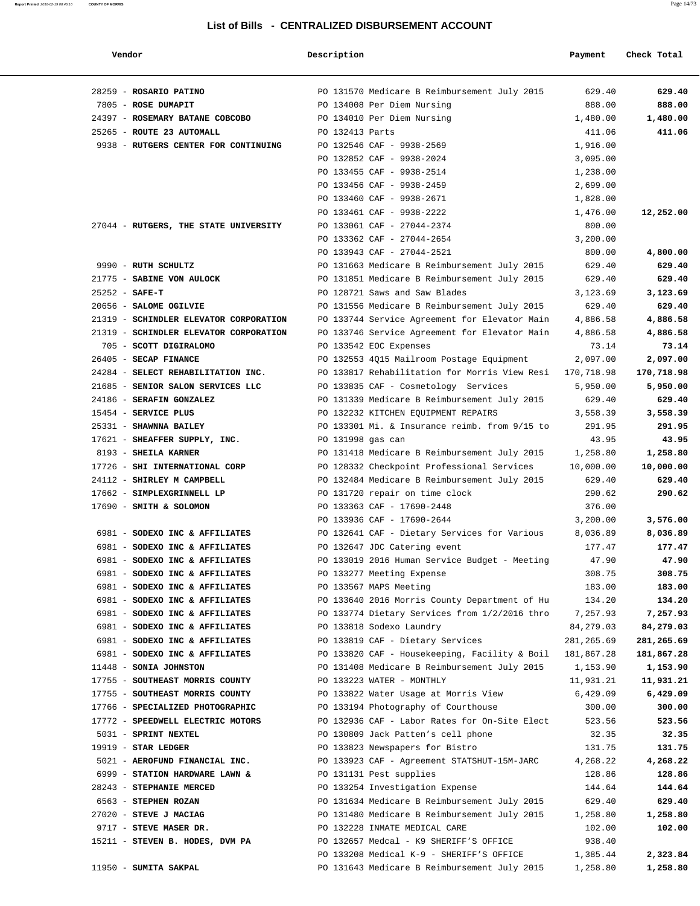## List of Bills - CENTRALIZED DISBURSEMENT ACCOUNT

| Vendor | Description | Payment | Check Total |
|---|---|---|---|
| 28259 - **ROSARIO PATINO** | PO 131570 Medicare B Reimbursement July 2015 | 629.40 | **629.40** |
| 7805 - **ROSE DUMAPIT** | PO 134008 Per Diem Nursing | 888.00 | **888.00** |
| 24397 - **ROSEMARY BATANE COBCOBO** | PO 134010 Per Diem Nursing | 1,480.00 | **1,480.00** |
| 25265 - **ROUTE 23 AUTOMALL** | PO 132413 Parts | 411.06 | **411.06** |
| 9938 - **RUTGERS CENTER FOR CONTINUING** | PO 132546 CAF - 9938-2569 | 1,916.00 | |
| | PO 132852 CAF - 9938-2024 | 3,095.00 | |
| | PO 133455 CAF - 9938-2514 | 1,238.00 | |
| | PO 133456 CAF - 9938-2459 | 2,699.00 | |
| | PO 133460 CAF - 9938-2671 | 1,828.00 | |
| | PO 133461 CAF - 9938-2222 | 1,476.00 | **12,252.00** |
| 27044 - **RUTGERS, THE STATE UNIVERSITY** | PO 133061 CAF - 27044-2374 | 800.00 | |
| | PO 133362 CAF - 27044-2654 | 3,200.00 | |
| | PO 133943 CAF - 27044-2521 | 800.00 | **4,800.00** |
| 9990 - **RUTH SCHULTZ** | PO 131663 Medicare B Reimbursement July 2015 | 629.40 | **629.40** |
| 21775 - **SABINE VON AULOCK** | PO 131851 Medicare B Reimbursement July 2015 | 629.40 | **629.40** |
| 25252 - **SAFE-T** | PO 128721 Saws and Saw Blades | 3,123.69 | **3,123.69** |
| 20656 - **SALOME OGILVIE** | PO 131556 Medicare B Reimbursement July 2015 | 629.40 | **629.40** |
| 21319 - **SCHINDLER ELEVATOR CORPORATION** | PO 133744 Service Agreement for Elevator Main | 4,886.58 | **4,886.58** |
| 21319 - **SCHINDLER ELEVATOR CORPORATION** | PO 133746 Service Agreement for Elevator Main | 4,886.58 | **4,886.58** |
| 705 - **SCOTT DIGIRALOMO** | PO 133542 EOC Expenses | 73.14 | **73.14** |
| 26405 - **SECAP FINANCE** | PO 132553 4Q15 Mailroom Postage Equipment | 2,097.00 | **2,097.00** |
| 24284 - **SELECT REHABILITATION INC.** | PO 133817 Rehabilitation for Morris View Resi | 170,718.98 | **170,718.98** |
| 21685 - **SENIOR SALON SERVICES LLC** | PO 133835 CAF - Cosmetology Services | 5,950.00 | **5,950.00** |
| 24186 - **SERAFIN GONZALEZ** | PO 131339 Medicare B Reimbursement July 2015 | 629.40 | **629.40** |
| 15454 - **SERVICE PLUS** | PO 132232 KITCHEN EQUIPMENT REPAIRS | 3,558.39 | **3,558.39** |
| 25331 - **SHAWNNA BAILEY** | PO 133301 Mi. & Insurance reimb. from 9/15 to | 291.95 | **291.95** |
| 17621 - **SHEAFFER SUPPLY, INC.** | PO 131998 gas can | 43.95 | **43.95** |
| 8193 - **SHEILA KARNER** | PO 131418 Medicare B Reimbursement July 2015 | 1,258.80 | **1,258.80** |
| 17726 - **SHI INTERNATIONAL CORP** | PO 128332 Checkpoint Professional Services | 10,000.00 | **10,000.00** |
| 24112 - **SHIRLEY M CAMPBELL** | PO 132484 Medicare B Reimbursement July 2015 | 629.40 | **629.40** |
| 17662 - **SIMPLEXGRINNELL LP** | PO 131720 repair on time clock | 290.62 | **290.62** |
| 17690 - **SMITH & SOLOMON** | PO 133363 CAF - 17690-2448 | 376.00 | |
| | PO 133936 CAF - 17690-2644 | 3,200.00 | **3,576.00** |
| 6981 - **SODEXO INC & AFFILIATES** | PO 132641 CAF - Dietary Services for Various | 8,036.89 | **8,036.89** |
| 6981 - **SODEXO INC & AFFILIATES** | PO 132647 JDC Catering event | 177.47 | **177.47** |
| 6981 - **SODEXO INC & AFFILIATES** | PO 133019 2016 Human Service Budget - Meeting | 47.90 | **47.90** |
| 6981 - **SODEXO INC & AFFILIATES** | PO 133277 Meeting Expense | 308.75 | **308.75** |
| 6981 - **SODEXO INC & AFFILIATES** | PO 133567 MAPS Meeting | 183.00 | **183.00** |
| 6981 - **SODEXO INC & AFFILIATES** | PO 133640 2016 Morris County Department of Hu | 134.20 | **134.20** |
| 6981 - **SODEXO INC & AFFILIATES** | PO 133774 Dietary Services from 1/2/2016 thro | 7,257.93 | **7,257.93** |
| 6981 - **SODEXO INC & AFFILIATES** | PO 133818 Sodexo Laundry | 84,279.03 | **84,279.03** |
| 6981 - **SODEXO INC & AFFILIATES** | PO 133819 CAF - Dietary Services | 281,265.69 | **281,265.69** |
| 6981 - **SODEXO INC & AFFILIATES** | PO 133820 CAF - Housekeeping, Facility & Boil | 181,867.28 | **181,867.28** |
| 11448 - **SONIA JOHNSTON** | PO 131408 Medicare B Reimbursement July 2015 | 1,153.90 | **1,153.90** |
| 17755 - **SOUTHEAST MORRIS COUNTY** | PO 133223 WATER - MONTHLY | 11,931.21 | **11,931.21** |
| 17755 - **SOUTHEAST MORRIS COUNTY** | PO 133822 Water Usage at Morris View | 6,429.09 | **6,429.09** |
| 17766 - **SPECIALIZED PHOTOGRAPHIC** | PO 133194 Photography of Courthouse | 300.00 | **300.00** |
| 17772 - **SPEEDWELL ELECTRIC MOTORS** | PO 132936 CAF - Labor Rates for On-Site Elect | 523.56 | **523.56** |
| 5031 - **SPRINT NEXTEL** | PO 130809 Jack Patten's cell phone | 32.35 | **32.35** |
| 19919 - **STAR LEDGER** | PO 133823 Newspapers for Bistro | 131.75 | **131.75** |
| 5021 - **AEROFUND FINANCIAL INC.** | PO 133923 CAF - Agreement STATSHUT-15M-JARC | 4,268.22 | **4,268.22** |
| 6999 - **STATION HARDWARE LAWN &** | PO 131131 Pest supplies | 128.86 | **128.86** |
| 28243 - **STEPHANIE MERCED** | PO 133254 Investigation Expense | 144.64 | **144.64** |
| 6563 - **STEPHEN ROZAN** | PO 131634 Medicare B Reimbursement July 2015 | 629.40 | **629.40** |
| 27020 - **STEVE J MACIAG** | PO 131480 Medicare B Reimbursement July 2015 | 1,258.80 | **1,258.80** |
| 9717 - **STEVE MASER DR.** | PO 132228 INMATE MEDICAL CARE | 102.00 | **102.00** |
| 15211 - **STEVEN B. HODES, DVM PA** | PO 132657 Medcal - K9 SHERIFF'S OFFICE | 938.40 | |
| | PO 133208 Medical K-9 - SHERIFF'S OFFICE | 1,385.44 | **2,323.84** |
| 11950 - **SUMITA SAKPAL** | PO 131643 Medicare B Reimbursement July 2015 | 1,258.80 | **1,258.80** |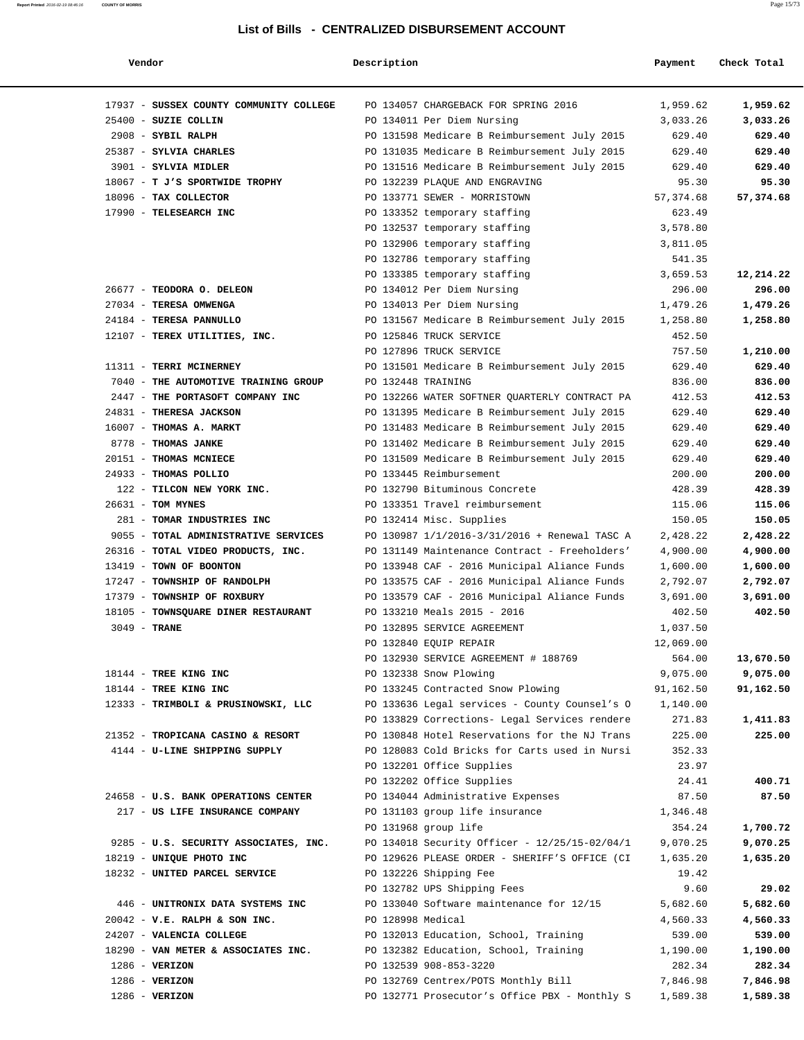## List of Bills - CENTRALIZED DISBURSEMENT ACCOUNT

| Vendor | Description | Payment | Check Total |
|---|---|---|---|
| 17937 - **SUSSEX COUNTY COMMUNITY COLLEGE** | PO 134057 CHARGEBACK FOR SPRING 2016 | 1,959.62 | **1,959.62** |
| 25400 - **SUZIE COLLIN** | PO 134011 Per Diem Nursing | 3,033.26 | **3,033.26** |
| 2908 - **SYBIL RALPH** | PO 131598 Medicare B Reimbursement July 2015 | 629.40 | **629.40** |
| 25387 - **SYLVIA CHARLES** | PO 131035 Medicare B Reimbursement July 2015 | 629.40 | **629.40** |
| 3901 - **SYLVIA MIDLER** | PO 131516 Medicare B Reimbursement July 2015 | 629.40 | **629.40** |
| 18067 - **T J'S SPORTWIDE TROPHY** | PO 132239 PLAQUE AND ENGRAVING | 95.30 | **95.30** |
| 18096 - **TAX COLLECTOR** | PO 133771 SEWER - MORRISTOWN | 57,374.68 | **57,374.68** |
| 17990 - **TELESEARCH INC** | PO 133352 temporary staffing | 623.49 | |
| | PO 132537 temporary staffing | 3,578.80 | |
| | PO 132906 temporary staffing | 3,811.05 | |
| | PO 132786 temporary staffing | 541.35 | |
| | PO 133385 temporary staffing | 3,659.53 | **12,214.22** |
| 26677 - **TEODORA O. DELEON** | PO 134012 Per Diem Nursing | 296.00 | **296.00** |
| 27034 - **TERESA OMWENGA** | PO 134013 Per Diem Nursing | 1,479.26 | **1,479.26** |
| 24184 - **TERESA PANNULLO** | PO 131567 Medicare B Reimbursement July 2015 | 1,258.80 | **1,258.80** |
| 12107 - **TEREX UTILITIES, INC.** | PO 125846 TRUCK SERVICE | 452.50 | |
| | PO 127896 TRUCK SERVICE | 757.50 | **1,210.00** |
| 11311 - **TERRI MCINERNEY** | PO 131501 Medicare B Reimbursement July 2015 | 629.40 | **629.40** |
| 7040 - **THE AUTOMOTIVE TRAINING GROUP** | PO 132448 TRAINING | 836.00 | **836.00** |
| 2447 - **THE PORTASOFT COMPANY INC** | PO 132266 WATER SOFTNER QUARTERLY CONTRACT PA | 412.53 | **412.53** |
| 24831 - **THERESA JACKSON** | PO 131395 Medicare B Reimbursement July 2015 | 629.40 | **629.40** |
| 16007 - **THOMAS A. MARKT** | PO 131483 Medicare B Reimbursement July 2015 | 629.40 | **629.40** |
| 8778 - **THOMAS JANKE** | PO 131402 Medicare B Reimbursement July 2015 | 629.40 | **629.40** |
| 20151 - **THOMAS MCNIECE** | PO 131509 Medicare B Reimbursement July 2015 | 629.40 | **629.40** |
| 24933 - **THOMAS POLLIO** | PO 133445 Reimbursement | 200.00 | **200.00** |
| 122 - **TILCON NEW YORK INC.** | PO 132790 Bituminous Concrete | 428.39 | **428.39** |
| 26631 - **TOM MYNES** | PO 133351 Travel reimbursement | 115.06 | **115.06** |
| 281 - **TOMAR INDUSTRIES INC** | PO 132414 Misc. Supplies | 150.05 | **150.05** |
| 9055 - **TOTAL ADMINISTRATIVE SERVICES** | PO 130987 1/1/2016-3/31/2016 + Renewal TASC A | 2,428.22 | **2,428.22** |
| 26316 - **TOTAL VIDEO PRODUCTS, INC.** | PO 131149 Maintenance Contract - Freeholders' | 4,900.00 | **4,900.00** |
| 13419 - **TOWN OF BOONTON** | PO 133948 CAF - 2016 Municipal Aliance Funds | 1,600.00 | **1,600.00** |
| 17247 - **TOWNSHIP OF RANDOLPH** | PO 133575 CAF - 2016 Municipal Aliance Funds | 2,792.07 | **2,792.07** |
| 17379 - **TOWNSHIP OF ROXBURY** | PO 133579 CAF - 2016 Municipal Aliance Funds | 3,691.00 | **3,691.00** |
| 18105 - **TOWNSQUARE DINER RESTAURANT** | PO 133210 Meals 2015 - 2016 | 402.50 | **402.50** |
| 3049 - **TRANE** | PO 132895 SERVICE AGREEMENT | 1,037.50 | |
| | PO 132840 EQUIP REPAIR | 12,069.00 | |
| | PO 132930 SERVICE AGREEMENT # 188769 | 564.00 | **13,670.50** |
| 18144 - **TREE KING INC** | PO 132338 Snow Plowing | 9,075.00 | **9,075.00** |
| 18144 - **TREE KING INC** | PO 133245 Contracted Snow Plowing | 91,162.50 | **91,162.50** |
| 12333 - **TRIMBOLI & PRUSINOWSKI, LLC** | PO 133636 Legal services - County Counsel's O | 1,140.00 | |
| | PO 133829 Corrections- Legal Services rendere | 271.83 | **1,411.83** |
| 21352 - **TROPICANA CASINO & RESORT** | PO 130848 Hotel Reservations for the NJ Trans | 225.00 | **225.00** |
| 4144 - **U-LINE SHIPPING SUPPLY** | PO 128083 Cold Bricks for Carts used in Nursi | 352.33 | |
| | PO 132201 Office Supplies | 23.97 | |
| | PO 132202 Office Supplies | 24.41 | **400.71** |
| 24658 - **U.S. BANK OPERATIONS CENTER** | PO 134044 Administrative Expenses | 87.50 | **87.50** |
| 217 - **US LIFE INSURANCE COMPANY** | PO 131103 group life insurance | 1,346.48 | |
| | PO 131968 group life | 354.24 | **1,700.72** |
| 9285 - **U.S. SECURITY ASSOCIATES, INC.** | PO 134018 Security Officer - 12/25/15-02/04/1 | 9,070.25 | **9,070.25** |
| 18219 - **UNIQUE PHOTO INC** | PO 129626 PLEASE ORDER - SHERIFF'S OFFICE (CI | 1,635.20 | **1,635.20** |
| 18232 - **UNITED PARCEL SERVICE** | PO 132226 Shipping Fee | 19.42 | |
| | PO 132782 UPS Shipping Fees | 9.60 | **29.02** |
| 446 - **UNITRONIX DATA SYSTEMS INC** | PO 133040 Software maintenance for 12/15 | 5,682.60 | **5,682.60** |
| 20042 - **V.E. RALPH & SON INC.** | PO 128998 Medical | 4,560.33 | **4,560.33** |
| 24207 - **VALENCIA COLLEGE** | PO 132013 Education, School, Training | 539.00 | **539.00** |
| 18290 - **VAN METER & ASSOCIATES INC.** | PO 132382 Education, School, Training | 1,190.00 | **1,190.00** |
| 1286 - **VERIZON** | PO 132539 908-853-3220 | 282.34 | **282.34** |
| 1286 - **VERIZON** | PO 132769 Centrex/POTS Monthly Bill | 7,846.98 | **7,846.98** |
| 1286 - **VERIZON** | PO 132771 Prosecutor's Office PBX - Monthly S | 1,589.38 | **1,589.38** |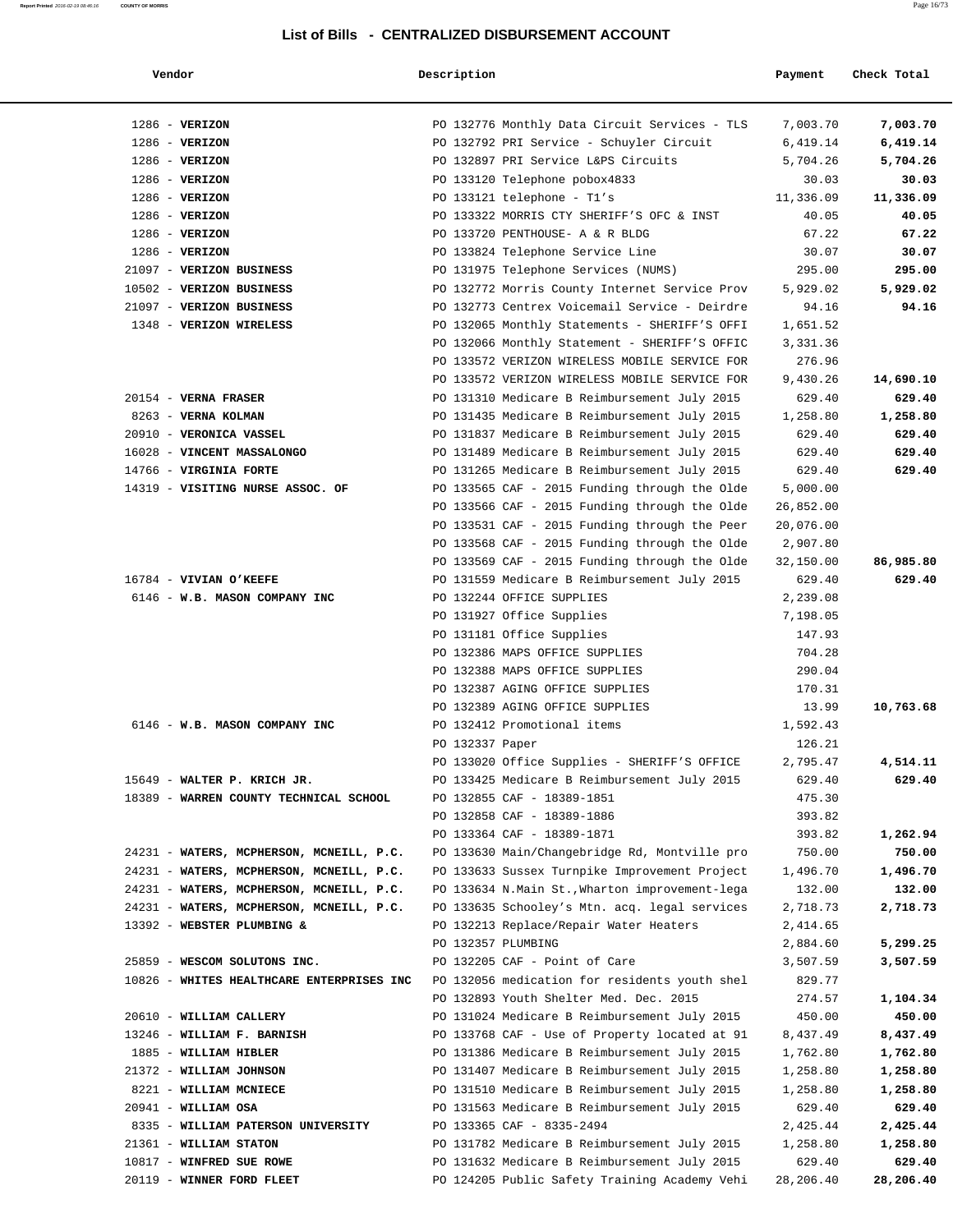# List of Bills - CENTRALIZED DISBURSEMENT ACCOUNT

| Vendor | Description | Payment | Check Total |
|---|---|---|---|
| 1286 - **VERIZON** | PO 132776 Monthly Data Circuit Services - TLS | 7,003.70 | **7,003.70** |
| 1286 - **VERIZON** | PO 132792 PRI Service - Schuyler Circuit | 6,419.14 | **6,419.14** |
| 1286 - **VERIZON** | PO 132897 PRI Service L&PS Circuits | 5,704.26 | **5,704.26** |
| 1286 - **VERIZON** | PO 133120 Telephone pobox4833 | 30.03 | **30.03** |
| 1286 - **VERIZON** | PO 133121 telephone - T1's | 11,336.09 | **11,336.09** |
| 1286 - **VERIZON** | PO 133322 MORRIS CTY SHERIFF'S OFC & INST | 40.05 | **40.05** |
| 1286 - **VERIZON** | PO 133720 PENTHOUSE- A & R BLDG | 67.22 | **67.22** |
| 1286 - **VERIZON** | PO 133824 Telephone Service Line | 30.07 | **30.07** |
| 21097 - **VERIZON BUSINESS** | PO 131975 Telephone Services (NUMS) | 295.00 | **295.00** |
| 10502 - **VERIZON BUSINESS** | PO 132772 Morris County Internet Service Prov | 5,929.02 | **5,929.02** |
| 21097 - **VERIZON BUSINESS** | PO 132773 Centrex Voicemail Service - Deirdre | 94.16 | **94.16** |
| 1348 - **VERIZON WIRELESS** | PO 132065 Monthly Statements - SHERIFF'S OFFI | 1,651.52 | |
| | PO 132066 Monthly Statement - SHERIFF'S OFFIC | 3,331.36 | |
| | PO 133572 VERIZON WIRELESS MOBILE SERVICE FOR | 276.96 | |
| | PO 133572 VERIZON WIRELESS MOBILE SERVICE FOR | 9,430.26 | **14,690.10** |
| 20154 - **VERNA FRASER** | PO 131310 Medicare B Reimbursement July 2015 | 629.40 | **629.40** |
| 8263 - **VERNA KOLMAN** | PO 131435 Medicare B Reimbursement July 2015 | 1,258.80 | **1,258.80** |
| 20910 - **VERONICA VASSEL** | PO 131837 Medicare B Reimbursement July 2015 | 629.40 | **629.40** |
| 16028 - **VINCENT MASSALONGO** | PO 131489 Medicare B Reimbursement July 2015 | 629.40 | **629.40** |
| 14766 - **VIRGINIA FORTE** | PO 131265 Medicare B Reimbursement July 2015 | 629.40 | **629.40** |
| 14319 - **VISITING NURSE ASSOC. OF** | PO 133565 CAF - 2015 Funding through the Olde | 5,000.00 | |
| | PO 133566 CAF - 2015 Funding through the Olde | 26,852.00 | |
| | PO 133531 CAF - 2015 Funding through the Peer | 20,076.00 | |
| | PO 133568 CAF - 2015 Funding through the Olde | 2,907.80 | |
| | PO 133569 CAF - 2015 Funding through the Olde | 32,150.00 | **86,985.80** |
| 16784 - **VIVIAN O'KEEFE** | PO 131559 Medicare B Reimbursement July 2015 | 629.40 | **629.40** |
| 6146 - **W.B. MASON COMPANY INC** | PO 132244 OFFICE SUPPLIES | 2,239.08 | |
| | PO 131927 Office Supplies | 7,198.05 | |
| | PO 131181 Office Supplies | 147.93 | |
| | PO 132386 MAPS OFFICE SUPPLIES | 704.28 | |
| | PO 132388 MAPS OFFICE SUPPLIES | 290.04 | |
| | PO 132387 AGING OFFICE SUPPLIES | 170.31 | |
| | PO 132389 AGING OFFICE SUPPLIES | 13.99 | **10,763.68** |
| 6146 - **W.B. MASON COMPANY INC** | PO 132412 Promotional items | 1,592.43 | |
| | PO 132337 Paper | 126.21 | |
| | PO 133020 Office Supplies - SHERIFF'S OFFICE | 2,795.47 | **4,514.11** |
| 15649 - **WALTER P. KRICH JR.** | PO 133425 Medicare B Reimbursement July 2015 | 629.40 | **629.40** |
| 18389 - **WARREN COUNTY TECHNICAL SCHOOL** | PO 132855 CAF - 18389-1851 | 475.30 | |
| | PO 132858 CAF - 18389-1886 | 393.82 | |
| | PO 133364 CAF - 18389-1871 | 393.82 | **1,262.94** |
| 24231 - **WATERS, MCPHERSON, MCNEILL, P.C.** | PO 133630 Main/Changebridge Rd, Montville pro | 750.00 | **750.00** |
| 24231 - **WATERS, MCPHERSON, MCNEILL, P.C.** | PO 133633 Sussex Turnpike Improvement Project | 1,496.70 | **1,496.70** |
| 24231 - **WATERS, MCPHERSON, MCNEILL, P.C.** | PO 133634 N.Main St.,Wharton improvement-lega | 132.00 | **132.00** |
| 24231 - **WATERS, MCPHERSON, MCNEILL, P.C.** | PO 133635 Schooley's Mtn. acq. legal services | 2,718.73 | **2,718.73** |
| 13392 - **WEBSTER PLUMBING &** | PO 132213 Replace/Repair Water Heaters | 2,414.65 | |
| | PO 132357 PLUMBING | 2,884.60 | **5,299.25** |
| 25859 - **WESCOM SOLUTONS INC.** | PO 132205 CAF - Point of Care | 3,507.59 | **3,507.59** |
| 10826 - **WHITES HEALTHCARE ENTERPRISES INC** | PO 132056 medication for residents youth shel | 829.77 | |
| | PO 132893 Youth Shelter Med. Dec. 2015 | 274.57 | **1,104.34** |
| 20610 - **WILLIAM CALLERY** | PO 131024 Medicare B Reimbursement July 2015 | 450.00 | **450.00** |
| 13246 - **WILLIAM F. BARNISH** | PO 133768 CAF - Use of Property located at 91 | 8,437.49 | **8,437.49** |
| 1885 - **WILLIAM HIBLER** | PO 131386 Medicare B Reimbursement July 2015 | 1,762.80 | **1,762.80** |
| 21372 - **WILLIAM JOHNSON** | PO 131407 Medicare B Reimbursement July 2015 | 1,258.80 | **1,258.80** |
| 8221 - **WILLIAM MCNIECE** | PO 131510 Medicare B Reimbursement July 2015 | 1,258.80 | **1,258.80** |
| 20941 - **WILLIAM OSA** | PO 131563 Medicare B Reimbursement July 2015 | 629.40 | **629.40** |
| 8335 - **WILLIAM PATERSON UNIVERSITY** | PO 133365 CAF - 8335-2494 | 2,425.44 | **2,425.44** |
| 21361 - **WILLIAM STATON** | PO 131782 Medicare B Reimbursement July 2015 | 1,258.80 | **1,258.80** |
| 10817 - **WINFRED SUE ROWE** | PO 131632 Medicare B Reimbursement July 2015 | 629.40 | **629.40** |
| 20119 - **WINNER FORD FLEET** | PO 124205 Public Safety Training Academy Vehi | 28,206.40 | **28,206.40** |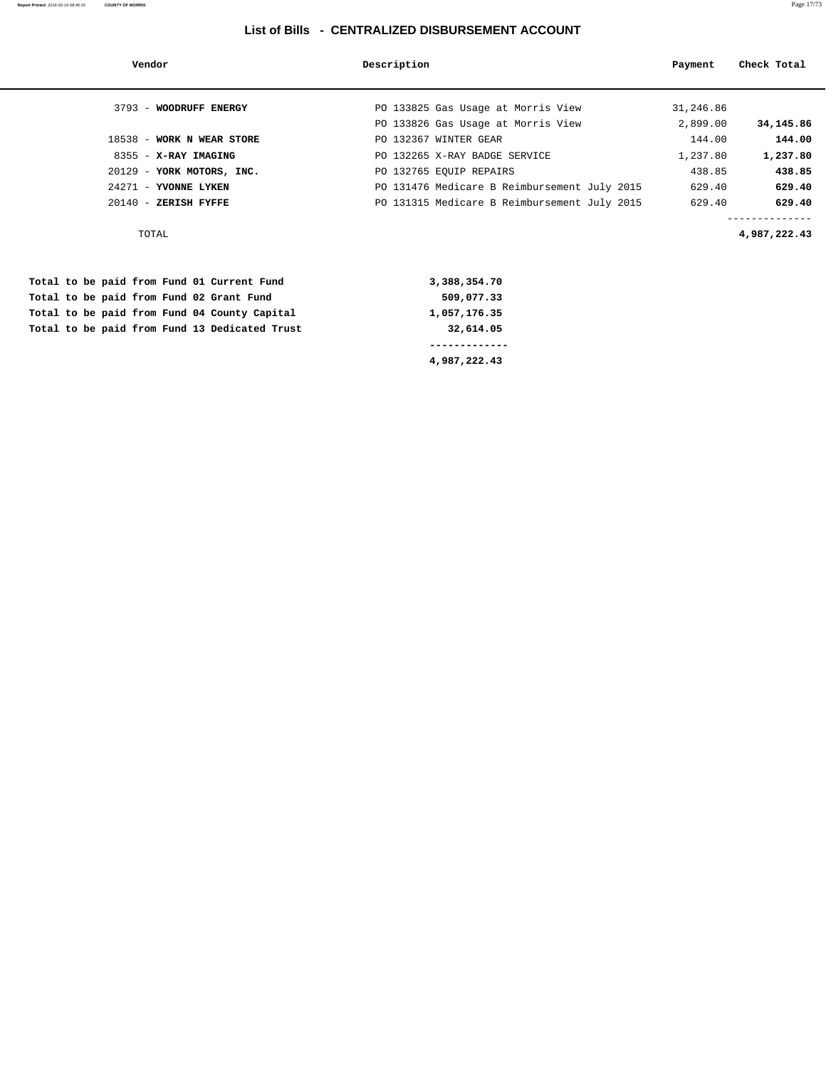## List of Bills - CENTRALIZED DISBURSEMENT ACCOUNT

| Vendor | Description | Payment | Check Total |
|---|---|---|---|
| 3793 - **WOODRUFF ENERGY** | PO 133825 Gas Usage at Morris View | 31,246.86 | |
| | PO 133826 Gas Usage at Morris View | 2,899.00 | **34,145.86** |
| 18538 - **WORK N WEAR STORE** | PO 132367 WINTER GEAR | 144.00 | **144.00** |
| 8355 - **X-RAY IMAGING** | PO 132265 X-RAY BADGE SERVICE | 1,237.80 | **1,237.80** |
| 20129 - **YORK MOTORS, INC.** | PO 132765 EQUIP REPAIRS | 438.85 | **438.85** |
| 24271 - **YVONNE LYKEN** | PO 131476 Medicare B Reimbursement July 2015 | 629.40 | **629.40** |
| 20140 - **ZERISH FYFFE** | PO 131315 Medicare B Reimbursement July 2015 | 629.40 | **629.40** |
| | | | -------------- |
| TOTAL | | | **4,987,222.43** |

| | |
|---|---|
| **Total to be paid from Fund 01 Current Fund** | **3,388,354.70** |
| **Total to be paid from Fund 02 Grant Fund** | **509,077.33** |
| **Total to be paid from Fund 04 County Capital** | **1,057,176.35** |
| **Total to be paid from Fund 13 Dedicated Trust** | **32,614.05** |
| | **-------------** |
| | **4,987,222.43** |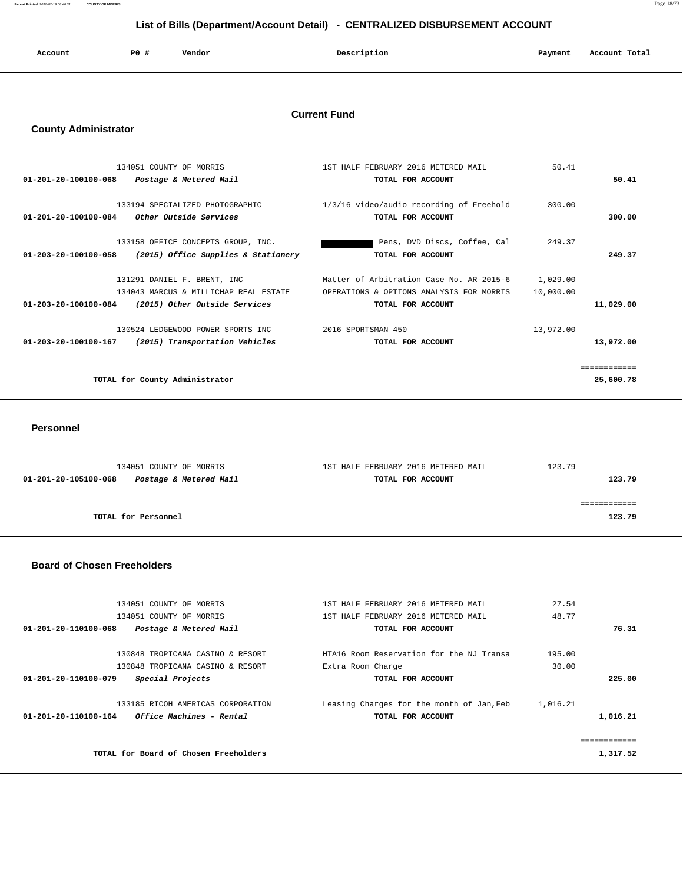# List of Bills (Department/Account Detail) - CENTRALIZED DISBURSEMENT ACCOUNT

## Current Fund

### County Administrator

| Account | PO # | Vendor | Description | Payment | Account Total |
|---|---|---|---|---|---|
| | 134051 | COUNTY OF MORRIS | 1ST HALF FEBRUARY 2016 METERED MAIL | 50.41 | |
| 01-201-20-100100-068 | | *Postage & Metered Mail* | **TOTAL FOR ACCOUNT** | | **50.41** |
| | 133194 | SPECIALIZED PHOTOGRAPHIC | 1/3/16 video/audio recording of Freehold | 300.00 | |
| 01-201-20-100100-084 | | *Other Outside Services* | **TOTAL FOR ACCOUNT** | | **300.00** |
| | 133158 | OFFICE CONCEPTS GROUP, INC. | [REDACTED] Pens, DVD Discs, Coffee, Cal | 249.37 | |
| 01-203-20-100100-058 | | *(2015) Office Supplies & Stationery* | **TOTAL FOR ACCOUNT** | | **249.37** |
| | 131291 | DANIEL F. BRENT, INC | Matter of Arbitration Case No. AR-2015-6 | 1,029.00 | |
| | 134043 | MARCUS & MILLICHAP REAL ESTATE | OPERATIONS & OPTIONS ANALYSIS FOR MORRIS | 10,000.00 | |
| 01-203-20-100100-084 | | *(2015) Other Outside Services* | **TOTAL FOR ACCOUNT** | | **11,029.00** |
| | 130524 | LEDGEWOOD POWER SPORTS INC | 2016 SPORTSMAN 450 | 13,972.00 | |
| 01-203-20-100100-167 | | *(2015) Transportation Vehicles* | **TOTAL FOR ACCOUNT** | | **13,972.00** |
| | | **TOTAL for County Administrator** | | | **25,600.78** |

### Personnel

| Account | PO # | Vendor | Description | Payment | Account Total |
|---|---|---|---|---|---|
| | 134051 | COUNTY OF MORRIS | 1ST HALF FEBRUARY 2016 METERED MAIL | 123.79 | |
| 01-201-20-105100-068 | | *Postage & Metered Mail* | **TOTAL FOR ACCOUNT** | | **123.79** |
| | | **TOTAL for Personnel** | | | **123.79** |

### Board of Chosen Freeholders

| Account | PO # | Vendor | Description | Payment | Account Total |
|---|---|---|---|---|---|
| | 134051 | COUNTY OF MORRIS | 1ST HALF FEBRUARY 2016 METERED MAIL | 27.54 | |
| | 134051 | COUNTY OF MORRIS | 1ST HALF FEBRUARY 2016 METERED MAIL | 48.77 | |
| 01-201-20-110100-068 | | *Postage & Metered Mail* | **TOTAL FOR ACCOUNT** | | **76.31** |
| | 130848 | TROPICANA CASINO & RESORT | HTA16 Room Reservation for the NJ Transa | 195.00 | |
| | 130848 | TROPICANA CASINO & RESORT | Extra Room Charge | 30.00 | |
| 01-201-20-110100-079 | | *Special Projects* | **TOTAL FOR ACCOUNT** | | **225.00** |
| | 133185 | RICOH AMERICAS CORPORATION | Leasing Charges for the month of Jan,Feb | 1,016.21 | |
| 01-201-20-110100-164 | | *Office Machines - Rental* | **TOTAL FOR ACCOUNT** | | **1,016.21** |
| | | **TOTAL for Board of Chosen Freeholders** | | | **1,317.52** |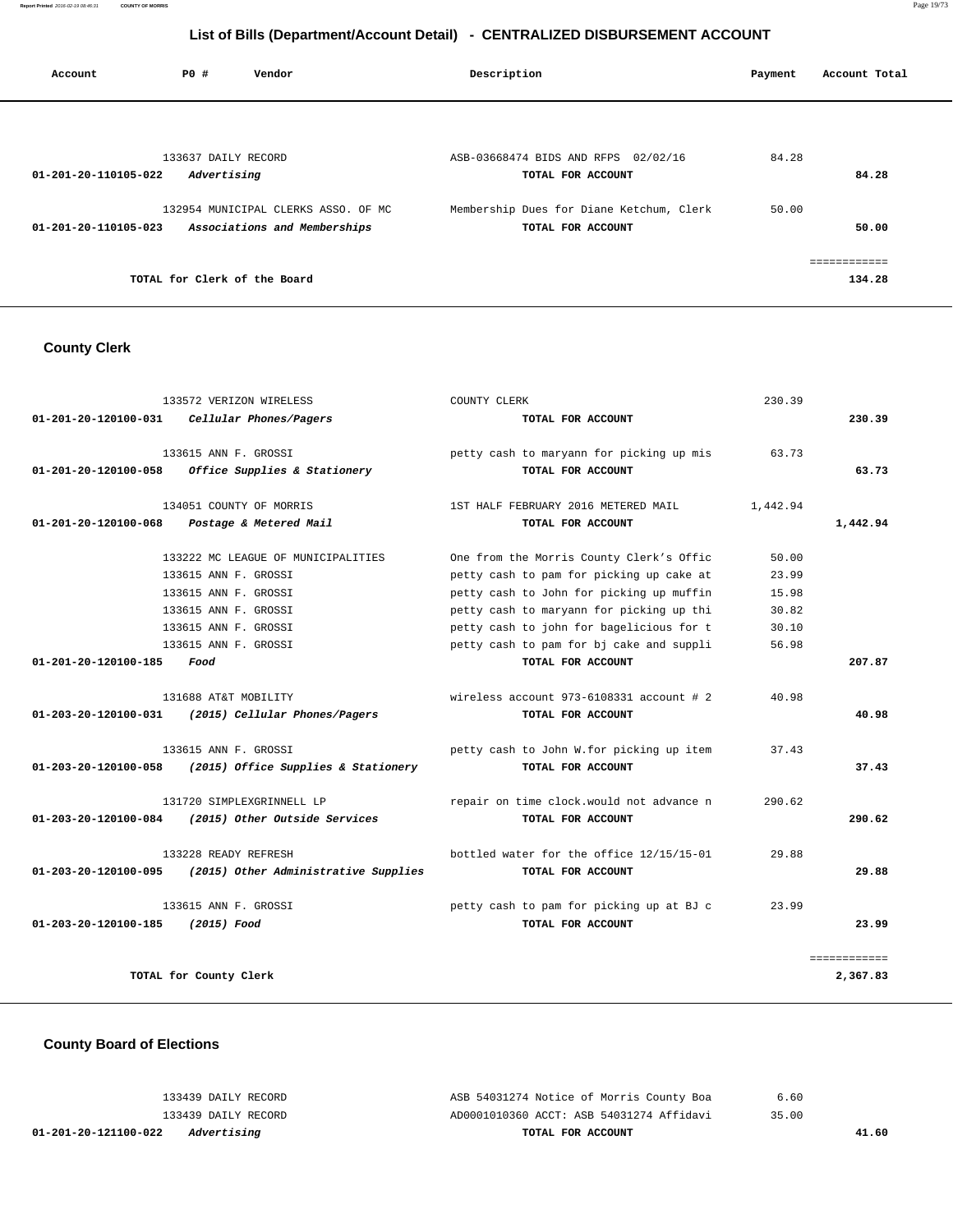## List of Bills (Department/Account Detail) - CENTRALIZED DISBURSEMENT ACCOUNT

| Account | PO # | Vendor | Description | Payment | Account Total |
|---|---|---|---|---|---|
| | 133637 | DAILY RECORD | ASB-03668474 BIDS AND RFPS 02/02/16 | 84.28 | |
| 01-201-20-110105-022 | | *Advertising* | TOTAL FOR ACCOUNT | | 84.28 |
| | 132954 | MUNICIPAL CLERKS ASSO. OF MC | Membership Dues for Diane Ketchum, Clerk | 50.00 | |
| 01-201-20-110105-023 | | *Associations and Memberships* | TOTAL FOR ACCOUNT | | 50.00 |
| | | | | | ============ |
| | | TOTAL for Clerk of the Board | | | 134.28 |

## County Clerk

| Account | PO # | Vendor | Description | Payment | Account Total |
|---|---|---|---|---|---|
| | 133572 | VERIZON WIRELESS | COUNTY CLERK | 230.39 | |
| 01-201-20-120100-031 | | *Cellular Phones/Pagers* | TOTAL FOR ACCOUNT | | 230.39 |
| | 133615 | ANN F. GROSSI | petty cash to maryann for picking up mis | 63.73 | |
| 01-201-20-120100-058 | | *Office Supplies & Stationery* | TOTAL FOR ACCOUNT | | 63.73 |
| | 134051 | COUNTY OF MORRIS | 1ST HALF FEBRUARY 2016 METERED MAIL | 1,442.94 | |
| 01-201-20-120100-068 | | *Postage & Metered Mail* | TOTAL FOR ACCOUNT | | 1,442.94 |
| | 133222 | MC LEAGUE OF MUNICIPALITIES | One from the Morris County Clerk's Offic | 50.00 | |
| | 133615 | ANN F. GROSSI | petty cash to pam for picking up cake at | 23.99 | |
| | 133615 | ANN F. GROSSI | petty cash to John for picking up muffin | 15.98 | |
| | 133615 | ANN F. GROSSI | petty cash to maryann for picking up thi | 30.82 | |
| | 133615 | ANN F. GROSSI | petty cash to john for bagelicious for t | 30.10 | |
| | 133615 | ANN F. GROSSI | petty cash to pam for bj cake and suppli | 56.98 | |
| 01-201-20-120100-185 | | *Food* | TOTAL FOR ACCOUNT | | 207.87 |
| | 131688 | AT&T MOBILITY | wireless account 973-6108331 account # 2 | 40.98 | |
| 01-203-20-120100-031 | | *(2015) Cellular Phones/Pagers* | TOTAL FOR ACCOUNT | | 40.98 |
| | 133615 | ANN F. GROSSI | petty cash to John W.for picking up item | 37.43 | |
| 01-203-20-120100-058 | | *(2015) Office Supplies & Stationery* | TOTAL FOR ACCOUNT | | 37.43 |
| | 131720 | SIMPLEXGRINNELL LP | repair on time clock.would not advance n | 290.62 | |
| 01-203-20-120100-084 | | *(2015) Other Outside Services* | TOTAL FOR ACCOUNT | | 290.62 |
| | 133228 | READY REFRESH | bottled water for the office 12/15/15-01 | 29.88 | |
| 01-203-20-120100-095 | | *(2015) Other Administrative Supplies* | TOTAL FOR ACCOUNT | | 29.88 |
| | 133615 | ANN F. GROSSI | petty cash to pam for picking up at BJ c | 23.99 | |
| 01-203-20-120100-185 | | *(2015) Food* | TOTAL FOR ACCOUNT | | 23.99 |
| | | | | | ============ |
| | | TOTAL for County Clerk | | | 2,367.83 |

## County Board of Elections

| Account | PO # | Vendor | Description | Payment | Account Total |
|---|---|---|---|---|---|
| | 133439 | DAILY RECORD | ASB 54031274 Notice of Morris County Boa | 6.60 | |
| | 133439 | DAILY RECORD | AD0001010360 ACCT: ASB 54031274 Affidavi | 35.00 | |
| 01-201-20-121100-022 | | *Advertising* | TOTAL FOR ACCOUNT | | 41.60 |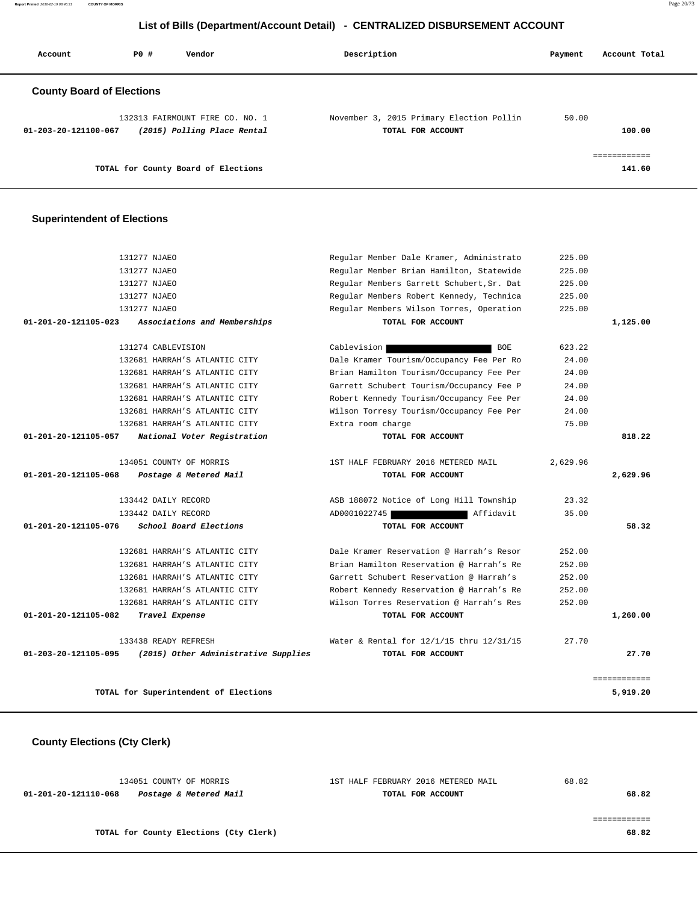## List of Bills (Department/Account Detail) - CENTRALIZED DISBURSEMENT ACCOUNT

| Account | PO # | Vendor | Description | Payment | Account Total |
|---|---|---|---|---|---|

### County Board of Elections

| Account | PO # | Vendor | Description | Payment | Account Total |
|---|---|---|---|---|---|
| | 132313 | FAIRMOUNT FIRE CO. NO. 1 | November 3, 2015 Primary Election Pollin | 50.00 | |
| 01-203-20-121100-067 | | *(2015) Polling Place Rental* | TOTAL FOR ACCOUNT | | 100.00 |
| | | | | | ============ |
| | | TOTAL for County Board of Elections | | | 141.60 |

### Superintendent of Elections

| Account | PO # | Vendor | Description | Payment | Account Total |
|---|---|---|---|---|---|
| | 131277 | NJAEO | Regular Member Dale Kramer, Administrato | 225.00 | |
| | 131277 | NJAEO | Regular Member Brian Hamilton, Statewide | 225.00 | |
| | 131277 | NJAEO | Regular Members Garrett Schubert,Sr. Dat | 225.00 | |
| | 131277 | NJAEO | Regular Members Robert Kennedy, Technica | 225.00 | |
| | 131277 | NJAEO | Regular Members Wilson Torres, Operation | 225.00 | |
| 01-201-20-121105-023 | | *Associations and Memberships* | TOTAL FOR ACCOUNT | | 1,125.00 |
| | 131274 | CABLEVISION | Cablevision [redacted] BOE | 623.22 | |
| | 132681 | HARRAH'S ATLANTIC CITY | Dale Kramer Tourism/Occupancy Fee Per Ro | 24.00 | |
| | 132681 | HARRAH'S ATLANTIC CITY | Brian Hamilton Tourism/Occupancy Fee Per | 24.00 | |
| | 132681 | HARRAH'S ATLANTIC CITY | Garrett Schubert Tourism/Occupancy Fee P | 24.00 | |
| | 132681 | HARRAH'S ATLANTIC CITY | Robert Kennedy Tourism/Occupancy Fee Per | 24.00 | |
| | 132681 | HARRAH'S ATLANTIC CITY | Wilson Torresy Tourism/Occupancy Fee Per | 24.00 | |
| | 132681 | HARRAH'S ATLANTIC CITY | Extra room charge | 75.00 | |
| 01-201-20-121105-057 | | *National Voter Registration* | TOTAL FOR ACCOUNT | | 818.22 |
| | 134051 | COUNTY OF MORRIS | 1ST HALF FEBRUARY 2016 METERED MAIL | 2,629.96 | |
| 01-201-20-121105-068 | | *Postage & Metered Mail* | TOTAL FOR ACCOUNT | | 2,629.96 |
| | 133442 | DAILY RECORD | ASB 188072 Notice of Long Hill Township | 23.32 | |
| | 133442 | DAILY RECORD | AD0001022745 [redacted] Affidavit | 35.00 | |
| 01-201-20-121105-076 | | *School Board Elections* | TOTAL FOR ACCOUNT | | 58.32 |
| | 132681 | HARRAH'S ATLANTIC CITY | Dale Kramer Reservation @ Harrah's Resor | 252.00 | |
| | 132681 | HARRAH'S ATLANTIC CITY | Brian Hamilton Reservation @ Harrah's Re | 252.00 | |
| | 132681 | HARRAH'S ATLANTIC CITY | Garrett Schubert Reservation @ Harrah's | 252.00 | |
| | 132681 | HARRAH'S ATLANTIC CITY | Robert Kennedy Reservation @ Harrah's Re | 252.00 | |
| | 132681 | HARRAH'S ATLANTIC CITY | Wilson Torres Reservation @ Harrah's Res | 252.00 | |
| 01-201-20-121105-082 | | *Travel Expense* | TOTAL FOR ACCOUNT | | 1,260.00 |
| | 133438 | READY REFRESH | Water & Rental for 12/1/15 thru 12/31/15 | 27.70 | |
| 01-203-20-121105-095 | | *(2015) Other Administrative Supplies* | TOTAL FOR ACCOUNT | | 27.70 |
| | | | | | ============ |
| | | TOTAL for Superintendent of Elections | | | 5,919.20 |

### County Elections (Cty Clerk)

| Account | PO # | Vendor | Description | Payment | Account Total |
|---|---|---|---|---|---|
| | 134051 | COUNTY OF MORRIS | 1ST HALF FEBRUARY 2016 METERED MAIL | 68.82 | |
| 01-201-20-121110-068 | | *Postage & Metered Mail* | TOTAL FOR ACCOUNT | | 68.82 |
| | | | | | ============ |
| | | TOTAL for County Elections (Cty Clerk) | | | 68.82 |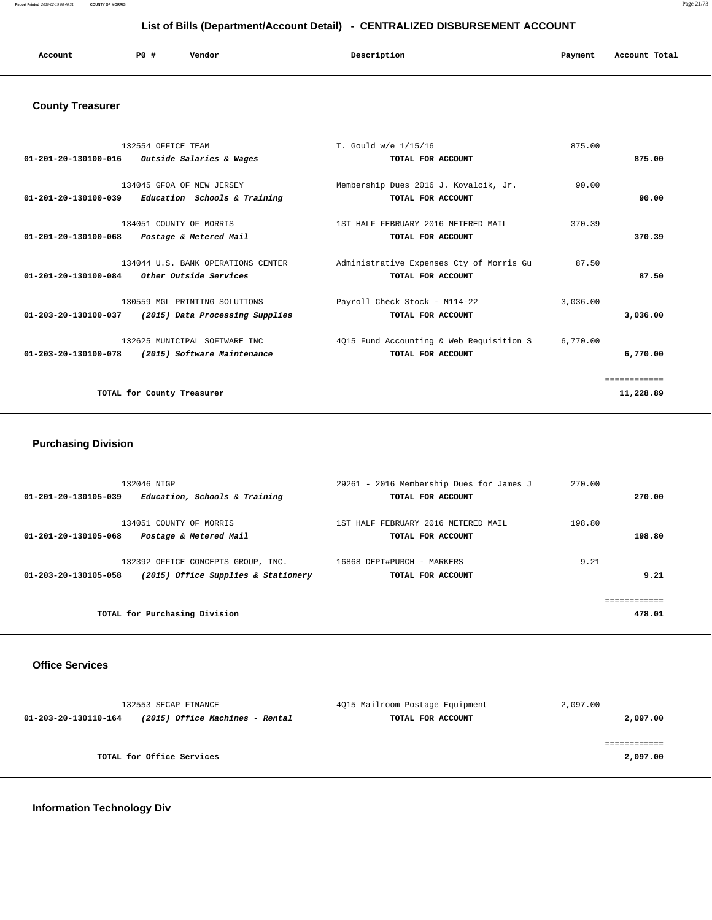## List of Bills (Department/Account Detail) - CENTRALIZED DISBURSEMENT ACCOUNT

| Account | PO # | Vendor | Description | Payment | Account Total |
|---|---|---|---|---|---|

### County Treasurer

| Account | PO # | Vendor | Description | Payment | Account Total |
|---|---|---|---|---|---|
| | 132554 | OFFICE TEAM | T. Gould w/e 1/15/16 | 875.00 | |
| **01-201-20-130100-016** | | ***Outside Salaries & Wages*** | **TOTAL FOR ACCOUNT** | | **875.00** |
| | 134045 | GFOA OF NEW JERSEY | Membership Dues 2016 J. Kovalcik, Jr. | 90.00 | |
| **01-201-20-130100-039** | | ***Education Schools & Training*** | **TOTAL FOR ACCOUNT** | | **90.00** |
| | 134051 | COUNTY OF MORRIS | 1ST HALF FEBRUARY 2016 METERED MAIL | 370.39 | |
| **01-201-20-130100-068** | | ***Postage & Metered Mail*** | **TOTAL FOR ACCOUNT** | | **370.39** |
| | 134044 | U.S. BANK OPERATIONS CENTER | Administrative Expenses Cty of Morris Gu | 87.50 | |
| **01-201-20-130100-084** | | ***Other Outside Services*** | **TOTAL FOR ACCOUNT** | | **87.50** |
| | 130559 | MGL PRINTING SOLUTIONS | Payroll Check Stock - M114-22 | 3,036.00 | |
| **01-203-20-130100-037** | | ***(2015) Data Processing Supplies*** | **TOTAL FOR ACCOUNT** | | **3,036.00** |
| | 132625 | MUNICIPAL SOFTWARE INC | 4Q15 Fund Accounting & Web Requisition S | 6,770.00 | |
| **01-203-20-130100-078** | | ***(2015) Software Maintenance*** | **TOTAL FOR ACCOUNT** | | **6,770.00** |
| | | **TOTAL for County Treasurer** | | | **11,228.89** |

### Purchasing Division

| Account | PO # | Vendor | Description | Payment | Account Total |
|---|---|---|---|---|---|
| | 132046 | NIGP | 29261 - 2016 Membership Dues for James J | 270.00 | |
| **01-201-20-130105-039** | | ***Education, Schools & Training*** | **TOTAL FOR ACCOUNT** | | **270.00** |
| | 134051 | COUNTY OF MORRIS | 1ST HALF FEBRUARY 2016 METERED MAIL | 198.80 | |
| **01-201-20-130105-068** | | ***Postage & Metered Mail*** | **TOTAL FOR ACCOUNT** | | **198.80** |
| | 132392 | OFFICE CONCEPTS GROUP, INC. | 16868 DEPT#PURCH - MARKERS | 9.21 | |
| **01-203-20-130105-058** | | ***(2015) Office Supplies & Stationery*** | **TOTAL FOR ACCOUNT** | | **9.21** |
| | | **TOTAL for Purchasing Division** | | | **478.01** |

### Office Services

| Account | PO # | Vendor | Description | Payment | Account Total |
|---|---|---|---|---|---|
| | 132553 | SECAP FINANCE | 4Q15 Mailroom Postage Equipment | 2,097.00 | |
| **01-203-20-130110-164** | | ***(2015) Office Machines - Rental*** | **TOTAL FOR ACCOUNT** | | **2,097.00** |
| | | **TOTAL for Office Services** | | | **2,097.00** |

### Information Technology Div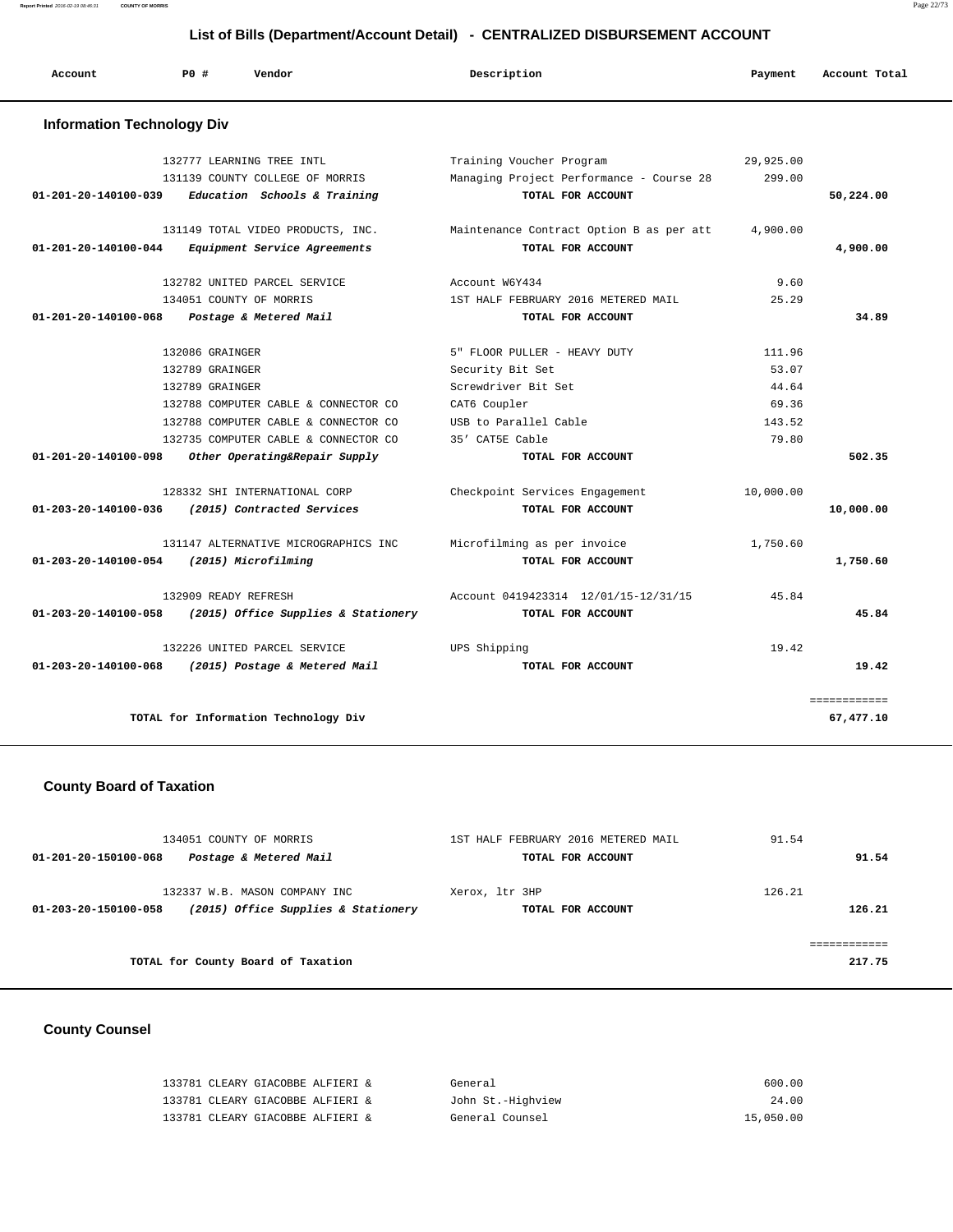## List of Bills (Department/Account Detail) - CENTRALIZED DISBURSEMENT ACCOUNT

| Account | PO # | Vendor | Description | Payment | Account Total |
|---|---|---|---|---|---|

### Information Technology Div

| Account | PO # | Vendor | Description | Payment | Account Total |
|---|---|---|---|---|---|
| | 132777 | LEARNING TREE INTL | Training Voucher Program | 29,925.00 | |
| | 131139 | COUNTY COLLEGE OF MORRIS | Managing Project Performance - Course 28 | 299.00 | |
| 01-201-20-140100-039 | | *Education Schools & Training* | **TOTAL FOR ACCOUNT** | | **50,224.00** |
| | 131149 | TOTAL VIDEO PRODUCTS, INC. | Maintenance Contract Option B as per att | 4,900.00 | |
| 01-201-20-140100-044 | | *Equipment Service Agreements* | **TOTAL FOR ACCOUNT** | | **4,900.00** |
| | 132782 | UNITED PARCEL SERVICE | Account W6Y434 | 9.60 | |
| | 134051 | COUNTY OF MORRIS | 1ST HALF FEBRUARY 2016 METERED MAIL | 25.29 | |
| 01-201-20-140100-068 | | *Postage & Metered Mail* | **TOTAL FOR ACCOUNT** | | **34.89** |
| | 132086 | GRAINGER | 5" FLOOR PULLER - HEAVY DUTY | 111.96 | |
| | 132789 | GRAINGER | Security Bit Set | 53.07 | |
| | 132789 | GRAINGER | Screwdriver Bit Set | 44.64 | |
| | 132788 | COMPUTER CABLE & CONNECTOR CO | CAT6 Coupler | 69.36 | |
| | 132788 | COMPUTER CABLE & CONNECTOR CO | USB to Parallel Cable | 143.52 | |
| | 132735 | COMPUTER CABLE & CONNECTOR CO | 35' CAT5E Cable | 79.80 | |
| 01-201-20-140100-098 | | *Other Operating&Repair Supply* | **TOTAL FOR ACCOUNT** | | **502.35** |
| | 128332 | SHI INTERNATIONAL CORP | Checkpoint Services Engagement | 10,000.00 | |
| 01-203-20-140100-036 | | *(2015) Contracted Services* | **TOTAL FOR ACCOUNT** | | **10,000.00** |
| | 131147 | ALTERNATIVE MICROGRAPHICS INC | Microfilming as per invoice | 1,750.60 | |
| 01-203-20-140100-054 | | *(2015) Microfilming* | **TOTAL FOR ACCOUNT** | | **1,750.60** |
| | 132909 | READY REFRESH | Account 0419423314 12/01/15-12/31/15 | 45.84 | |
| 01-203-20-140100-058 | | *(2015) Office Supplies & Stationery* | **TOTAL FOR ACCOUNT** | | **45.84** |
| | 132226 | UNITED PARCEL SERVICE | UPS Shipping | 19.42 | |
| 01-203-20-140100-068 | | *(2015) Postage & Metered Mail* | **TOTAL FOR ACCOUNT** | | **19.42** |
| | | **TOTAL for Information Technology Div** | | | **67,477.10** |

### County Board of Taxation

| Account | PO # | Vendor | Description | Payment | Account Total |
|---|---|---|---|---|---|
| | 134051 | COUNTY OF MORRIS | 1ST HALF FEBRUARY 2016 METERED MAIL | 91.54 | |
| 01-201-20-150100-068 | | *Postage & Metered Mail* | **TOTAL FOR ACCOUNT** | | **91.54** |
| | 132337 | W.B. MASON COMPANY INC | Xerox, ltr 3HP | 126.21 | |
| 01-203-20-150100-058 | | *(2015) Office Supplies & Stationery* | **TOTAL FOR ACCOUNT** | | **126.21** |
| | | **TOTAL for County Board of Taxation** | | | **217.75** |

### County Counsel

| Account | PO # | Vendor | Description | Payment | Account Total |
|---|---|---|---|---|---|
| | 133781 | CLEARY GIACOBBE ALFIERI & | General | 600.00 | |
| | 133781 | CLEARY GIACOBBE ALFIERI & | John St.-Highview | 24.00 | |
| | 133781 | CLEARY GIACOBBE ALFIERI & | General Counsel | 15,050.00 | |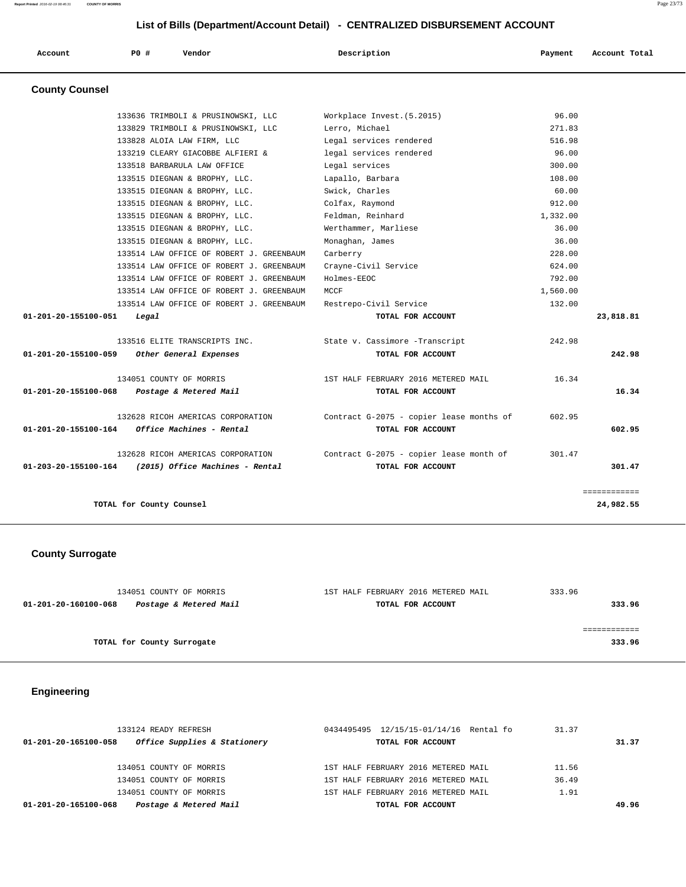## List of Bills (Department/Account Detail) - CENTRALIZED DISBURSEMENT ACCOUNT

| Account | PO # | Vendor | Description | Payment | Account Total |
|---|---|---|---|---|---|

### County Counsel

| Account | PO # | Vendor | Description | Payment | Account Total |
|---|---|---|---|---|---|
| | 133636 | TRIMBOLI & PRUSINOWSKI, LLC | Workplace Invest.(5.2015) | 96.00 | |
| | 133829 | TRIMBOLI & PRUSINOWSKI, LLC | Lerro, Michael | 271.83 | |
| | 133828 | ALOIA LAW FIRM, LLC | Legal services rendered | 516.98 | |
| | 133219 | CLEARY GIACOBBE ALFIERI & | legal services rendered | 96.00 | |
| | 133518 | BARBARULA LAW OFFICE | Legal services | 300.00 | |
| | 133515 | DIEGNAN & BROPHY, LLC. | Lapallo, Barbara | 108.00 | |
| | 133515 | DIEGNAN & BROPHY, LLC. | Swick, Charles | 60.00 | |
| | 133515 | DIEGNAN & BROPHY, LLC. | Colfax, Raymond | 912.00 | |
| | 133515 | DIEGNAN & BROPHY, LLC. | Feldman, Reinhard | 1,332.00 | |
| | 133515 | DIEGNAN & BROPHY, LLC. | Werthammer, Marliese | 36.00 | |
| | 133515 | DIEGNAN & BROPHY, LLC. | Monaghan, James | 36.00 | |
| | 133514 | LAW OFFICE OF ROBERT J. GREENBAUM | Carberry | 228.00 | |
| | 133514 | LAW OFFICE OF ROBERT J. GREENBAUM | Crayne-Civil Service | 624.00 | |
| | 133514 | LAW OFFICE OF ROBERT J. GREENBAUM | Holmes-EEOC | 792.00 | |
| | 133514 | LAW OFFICE OF ROBERT J. GREENBAUM | MCCF | 1,560.00 | |
| | 133514 | LAW OFFICE OF ROBERT J. GREENBAUM | Restrepo-Civil Service | 132.00 | |
| **01-201-20-155100-051** | ***Legal*** | | **TOTAL FOR ACCOUNT** | | **23,818.81** |
| | 133516 | ELITE TRANSCRIPTS INC. | State v. Cassimore -Transcript | 242.98 | |
| **01-201-20-155100-059** | ***Other General Expenses*** | | **TOTAL FOR ACCOUNT** | | **242.98** |
| | 134051 | COUNTY OF MORRIS | 1ST HALF FEBRUARY 2016 METERED MAIL | 16.34 | |
| **01-201-20-155100-068** | ***Postage & Metered Mail*** | | **TOTAL FOR ACCOUNT** | | **16.34** |
| | 132628 | RICOH AMERICAS CORPORATION | Contract G-2075 - copier lease months of | 602.95 | |
| **01-201-20-155100-164** | ***Office Machines - Rental*** | | **TOTAL FOR ACCOUNT** | | **602.95** |
| | 132628 | RICOH AMERICAS CORPORATION | Contract G-2075 - copier lease month of | 301.47 | |
| **01-203-20-155100-164** | ***(2015) Office Machines - Rental*** | | **TOTAL FOR ACCOUNT** | | **301.47** |
| | | | | | ============ |
| **TOTAL for County Counsel** | | | | | **24,982.55** |

### County Surrogate

| Account | PO # | Vendor | Description | Payment | Account Total |
|---|---|---|---|---|---|
| | 134051 | COUNTY OF MORRIS | 1ST HALF FEBRUARY 2016 METERED MAIL | 333.96 | |
| **01-201-20-160100-068** | ***Postage & Metered Mail*** | | **TOTAL FOR ACCOUNT** | | **333.96** |
| | | | | | ============ |
| **TOTAL for County Surrogate** | | | | | **333.96** |

### Engineering

| Account | PO # | Vendor | Description | Payment | Account Total |
|---|---|---|---|---|---|
| | 133124 | READY REFRESH | 0434495495 12/15/15-01/14/16 Rental fo | 31.37 | |
| **01-201-20-165100-058** | ***Office Supplies & Stationery*** | | **TOTAL FOR ACCOUNT** | | **31.37** |
| | 134051 | COUNTY OF MORRIS | 1ST HALF FEBRUARY 2016 METERED MAIL | 11.56 | |
| | 134051 | COUNTY OF MORRIS | 1ST HALF FEBRUARY 2016 METERED MAIL | 36.49 | |
| | 134051 | COUNTY OF MORRIS | 1ST HALF FEBRUARY 2016 METERED MAIL | 1.91 | |
| **01-201-20-165100-068** | ***Postage & Metered Mail*** | | **TOTAL FOR ACCOUNT** | | **49.96** |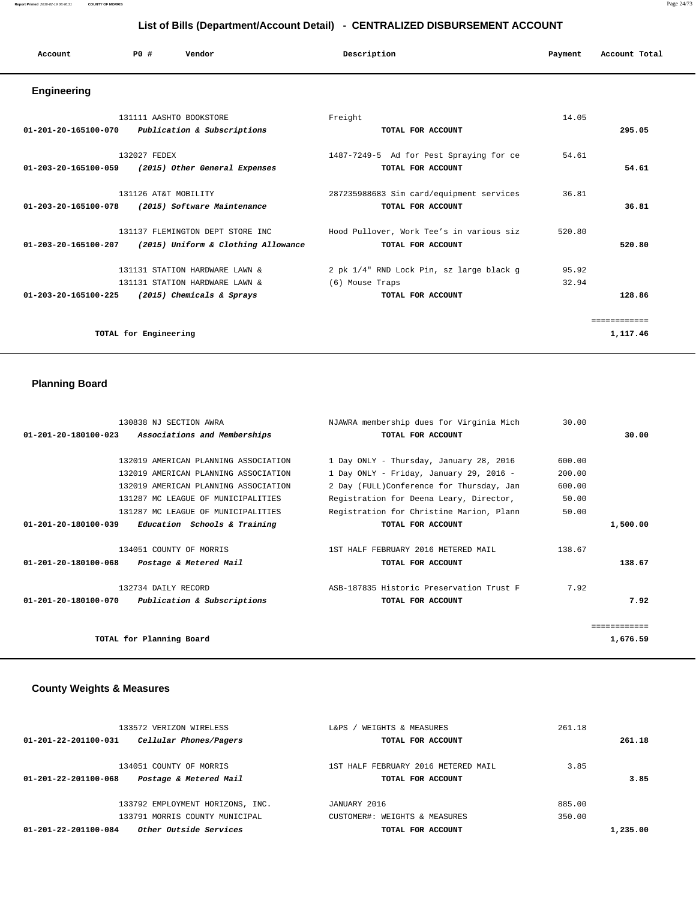# List of Bills (Department/Account Detail) - CENTRALIZED DISBURSEMENT ACCOUNT

| Account | PO # | Vendor | Description | Payment | Account Total |
|---|---|---|---|---|---|

## Engineering

| Account | PO # | Vendor | Description | Payment | Account Total |
|---|---|---|---|---|---|
| | 131111 | AASHTO BOOKSTORE | Freight | 14.05 | |
| **01-201-20-165100-070** | | ***Publication & Subscriptions*** | **TOTAL FOR ACCOUNT** | | **295.05** |
| | 132027 | FEDEX | 1487-7249-5 Ad for Pest Spraying for ce | 54.61 | |
| **01-203-20-165100-059** | | ***(2015) Other General Expenses*** | **TOTAL FOR ACCOUNT** | | **54.61** |
| | 131126 | AT&T MOBILITY | 287235988683 Sim card/equipment services | 36.81 | |
| **01-203-20-165100-078** | | ***(2015) Software Maintenance*** | **TOTAL FOR ACCOUNT** | | **36.81** |
| | 131137 | FLEMINGTON DEPT STORE INC | Hood Pullover, Work Tee's in various siz | 520.80 | |
| **01-203-20-165100-207** | | ***(2015) Uniform & Clothing Allowance*** | **TOTAL FOR ACCOUNT** | | **520.80** |
| | 131131 | STATION HARDWARE LAWN & | 2 pk 1/4" RND Lock Pin, sz large black g | 95.92 | |
| | 131131 | STATION HARDWARE LAWN & | (6) Mouse Traps | 32.94 | |
| **01-203-20-165100-225** | | ***(2015) Chemicals & Sprays*** | **TOTAL FOR ACCOUNT** | | **128.86** |
| | | | | | ============ |
| | | **TOTAL for Engineering** | | | **1,117.46** |

## Planning Board

| Account | PO # | Vendor | Description | Payment | Account Total |
|---|---|---|---|---|---|
| | 130838 | NJ SECTION AWRA | NJAWRA membership dues for Virginia Mich | 30.00 | |
| **01-201-20-180100-023** | | ***Associations and Memberships*** | **TOTAL FOR ACCOUNT** | | **30.00** |
| | 132019 | AMERICAN PLANNING ASSOCIATION | 1 Day ONLY - Thursday, January 28, 2016 | 600.00 | |
| | 132019 | AMERICAN PLANNING ASSOCIATION | 1 Day ONLY - Friday, January 29, 2016 - | 200.00 | |
| | 132019 | AMERICAN PLANNING ASSOCIATION | 2 Day (FULL)Conference for Thursday, Jan | 600.00 | |
| | 131287 | MC LEAGUE OF MUNICIPALITIES | Registration for Deena Leary, Director, | 50.00 | |
| | 131287 | MC LEAGUE OF MUNICIPALITIES | Registration for Christine Marion, Plann | 50.00 | |
| **01-201-20-180100-039** | | ***Education Schools & Training*** | **TOTAL FOR ACCOUNT** | | **1,500.00** |
| | 134051 | COUNTY OF MORRIS | 1ST HALF FEBRUARY 2016 METERED MAIL | 138.67 | |
| **01-201-20-180100-068** | | ***Postage & Metered Mail*** | **TOTAL FOR ACCOUNT** | | **138.67** |
| | 132734 | DAILY RECORD | ASB-187835 Historic Preservation Trust F | 7.92 | |
| **01-201-20-180100-070** | | ***Publication & Subscriptions*** | **TOTAL FOR ACCOUNT** | | **7.92** |
| | | | | | ============ |
| | | **TOTAL for Planning Board** | | | **1,676.59** |

## County Weights & Measures

| Account | PO # | Vendor | Description | Payment | Account Total |
|---|---|---|---|---|---|
| | 133572 | VERIZON WIRELESS | L&PS / WEIGHTS & MEASURES | 261.18 | |
| **01-201-22-201100-031** | | ***Cellular Phones/Pagers*** | **TOTAL FOR ACCOUNT** | | **261.18** |
| | 134051 | COUNTY OF MORRIS | 1ST HALF FEBRUARY 2016 METERED MAIL | 3.85 | |
| **01-201-22-201100-068** | | ***Postage & Metered Mail*** | **TOTAL FOR ACCOUNT** | | **3.85** |
| | 133792 | EMPLOYMENT HORIZONS, INC. | JANUARY 2016 | 885.00 | |
| | 133791 | MORRIS COUNTY MUNICIPAL | CUSTOMER#: WEIGHTS & MEASURES | 350.00 | |
| **01-201-22-201100-084** | | ***Other Outside Services*** | **TOTAL FOR ACCOUNT** | | **1,235.00** |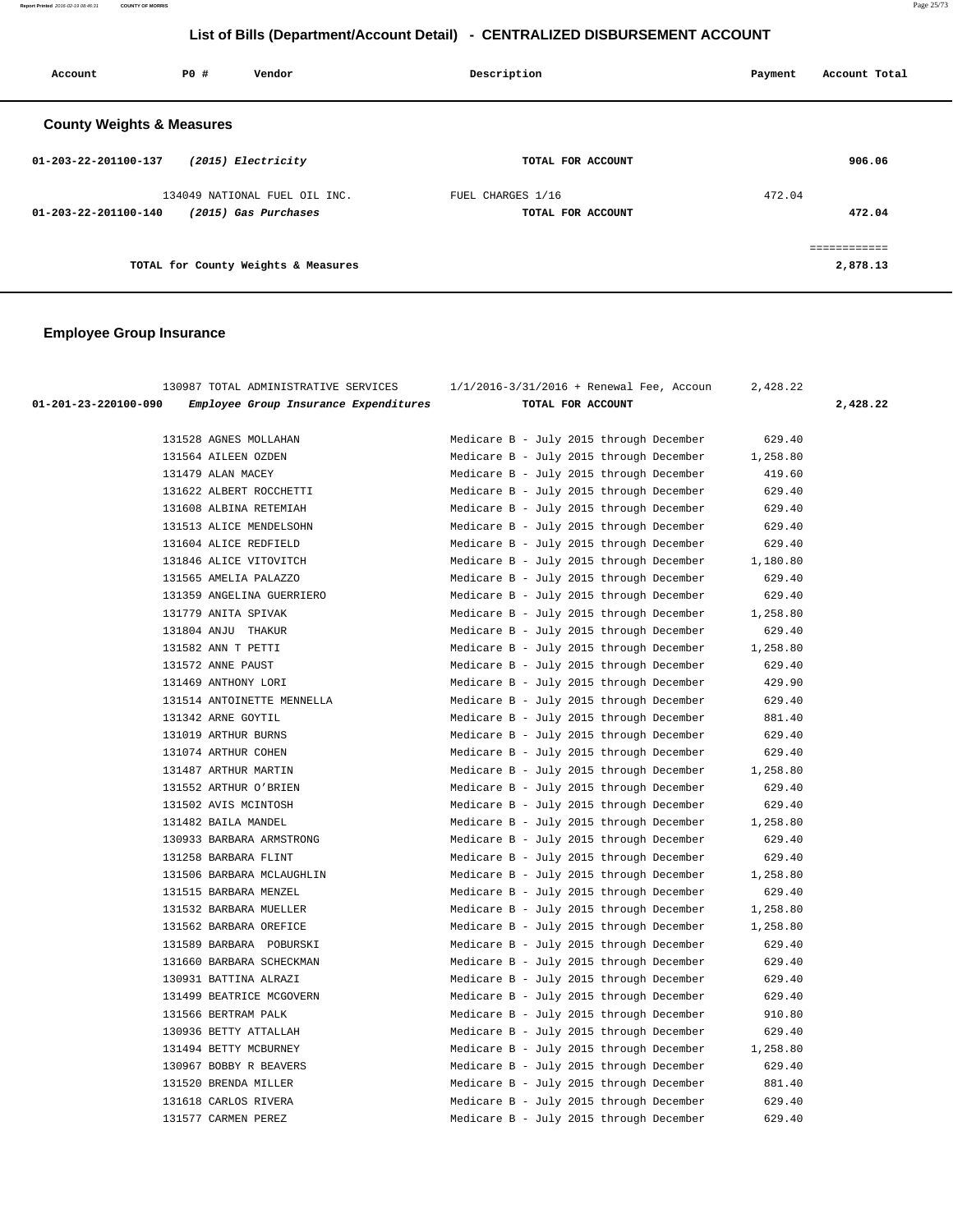## List of Bills (Department/Account Detail) - CENTRALIZED DISBURSEMENT ACCOUNT

| Account | PO # | Vendor | Description | Payment | Account Total |
|---|---|---|---|---|---|

### County Weights & Measures

| Account | PO # | Vendor | Description | Payment | Account Total |
|---|---|---|---|---|---|
| 01-203-22-201100-137 | | *(2015) Electricity* | TOTAL FOR ACCOUNT | | 906.06 |
| | 134049 | NATIONAL FUEL OIL INC. | FUEL CHARGES 1/16 | 472.04 | |
| 01-203-22-201100-140 | | *(2015) Gas Purchases* | TOTAL FOR ACCOUNT | | 472.04 |
| | | | | | ============ |
| | | TOTAL for County Weights & Measures | | | 2,878.13 |

### Employee Group Insurance

| Account | PO # | Vendor | Description | Payment | Account Total |
|---|---|---|---|---|---|
| | 130987 | TOTAL ADMINISTRATIVE SERVICES | 1/1/2016-3/31/2016 + Renewal Fee, Accoun | 2,428.22 | |
| 01-201-23-220100-090 | | *Employee Group Insurance Expenditures* | TOTAL FOR ACCOUNT | | 2,428.22 |
| | 131528 | AGNES MOLLAHAN | Medicare B - July 2015 through December | 629.40 | |
| | 131564 | AILEEN OZDEN | Medicare B - July 2015 through December | 1,258.80 | |
| | 131479 | ALAN MACEY | Medicare B - July 2015 through December | 419.60 | |
| | 131622 | ALBERT ROCCHETTI | Medicare B - July 2015 through December | 629.40 | |
| | 131608 | ALBINA RETEMIAH | Medicare B - July 2015 through December | 629.40 | |
| | 131513 | ALICE MENDELSOHN | Medicare B - July 2015 through December | 629.40 | |
| | 131604 | ALICE REDFIELD | Medicare B - July 2015 through December | 629.40 | |
| | 131846 | ALICE VITOVITCH | Medicare B - July 2015 through December | 1,180.80 | |
| | 131565 | AMELIA PALAZZO | Medicare B - July 2015 through December | 629.40 | |
| | 131359 | ANGELINA GUERRIERO | Medicare B - July 2015 through December | 629.40 | |
| | 131779 | ANITA SPIVAK | Medicare B - July 2015 through December | 1,258.80 | |
| | 131804 | ANJU THAKUR | Medicare B - July 2015 through December | 629.40 | |
| | 131582 | ANN T PETTI | Medicare B - July 2015 through December | 1,258.80 | |
| | 131572 | ANNE PAUST | Medicare B - July 2015 through December | 629.40 | |
| | 131469 | ANTHONY LORI | Medicare B - July 2015 through December | 429.90 | |
| | 131514 | ANTOINETTE MENNELLA | Medicare B - July 2015 through December | 629.40 | |
| | 131342 | ARNE GOYTIL | Medicare B - July 2015 through December | 881.40 | |
| | 131019 | ARTHUR BURNS | Medicare B - July 2015 through December | 629.40 | |
| | 131074 | ARTHUR COHEN | Medicare B - July 2015 through December | 629.40 | |
| | 131487 | ARTHUR MARTIN | Medicare B - July 2015 through December | 1,258.80 | |
| | 131552 | ARTHUR O'BRIEN | Medicare B - July 2015 through December | 629.40 | |
| | 131502 | AVIS MCINTOSH | Medicare B - July 2015 through December | 629.40 | |
| | 131482 | BAILA MANDEL | Medicare B - July 2015 through December | 1,258.80 | |
| | 130933 | BARBARA ARMSTRONG | Medicare B - July 2015 through December | 629.40 | |
| | 131258 | BARBARA FLINT | Medicare B - July 2015 through December | 629.40 | |
| | 131506 | BARBARA MCLAUGHLIN | Medicare B - July 2015 through December | 1,258.80 | |
| | 131515 | BARBARA MENZEL | Medicare B - July 2015 through December | 629.40 | |
| | 131532 | BARBARA MUELLER | Medicare B - July 2015 through December | 1,258.80 | |
| | 131562 | BARBARA OREFICE | Medicare B - July 2015 through December | 1,258.80 | |
| | 131589 | BARBARA POBURSKI | Medicare B - July 2015 through December | 629.40 | |
| | 131660 | BARBARA SCHECKMAN | Medicare B - July 2015 through December | 629.40 | |
| | 130931 | BATTINA ALRAZI | Medicare B - July 2015 through December | 629.40 | |
| | 131499 | BEATRICE MCGOVERN | Medicare B - July 2015 through December | 629.40 | |
| | 131566 | BERTRAM PALK | Medicare B - July 2015 through December | 910.80 | |
| | 130936 | BETTY ATTALLAH | Medicare B - July 2015 through December | 629.40 | |
| | 131494 | BETTY MCBURNEY | Medicare B - July 2015 through December | 1,258.80 | |
| | 130967 | BOBBY R BEAVERS | Medicare B - July 2015 through December | 629.40 | |
| | 131520 | BRENDA MILLER | Medicare B - July 2015 through December | 881.40 | |
| | 131618 | CARLOS RIVERA | Medicare B - July 2015 through December | 629.40 | |
| | 131577 | CARMEN PEREZ | Medicare B - July 2015 through December | 629.40 | |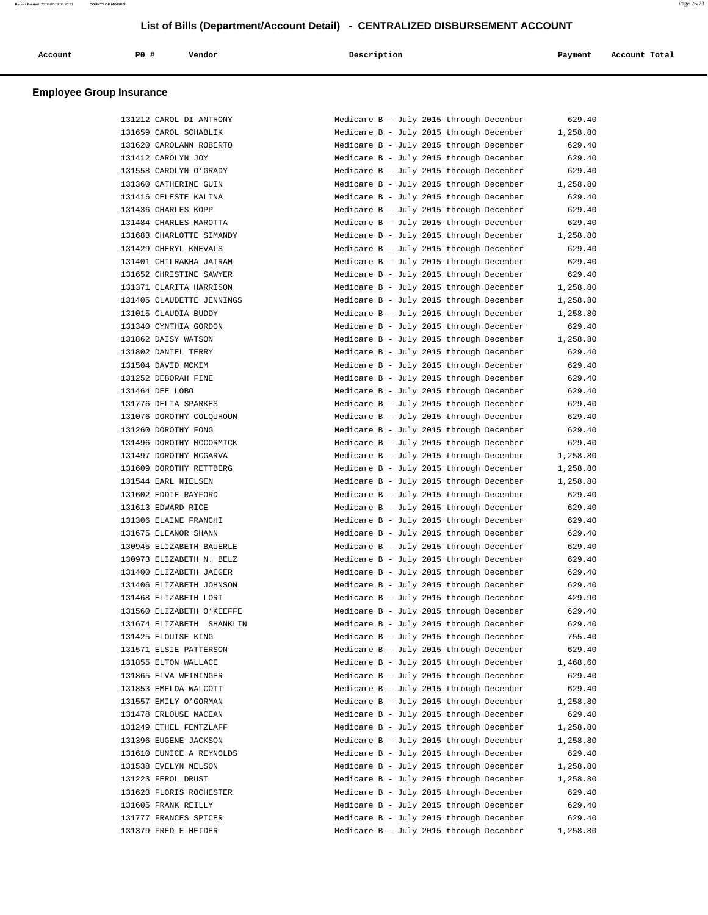# List of Bills (Department/Account Detail) - CENTRALIZED DISBURSEMENT ACCOUNT

## Employee Group Insurance

| Account | PO # | Vendor | Description | Payment | Account Total |
|---|---|---|---|---|---|
| | 131212 | CAROL DI ANTHONY | Medicare B - July 2015 through December | 629.40 | |
| | 131659 | CAROL SCHABLIK | Medicare B - July 2015 through December | 1,258.80 | |
| | 131620 | CAROLANN ROBERTO | Medicare B - July 2015 through December | 629.40 | |
| | 131412 | CAROLYN JOY | Medicare B - July 2015 through December | 629.40 | |
| | 131558 | CAROLYN O'GRADY | Medicare B - July 2015 through December | 629.40 | |
| | 131360 | CATHERINE GUIN | Medicare B - July 2015 through December | 1,258.80 | |
| | 131416 | CELESTE KALINA | Medicare B - July 2015 through December | 629.40 | |
| | 131436 | CHARLES KOPP | Medicare B - July 2015 through December | 629.40 | |
| | 131484 | CHARLES MAROTTA | Medicare B - July 2015 through December | 629.40 | |
| | 131683 | CHARLOTTE SIMANDY | Medicare B - July 2015 through December | 1,258.80 | |
| | 131429 | CHERYL KNEVALS | Medicare B - July 2015 through December | 629.40 | |
| | 131401 | CHILRAKHA JAIRAM | Medicare B - July 2015 through December | 629.40 | |
| | 131652 | CHRISTINE SAWYER | Medicare B - July 2015 through December | 629.40 | |
| | 131371 | CLARITA HARRISON | Medicare B - July 2015 through December | 1,258.80 | |
| | 131405 | CLAUDETTE JENNINGS | Medicare B - July 2015 through December | 1,258.80 | |
| | 131015 | CLAUDIA BUDDY | Medicare B - July 2015 through December | 1,258.80 | |
| | 131340 | CYNTHIA GORDON | Medicare B - July 2015 through December | 629.40 | |
| | 131862 | DAISY WATSON | Medicare B - July 2015 through December | 1,258.80 | |
| | 131802 | DANIEL TERRY | Medicare B - July 2015 through December | 629.40 | |
| | 131504 | DAVID MCKIM | Medicare B - July 2015 through December | 629.40 | |
| | 131252 | DEBORAH FINE | Medicare B - July 2015 through December | 629.40 | |
| | 131464 | DEE LOBO | Medicare B - July 2015 through December | 629.40 | |
| | 131776 | DELIA SPARKES | Medicare B - July 2015 through December | 629.40 | |
| | 131076 | DOROTHY COLQUHOUN | Medicare B - July 2015 through December | 629.40 | |
| | 131260 | DOROTHY FONG | Medicare B - July 2015 through December | 629.40 | |
| | 131496 | DOROTHY MCCORMICK | Medicare B - July 2015 through December | 629.40 | |
| | 131497 | DOROTHY MCGARVA | Medicare B - July 2015 through December | 1,258.80 | |
| | 131609 | DOROTHY RETTBERG | Medicare B - July 2015 through December | 1,258.80 | |
| | 131544 | EARL NIELSEN | Medicare B - July 2015 through December | 1,258.80 | |
| | 131602 | EDDIE RAYFORD | Medicare B - July 2015 through December | 629.40 | |
| | 131613 | EDWARD RICE | Medicare B - July 2015 through December | 629.40 | |
| | 131306 | ELAINE FRANCHI | Medicare B - July 2015 through December | 629.40 | |
| | 131675 | ELEANOR SHANN | Medicare B - July 2015 through December | 629.40 | |
| | 130945 | ELIZABETH BAUERLE | Medicare B - July 2015 through December | 629.40 | |
| | 130973 | ELIZABETH N. BELZ | Medicare B - July 2015 through December | 629.40 | |
| | 131400 | ELIZABETH JAEGER | Medicare B - July 2015 through December | 629.40 | |
| | 131406 | ELIZABETH JOHNSON | Medicare B - July 2015 through December | 629.40 | |
| | 131468 | ELIZABETH LORI | Medicare B - July 2015 through December | 429.90 | |
| | 131560 | ELIZABETH O'KEEFFE | Medicare B - July 2015 through December | 629.40 | |
| | 131674 | ELIZABETH SHANKLIN | Medicare B - July 2015 through December | 629.40 | |
| | 131425 | ELOUISE KING | Medicare B - July 2015 through December | 755.40 | |
| | 131571 | ELSIE PATTERSON | Medicare B - July 2015 through December | 629.40 | |
| | 131855 | ELTON WALLACE | Medicare B - July 2015 through December | 1,468.60 | |
| | 131865 | ELVA WEININGER | Medicare B - July 2015 through December | 629.40 | |
| | 131853 | EMELDA WALCOTT | Medicare B - July 2015 through December | 629.40 | |
| | 131557 | EMILY O'GORMAN | Medicare B - July 2015 through December | 1,258.80 | |
| | 131478 | ERLOUSE MACEAN | Medicare B - July 2015 through December | 629.40 | |
| | 131249 | ETHEL FENTZLAFF | Medicare B - July 2015 through December | 1,258.80 | |
| | 131396 | EUGENE JACKSON | Medicare B - July 2015 through December | 1,258.80 | |
| | 131610 | EUNICE A REYNOLDS | Medicare B - July 2015 through December | 629.40 | |
| | 131538 | EVELYN NELSON | Medicare B - July 2015 through December | 1,258.80 | |
| | 131223 | FEROL DRUST | Medicare B - July 2015 through December | 1,258.80 | |
| | 131623 | FLORIS ROCHESTER | Medicare B - July 2015 through December | 629.40 | |
| | 131605 | FRANK REILLY | Medicare B - July 2015 through December | 629.40 | |
| | 131777 | FRANCES SPICER | Medicare B - July 2015 through December | 629.40 | |
| | 131379 | FRED E HEIDER | Medicare B - July 2015 through December | 1,258.80 | |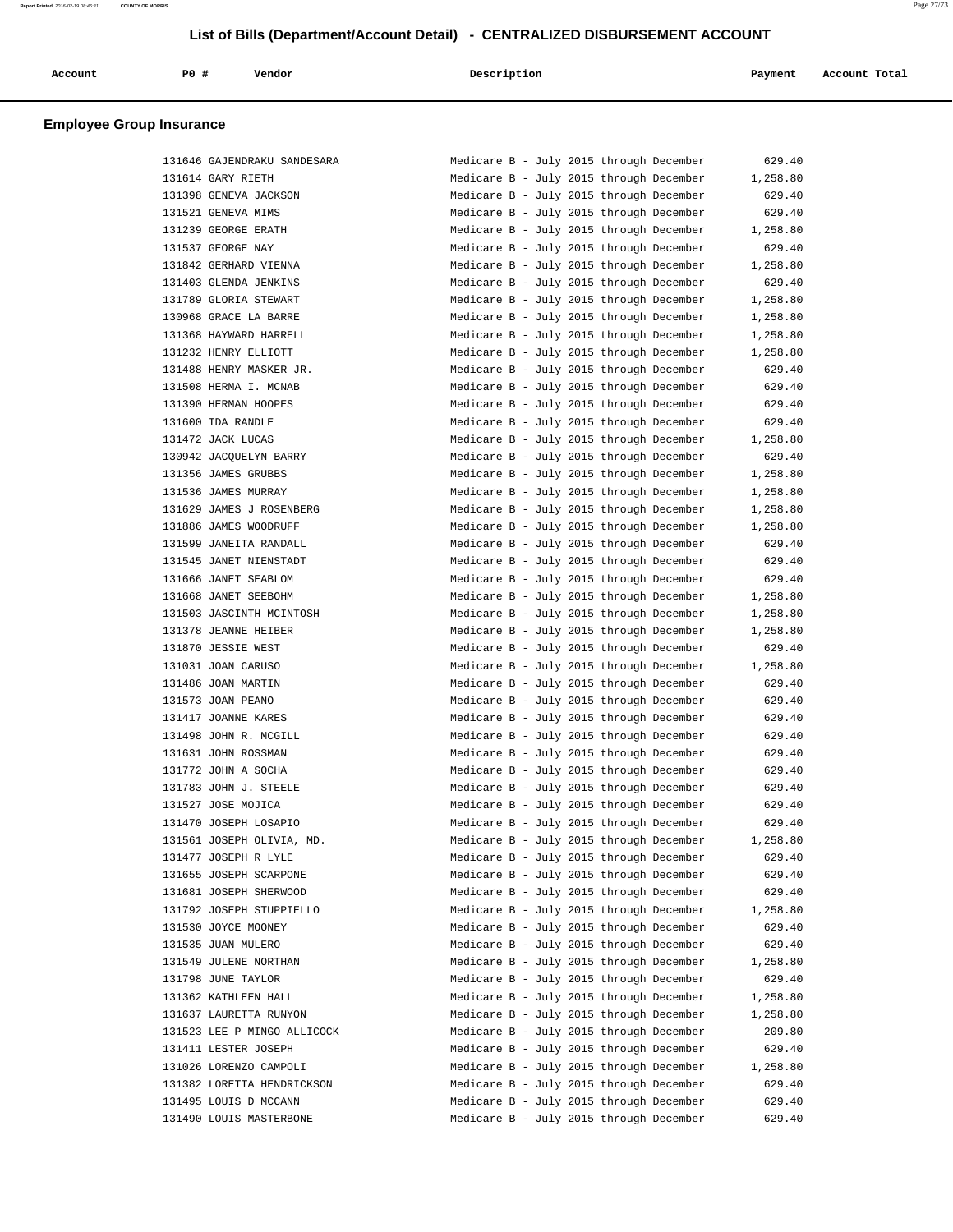# List of Bills (Department/Account Detail) - CENTRALIZED DISBURSEMENT ACCOUNT

## Employee Group Insurance

| Account | PO # | Vendor | Description | Payment | Account Total |
|---|---|---|---|---|---|
| | 131646 | GAJENDRAKU SANDESARA | Medicare B - July 2015 through December | 629.40 | |
| | 131614 | GARY RIETH | Medicare B - July 2015 through December | 1,258.80 | |
| | 131398 | GENEVA JACKSON | Medicare B - July 2015 through December | 629.40 | |
| | 131521 | GENEVA MIMS | Medicare B - July 2015 through December | 629.40 | |
| | 131239 | GEORGE ERATH | Medicare B - July 2015 through December | 1,258.80 | |
| | 131537 | GEORGE NAY | Medicare B - July 2015 through December | 629.40 | |
| | 131842 | GERHARD VIENNA | Medicare B - July 2015 through December | 1,258.80 | |
| | 131403 | GLENDA JENKINS | Medicare B - July 2015 through December | 629.40 | |
| | 131789 | GLORIA STEWART | Medicare B - July 2015 through December | 1,258.80 | |
| | 130968 | GRACE LA BARRE | Medicare B - July 2015 through December | 1,258.80 | |
| | 131368 | HAYWARD HARRELL | Medicare B - July 2015 through December | 1,258.80 | |
| | 131232 | HENRY ELLIOTT | Medicare B - July 2015 through December | 1,258.80 | |
| | 131488 | HENRY MASKER JR. | Medicare B - July 2015 through December | 629.40 | |
| | 131508 | HERMA I. MCNAB | Medicare B - July 2015 through December | 629.40 | |
| | 131390 | HERMAN HOOPES | Medicare B - July 2015 through December | 629.40 | |
| | 131600 | IDA RANDLE | Medicare B - July 2015 through December | 629.40 | |
| | 131472 | JACK LUCAS | Medicare B - July 2015 through December | 1,258.80 | |
| | 130942 | JACQUELYN BARRY | Medicare B - July 2015 through December | 629.40 | |
| | 131356 | JAMES GRUBBS | Medicare B - July 2015 through December | 1,258.80 | |
| | 131536 | JAMES MURRAY | Medicare B - July 2015 through December | 1,258.80 | |
| | 131629 | JAMES J ROSENBERG | Medicare B - July 2015 through December | 1,258.80 | |
| | 131886 | JAMES WOODRUFF | Medicare B - July 2015 through December | 1,258.80 | |
| | 131599 | JANEITA RANDALL | Medicare B - July 2015 through December | 629.40 | |
| | 131545 | JANET NIENSTADT | Medicare B - July 2015 through December | 629.40 | |
| | 131666 | JANET SEABLOM | Medicare B - July 2015 through December | 629.40 | |
| | 131668 | JANET SEEBOHM | Medicare B - July 2015 through December | 1,258.80 | |
| | 131503 | JASCINTH MCINTOSH | Medicare B - July 2015 through December | 1,258.80 | |
| | 131378 | JEANNE HEIBER | Medicare B - July 2015 through December | 1,258.80 | |
| | 131870 | JESSIE WEST | Medicare B - July 2015 through December | 629.40 | |
| | 131031 | JOAN CARUSO | Medicare B - July 2015 through December | 1,258.80 | |
| | 131486 | JOAN MARTIN | Medicare B - July 2015 through December | 629.40 | |
| | 131573 | JOAN PEANO | Medicare B - July 2015 through December | 629.40 | |
| | 131417 | JOANNE KARES | Medicare B - July 2015 through December | 629.40 | |
| | 131498 | JOHN R. MCGILL | Medicare B - July 2015 through December | 629.40 | |
| | 131631 | JOHN ROSSMAN | Medicare B - July 2015 through December | 629.40 | |
| | 131772 | JOHN A SOCHA | Medicare B - July 2015 through December | 629.40 | |
| | 131783 | JOHN J. STEELE | Medicare B - July 2015 through December | 629.40 | |
| | 131527 | JOSE MOJICA | Medicare B - July 2015 through December | 629.40 | |
| | 131470 | JOSEPH LOSAPIO | Medicare B - July 2015 through December | 629.40 | |
| | 131561 | JOSEPH OLIVIA, MD. | Medicare B - July 2015 through December | 1,258.80 | |
| | 131477 | JOSEPH R LYLE | Medicare B - July 2015 through December | 629.40 | |
| | 131655 | JOSEPH SCARPONE | Medicare B - July 2015 through December | 629.40 | |
| | 131681 | JOSEPH SHERWOOD | Medicare B - July 2015 through December | 629.40 | |
| | 131792 | JOSEPH STUPPIELLO | Medicare B - July 2015 through December | 1,258.80 | |
| | 131530 | JOYCE MOONEY | Medicare B - July 2015 through December | 629.40 | |
| | 131535 | JUAN MULERO | Medicare B - July 2015 through December | 629.40 | |
| | 131549 | JULENE NORTHAN | Medicare B - July 2015 through December | 1,258.80 | |
| | 131798 | JUNE TAYLOR | Medicare B - July 2015 through December | 629.40 | |
| | 131362 | KATHLEEN HALL | Medicare B - July 2015 through December | 1,258.80 | |
| | 131637 | LAURETTA RUNYON | Medicare B - July 2015 through December | 1,258.80 | |
| | 131523 | LEE P MINGO ALLICOCK | Medicare B - July 2015 through December | 209.80 | |
| | 131411 | LESTER JOSEPH | Medicare B - July 2015 through December | 629.40 | |
| | 131026 | LORENZO CAMPOLI | Medicare B - July 2015 through December | 1,258.80 | |
| | 131382 | LORETTA HENDRICKSON | Medicare B - July 2015 through December | 629.40 | |
| | 131495 | LOUIS D MCCANN | Medicare B - July 2015 through December | 629.40 | |
| | 131490 | LOUIS MASTERBONE | Medicare B - July 2015 through December | 629.40 | |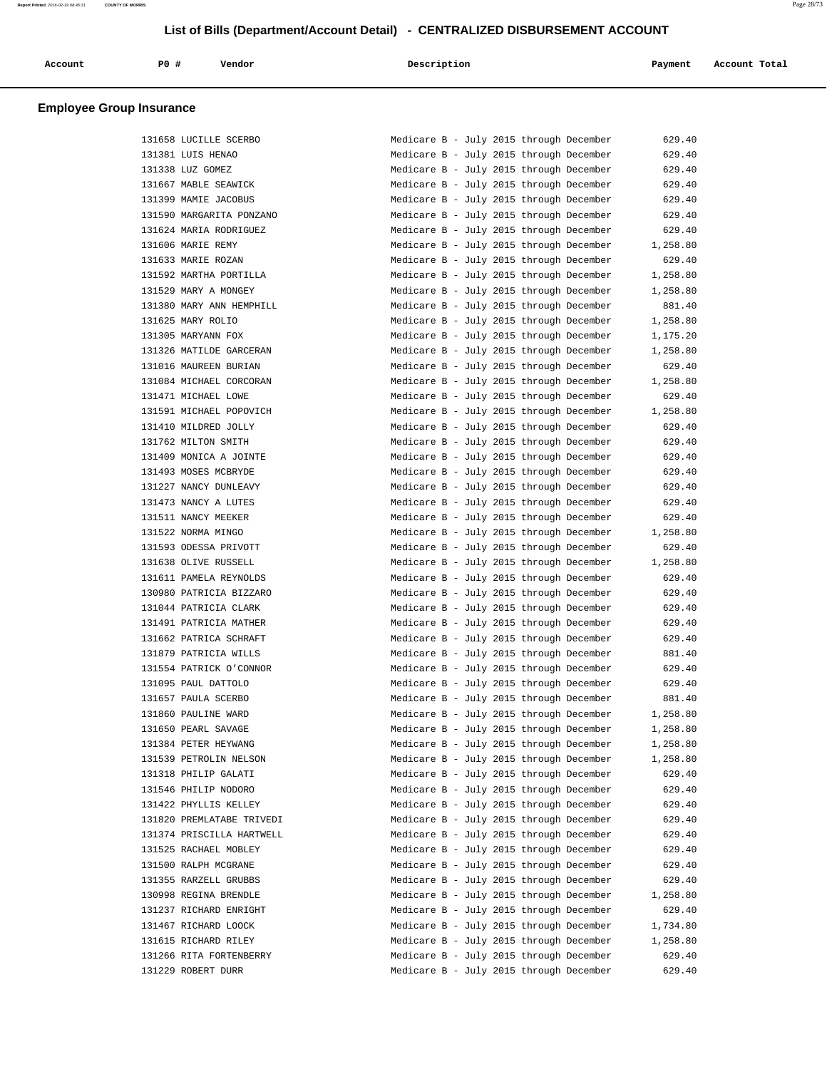# List of Bills (Department/Account Detail) - CENTRALIZED DISBURSEMENT ACCOUNT

## Employee Group Insurance

| Account | PO # | Vendor | Description | Payment | Account Total |
|---|---|---|---|---|---|
| | 131658 | LUCILLE SCERBO | Medicare B - July 2015 through December | 629.40 | |
| | 131381 | LUIS HENAO | Medicare B - July 2015 through December | 629.40 | |
| | 131338 | LUZ GOMEZ | Medicare B - July 2015 through December | 629.40 | |
| | 131667 | MABLE SEAWICK | Medicare B - July 2015 through December | 629.40 | |
| | 131399 | MAMIE JACOBUS | Medicare B - July 2015 through December | 629.40 | |
| | 131590 | MARGARITA PONZANO | Medicare B - July 2015 through December | 629.40 | |
| | 131624 | MARIA RODRIGUEZ | Medicare B - July 2015 through December | 629.40 | |
| | 131606 | MARIE REMY | Medicare B - July 2015 through December | 1,258.80 | |
| | 131633 | MARIE ROZAN | Medicare B - July 2015 through December | 629.40 | |
| | 131592 | MARTHA PORTILLA | Medicare B - July 2015 through December | 1,258.80 | |
| | 131529 | MARY A MONGEY | Medicare B - July 2015 through December | 1,258.80 | |
| | 131380 | MARY ANN HEMPHILL | Medicare B - July 2015 through December | 881.40 | |
| | 131625 | MARY ROLIO | Medicare B - July 2015 through December | 1,258.80 | |
| | 131305 | MARYANN FOX | Medicare B - July 2015 through December | 1,175.20 | |
| | 131326 | MATILDE GARCERAN | Medicare B - July 2015 through December | 1,258.80 | |
| | 131016 | MAUREEN BURIAN | Medicare B - July 2015 through December | 629.40 | |
| | 131084 | MICHAEL CORCORAN | Medicare B - July 2015 through December | 1,258.80 | |
| | 131471 | MICHAEL LOWE | Medicare B - July 2015 through December | 629.40 | |
| | 131591 | MICHAEL POPOVICH | Medicare B - July 2015 through December | 1,258.80 | |
| | 131410 | MILDRED JOLLY | Medicare B - July 2015 through December | 629.40 | |
| | 131762 | MILTON SMITH | Medicare B - July 2015 through December | 629.40 | |
| | 131409 | MONICA A JOINTE | Medicare B - July 2015 through December | 629.40 | |
| | 131493 | MOSES MCBRYDE | Medicare B - July 2015 through December | 629.40 | |
| | 131227 | NANCY DUNLEAVY | Medicare B - July 2015 through December | 629.40 | |
| | 131473 | NANCY A LUTES | Medicare B - July 2015 through December | 629.40 | |
| | 131511 | NANCY MEEKER | Medicare B - July 2015 through December | 629.40 | |
| | 131522 | NORMA MINGO | Medicare B - July 2015 through December | 1,258.80 | |
| | 131593 | ODESSA PRIVOTT | Medicare B - July 2015 through December | 629.40 | |
| | 131638 | OLIVE RUSSELL | Medicare B - July 2015 through December | 1,258.80 | |
| | 131611 | PAMELA REYNOLDS | Medicare B - July 2015 through December | 629.40 | |
| | 130980 | PATRICIA BIZZARO | Medicare B - July 2015 through December | 629.40 | |
| | 131044 | PATRICIA CLARK | Medicare B - July 2015 through December | 629.40 | |
| | 131491 | PATRICIA MATHER | Medicare B - July 2015 through December | 629.40 | |
| | 131662 | PATRICA SCHRAFT | Medicare B - July 2015 through December | 629.40 | |
| | 131879 | PATRICIA WILLS | Medicare B - July 2015 through December | 881.40 | |
| | 131554 | PATRICK O'CONNOR | Medicare B - July 2015 through December | 629.40 | |
| | 131095 | PAUL DATTOLO | Medicare B - July 2015 through December | 629.40 | |
| | 131657 | PAULA SCERBO | Medicare B - July 2015 through December | 881.40 | |
| | 131860 | PAULINE WARD | Medicare B - July 2015 through December | 1,258.80 | |
| | 131650 | PEARL SAVAGE | Medicare B - July 2015 through December | 1,258.80 | |
| | 131384 | PETER HEYWANG | Medicare B - July 2015 through December | 1,258.80 | |
| | 131539 | PETROLIN NELSON | Medicare B - July 2015 through December | 1,258.80 | |
| | 131318 | PHILIP GALATI | Medicare B - July 2015 through December | 629.40 | |
| | 131546 | PHILIP NODORO | Medicare B - July 2015 through December | 629.40 | |
| | 131422 | PHYLLIS KELLEY | Medicare B - July 2015 through December | 629.40 | |
| | 131820 | PREMLATABE TRIVEDI | Medicare B - July 2015 through December | 629.40 | |
| | 131374 | PRISCILLA HARTWELL | Medicare B - July 2015 through December | 629.40 | |
| | 131525 | RACHAEL MOBLEY | Medicare B - July 2015 through December | 629.40 | |
| | 131500 | RALPH MCGRANE | Medicare B - July 2015 through December | 629.40 | |
| | 131355 | RARZELL GRUBBS | Medicare B - July 2015 through December | 629.40 | |
| | 130998 | REGINA BRENDLE | Medicare B - July 2015 through December | 1,258.80 | |
| | 131237 | RICHARD ENRIGHT | Medicare B - July 2015 through December | 629.40 | |
| | 131467 | RICHARD LOOCK | Medicare B - July 2015 through December | 1,734.80 | |
| | 131615 | RICHARD RILEY | Medicare B - July 2015 through December | 1,258.80 | |
| | 131266 | RITA FORTENBERRY | Medicare B - July 2015 through December | 629.40 | |
| | 131229 | ROBERT DURR | Medicare B - July 2015 through December | 629.40 | |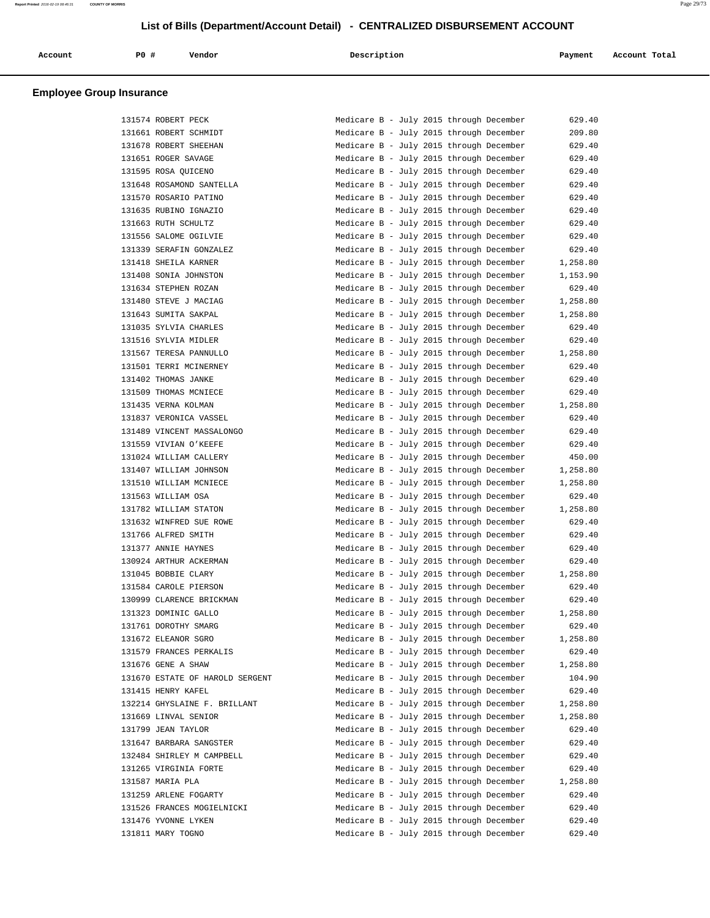# List of Bills (Department/Account Detail) - CENTRALIZED DISBURSEMENT ACCOUNT

| Account | PO # | Vendor | Description | Payment | Account Total |
|---|---|---|---|---|---|

## Employee Group Insurance

| Account | PO # | Vendor | Description | Payment | Account Total |
|---|---|---|---|---|---|
| | 131574 | ROBERT PECK | Medicare B - July 2015 through December | 629.40 | |
| | 131661 | ROBERT SCHMIDT | Medicare B - July 2015 through December | 209.80 | |
| | 131678 | ROBERT SHEEHAN | Medicare B - July 2015 through December | 629.40 | |
| | 131651 | ROGER SAVAGE | Medicare B - July 2015 through December | 629.40 | |
| | 131595 | ROSA QUICENO | Medicare B - July 2015 through December | 629.40 | |
| | 131648 | ROSAMOND SANTELLA | Medicare B - July 2015 through December | 629.40 | |
| | 131570 | ROSARIO PATINO | Medicare B - July 2015 through December | 629.40 | |
| | 131635 | RUBINO IGNAZIO | Medicare B - July 2015 through December | 629.40 | |
| | 131663 | RUTH SCHULTZ | Medicare B - July 2015 through December | 629.40 | |
| | 131556 | SALOME OGILVIE | Medicare B - July 2015 through December | 629.40 | |
| | 131339 | SERAFIN GONZALEZ | Medicare B - July 2015 through December | 629.40 | |
| | 131418 | SHEILA KARNER | Medicare B - July 2015 through December | 1,258.80 | |
| | 131408 | SONIA JOHNSTON | Medicare B - July 2015 through December | 1,153.90 | |
| | 131634 | STEPHEN ROZAN | Medicare B - July 2015 through December | 629.40 | |
| | 131480 | STEVE J MACIAG | Medicare B - July 2015 through December | 1,258.80 | |
| | 131643 | SUMITA SAKPAL | Medicare B - July 2015 through December | 1,258.80 | |
| | 131035 | SYLVIA CHARLES | Medicare B - July 2015 through December | 629.40 | |
| | 131516 | SYLVIA MIDLER | Medicare B - July 2015 through December | 629.40 | |
| | 131567 | TERESA PANNULLO | Medicare B - July 2015 through December | 1,258.80 | |
| | 131501 | TERRI MCINERNEY | Medicare B - July 2015 through December | 629.40 | |
| | 131402 | THOMAS JANKE | Medicare B - July 2015 through December | 629.40 | |
| | 131509 | THOMAS MCNIECE | Medicare B - July 2015 through December | 629.40 | |
| | 131435 | VERNA KOLMAN | Medicare B - July 2015 through December | 1,258.80 | |
| | 131837 | VERONICA VASSEL | Medicare B - July 2015 through December | 629.40 | |
| | 131489 | VINCENT MASSALONGO | Medicare B - July 2015 through December | 629.40 | |
| | 131559 | VIVIAN O'KEEFE | Medicare B - July 2015 through December | 629.40 | |
| | 131024 | WILLIAM CALLERY | Medicare B - July 2015 through December | 450.00 | |
| | 131407 | WILLIAM JOHNSON | Medicare B - July 2015 through December | 1,258.80 | |
| | 131510 | WILLIAM MCNIECE | Medicare B - July 2015 through December | 1,258.80 | |
| | 131563 | WILLIAM OSA | Medicare B - July 2015 through December | 629.40 | |
| | 131782 | WILLIAM STATON | Medicare B - July 2015 through December | 1,258.80 | |
| | 131632 | WINFRED SUE ROWE | Medicare B - July 2015 through December | 629.40 | |
| | 131766 | ALFRED SMITH | Medicare B - July 2015 through December | 629.40 | |
| | 131377 | ANNIE HAYNES | Medicare B - July 2015 through December | 629.40 | |
| | 130924 | ARTHUR ACKERMAN | Medicare B - July 2015 through December | 629.40 | |
| | 131045 | BOBBIE CLARY | Medicare B - July 2015 through December | 1,258.80 | |
| | 131584 | CAROLE PIERSON | Medicare B - July 2015 through December | 629.40 | |
| | 130999 | CLARENCE BRICKMAN | Medicare B - July 2015 through December | 629.40 | |
| | 131323 | DOMINIC GALLO | Medicare B - July 2015 through December | 1,258.80 | |
| | 131761 | DOROTHY SMARG | Medicare B - July 2015 through December | 629.40 | |
| | 131672 | ELEANOR SGRO | Medicare B - July 2015 through December | 1,258.80 | |
| | 131579 | FRANCES PERKALIS | Medicare B - July 2015 through December | 629.40 | |
| | 131676 | GENE A SHAW | Medicare B - July 2015 through December | 1,258.80 | |
| | 131670 | ESTATE OF HAROLD SERGENT | Medicare B - July 2015 through December | 104.90 | |
| | 131415 | HENRY KAFEL | Medicare B - July 2015 through December | 629.40 | |
| | 132214 | GHYSLAINE F. BRILLANT | Medicare B - July 2015 through December | 1,258.80 | |
| | 131669 | LINVAL SENIOR | Medicare B - July 2015 through December | 1,258.80 | |
| | 131799 | JEAN TAYLOR | Medicare B - July 2015 through December | 629.40 | |
| | 131647 | BARBARA SANGSTER | Medicare B - July 2015 through December | 629.40 | |
| | 132484 | SHIRLEY M CAMPBELL | Medicare B - July 2015 through December | 629.40 | |
| | 131265 | VIRGINIA FORTE | Medicare B - July 2015 through December | 629.40 | |
| | 131587 | MARIA PLA | Medicare B - July 2015 through December | 1,258.80 | |
| | 131259 | ARLENE FOGARTY | Medicare B - July 2015 through December | 629.40 | |
| | 131526 | FRANCES MOGIELNICKI | Medicare B - July 2015 through December | 629.40 | |
| | 131476 | YVONNE LYKEN | Medicare B - July 2015 through December | 629.40 | |
| | 131811 | MARY TOGNO | Medicare B - July 2015 through December | 629.40 | |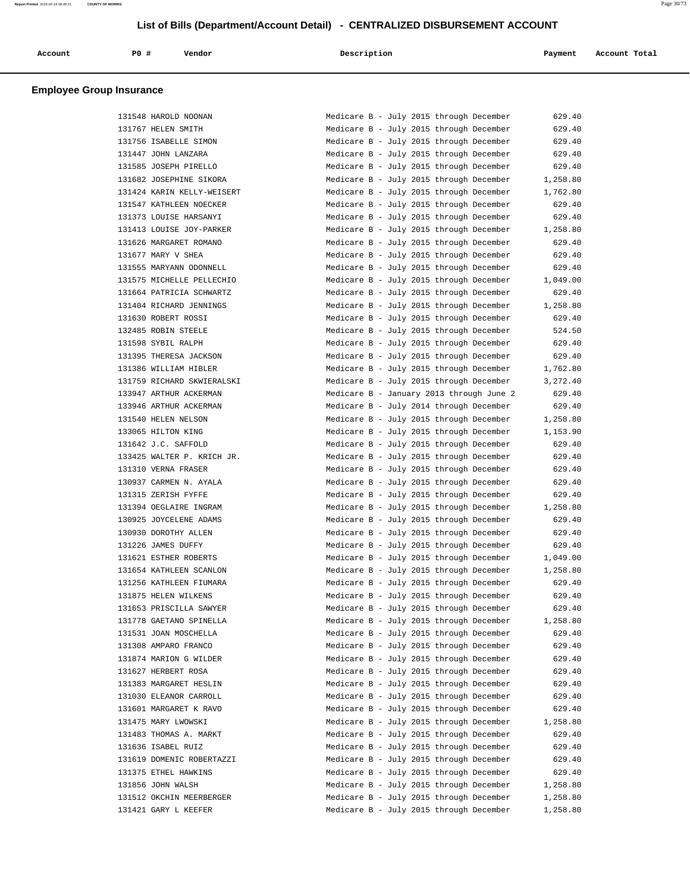# List of Bills (Department/Account Detail) - CENTRALIZED DISBURSEMENT ACCOUNT

## Employee Group Insurance

| Account | PO # | Vendor | Description | Payment | Account Total |
|---|---|---|---|---|---|
| | 131548 | HAROLD NOONAN | Medicare B - July 2015 through December | 629.40 | |
| | 131767 | HELEN SMITH | Medicare B - July 2015 through December | 629.40 | |
| | 131756 | ISABELLE SIMON | Medicare B - July 2015 through December | 629.40 | |
| | 131447 | JOHN LANZARA | Medicare B - July 2015 through December | 629.40 | |
| | 131585 | JOSEPH PIRELLO | Medicare B - July 2015 through December | 629.40 | |
| | 131682 | JOSEPHINE SIKORA | Medicare B - July 2015 through December | 1,258.80 | |
| | 131424 | KARIN KELLY-WEISERT | Medicare B - July 2015 through December | 1,762.80 | |
| | 131547 | KATHLEEN NOECKER | Medicare B - July 2015 through December | 629.40 | |
| | 131373 | LOUISE HARSANYI | Medicare B - July 2015 through December | 629.40 | |
| | 131413 | LOUISE JOY-PARKER | Medicare B - July 2015 through December | 1,258.80 | |
| | 131626 | MARGARET ROMANO | Medicare B - July 2015 through December | 629.40 | |
| | 131677 | MARY V SHEA | Medicare B - July 2015 through December | 629.40 | |
| | 131555 | MARYANN ODONNELL | Medicare B - July 2015 through December | 629.40 | |
| | 131575 | MICHELLE PELLECHIO | Medicare B - July 2015 through December | 1,049.00 | |
| | 131664 | PATRICIA SCHWARTZ | Medicare B - July 2015 through December | 629.40 | |
| | 131404 | RICHARD JENNINGS | Medicare B - July 2015 through December | 1,258.80 | |
| | 131630 | ROBERT ROSSI | Medicare B - July 2015 through December | 629.40 | |
| | 132485 | ROBIN STEELE | Medicare B - July 2015 through December | 524.50 | |
| | 131598 | SYBIL RALPH | Medicare B - July 2015 through December | 629.40 | |
| | 131395 | THERESA JACKSON | Medicare B - July 2015 through December | 629.40 | |
| | 131386 | WILLIAM HIBLER | Medicare B - July 2015 through December | 1,762.80 | |
| | 131759 | RICHARD SKWIERALSKI | Medicare B - July 2015 through December | 3,272.40 | |
| | 133947 | ARTHUR ACKERMAN | Medicare B - January 2013 through June 2 | 629.40 | |
| | 133946 | ARTHUR ACKERMAN | Medicare B - July 2014 through December | 629.40 | |
| | 131540 | HELEN NELSON | Medicare B - July 2015 through December | 1,258.80 | |
| | 133065 | HILTON KING | Medicare B - July 2015 through December | 1,153.90 | |
| | 131642 | J.C. SAFFOLD | Medicare B - July 2015 through December | 629.40 | |
| | 133425 | WALTER P. KRICH JR. | Medicare B - July 2015 through December | 629.40 | |
| | 131310 | VERNA FRASER | Medicare B - July 2015 through December | 629.40 | |
| | 130937 | CARMEN N. AYALA | Medicare B - July 2015 through December | 629.40 | |
| | 131315 | ZERISH FYFFE | Medicare B - July 2015 through December | 629.40 | |
| | 131394 | OEGLAIRE INGRAM | Medicare B - July 2015 through December | 1,258.80 | |
| | 130925 | JOYCELENE ADAMS | Medicare B - July 2015 through December | 629.40 | |
| | 130930 | DOROTHY ALLEN | Medicare B - July 2015 through December | 629.40 | |
| | 131226 | JAMES DUFFY | Medicare B - July 2015 through December | 629.40 | |
| | 131621 | ESTHER ROBERTS | Medicare B - July 2015 through December | 1,049.00 | |
| | 131654 | KATHLEEN SCANLON | Medicare B - July 2015 through December | 1,258.80 | |
| | 131256 | KATHLEEN FIUMARA | Medicare B - July 2015 through December | 629.40 | |
| | 131875 | HELEN WILKENS | Medicare B - July 2015 through December | 629.40 | |
| | 131653 | PRISCILLA SAWYER | Medicare B - July 2015 through December | 629.40 | |
| | 131778 | GAETANO SPINELLA | Medicare B - July 2015 through December | 1,258.80 | |
| | 131531 | JOAN MOSCHELLA | Medicare B - July 2015 through December | 629.40 | |
| | 131308 | AMPARO FRANCO | Medicare B - July 2015 through December | 629.40 | |
| | 131874 | MARION G WILDER | Medicare B - July 2015 through December | 629.40 | |
| | 131627 | HERBERT ROSA | Medicare B - July 2015 through December | 629.40 | |
| | 131383 | MARGARET HESLIN | Medicare B - July 2015 through December | 629.40 | |
| | 131030 | ELEANOR CARROLL | Medicare B - July 2015 through December | 629.40 | |
| | 131601 | MARGARET K RAVO | Medicare B - July 2015 through December | 629.40 | |
| | 131475 | MARY LWOWSKI | Medicare B - July 2015 through December | 1,258.80 | |
| | 131483 | THOMAS A. MARKT | Medicare B - July 2015 through December | 629.40 | |
| | 131636 | ISABEL RUIZ | Medicare B - July 2015 through December | 629.40 | |
| | 131619 | DOMENIC ROBERTAZZI | Medicare B - July 2015 through December | 629.40 | |
| | 131375 | ETHEL HAWKINS | Medicare B - July 2015 through December | 629.40 | |
| | 131856 | JOHN WALSH | Medicare B - July 2015 through December | 1,258.80 | |
| | 131512 | OKCHIN MEERBERGER | Medicare B - July 2015 through December | 1,258.80 | |
| | 131421 | GARY L KEEFER | Medicare B - July 2015 through December | 1,258.80 | |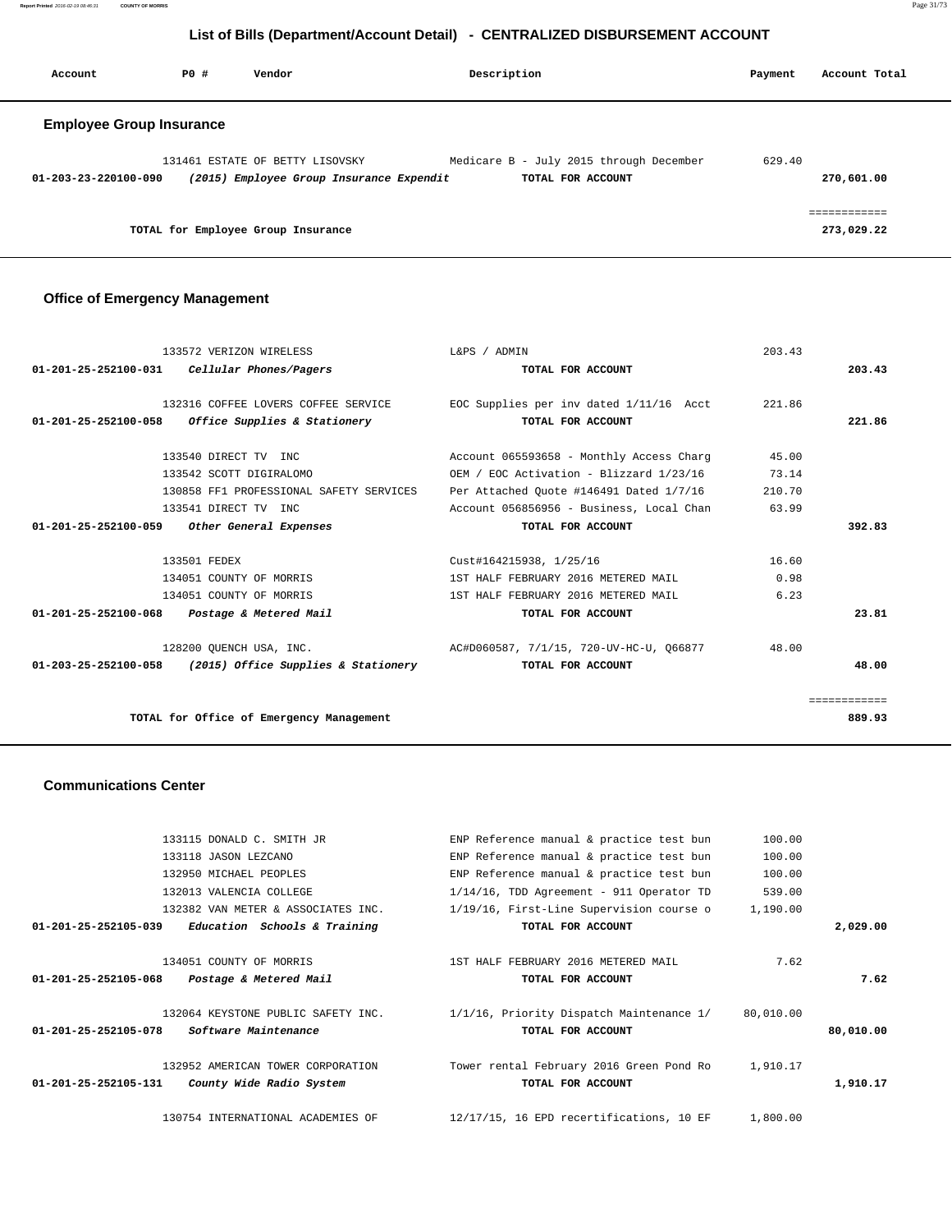## List of Bills (Department/Account Detail) - CENTRALIZED DISBURSEMENT ACCOUNT

| Account | PO # | Vendor | Description | Payment | Account Total |
|---|---|---|---|---|---|

### Employee Group Insurance

| Account | PO # | Vendor | Description | Payment | Account Total |
|---|---|---|---|---|---|
| | 131461 | ESTATE OF BETTY LISOVSKY | Medicare B - July 2015 through December | 629.40 | |
| 01-203-23-220100-090 | | *(2015) Employee Group Insurance Expendit* | TOTAL FOR ACCOUNT | | 270,601.00 |
| | | | | | ============ |
| | | TOTAL for Employee Group Insurance | | | 273,029.22 |

### Office of Emergency Management

| Account | PO # | Vendor | Description | Payment | Account Total |
|---|---|---|---|---|---|
| | 133572 | VERIZON WIRELESS | L&PS / ADMIN | 203.43 | |
| 01-201-25-252100-031 | | *Cellular Phones/Pagers* | TOTAL FOR ACCOUNT | | 203.43 |
| | 132316 | COFFEE LOVERS COFFEE SERVICE | EOC Supplies per inv dated 1/11/16 Acct | 221.86 | |
| 01-201-25-252100-058 | | *Office Supplies & Stationery* | TOTAL FOR ACCOUNT | | 221.86 |
| | 133540 | DIRECT TV INC | Account 065593658 - Monthly Access Charg | 45.00 | |
| | 133542 | SCOTT DIGIRALOMO | OEM / EOC Activation - Blizzard 1/23/16 | 73.14 | |
| | 130858 | FF1 PROFESSIONAL SAFETY SERVICES | Per Attached Quote #146491 Dated 1/7/16 | 210.70 | |
| | 133541 | DIRECT TV INC | Account 056856956 - Business, Local Chan | 63.99 | |
| 01-201-25-252100-059 | | *Other General Expenses* | TOTAL FOR ACCOUNT | | 392.83 |
| | 133501 | FEDEX | Cust#164215938, 1/25/16 | 16.60 | |
| | 134051 | COUNTY OF MORRIS | 1ST HALF FEBRUARY 2016 METERED MAIL | 0.98 | |
| | 134051 | COUNTY OF MORRIS | 1ST HALF FEBRUARY 2016 METERED MAIL | 6.23 | |
| 01-201-25-252100-068 | | *Postage & Metered Mail* | TOTAL FOR ACCOUNT | | 23.81 |
| | 128200 | QUENCH USA, INC. | AC#D060587, 7/1/15, 720-UV-HC-U, Q66877 | 48.00 | |
| 01-203-25-252100-058 | | *(2015) Office Supplies & Stationery* | TOTAL FOR ACCOUNT | | 48.00 |
| | | | | | ============ |
| | | TOTAL for Office of Emergency Management | | | 889.93 |

### Communications Center

| Account | PO # | Vendor | Description | Payment | Account Total |
|---|---|---|---|---|---|
| | 133115 | DONALD C. SMITH JR | ENP Reference manual & practice test bun | 100.00 | |
| | 133118 | JASON LEZCANO | ENP Reference manual & practice test bun | 100.00 | |
| | 132950 | MICHAEL PEOPLES | ENP Reference manual & practice test bun | 100.00 | |
| | 132013 | VALENCIA COLLEGE | 1/14/16, TDD Agreement - 911 Operator TD | 539.00 | |
| | 132382 | VAN METER & ASSOCIATES INC. | 1/19/16, First-Line Supervision course o | 1,190.00 | |
| 01-201-25-252105-039 | | *Education Schools & Training* | TOTAL FOR ACCOUNT | | 2,029.00 |
| | 134051 | COUNTY OF MORRIS | 1ST HALF FEBRUARY 2016 METERED MAIL | 7.62 | |
| 01-201-25-252105-068 | | *Postage & Metered Mail* | TOTAL FOR ACCOUNT | | 7.62 |
| | 132064 | KEYSTONE PUBLIC SAFETY INC. | 1/1/16, Priority Dispatch Maintenance 1/ | 80,010.00 | |
| 01-201-25-252105-078 | | *Software Maintenance* | TOTAL FOR ACCOUNT | | 80,010.00 |
| | 132952 | AMERICAN TOWER CORPORATION | Tower rental February 2016 Green Pond Ro | 1,910.17 | |
| 01-201-25-252105-131 | | *County Wide Radio System* | TOTAL FOR ACCOUNT | | 1,910.17 |
| | 130754 | INTERNATIONAL ACADEMIES OF | 12/17/15, 16 EPD recertifications, 10 EF | 1,800.00 | |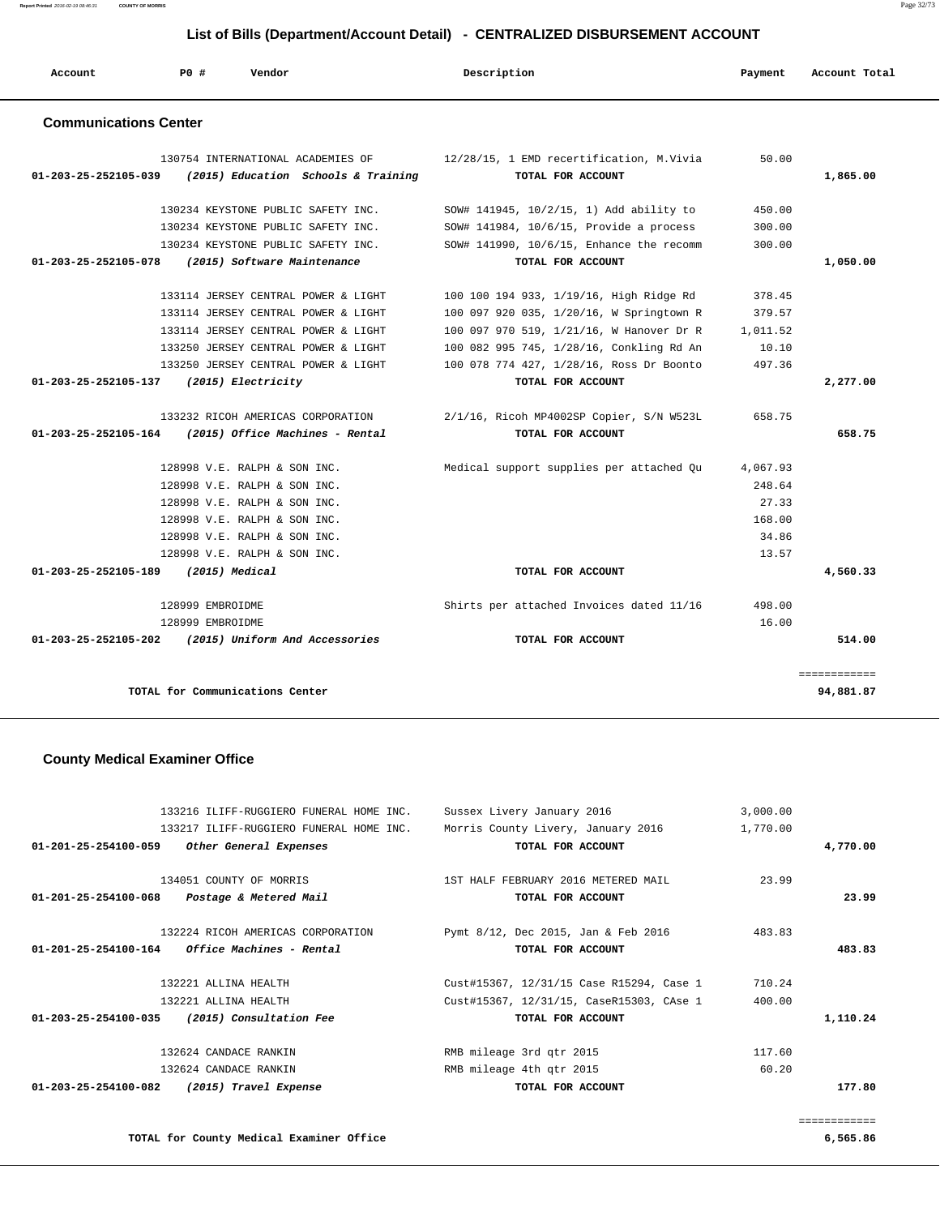# List of Bills (Department/Account Detail) - CENTRALIZED DISBURSEMENT ACCOUNT

| Account | PO # | Vendor | Description | Payment | Account Total |
|---|---|---|---|---|---|

## Communications Center

| Account | PO # | Vendor | Description | Payment | Account Total |
|---|---|---|---|---|---|
| | 130754 | INTERNATIONAL ACADEMIES OF | 12/28/15, 1 EMD recertification, M.Vivia | 50.00 | |
| **01-203-25-252105-039** | | ***(2015) Education Schools & Training*** | **TOTAL FOR ACCOUNT** | | **1,865.00** |
| | 130234 | KEYSTONE PUBLIC SAFETY INC. | SOW# 141945, 10/2/15, 1) Add ability to | 450.00 | |
| | 130234 | KEYSTONE PUBLIC SAFETY INC. | SOW# 141984, 10/6/15, Provide a process | 300.00 | |
| | 130234 | KEYSTONE PUBLIC SAFETY INC. | SOW# 141990, 10/6/15, Enhance the recomm | 300.00 | |
| **01-203-25-252105-078** | | ***(2015) Software Maintenance*** | **TOTAL FOR ACCOUNT** | | **1,050.00** |
| | 133114 | JERSEY CENTRAL POWER & LIGHT | 100 100 194 933, 1/19/16, High Ridge Rd | 378.45 | |
| | 133114 | JERSEY CENTRAL POWER & LIGHT | 100 097 920 035, 1/20/16, W Springtown R | 379.57 | |
| | 133114 | JERSEY CENTRAL POWER & LIGHT | 100 097 970 519, 1/21/16, W Hanover Dr R | 1,011.52 | |
| | 133250 | JERSEY CENTRAL POWER & LIGHT | 100 082 995 745, 1/28/16, Conkling Rd An | 10.10 | |
| | 133250 | JERSEY CENTRAL POWER & LIGHT | 100 078 774 427, 1/28/16, Ross Dr Boonto | 497.36 | |
| **01-203-25-252105-137** | | ***(2015) Electricity*** | **TOTAL FOR ACCOUNT** | | **2,277.00** |
| | 133232 | RICOH AMERICAS CORPORATION | 2/1/16, Ricoh MP4002SP Copier, S/N W523L | 658.75 | |
| **01-203-25-252105-164** | | ***(2015) Office Machines - Rental*** | **TOTAL FOR ACCOUNT** | | **658.75** |
| | 128998 | V.E. RALPH & SON INC. | Medical support supplies per attached Qu | 4,067.93 | |
| | 128998 | V.E. RALPH & SON INC. | | 248.64 | |
| | 128998 | V.E. RALPH & SON INC. | | 27.33 | |
| | 128998 | V.E. RALPH & SON INC. | | 168.00 | |
| | 128998 | V.E. RALPH & SON INC. | | 34.86 | |
| | 128998 | V.E. RALPH & SON INC. | | 13.57 | |
| **01-203-25-252105-189** | | ***(2015) Medical*** | **TOTAL FOR ACCOUNT** | | **4,560.33** |
| | 128999 | EMBROIDME | Shirts per attached Invoices dated 11/16 | 498.00 | |
| | 128999 | EMBROIDME | | 16.00 | |
| **01-203-25-252105-202** | | ***(2015) Uniform And Accessories*** | **TOTAL FOR ACCOUNT** | | **514.00** |

**TOTAL for Communications Center** **94,881.87**

## County Medical Examiner Office

| Account | PO # | Vendor | Description | Payment | Account Total |
|---|---|---|---|---|---|
| | 133216 | ILIFF-RUGGIERO FUNERAL HOME INC. | Sussex Livery January 2016 | 3,000.00 | |
| | 133217 | ILIFF-RUGGIERO FUNERAL HOME INC. | Morris County Livery, January 2016 | 1,770.00 | |
| **01-201-25-254100-059** | | ***Other General Expenses*** | **TOTAL FOR ACCOUNT** | | **4,770.00** |
| | 134051 | COUNTY OF MORRIS | 1ST HALF FEBRUARY 2016 METERED MAIL | 23.99 | |
| **01-201-25-254100-068** | | ***Postage & Metered Mail*** | **TOTAL FOR ACCOUNT** | | **23.99** |
| | 132224 | RICOH AMERICAS CORPORATION | Pymt 8/12, Dec 2015, Jan & Feb 2016 | 483.83 | |
| **01-201-25-254100-164** | | ***Office Machines - Rental*** | **TOTAL FOR ACCOUNT** | | **483.83** |
| | 132221 | ALLINA HEALTH | Cust#15367, 12/31/15 Case R15294, Case 1 | 710.24 | |
| | 132221 | ALLINA HEALTH | Cust#15367, 12/31/15, CaseR15303, CAse 1 | 400.00 | |
| **01-203-25-254100-035** | | ***(2015) Consultation Fee*** | **TOTAL FOR ACCOUNT** | | **1,110.24** |
| | 132624 | CANDACE RANKIN | RMB mileage 3rd qtr 2015 | 117.60 | |
| | 132624 | CANDACE RANKIN | RMB mileage 4th qtr 2015 | 60.20 | |
| **01-203-25-254100-082** | | ***(2015) Travel Expense*** | **TOTAL FOR ACCOUNT** | | **177.80** |

**TOTAL for County Medical Examiner Office** **6,565.86**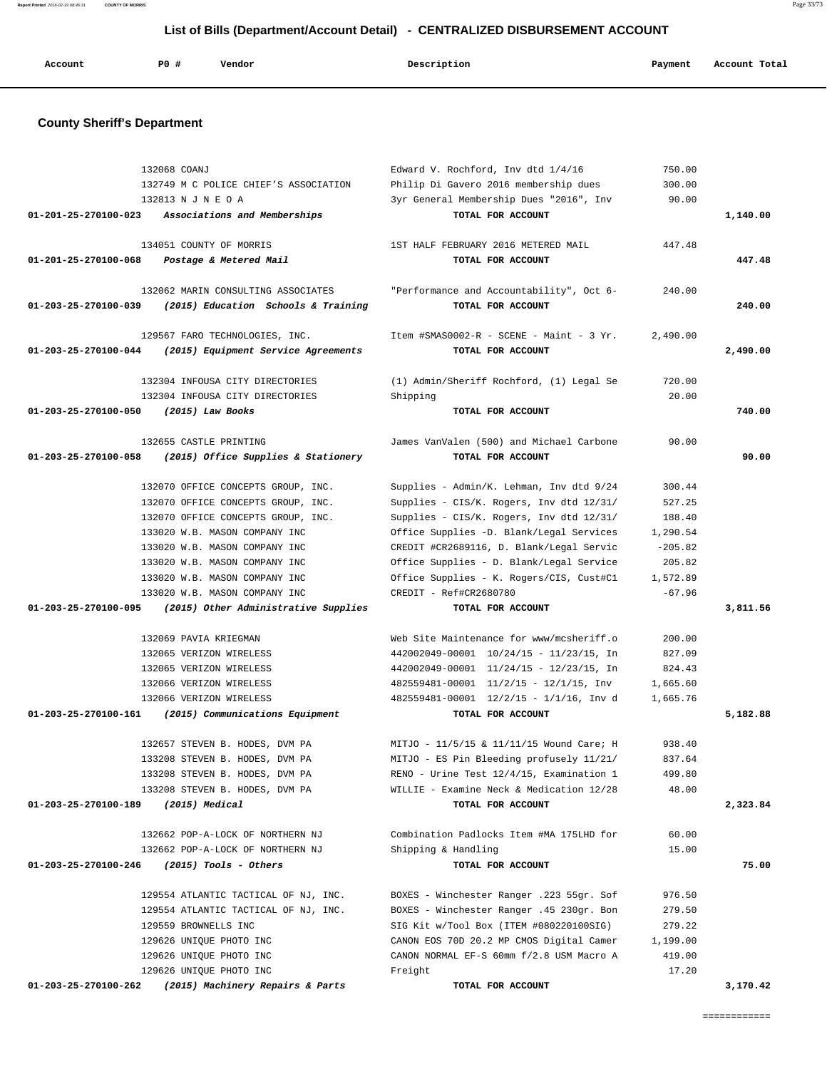## List of Bills (Department/Account Detail) - CENTRALIZED DISBURSEMENT ACCOUNT

### County Sheriff's Department

| Account | PO # | Vendor | Description | Payment | Account Total |
|---|---|---|---|---|---|
| | 132068 | COANJ | Edward V. Rochford, Inv dtd 1/4/16 | 750.00 | |
| | 132749 | M C POLICE CHIEF'S ASSOCIATION | Philip Di Gavero 2016 membership dues | 300.00 | |
| | 132813 | N J N E O A | 3yr General Membership Dues "2016", Inv | 90.00 | |
| **01-201-25-270100-023** | | ***Associations and Memberships*** | **TOTAL FOR ACCOUNT** | | **1,140.00** |
| | 134051 | COUNTY OF MORRIS | 1ST HALF FEBRUARY 2016 METERED MAIL | 447.48 | |
| **01-201-25-270100-068** | | ***Postage & Metered Mail*** | **TOTAL FOR ACCOUNT** | | **447.48** |
| | 132062 | MARIN CONSULTING ASSOCIATES | "Performance and Accountability", Oct 6- | 240.00 | |
| **01-203-25-270100-039** | | ***(2015) Education Schools & Training*** | **TOTAL FOR ACCOUNT** | | **240.00** |
| | 129567 | FARO TECHNOLOGIES, INC. | Item #SMAS0002-R - SCENE - Maint - 3 Yr. | 2,490.00 | |
| **01-203-25-270100-044** | | ***(2015) Equipment Service Agreements*** | **TOTAL FOR ACCOUNT** | | **2,490.00** |
| | 132304 | INFOUSA CITY DIRECTORIES | (1) Admin/Sheriff Rochford, (1) Legal Se | 720.00 | |
| | 132304 | INFOUSA CITY DIRECTORIES | Shipping | 20.00 | |
| **01-203-25-270100-050** | | ***(2015) Law Books*** | **TOTAL FOR ACCOUNT** | | **740.00** |
| | 132655 | CASTLE PRINTING | James VanValen (500) and Michael Carbone | 90.00 | |
| **01-203-25-270100-058** | | ***(2015) Office Supplies & Stationery*** | **TOTAL FOR ACCOUNT** | | **90.00** |
| | 132070 | OFFICE CONCEPTS GROUP, INC. | Supplies - Admin/K. Lehman, Inv dtd 9/24 | 300.44 | |
| | 132070 | OFFICE CONCEPTS GROUP, INC. | Supplies - CIS/K. Rogers, Inv dtd 12/31/ | 527.25 | |
| | 132070 | OFFICE CONCEPTS GROUP, INC. | Supplies - CIS/K. Rogers, Inv dtd 12/31/ | 188.40 | |
| | 133020 | W.B. MASON COMPANY INC | Office Supplies -D. Blank/Legal Services | 1,290.54 | |
| | 133020 | W.B. MASON COMPANY INC | CREDIT #CR2689116, D. Blank/Legal Servic | -205.82 | |
| | 133020 | W.B. MASON COMPANY INC | Office Supplies - D. Blank/Legal Service | 205.82 | |
| | 133020 | W.B. MASON COMPANY INC | Office Supplies - K. Rogers/CIS, Cust#C1 | 1,572.89 | |
| | 133020 | W.B. MASON COMPANY INC | CREDIT - Ref#CR2680780 | -67.96 | |
| **01-203-25-270100-095** | | ***(2015) Other Administrative Supplies*** | **TOTAL FOR ACCOUNT** | | **3,811.56** |
| | 132069 | PAVIA KRIEGMAN | Web Site Maintenance for www/mcsheriff.o | 200.00 | |
| | 132065 | VERIZON WIRELESS | 442002049-00001 10/24/15 - 11/23/15, In | 827.09 | |
| | 132065 | VERIZON WIRELESS | 442002049-00001 11/24/15 - 12/23/15, In | 824.43 | |
| | 132066 | VERIZON WIRELESS | 482559481-00001 11/2/15 - 12/1/15, Inv | 1,665.60 | |
| | 132066 | VERIZON WIRELESS | 482559481-00001 12/2/15 - 1/1/16, Inv d | 1,665.76 | |
| **01-203-25-270100-161** | | ***(2015) Communications Equipment*** | **TOTAL FOR ACCOUNT** | | **5,182.88** |
| | 132657 | STEVEN B. HODES, DVM PA | MITJO - 11/5/15 & 11/11/15 Wound Care; H | 938.40 | |
| | 133208 | STEVEN B. HODES, DVM PA | MITJO - ES Pin Bleeding profusely 11/21/ | 837.64 | |
| | 133208 | STEVEN B. HODES, DVM PA | RENO - Urine Test 12/4/15, Examination 1 | 499.80 | |
| | 133208 | STEVEN B. HODES, DVM PA | WILLIE - Examine Neck & Medication 12/28 | 48.00 | |
| **01-203-25-270100-189** | | ***(2015) Medical*** | **TOTAL FOR ACCOUNT** | | **2,323.84** |
| | 132662 | POP-A-LOCK OF NORTHERN NJ | Combination Padlocks Item #MA 175LHD for | 60.00 | |
| | 132662 | POP-A-LOCK OF NORTHERN NJ | Shipping & Handling | 15.00 | |
| **01-203-25-270100-246** | | ***(2015) Tools - Others*** | **TOTAL FOR ACCOUNT** | | **75.00** |
| | 129554 | ATLANTIC TACTICAL OF NJ, INC. | BOXES - Winchester Ranger .223 55gr. Sof | 976.50 | |
| | 129554 | ATLANTIC TACTICAL OF NJ, INC. | BOXES - Winchester Ranger .45 230gr. Bon | 279.50 | |
| | 129559 | BROWNELLS INC | SIG Kit w/Tool Box (ITEM #080220100SIG) | 279.22 | |
| | 129626 | UNIQUE PHOTO INC | CANON EOS 70D 20.2 MP CMOS Digital Camer | 1,199.00 | |
| | 129626 | UNIQUE PHOTO INC | CANON NORMAL EF-S 60mm f/2.8 USM Macro A | 419.00 | |
| | 129626 | UNIQUE PHOTO INC | Freight | 17.20 | |
| **01-203-25-270100-262** | | ***(2015) Machinery Repairs & Parts*** | **TOTAL FOR ACCOUNT** | | **3,170.42** |

============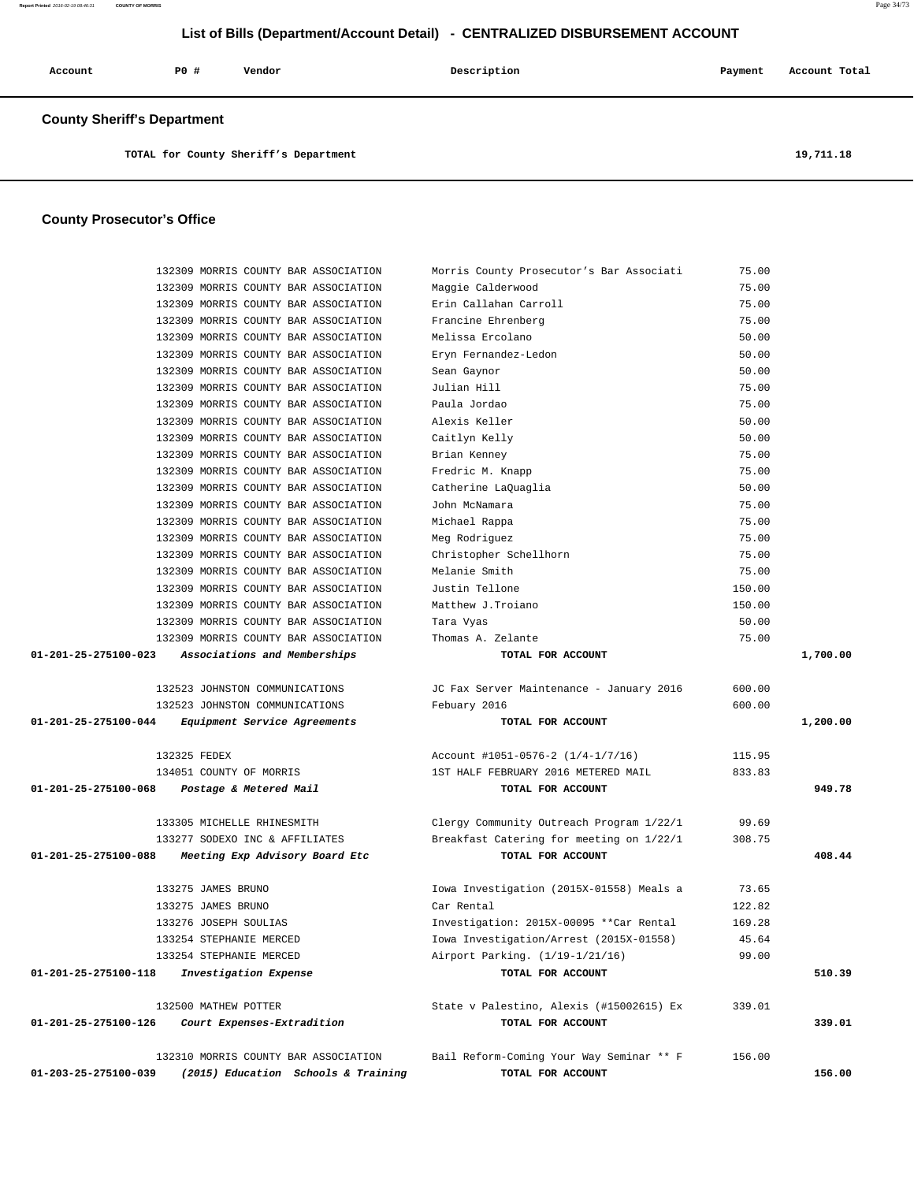## List of Bills (Department/Account Detail) - CENTRALIZED DISBURSEMENT ACCOUNT

| Account | PO # | Vendor | Description | Payment | Account Total |
|---|---|---|---|---|---|

### County Sheriff's Department

| | | | | | |
|---|---|---|---|---|---|
| | | TOTAL for County Sheriff's Department | | | 19,711.18 |

### County Prosecutor's Office

| Account | PO # | Vendor | Description | Payment | Account Total |
|---|---|---|---|---|---|
| | 132309 | MORRIS COUNTY BAR ASSOCIATION | Morris County Prosecutor's Bar Associati | 75.00 | |
| | 132309 | MORRIS COUNTY BAR ASSOCIATION | Maggie Calderwood | 75.00 | |
| | 132309 | MORRIS COUNTY BAR ASSOCIATION | Erin Callahan Carroll | 75.00 | |
| | 132309 | MORRIS COUNTY BAR ASSOCIATION | Francine Ehrenberg | 75.00 | |
| | 132309 | MORRIS COUNTY BAR ASSOCIATION | Melissa Ercolano | 50.00 | |
| | 132309 | MORRIS COUNTY BAR ASSOCIATION | Eryn Fernandez-Ledon | 50.00 | |
| | 132309 | MORRIS COUNTY BAR ASSOCIATION | Sean Gaynor | 50.00 | |
| | 132309 | MORRIS COUNTY BAR ASSOCIATION | Julian Hill | 75.00 | |
| | 132309 | MORRIS COUNTY BAR ASSOCIATION | Paula Jordao | 75.00 | |
| | 132309 | MORRIS COUNTY BAR ASSOCIATION | Alexis Keller | 50.00 | |
| | 132309 | MORRIS COUNTY BAR ASSOCIATION | Caitlyn Kelly | 50.00 | |
| | 132309 | MORRIS COUNTY BAR ASSOCIATION | Brian Kenney | 75.00 | |
| | 132309 | MORRIS COUNTY BAR ASSOCIATION | Fredric M. Knapp | 75.00 | |
| | 132309 | MORRIS COUNTY BAR ASSOCIATION | Catherine LaQuaglia | 50.00 | |
| | 132309 | MORRIS COUNTY BAR ASSOCIATION | John McNamara | 75.00 | |
| | 132309 | MORRIS COUNTY BAR ASSOCIATION | Michael Rappa | 75.00 | |
| | 132309 | MORRIS COUNTY BAR ASSOCIATION | Meg Rodriguez | 75.00 | |
| | 132309 | MORRIS COUNTY BAR ASSOCIATION | Christopher Schellhorn | 75.00 | |
| | 132309 | MORRIS COUNTY BAR ASSOCIATION | Melanie Smith | 75.00 | |
| | 132309 | MORRIS COUNTY BAR ASSOCIATION | Justin Tellone | 150.00 | |
| | 132309 | MORRIS COUNTY BAR ASSOCIATION | Matthew J.Troiano | 150.00 | |
| | 132309 | MORRIS COUNTY BAR ASSOCIATION | Tara Vyas | 50.00 | |
| | 132309 | MORRIS COUNTY BAR ASSOCIATION | Thomas A. Zelante | 75.00 | |
| **01-201-25-275100-023** | *Associations and Memberships* | | **TOTAL FOR ACCOUNT** | | **1,700.00** |
| | 132523 | JOHNSTON COMMUNICATIONS | JC Fax Server Maintenance - January 2016 | 600.00 | |
| | 132523 | JOHNSTON COMMUNICATIONS | Febuary 2016 | 600.00 | |
| **01-201-25-275100-044** | *Equipment Service Agreements* | | **TOTAL FOR ACCOUNT** | | **1,200.00** |
| | 132325 | FEDEX | Account #1051-0576-2 (1/4-1/7/16) | 115.95 | |
| | 134051 | COUNTY OF MORRIS | 1ST HALF FEBRUARY 2016 METERED MAIL | 833.83 | |
| **01-201-25-275100-068** | *Postage & Metered Mail* | | **TOTAL FOR ACCOUNT** | | **949.78** |
| | 133305 | MICHELLE RHINESMITH | Clergy Community Outreach Program 1/22/1 | 99.69 | |
| | 133277 | SODEXO INC & AFFILIATES | Breakfast Catering for meeting on 1/22/1 | 308.75 | |
| **01-201-25-275100-088** | *Meeting Exp Advisory Board Etc* | | **TOTAL FOR ACCOUNT** | | **408.44** |
| | 133275 | JAMES BRUNO | Iowa Investigation (2015X-01558) Meals a | 73.65 | |
| | 133275 | JAMES BRUNO | Car Rental | 122.82 | |
| | 133276 | JOSEPH SOULIAS | Investigation: 2015X-00095 **Car Rental | 169.28 | |
| | 133254 | STEPHANIE MERCED | Iowa Investigation/Arrest (2015X-01558) | 45.64 | |
| | 133254 | STEPHANIE MERCED | Airport Parking. (1/19-1/21/16) | 99.00 | |
| **01-201-25-275100-118** | *Investigation Expense* | | **TOTAL FOR ACCOUNT** | | **510.39** |
| | 132500 | MATHEW POTTER | State v Palestino, Alexis (#15002615) Ex | 339.01 | |
| **01-201-25-275100-126** | *Court Expenses-Extradition* | | **TOTAL FOR ACCOUNT** | | **339.01** |
| | 132310 | MORRIS COUNTY BAR ASSOCIATION | Bail Reform-Coming Your Way Seminar ** F | 156.00 | |
| **01-203-25-275100-039** | *(2015) Education Schools & Training* | | **TOTAL FOR ACCOUNT** | | **156.00** |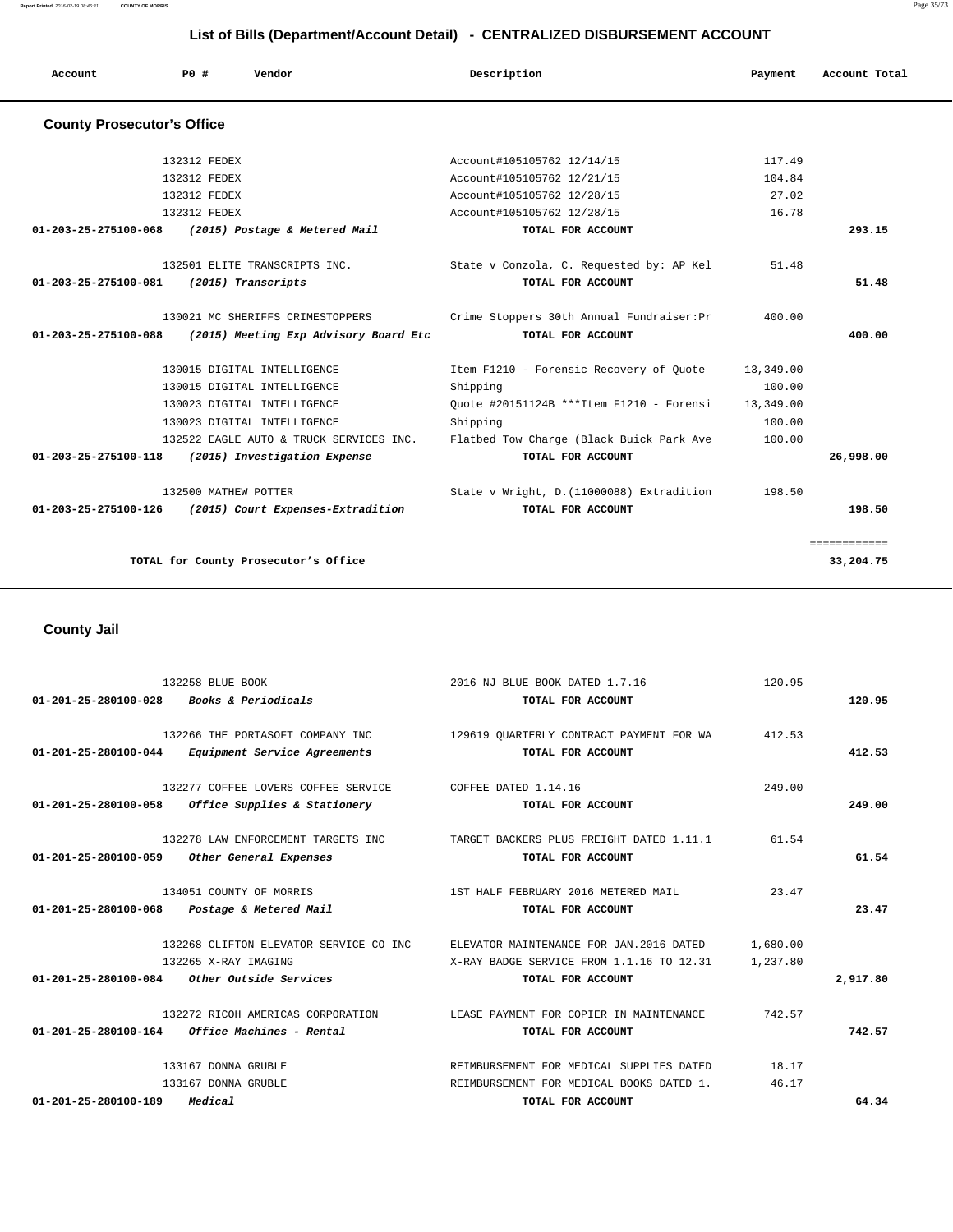## List of Bills (Department/Account Detail) - CENTRALIZED DISBURSEMENT ACCOUNT

| Account | PO # | Vendor | Description | Payment | Account Total |
|---|---|---|---|---|---|

### County Prosecutor's Office

| Account | PO # | Vendor | Description | Payment | Account Total |
|---|---|---|---|---|---|
| | 132312 | FEDEX | Account#105105762 12/14/15 | 117.49 | |
| | 132312 | FEDEX | Account#105105762 12/21/15 | 104.84 | |
| | 132312 | FEDEX | Account#105105762 12/28/15 | 27.02 | |
| | 132312 | FEDEX | Account#105105762 12/28/15 | 16.78 | |
| **01-203-25-275100-068** | | ***(2015) Postage & Metered Mail*** | **TOTAL FOR ACCOUNT** | | **293.15** |
| | 132501 | ELITE TRANSCRIPTS INC. | State v Conzola, C. Requested by: AP Kel | 51.48 | |
| **01-203-25-275100-081** | | ***(2015) Transcripts*** | **TOTAL FOR ACCOUNT** | | **51.48** |
| | 130021 | MC SHERIFFS CRIMESTOPPERS | Crime Stoppers 30th Annual Fundraiser:Pr | 400.00 | |
| **01-203-25-275100-088** | | ***(2015) Meeting Exp Advisory Board Etc*** | **TOTAL FOR ACCOUNT** | | **400.00** |
| | 130015 | DIGITAL INTELLIGENCE | Item F1210 - Forensic Recovery of Quote | 13,349.00 | |
| | 130015 | DIGITAL INTELLIGENCE | Shipping | 100.00 | |
| | 130023 | DIGITAL INTELLIGENCE | Quote #20151124B ***Item F1210 - Forensi | 13,349.00 | |
| | 130023 | DIGITAL INTELLIGENCE | Shipping | 100.00 | |
| | 132522 | EAGLE AUTO & TRUCK SERVICES INC. | Flatbed Tow Charge (Black Buick Park Ave | 100.00 | |
| **01-203-25-275100-118** | | ***(2015) Investigation Expense*** | **TOTAL FOR ACCOUNT** | | **26,998.00** |
| | 132500 | MATHEW POTTER | State v Wright, D.(11000088) Extradition | 198.50 | |
| **01-203-25-275100-126** | | ***(2015) Court Expenses-Extradition*** | **TOTAL FOR ACCOUNT** | | **198.50** |
| | | | | | ============ |
| | | **TOTAL for County Prosecutor's Office** | | | **33,204.75** |

### County Jail

| Account | PO # | Vendor | Description | Payment | Account Total |
|---|---|---|---|---|---|
| | 132258 | BLUE BOOK | 2016 NJ BLUE BOOK DATED 1.7.16 | 120.95 | |
| **01-201-25-280100-028** | | ***Books & Periodicals*** | **TOTAL FOR ACCOUNT** | | **120.95** |
| | 132266 | THE PORTASOFT COMPANY INC | 129619 QUARTERLY CONTRACT PAYMENT FOR WA | 412.53 | |
| **01-201-25-280100-044** | | ***Equipment Service Agreements*** | **TOTAL FOR ACCOUNT** | | **412.53** |
| | 132277 | COFFEE LOVERS COFFEE SERVICE | COFFEE DATED 1.14.16 | 249.00 | |
| **01-201-25-280100-058** | | ***Office Supplies & Stationery*** | **TOTAL FOR ACCOUNT** | | **249.00** |
| | 132278 | LAW ENFORCEMENT TARGETS INC | TARGET BACKERS PLUS FREIGHT DATED 1.11.1 | 61.54 | |
| **01-201-25-280100-059** | | ***Other General Expenses*** | **TOTAL FOR ACCOUNT** | | **61.54** |
| | 134051 | COUNTY OF MORRIS | 1ST HALF FEBRUARY 2016 METERED MAIL | 23.47 | |
| **01-201-25-280100-068** | | ***Postage & Metered Mail*** | **TOTAL FOR ACCOUNT** | | **23.47** |
| | 132268 | CLIFTON ELEVATOR SERVICE CO INC | ELEVATOR MAINTENANCE FOR JAN.2016 DATED | 1,680.00 | |
| | 132265 | X-RAY IMAGING | X-RAY BADGE SERVICE FROM 1.1.16 TO 12.31 | 1,237.80 | |
| **01-201-25-280100-084** | | ***Other Outside Services*** | **TOTAL FOR ACCOUNT** | | **2,917.80** |
| | 132272 | RICOH AMERICAS CORPORATION | LEASE PAYMENT FOR COPIER IN MAINTENANCE | 742.57 | |
| **01-201-25-280100-164** | | ***Office Machines - Rental*** | **TOTAL FOR ACCOUNT** | | **742.57** |
| | 133167 | DONNA GRUBLE | REIMBURSEMENT FOR MEDICAL SUPPLIES DATED | 18.17 | |
| | 133167 | DONNA GRUBLE | REIMBURSEMENT FOR MEDICAL BOOKS DATED 1. | 46.17 | |
| **01-201-25-280100-189** | | ***Medical*** | **TOTAL FOR ACCOUNT** | | **64.34** |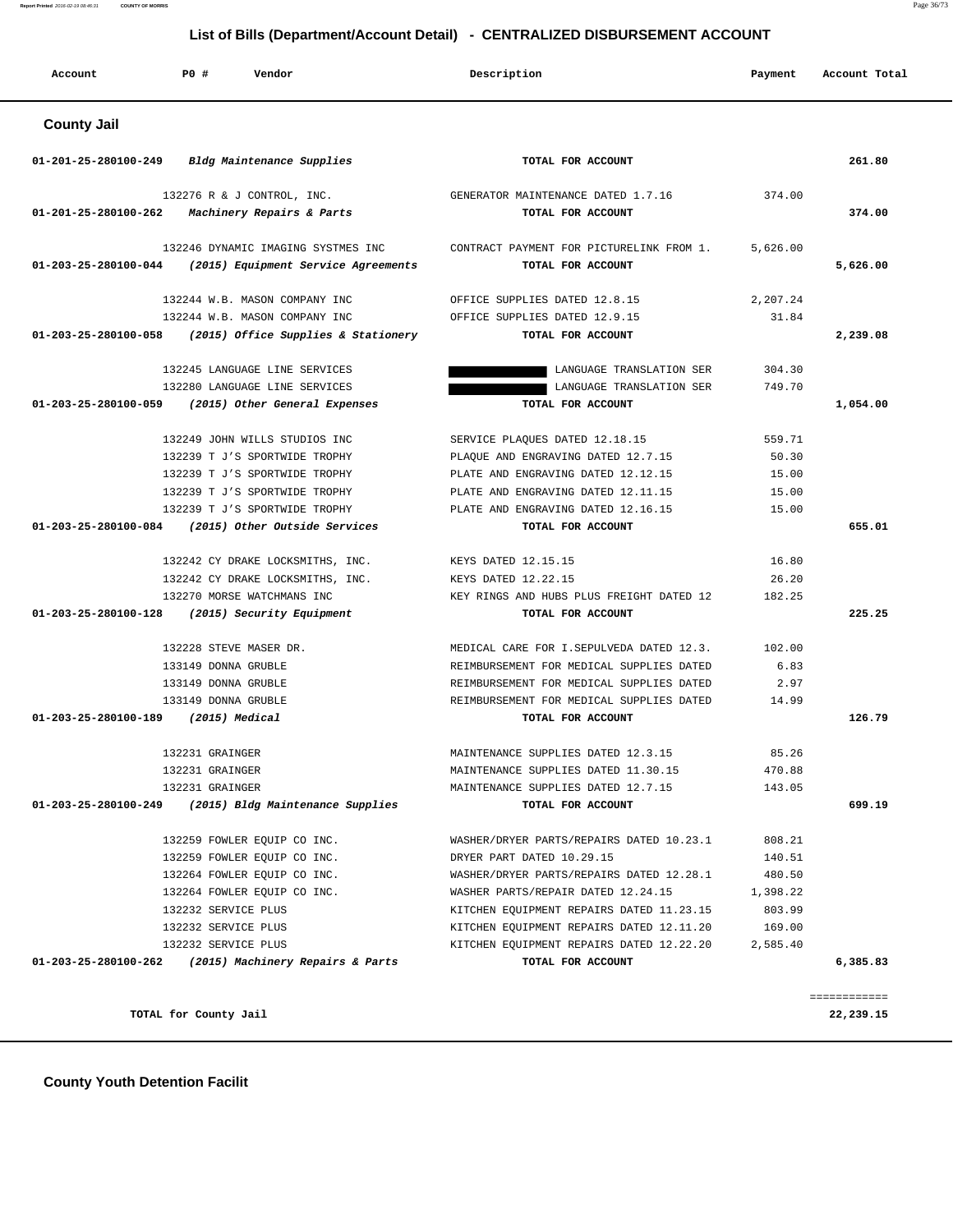# List of Bills (Department/Account Detail) - CENTRALIZED DISBURSEMENT ACCOUNT

| Account | PO # | Vendor | Description | Payment | Account Total |
|---|---|---|---|---|---|

## County Jail

| Account | PO # | Vendor | Description | Payment | Account Total |
|---|---|---|---|---|---|
| 01-201-25-280100-249 | | *Bldg Maintenance Supplies* | **TOTAL FOR ACCOUNT** | | **261.80** |
| | 132276 | R & J CONTROL, INC. | GENERATOR MAINTENANCE DATED 1.7.16 | 374.00 | |
| 01-201-25-280100-262 | | *Machinery Repairs & Parts* | **TOTAL FOR ACCOUNT** | | **374.00** |
| | 132246 | DYNAMIC IMAGING SYSTMES INC | CONTRACT PAYMENT FOR PICTURELINK FROM 1. | 5,626.00 | |
| 01-203-25-280100-044 | | *(2015) Equipment Service Agreements* | **TOTAL FOR ACCOUNT** | | **5,626.00** |
| | 132244 | W.B. MASON COMPANY INC | OFFICE SUPPLIES DATED 12.8.15 | 2,207.24 | |
| | 132244 | W.B. MASON COMPANY INC | OFFICE SUPPLIES DATED 12.9.15 | 31.84 | |
| 01-203-25-280100-058 | | *(2015) Office Supplies & Stationery* | **TOTAL FOR ACCOUNT** | | **2,239.08** |
| | 132245 | LANGUAGE LINE SERVICES | LANGUAGE TRANSLATION SER | 304.30 | |
| | 132280 | LANGUAGE LINE SERVICES | LANGUAGE TRANSLATION SER | 749.70 | |
| 01-203-25-280100-059 | | *(2015) Other General Expenses* | **TOTAL FOR ACCOUNT** | | **1,054.00** |
| | 132249 | JOHN WILLS STUDIOS INC | SERVICE PLAQUES DATED 12.18.15 | 559.71 | |
| | 132239 | T J'S SPORTWIDE TROPHY | PLAQUE AND ENGRAVING DATED 12.7.15 | 50.30 | |
| | 132239 | T J'S SPORTWIDE TROPHY | PLATE AND ENGRAVING DATED 12.12.15 | 15.00 | |
| | 132239 | T J'S SPORTWIDE TROPHY | PLATE AND ENGRAVING DATED 12.11.15 | 15.00 | |
| | 132239 | T J'S SPORTWIDE TROPHY | PLATE AND ENGRAVING DATED 12.16.15 | 15.00 | |
| 01-203-25-280100-084 | | *(2015) Other Outside Services* | **TOTAL FOR ACCOUNT** | | **655.01** |
| | 132242 | CY DRAKE LOCKSMITHS, INC. | KEYS DATED 12.15.15 | 16.80 | |
| | 132242 | CY DRAKE LOCKSMITHS, INC. | KEYS DATED 12.22.15 | 26.20 | |
| | 132270 | MORSE WATCHMANS INC | KEY RINGS AND HUBS PLUS FREIGHT DATED 12 | 182.25 | |
| 01-203-25-280100-128 | | *(2015) Security Equipment* | **TOTAL FOR ACCOUNT** | | **225.25** |
| | 132228 | STEVE MASER DR. | MEDICAL CARE FOR I.SEPULVEDA DATED 12.3. | 102.00 | |
| | 133149 | DONNA GRUBLE | REIMBURSEMENT FOR MEDICAL SUPPLIES DATED | 6.83 | |
| | 133149 | DONNA GRUBLE | REIMBURSEMENT FOR MEDICAL SUPPLIES DATED | 2.97 | |
| | 133149 | DONNA GRUBLE | REIMBURSEMENT FOR MEDICAL SUPPLIES DATED | 14.99 | |
| 01-203-25-280100-189 | | *(2015) Medical* | **TOTAL FOR ACCOUNT** | | **126.79** |
| | 132231 | GRAINGER | MAINTENANCE SUPPLIES DATED 12.3.15 | 85.26 | |
| | 132231 | GRAINGER | MAINTENANCE SUPPLIES DATED 11.30.15 | 470.88 | |
| | 132231 | GRAINGER | MAINTENANCE SUPPLIES DATED 12.7.15 | 143.05 | |
| 01-203-25-280100-249 | | *(2015) Bldg Maintenance Supplies* | **TOTAL FOR ACCOUNT** | | **699.19** |
| | 132259 | FOWLER EQUIP CO INC. | WASHER/DRYER PARTS/REPAIRS DATED 10.23.1 | 808.21 | |
| | 132259 | FOWLER EQUIP CO INC. | DRYER PART DATED 10.29.15 | 140.51 | |
| | 132264 | FOWLER EQUIP CO INC. | WASHER/DRYER PARTS/REPAIRS DATED 12.28.1 | 480.50 | |
| | 132264 | FOWLER EQUIP CO INC. | WASHER PARTS/REPAIR DATED 12.24.15 | 1,398.22 | |
| | 132232 | SERVICE PLUS | KITCHEN EQUIPMENT REPAIRS DATED 11.23.15 | 803.99 | |
| | 132232 | SERVICE PLUS | KITCHEN EQUIPMENT REPAIRS DATED 12.11.20 | 169.00 | |
| | 132232 | SERVICE PLUS | KITCHEN EQUIPMENT REPAIRS DATED 12.22.20 | 2,585.40 | |
| 01-203-25-280100-262 | | *(2015) Machinery Repairs & Parts* | **TOTAL FOR ACCOUNT** | | **6,385.83** |
| | | **TOTAL for County Jail** | | | **22,239.15** |

## County Youth Detention Facilit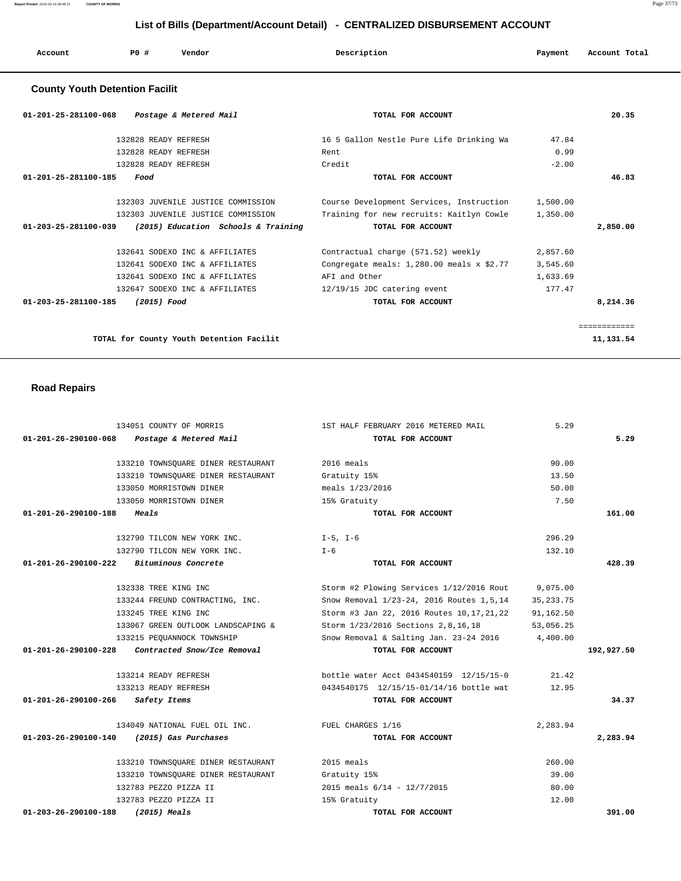## List of Bills (Department/Account Detail) - CENTRALIZED DISBURSEMENT ACCOUNT

| Account | PO # | Vendor | Description | Payment | Account Total |
|---|---|---|---|---|---|

### County Youth Detention Facilit

| Account | PO # | Vendor | Description | Payment | Account Total |
|---|---|---|---|---|---|
| 01-201-25-281100-068 | | *Postage & Metered Mail* | TOTAL FOR ACCOUNT | | 20.35 |
| | 132828 | READY REFRESH | 16 5 Gallon Nestle Pure Life Drinking Wa | 47.84 | |
| | 132828 | READY REFRESH | Rent | 0.99 | |
| | 132828 | READY REFRESH | Credit | -2.00 | |
| 01-201-25-281100-185 | | *Food* | TOTAL FOR ACCOUNT | | 46.83 |
| | 132303 | JUVENILE JUSTICE COMMISSION | Course Development Services, Instruction | 1,500.00 | |
| | 132303 | JUVENILE JUSTICE COMMISSION | Training for new recruits: Kaitlyn Cowle | 1,350.00 | |
| 01-203-25-281100-039 | | *(2015) Education Schools & Training* | TOTAL FOR ACCOUNT | | 2,850.00 |
| | 132641 | SODEXO INC & AFFILIATES | Contractual charge (571.52) weekly | 2,857.60 | |
| | 132641 | SODEXO INC & AFFILIATES | Congregate meals: 1,280.00 meals x $2.77 | 3,545.60 | |
| | 132641 | SODEXO INC & AFFILIATES | AFI and Other | 1,633.69 | |
| | 132647 | SODEXO INC & AFFILIATES | 12/19/15 JDC catering event | 177.47 | |
| 01-203-25-281100-185 | | *(2015) Food* | TOTAL FOR ACCOUNT | | 8,214.36 |
| | | | | | ============ |
| | | TOTAL for County Youth Detention Facilit | | | 11,131.54 |

### Road Repairs

| Account | PO # | Vendor | Description | Payment | Account Total |
|---|---|---|---|---|---|
| | 134051 | COUNTY OF MORRIS | 1ST HALF FEBRUARY 2016 METERED MAIL | 5.29 | |
| 01-201-26-290100-068 | | *Postage & Metered Mail* | TOTAL FOR ACCOUNT | | 5.29 |
| | 133210 | TOWNSQUARE DINER RESTAURANT | 2016 meals | 90.00 | |
| | 133210 | TOWNSQUARE DINER RESTAURANT | Gratuity 15% | 13.50 | |
| | 133050 | MORRISTOWN DINER | meals 1/23/2016 | 50.00 | |
| | 133050 | MORRISTOWN DINER | 15% Gratuity | 7.50 | |
| 01-201-26-290100-188 | | *Meals* | TOTAL FOR ACCOUNT | | 161.00 |
| | 132790 | TILCON NEW YORK INC. | I-5, I-6 | 296.29 | |
| | 132790 | TILCON NEW YORK INC. | I-6 | 132.10 | |
| 01-201-26-290100-222 | | *Bituminous Concrete* | TOTAL FOR ACCOUNT | | 428.39 |
| | 132338 | TREE KING INC | Storm #2 Plowing Services 1/12/2016 Rout | 9,075.00 | |
| | 133244 | FREUND CONTRACTING, INC. | Snow Removal 1/23-24, 2016 Routes 1,5,14 | 35,233.75 | |
| | 133245 | TREE KING INC | Storm #3 Jan 22, 2016 Routes 10,17,21,22 | 91,162.50 | |
| | 133067 | GREEN OUTLOOK LANDSCAPING & | Storm 1/23/2016 Sections 2,8,16,18 | 53,056.25 | |
| | 133215 | PEQUANNOCK TOWNSHIP | Snow Removal & Salting Jan. 23-24 2016 | 4,400.00 | |
| 01-201-26-290100-228 | | *Contracted Snow/Ice Removal* | TOTAL FOR ACCOUNT | | 192,927.50 |
| | 133214 | READY REFRESH | bottle water Acct 0434540159 12/15/15-0 | 21.42 | |
| | 133213 | READY REFRESH | 0434540175 12/15/15-01/14/16 bottle wat | 12.95 | |
| 01-201-26-290100-266 | | *Safety Items* | TOTAL FOR ACCOUNT | | 34.37 |
| | 134049 | NATIONAL FUEL OIL INC. | FUEL CHARGES 1/16 | 2,283.94 | |
| 01-203-26-290100-140 | | *(2015) Gas Purchases* | TOTAL FOR ACCOUNT | | 2,283.94 |
| | 133210 | TOWNSQUARE DINER RESTAURANT | 2015 meals | 260.00 | |
| | 133210 | TOWNSQUARE DINER RESTAURANT | Gratuity 15% | 39.00 | |
| | 132783 | PEZZO PIZZA II | 2015 meals 6/14 - 12/7/2015 | 80.00 | |
| | 132783 | PEZZO PIZZA II | 15% Gratuity | 12.00 | |
| 01-203-26-290100-188 | | *(2015) Meals* | TOTAL FOR ACCOUNT | | 391.00 |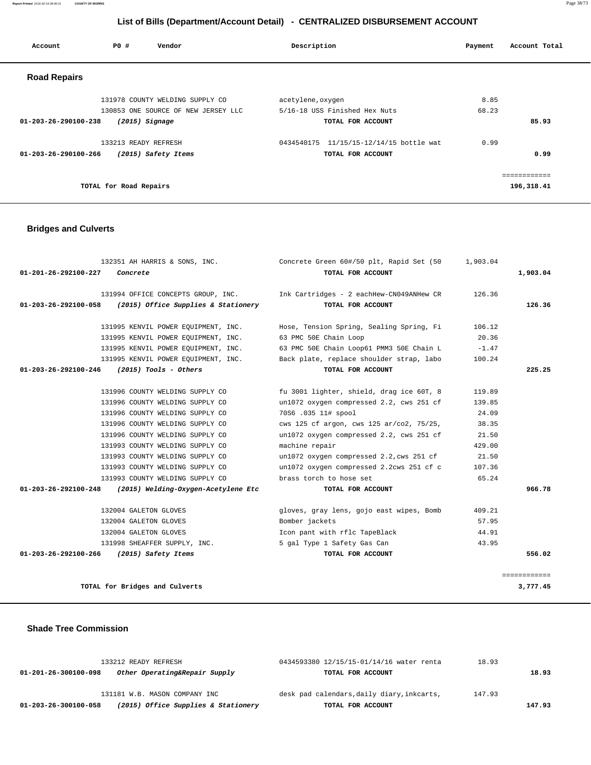# List of Bills (Department/Account Detail) - CENTRALIZED DISBURSEMENT ACCOUNT

| Account | PO # | Vendor | Description | Payment | Account Total |
|---|---|---|---|---|---|

## Road Repairs

| Account | PO # | Vendor | Description | Payment | Account Total |
|---|---|---|---|---|---|
| | 131978 | COUNTY WELDING SUPPLY CO | acetylene,oxygen | 8.85 | |
| | 130853 | ONE SOURCE OF NEW JERSEY LLC | 5/16-18 USS Finished Hex Nuts | 68.23 | |
| 01-203-26-290100-238 | | *(2015) Signage* | TOTAL FOR ACCOUNT | | 85.93 |
| | 133213 | READY REFRESH | 0434540175 11/15/15-12/14/15 bottle wat | 0.99 | |
| 01-203-26-290100-266 | | *(2015) Safety Items* | TOTAL FOR ACCOUNT | | 0.99 |
| | | TOTAL for Road Repairs | | | 196,318.41 |

## Bridges and Culverts

| Account | PO # | Vendor | Description | Payment | Account Total |
|---|---|---|---|---|---|
| | 132351 | AH HARRIS & SONS, INC. | Concrete Green 60#/50 plt, Rapid Set (50 | 1,903.04 | |
| 01-201-26-292100-227 | | *Concrete* | TOTAL FOR ACCOUNT | | 1,903.04 |
| | 131994 | OFFICE CONCEPTS GROUP, INC. | Ink Cartridges - 2 eachHew-CN049ANHew CR | 126.36 | |
| 01-203-26-292100-058 | | *(2015) Office Supplies & Stationery* | TOTAL FOR ACCOUNT | | 126.36 |
| | 131995 | KENVIL POWER EQUIPMENT, INC. | Hose, Tension Spring, Sealing Spring, Fi | 106.12 | |
| | 131995 | KENVIL POWER EQUIPMENT, INC. | 63 PMC 50E Chain Loop | 20.36 | |
| | 131995 | KENVIL POWER EQUIPMENT, INC. | 63 PMC 50E Chain Loop61 PMM3 50E Chain L | -1.47 | |
| | 131995 | KENVIL POWER EQUIPMENT, INC. | Back plate, replace shoulder strap, labo | 100.24 | |
| 01-203-26-292100-246 | | *(2015) Tools - Others* | TOTAL FOR ACCOUNT | | 225.25 |
| | 131996 | COUNTY WELDING SUPPLY CO | fu 3001 lighter, shield, drag ice 60T, 8 | 119.89 | |
| | 131996 | COUNTY WELDING SUPPLY CO | un1072 oxygen compressed 2.2, cws 251 cf | 139.85 | |
| | 131996 | COUNTY WELDING SUPPLY CO | 70S6 .035 11# spool | 24.09 | |
| | 131996 | COUNTY WELDING SUPPLY CO | cws 125 cf argon, cws 125 ar/co2, 75/25, | 38.35 | |
| | 131996 | COUNTY WELDING SUPPLY CO | un1072 oxygen compressed 2.2, cws 251 cf | 21.50 | |
| | 131993 | COUNTY WELDING SUPPLY CO | machine repair | 429.00 | |
| | 131993 | COUNTY WELDING SUPPLY CO | un1072 oxygen compressed 2.2,cws 251 cf | 21.50 | |
| | 131993 | COUNTY WELDING SUPPLY CO | un1072 oxygen compressed 2.2cws 251 cf c | 107.36 | |
| | 131993 | COUNTY WELDING SUPPLY CO | brass torch to hose set | 65.24 | |
| 01-203-26-292100-248 | | *(2015) Welding-Oxygen-Acetylene Etc* | TOTAL FOR ACCOUNT | | 966.78 |
| | 132004 | GALETON GLOVES | gloves, gray lens, gojo east wipes, Bomb | 409.21 | |
| | 132004 | GALETON GLOVES | Bomber jackets | 57.95 | |
| | 132004 | GALETON GLOVES | Icon pant with rflc TapeBlack | 44.91 | |
| | 131998 | SHEAFFER SUPPLY, INC. | 5 gal Type 1 Safety Gas Can | 43.95 | |
| 01-203-26-292100-266 | | *(2015) Safety Items* | TOTAL FOR ACCOUNT | | 556.02 |
| | | TOTAL for Bridges and Culverts | | | 3,777.45 |

## Shade Tree Commission

| Account | PO # | Vendor | Description | Payment | Account Total |
|---|---|---|---|---|---|
| | 133212 | READY REFRESH | 0434593380 12/15/15-01/14/16 water renta | 18.93 | |
| 01-201-26-300100-098 | | *Other Operating&Repair Supply* | TOTAL FOR ACCOUNT | | 18.93 |
| | 131181 | W.B. MASON COMPANY INC | desk pad calendars,daily diary,inkcarts, | 147.93 | |
| 01-203-26-300100-058 | | *(2015) Office Supplies & Stationery* | TOTAL FOR ACCOUNT | | 147.93 |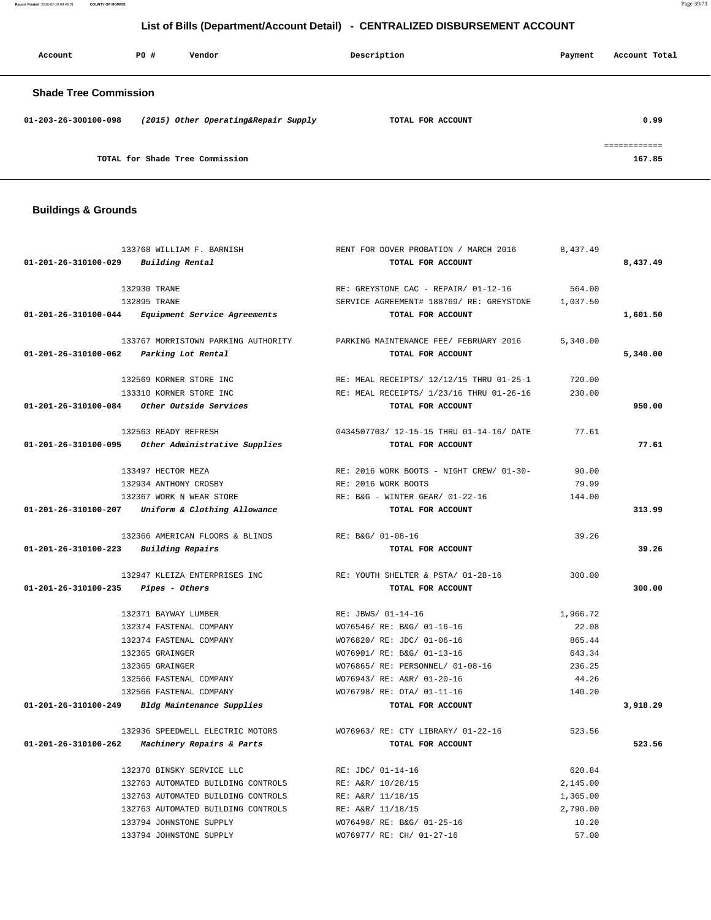## List of Bills (Department/Account Detail) - CENTRALIZED DISBURSEMENT ACCOUNT

| Account | PO # | Vendor | Description | Payment | Account Total |
|---|---|---|---|---|---|

### Shade Tree Commission

| Account | PO # | Vendor | Description | Payment | Account Total |
|---|---|---|---|---|---|
| 01-203-26-300100-098 | | *(2015) Other Operating&Repair Supply* | TOTAL FOR ACCOUNT | | 0.99 |
| | | | | | ============ |
| | | TOTAL for Shade Tree Commission | | | 167.85 |

### Buildings & Grounds

| Account | PO # | Vendor | Description | Payment | Account Total |
|---|---|---|---|---|---|
| | 133768 | WILLIAM F. BARNISH | RENT FOR DOVER PROBATION / MARCH 2016 | 8,437.49 | |
| 01-201-26-310100-029 | | *Building Rental* | TOTAL FOR ACCOUNT | | 8,437.49 |
| | 132930 | TRANE | RE: GREYSTONE CAC - REPAIR/ 01-12-16 | 564.00 | |
| | 132895 | TRANE | SERVICE AGREEMENT# 188769/ RE: GREYSTONE | 1,037.50 | |
| 01-201-26-310100-044 | | *Equipment Service Agreements* | TOTAL FOR ACCOUNT | | 1,601.50 |
| | 133767 | MORRISTOWN PARKING AUTHORITY | PARKING MAINTENANCE FEE/ FEBRUARY 2016 | 5,340.00 | |
| 01-201-26-310100-062 | | *Parking Lot Rental* | TOTAL FOR ACCOUNT | | 5,340.00 |
| | 132569 | KORNER STORE INC | RE: MEAL RECEIPTS/ 12/12/15 THRU 01-25-1 | 720.00 | |
| | 133310 | KORNER STORE INC | RE: MEAL RECEIPTS/ 1/23/16 THRU 01-26-16 | 230.00 | |
| 01-201-26-310100-084 | | *Other Outside Services* | TOTAL FOR ACCOUNT | | 950.00 |
| | 132563 | READY REFRESH | 0434507703/ 12-15-15 THRU 01-14-16/ DATE | 77.61 | |
| 01-201-26-310100-095 | | *Other Administrative Supplies* | TOTAL FOR ACCOUNT | | 77.61 |
| | 133497 | HECTOR MEZA | RE: 2016 WORK BOOTS - NIGHT CREW/ 01-30- | 90.00 | |
| | 132934 | ANTHONY CROSBY | RE: 2016 WORK BOOTS | 79.99 | |
| | 132367 | WORK N WEAR STORE | RE: B&G - WINTER GEAR/ 01-22-16 | 144.00 | |
| 01-201-26-310100-207 | | *Uniform & Clothing Allowance* | TOTAL FOR ACCOUNT | | 313.99 |
| | 132366 | AMERICAN FLOORS & BLINDS | RE: B&G/ 01-08-16 | 39.26 | |
| 01-201-26-310100-223 | | *Building Repairs* | TOTAL FOR ACCOUNT | | 39.26 |
| | 132947 | KLEIZA ENTERPRISES INC | RE: YOUTH SHELTER & PSTA/ 01-28-16 | 300.00 | |
| 01-201-26-310100-235 | | *Pipes - Others* | TOTAL FOR ACCOUNT | | 300.00 |
| | 132371 | BAYWAY LUMBER | RE: JBWS/ 01-14-16 | 1,966.72 | |
| | 132374 | FASTENAL COMPANY | WO76546/ RE: B&G/ 01-16-16 | 22.08 | |
| | 132374 | FASTENAL COMPANY | WO76820/ RE: JDC/ 01-06-16 | 865.44 | |
| | 132365 | GRAINGER | WO76901/ RE: B&G/ 01-13-16 | 643.34 | |
| | 132365 | GRAINGER | WO76865/ RE: PERSONNEL/ 01-08-16 | 236.25 | |
| | 132566 | FASTENAL COMPANY | WO76943/ RE: A&R/ 01-20-16 | 44.26 | |
| | 132566 | FASTENAL COMPANY | WO76798/ RE: OTA/ 01-11-16 | 140.20 | |
| 01-201-26-310100-249 | | *Bldg Maintenance Supplies* | TOTAL FOR ACCOUNT | | 3,918.29 |
| | 132936 | SPEEDWELL ELECTRIC MOTORS | WO76963/ RE: CTY LIBRARY/ 01-22-16 | 523.56 | |
| 01-201-26-310100-262 | | *Machinery Repairs & Parts* | TOTAL FOR ACCOUNT | | 523.56 |
| | 132370 | BINSKY SERVICE LLC | RE: JDC/ 01-14-16 | 620.84 | |
| | 132763 | AUTOMATED BUILDING CONTROLS | RE: A&R/ 10/28/15 | 2,145.00 | |
| | 132763 | AUTOMATED BUILDING CONTROLS | RE: A&R/ 11/18/15 | 1,365.00 | |
| | 132763 | AUTOMATED BUILDING CONTROLS | RE: A&R/ 11/18/15 | 2,790.00 | |
| | 133794 | JOHNSTONE SUPPLY | WO76498/ RE: B&G/ 01-25-16 | 10.20 | |
| | 133794 | JOHNSTONE SUPPLY | WO76977/ RE: CH/ 01-27-16 | 57.00 | |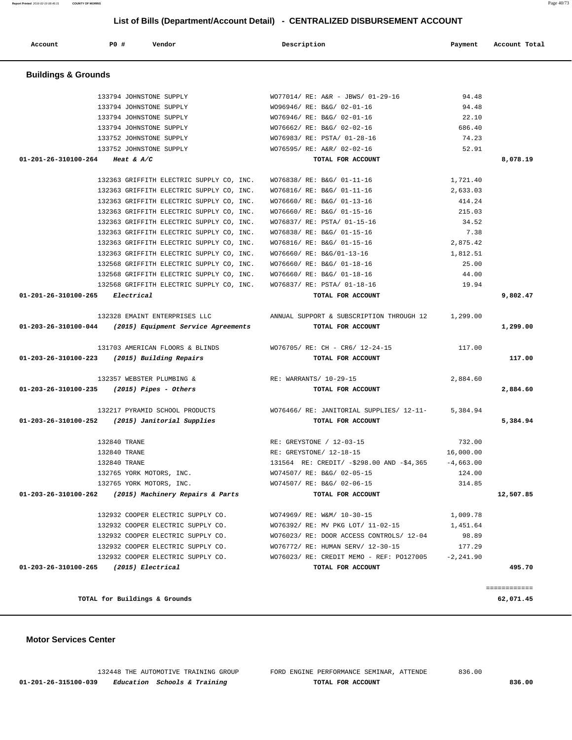## List of Bills (Department/Account Detail) - CENTRALIZED DISBURSEMENT ACCOUNT

| Account | PO # | Vendor | Description | Payment | Account Total |
|---|---|---|---|---|---|

### Buildings & Grounds

| Account | PO # | Vendor | Description | Payment | Account Total |
|---|---|---|---|---|---|
| | 133794 | JOHNSTONE SUPPLY | WO77014/ RE: A&R - JBWS/ 01-29-16 | 94.48 | |
| | 133794 | JOHNSTONE SUPPLY | WO96946/ RE: B&G/ 02-01-16 | 94.48 | |
| | 133794 | JOHNSTONE SUPPLY | WO76946/ RE: B&G/ 02-01-16 | 22.10 | |
| | 133794 | JOHNSTONE SUPPLY | WO76662/ RE: B&G/ 02-02-16 | 686.40 | |
| | 133752 | JOHNSTONE SUPPLY | WO76983/ RE: PSTA/ 01-28-16 | 74.23 | |
| | 133752 | JOHNSTONE SUPPLY | WO76595/ RE: A&R/ 02-02-16 | 52.91 | |
| **01-201-26-310100-264** | | ***Heat & A/C*** | **TOTAL FOR ACCOUNT** | | **8,078.19** |
| | 132363 | GRIFFITH ELECTRIC SUPPLY CO, INC. | WO76838/ RE: B&G/ 01-11-16 | 1,721.40 | |
| | 132363 | GRIFFITH ELECTRIC SUPPLY CO, INC. | WO76816/ RE: B&G/ 01-11-16 | 2,633.03 | |
| | 132363 | GRIFFITH ELECTRIC SUPPLY CO, INC. | WO76660/ RE: B&G/ 01-13-16 | 414.24 | |
| | 132363 | GRIFFITH ELECTRIC SUPPLY CO, INC. | WO76660/ RE: B&G/ 01-15-16 | 215.03 | |
| | 132363 | GRIFFITH ELECTRIC SUPPLY CO, INC. | WO76837/ RE: PSTA/ 01-15-16 | 34.52 | |
| | 132363 | GRIFFITH ELECTRIC SUPPLY CO, INC. | WO76838/ RE: B&G/ 01-15-16 | 7.38 | |
| | 132363 | GRIFFITH ELECTRIC SUPPLY CO, INC. | WO76816/ RE: B&G/ 01-15-16 | 2,875.42 | |
| | 132363 | GRIFFITH ELECTRIC SUPPLY CO, INC. | WO76660/ RE: B&G/01-13-16 | 1,812.51 | |
| | 132568 | GRIFFITH ELECTRIC SUPPLY CO, INC. | WO76660/ RE: B&G/ 01-18-16 | 25.00 | |
| | 132568 | GRIFFITH ELECTRIC SUPPLY CO, INC. | WO76660/ RE: B&G/ 01-18-16 | 44.00 | |
| | 132568 | GRIFFITH ELECTRIC SUPPLY CO, INC. | WO76837/ RE: PSTA/ 01-18-16 | 19.94 | |
| **01-201-26-310100-265** | | ***Electrical*** | **TOTAL FOR ACCOUNT** | | **9,802.47** |
| | 132328 | EMAINT ENTERPRISES LLC | ANNUAL SUPPORT & SUBSCRIPTION THROUGH 12 | 1,299.00 | |
| **01-203-26-310100-044** | | ***(2015) Equipment Service Agreements*** | **TOTAL FOR ACCOUNT** | | **1,299.00** |
| | 131703 | AMERICAN FLOORS & BLINDS | WO76705/ RE: CH - CR6/ 12-24-15 | 117.00 | |
| **01-203-26-310100-223** | | ***(2015) Building Repairs*** | **TOTAL FOR ACCOUNT** | | **117.00** |
| | 132357 | WEBSTER PLUMBING & | RE: WARRANTS/ 10-29-15 | 2,884.60 | |
| **01-203-26-310100-235** | | ***(2015) Pipes - Others*** | **TOTAL FOR ACCOUNT** | | **2,884.60** |
| | 132217 | PYRAMID SCHOOL PRODUCTS | WO76466/ RE: JANITORIAL SUPPLIES/ 12-11- | 5,384.94 | |
| **01-203-26-310100-252** | | ***(2015) Janitorial Supplies*** | **TOTAL FOR ACCOUNT** | | **5,384.94** |
| | 132840 | TRANE | RE: GREYSTONE / 12-03-15 | 732.00 | |
| | 132840 | TRANE | RE: GREYSTONE/ 12-18-15 | 16,000.00 | |
| | 132840 | TRANE | 131564 RE: CREDIT/ -$298.00 AND -$4,365 | -4,663.00 | |
| | 132765 | YORK MOTORS, INC. | WO74507/ RE: B&G/ 02-05-15 | 124.00 | |
| | 132765 | YORK MOTORS, INC. | WO74507/ RE: B&G/ 02-06-15 | 314.85 | |
| **01-203-26-310100-262** | | ***(2015) Machinery Repairs & Parts*** | **TOTAL FOR ACCOUNT** | | **12,507.85** |
| | 132932 | COOPER ELECTRIC SUPPLY CO. | WO74969/ RE: W&M/ 10-30-15 | 1,009.78 | |
| | 132932 | COOPER ELECTRIC SUPPLY CO. | WO76392/ RE: MV PKG LOT/ 11-02-15 | 1,451.64 | |
| | 132932 | COOPER ELECTRIC SUPPLY CO. | WO76023/ RE: DOOR ACCESS CONTROLS/ 12-04 | 98.89 | |
| | 132932 | COOPER ELECTRIC SUPPLY CO. | WO76772/ RE: HUMAN SERV/ 12-30-15 | 177.29 | |
| | 132932 | COOPER ELECTRIC SUPPLY CO. | WO76023/ RE: CREDIT MEMO - REF: PO127005 | -2,241.90 | |
| **01-203-26-310100-265** | | ***(2015) Electrical*** | **TOTAL FOR ACCOUNT** | | **495.70** |
| | | | | | ============ |
| | | **TOTAL for Buildings & Grounds** | | | **62,071.45** |

### Motor Services Center

| Account | PO # | Vendor | Description | Payment | Account Total |
|---|---|---|---|---|---|
| | 132448 | THE AUTOMOTIVE TRAINING GROUP | FORD ENGINE PERFORMANCE SEMINAR, ATTENDE | 836.00 | |
| **01-201-26-315100-039** | | ***Education Schools & Training*** | **TOTAL FOR ACCOUNT** | | **836.00** |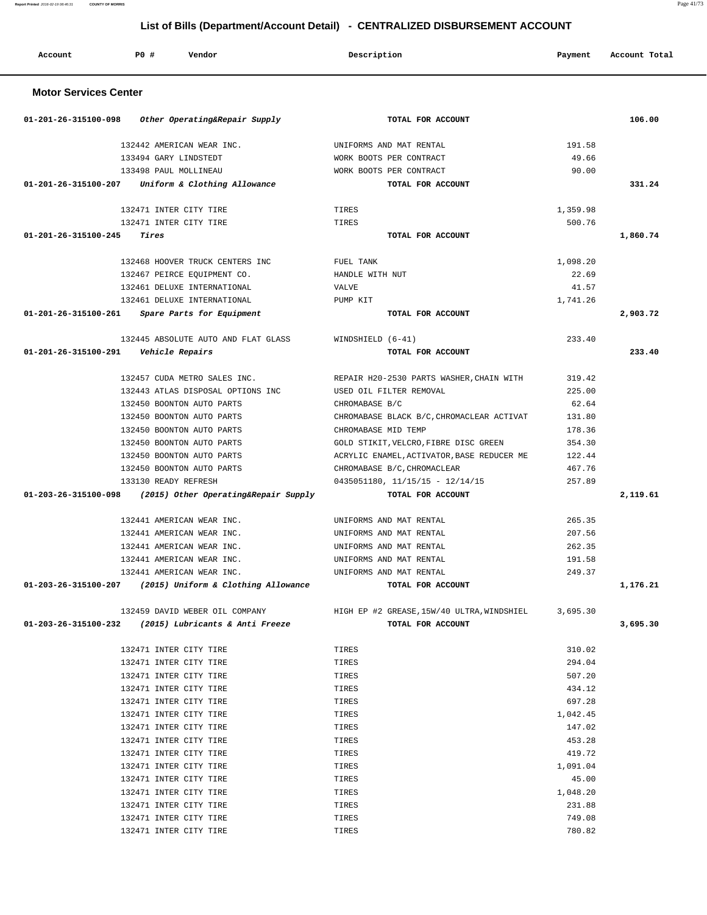## List of Bills (Department/Account Detail) - CENTRALIZED DISBURSEMENT ACCOUNT

| Account | PO # | Vendor | Description | Payment | Account Total |
|---|---|---|---|---|---|

### Motor Services Center

| Account | PO # | Vendor | Description | Payment | Account Total |
|---|---|---|---|---|---|
| 01-201-26-315100-098 | | *Other Operating&Repair Supply* | **TOTAL FOR ACCOUNT** | | 106.00 |
| | 132442 | AMERICAN WEAR INC. | UNIFORMS AND MAT RENTAL | 191.58 | |
| | 133494 | GARY LINDSTEDT | WORK BOOTS PER CONTRACT | 49.66 | |
| | 133498 | PAUL MOLLINEAU | WORK BOOTS PER CONTRACT | 90.00 | |
| 01-201-26-315100-207 | | *Uniform & Clothing Allowance* | **TOTAL FOR ACCOUNT** | | 331.24 |
| | 132471 | INTER CITY TIRE | TIRES | 1,359.98 | |
| | 132471 | INTER CITY TIRE | TIRES | 500.76 | |
| 01-201-26-315100-245 | | *Tires* | **TOTAL FOR ACCOUNT** | | 1,860.74 |
| | 132468 | HOOVER TRUCK CENTERS INC | FUEL TANK | 1,098.20 | |
| | 132467 | PEIRCE EQUIPMENT CO. | HANDLE WITH NUT | 22.69 | |
| | 132461 | DELUXE INTERNATIONAL | VALVE | 41.57 | |
| | 132461 | DELUXE INTERNATIONAL | PUMP KIT | 1,741.26 | |
| 01-201-26-315100-261 | | *Spare Parts for Equipment* | **TOTAL FOR ACCOUNT** | | 2,903.72 |
| | 132445 | ABSOLUTE AUTO AND FLAT GLASS | WINDSHIELD (6-41) | 233.40 | |
| 01-201-26-315100-291 | | *Vehicle Repairs* | **TOTAL FOR ACCOUNT** | | 233.40 |
| | 132457 | CUDA METRO SALES INC. | REPAIR H20-2530 PARTS WASHER,CHAIN WITH | 319.42 | |
| | 132443 | ATLAS DISPOSAL OPTIONS INC | USED OIL FILTER REMOVAL | 225.00 | |
| | 132450 | BOONTON AUTO PARTS | CHROMABASE B/C | 62.64 | |
| | 132450 | BOONTON AUTO PARTS | CHROMABASE BLACK B/C,CHROMACLEAR ACTIVAT | 131.80 | |
| | 132450 | BOONTON AUTO PARTS | CHROMABASE MID TEMP | 178.36 | |
| | 132450 | BOONTON AUTO PARTS | GOLD STIKIT,VELCRO,FIBRE DISC GREEN | 354.30 | |
| | 132450 | BOONTON AUTO PARTS | ACRYLIC ENAMEL,ACTIVATOR,BASE REDUCER ME | 122.44 | |
| | 132450 | BOONTON AUTO PARTS | CHROMABASE B/C,CHROMACLEAR | 467.76 | |
| | 133130 | READY REFRESH | 0435051180, 11/15/15 - 12/14/15 | 257.89 | |
| 01-203-26-315100-098 | | *(2015) Other Operating&Repair Supply* | **TOTAL FOR ACCOUNT** | | 2,119.61 |
| | 132441 | AMERICAN WEAR INC. | UNIFORMS AND MAT RENTAL | 265.35 | |
| | 132441 | AMERICAN WEAR INC. | UNIFORMS AND MAT RENTAL | 207.56 | |
| | 132441 | AMERICAN WEAR INC. | UNIFORMS AND MAT RENTAL | 262.35 | |
| | 132441 | AMERICAN WEAR INC. | UNIFORMS AND MAT RENTAL | 191.58 | |
| | 132441 | AMERICAN WEAR INC. | UNIFORMS AND MAT RENTAL | 249.37 | |
| 01-203-26-315100-207 | | *(2015) Uniform & Clothing Allowance* | **TOTAL FOR ACCOUNT** | | 1,176.21 |
| | 132459 | DAVID WEBER OIL COMPANY | HIGH EP #2 GREASE,15W/40 ULTRA,WINDSHIEL | 3,695.30 | |
| 01-203-26-315100-232 | | *(2015) Lubricants & Anti Freeze* | **TOTAL FOR ACCOUNT** | | 3,695.30 |
| | 132471 | INTER CITY TIRE | TIRES | 310.02 | |
| | 132471 | INTER CITY TIRE | TIRES | 294.04 | |
| | 132471 | INTER CITY TIRE | TIRES | 507.20 | |
| | 132471 | INTER CITY TIRE | TIRES | 434.12 | |
| | 132471 | INTER CITY TIRE | TIRES | 697.28 | |
| | 132471 | INTER CITY TIRE | TIRES | 1,042.45 | |
| | 132471 | INTER CITY TIRE | TIRES | 147.02 | |
| | 132471 | INTER CITY TIRE | TIRES | 453.28 | |
| | 132471 | INTER CITY TIRE | TIRES | 419.72 | |
| | 132471 | INTER CITY TIRE | TIRES | 1,091.04 | |
| | 132471 | INTER CITY TIRE | TIRES | 45.00 | |
| | 132471 | INTER CITY TIRE | TIRES | 1,048.20 | |
| | 132471 | INTER CITY TIRE | TIRES | 231.88 | |
| | 132471 | INTER CITY TIRE | TIRES | 749.08 | |
| | 132471 | INTER CITY TIRE | TIRES | 780.82 | |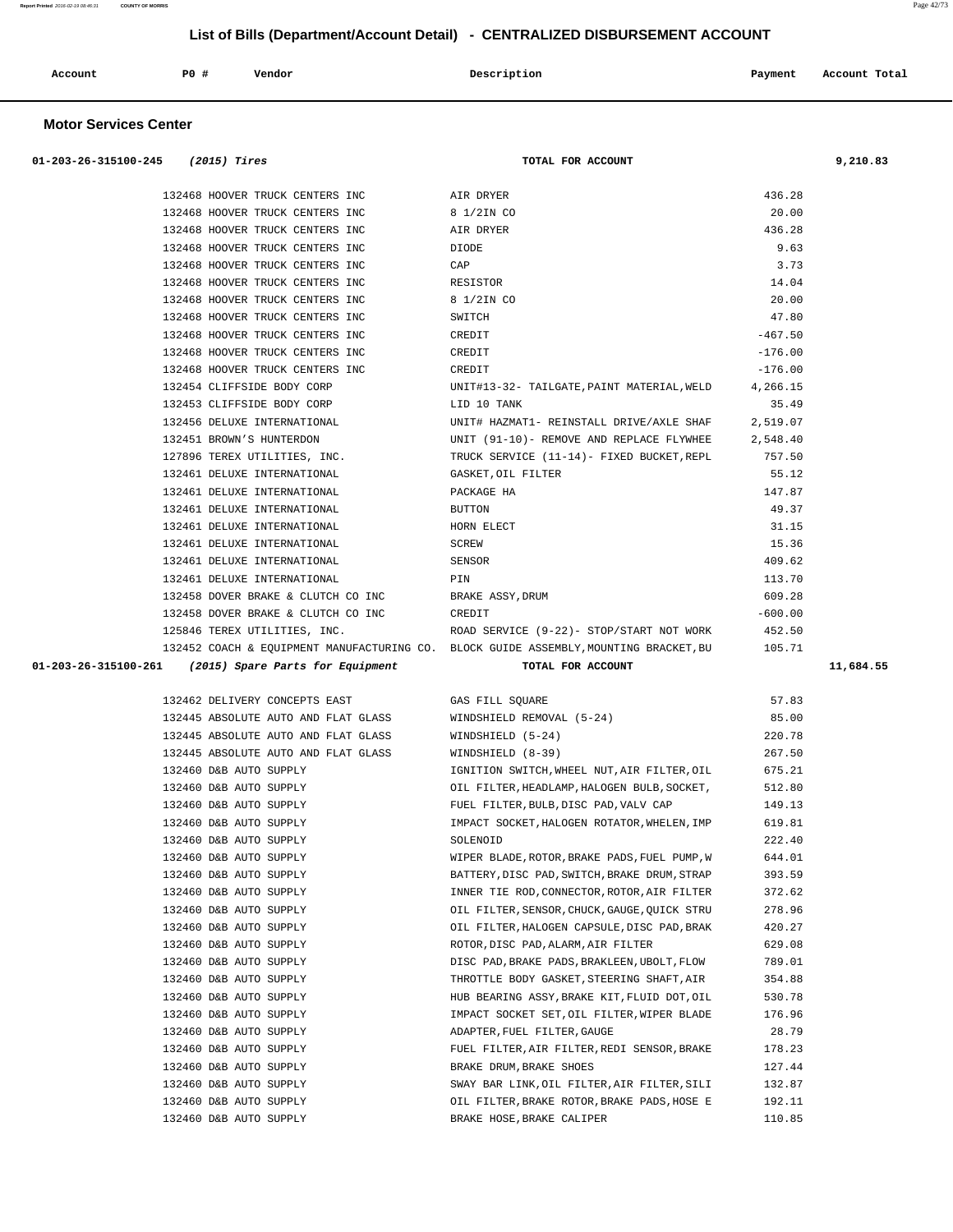## List of Bills (Department/Account Detail) - CENTRALIZED DISBURSEMENT ACCOUNT

| Account | P0 # | Vendor | Description | Payment | Account Total |
|---|---|---|---|---|---|

### Motor Services Center

| Account | P0 # | Vendor | Description | Payment | Account Total |
|---|---|---|---|---|---|
| 01-203-26-315100-245 *(2015) Tires* | | | TOTAL FOR ACCOUNT | | 9,210.83 |
| | 132468 | HOOVER TRUCK CENTERS INC | AIR DRYER | 436.28 | |
| | 132468 | HOOVER TRUCK CENTERS INC | 8 1/2IN CO | 20.00 | |
| | 132468 | HOOVER TRUCK CENTERS INC | AIR DRYER | 436.28 | |
| | 132468 | HOOVER TRUCK CENTERS INC | DIODE | 9.63 | |
| | 132468 | HOOVER TRUCK CENTERS INC | CAP | 3.73 | |
| | 132468 | HOOVER TRUCK CENTERS INC | RESISTOR | 14.04 | |
| | 132468 | HOOVER TRUCK CENTERS INC | 8 1/2IN CO | 20.00 | |
| | 132468 | HOOVER TRUCK CENTERS INC | SWITCH | 47.80 | |
| | 132468 | HOOVER TRUCK CENTERS INC | CREDIT | -467.50 | |
| | 132468 | HOOVER TRUCK CENTERS INC | CREDIT | -176.00 | |
| | 132468 | HOOVER TRUCK CENTERS INC | CREDIT | -176.00 | |
| | 132454 | CLIFFSIDE BODY CORP | UNIT#13-32- TAILGATE,PAINT MATERIAL,WELD | 4,266.15 | |
| | 132453 | CLIFFSIDE BODY CORP | LID 10 TANK | 35.49 | |
| | 132456 | DELUXE INTERNATIONAL | UNIT# HAZMAT1- REINSTALL DRIVE/AXLE SHAF | 2,519.07 | |
| | 132451 | BROWN'S HUNTERDON | UNIT (91-10)- REMOVE AND REPLACE FLYWHEE | 2,548.40 | |
| | 127896 | TEREX UTILITIES, INC. | TRUCK SERVICE (11-14)- FIXED BUCKET,REPL | 757.50 | |
| | 132461 | DELUXE INTERNATIONAL | GASKET,OIL FILTER | 55.12 | |
| | 132461 | DELUXE INTERNATIONAL | PACKAGE HA | 147.87 | |
| | 132461 | DELUXE INTERNATIONAL | BUTTON | 49.37 | |
| | 132461 | DELUXE INTERNATIONAL | HORN ELECT | 31.15 | |
| | 132461 | DELUXE INTERNATIONAL | SCREW | 15.36 | |
| | 132461 | DELUXE INTERNATIONAL | SENSOR | 409.62 | |
| | 132461 | DELUXE INTERNATIONAL | PIN | 113.70 | |
| | 132458 | DOVER BRAKE & CLUTCH CO INC | BRAKE ASSY,DRUM | 609.28 | |
| | 132458 | DOVER BRAKE & CLUTCH CO INC | CREDIT | -600.00 | |
| | 125846 | TEREX UTILITIES, INC. | ROAD SERVICE (9-22)- STOP/START NOT WORK | 452.50 | |
| | 132452 | COACH & EQUIPMENT MANUFACTURING CO. | BLOCK GUIDE ASSEMBLY,MOUNTING BRACKET,BU | 105.71 | |
| 01-203-26-315100-261 *(2015) Spare Parts for Equipment* | | | TOTAL FOR ACCOUNT | | 11,684.55 |
| | 132462 | DELIVERY CONCEPTS EAST | GAS FILL SQUARE | 57.83 | |
| | 132445 | ABSOLUTE AUTO AND FLAT GLASS | WINDSHIELD REMOVAL (5-24) | 85.00 | |
| | 132445 | ABSOLUTE AUTO AND FLAT GLASS | WINDSHIELD (5-24) | 220.78 | |
| | 132445 | ABSOLUTE AUTO AND FLAT GLASS | WINDSHIELD (8-39) | 267.50 | |
| | 132460 | D&B AUTO SUPPLY | IGNITION SWITCH,WHEEL NUT,AIR FILTER,OIL | 675.21 | |
| | 132460 | D&B AUTO SUPPLY | OIL FILTER,HEADLAMP,HALOGEN BULB,SOCKET, | 512.80 | |
| | 132460 | D&B AUTO SUPPLY | FUEL FILTER,BULB,DISC PAD,VALV CAP | 149.13 | |
| | 132460 | D&B AUTO SUPPLY | IMPACT SOCKET,HALOGEN ROTATOR,WHELEN,IMP | 619.81 | |
| | 132460 | D&B AUTO SUPPLY | SOLENOID | 222.40 | |
| | 132460 | D&B AUTO SUPPLY | WIPER BLADE,ROTOR,BRAKE PADS,FUEL PUMP,W | 644.01 | |
| | 132460 | D&B AUTO SUPPLY | BATTERY,DISC PAD,SWITCH,BRAKE DRUM,STRAP | 393.59 | |
| | 132460 | D&B AUTO SUPPLY | INNER TIE ROD,CONNECTOR,ROTOR,AIR FILTER | 372.62 | |
| | 132460 | D&B AUTO SUPPLY | OIL FILTER,SENSOR,CHUCK,GAUGE,QUICK STRU | 278.96 | |
| | 132460 | D&B AUTO SUPPLY | OIL FILTER,HALOGEN CAPSULE,DISC PAD,BRAK | 420.27 | |
| | 132460 | D&B AUTO SUPPLY | ROTOR,DISC PAD,ALARM,AIR FILTER | 629.08 | |
| | 132460 | D&B AUTO SUPPLY | DISC PAD,BRAKE PADS,BRAKLEEN,UBOLT,FLOW | 789.01 | |
| | 132460 | D&B AUTO SUPPLY | THROTTLE BODY GASKET,STEERING SHAFT,AIR | 354.88 | |
| | 132460 | D&B AUTO SUPPLY | HUB BEARING ASSY,BRAKE KIT,FLUID DOT,OIL | 530.78 | |
| | 132460 | D&B AUTO SUPPLY | IMPACT SOCKET SET,OIL FILTER,WIPER BLADE | 176.96 | |
| | 132460 | D&B AUTO SUPPLY | ADAPTER,FUEL FILTER,GAUGE | 28.79 | |
| | 132460 | D&B AUTO SUPPLY | FUEL FILTER,AIR FILTER,REDI SENSOR,BRAKE | 178.23 | |
| | 132460 | D&B AUTO SUPPLY | BRAKE DRUM,BRAKE SHOES | 127.44 | |
| | 132460 | D&B AUTO SUPPLY | SWAY BAR LINK,OIL FILTER,AIR FILTER,SILI | 132.87 | |
| | 132460 | D&B AUTO SUPPLY | OIL FILTER,BRAKE ROTOR,BRAKE PADS,HOSE E | 192.11 | |
| | 132460 | D&B AUTO SUPPLY | BRAKE HOSE,BRAKE CALIPER | 110.85 | |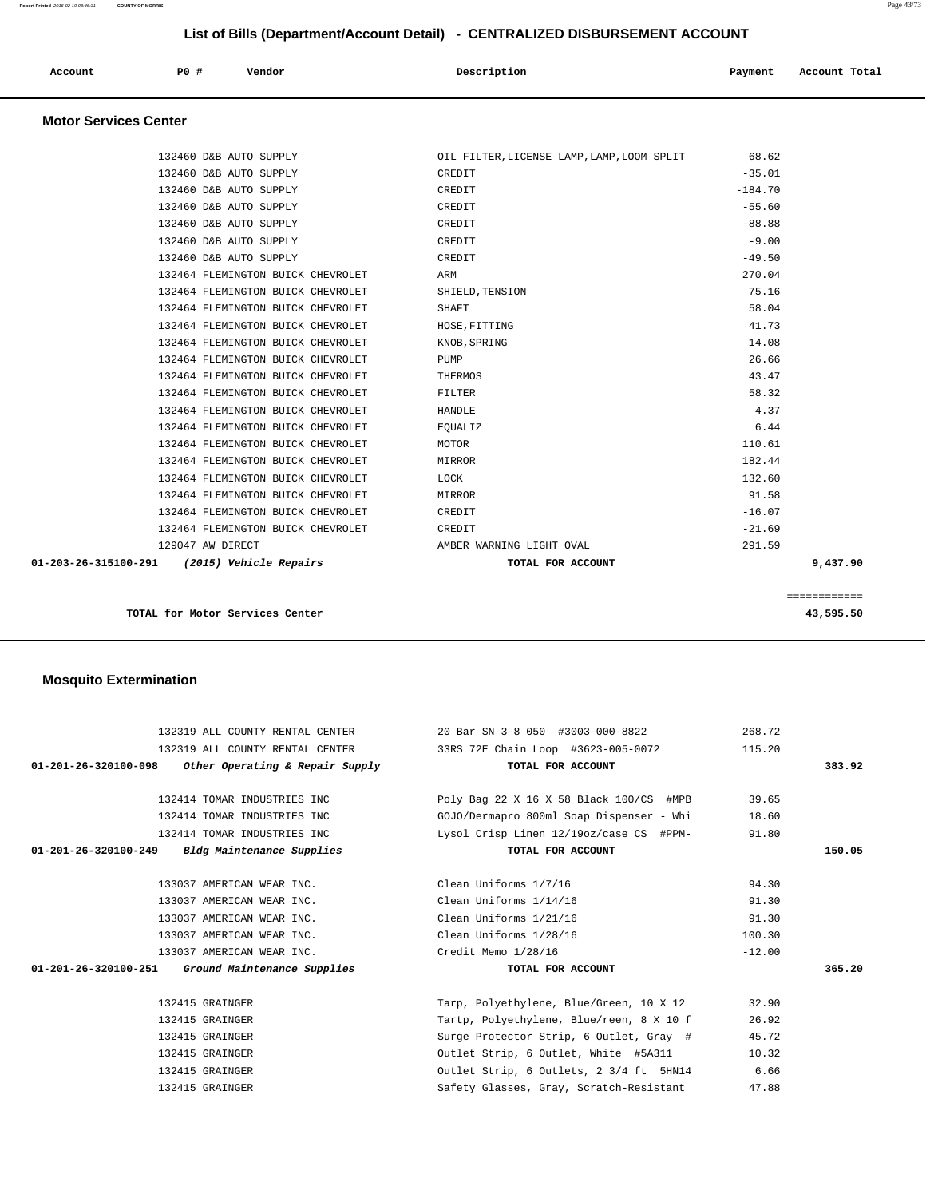## List of Bills (Department/Account Detail) - CENTRALIZED DISBURSEMENT ACCOUNT

| Account | PO # | Vendor | Description | Payment | Account Total |
|---|---|---|---|---|---|

### Motor Services Center

| Account | PO # | Vendor | Description | Payment | Account Total |
|---|---|---|---|---|---|
| | 132460 | D&B AUTO SUPPLY | OIL FILTER,LICENSE LAMP,LAMP,LOOM SPLIT | 68.62 | |
| | 132460 | D&B AUTO SUPPLY | CREDIT | -35.01 | |
| | 132460 | D&B AUTO SUPPLY | CREDIT | -184.70 | |
| | 132460 | D&B AUTO SUPPLY | CREDIT | -55.60 | |
| | 132460 | D&B AUTO SUPPLY | CREDIT | -88.88 | |
| | 132460 | D&B AUTO SUPPLY | CREDIT | -9.00 | |
| | 132460 | D&B AUTO SUPPLY | CREDIT | -49.50 | |
| | 132464 | FLEMINGTON BUICK CHEVROLET | ARM | 270.04 | |
| | 132464 | FLEMINGTON BUICK CHEVROLET | SHIELD,TENSION | 75.16 | |
| | 132464 | FLEMINGTON BUICK CHEVROLET | SHAFT | 58.04 | |
| | 132464 | FLEMINGTON BUICK CHEVROLET | HOSE,FITTING | 41.73 | |
| | 132464 | FLEMINGTON BUICK CHEVROLET | KNOB,SPRING | 14.08 | |
| | 132464 | FLEMINGTON BUICK CHEVROLET | PUMP | 26.66 | |
| | 132464 | FLEMINGTON BUICK CHEVROLET | THERMOS | 43.47 | |
| | 132464 | FLEMINGTON BUICK CHEVROLET | FILTER | 58.32 | |
| | 132464 | FLEMINGTON BUICK CHEVROLET | HANDLE | 4.37 | |
| | 132464 | FLEMINGTON BUICK CHEVROLET | EQUALIZ | 6.44 | |
| | 132464 | FLEMINGTON BUICK CHEVROLET | MOTOR | 110.61 | |
| | 132464 | FLEMINGTON BUICK CHEVROLET | MIRROR | 182.44 | |
| | 132464 | FLEMINGTON BUICK CHEVROLET | LOCK | 132.60 | |
| | 132464 | FLEMINGTON BUICK CHEVROLET | MIRROR | 91.58 | |
| | 132464 | FLEMINGTON BUICK CHEVROLET | CREDIT | -16.07 | |
| | 132464 | FLEMINGTON BUICK CHEVROLET | CREDIT | -21.69 | |
| | 129047 | AW DIRECT | AMBER WARNING LIGHT OVAL | 291.59 | |
| **01-203-26-315100-291** | | *(2015) Vehicle Repairs* | **TOTAL FOR ACCOUNT** | | **9,437.90** |
| | | | | | ============ |
| | | **TOTAL for Motor Services Center** | | | **43,595.50** |

### Mosquito Extermination

| Account | PO # | Vendor | Description | Payment | Account Total |
|---|---|---|---|---|---|
| | 132319 | ALL COUNTY RENTAL CENTER | 20 Bar SN 3-8 050 #3003-000-8822 | 268.72 | |
| | 132319 | ALL COUNTY RENTAL CENTER | 33RS 72E Chain Loop #3623-005-0072 | 115.20 | |
| **01-201-26-320100-098** | | *Other Operating & Repair Supply* | **TOTAL FOR ACCOUNT** | | **383.92** |
| | 132414 | TOMAR INDUSTRIES INC | Poly Bag 22 X 16 X 58 Black 100/CS #MPB | 39.65 | |
| | 132414 | TOMAR INDUSTRIES INC | GOJO/Dermapro 800ml Soap Dispenser - Whi | 18.60 | |
| | 132414 | TOMAR INDUSTRIES INC | Lysol Crisp Linen 12/19oz/case CS #PPM- | 91.80 | |
| **01-201-26-320100-249** | | *Bldg Maintenance Supplies* | **TOTAL FOR ACCOUNT** | | **150.05** |
| | 133037 | AMERICAN WEAR INC. | Clean Uniforms 1/7/16 | 94.30 | |
| | 133037 | AMERICAN WEAR INC. | Clean Uniforms 1/14/16 | 91.30 | |
| | 133037 | AMERICAN WEAR INC. | Clean Uniforms 1/21/16 | 91.30 | |
| | 133037 | AMERICAN WEAR INC. | Clean Uniforms 1/28/16 | 100.30 | |
| | 133037 | AMERICAN WEAR INC. | Credit Memo 1/28/16 | -12.00 | |
| **01-201-26-320100-251** | | *Ground Maintenance Supplies* | **TOTAL FOR ACCOUNT** | | **365.20** |
| | 132415 | GRAINGER | Tarp, Polyethylene, Blue/Green, 10 X 12 | 32.90 | |
| | 132415 | GRAINGER | Tartp, Polyethylene, Blue/reen, 8 X 10 f | 26.92 | |
| | 132415 | GRAINGER | Surge Protector Strip, 6 Outlet, Gray # | 45.72 | |
| | 132415 | GRAINGER | Outlet Strip, 6 Outlet, White #5A311 | 10.32 | |
| | 132415 | GRAINGER | Outlet Strip, 6 Outlets, 2 3/4 ft 5HN14 | 6.66 | |
| | 132415 | GRAINGER | Safety Glasses, Gray, Scratch-Resistant | 47.88 | |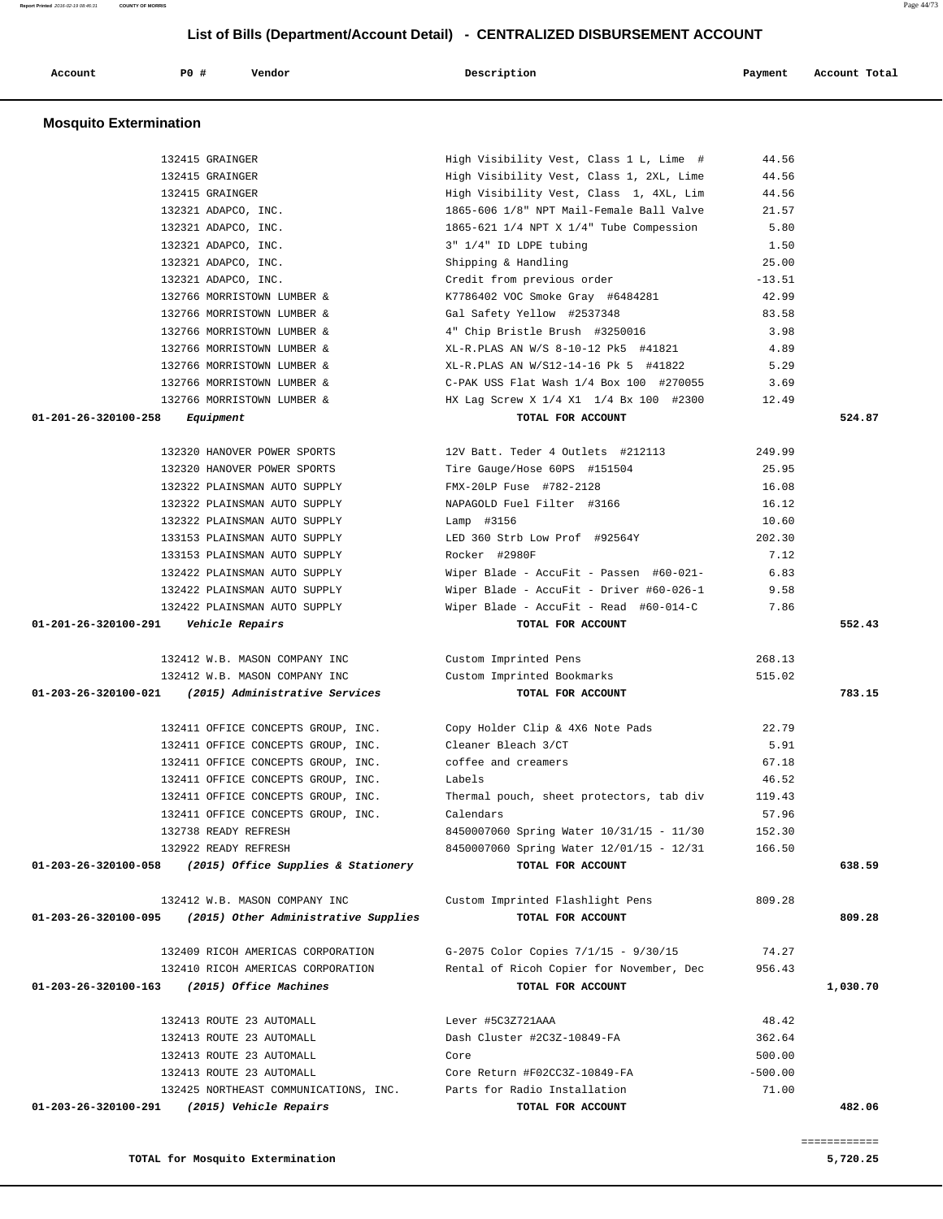## List of Bills (Department/Account Detail) - CENTRALIZED DISBURSEMENT ACCOUNT

| Account | PO # | Vendor | Description | Payment | Account Total |
|---|---|---|---|---|---|

### Mosquito Extermination

| Account | PO # | Vendor | Description | Payment | Account Total |
|---|---|---|---|---|---|
| | 132415 | GRAINGER | High Visibility Vest, Class 1 L, Lime # | 44.56 | |
| | 132415 | GRAINGER | High Visibility Vest, Class 1, 2XL, Lime | 44.56 | |
| | 132415 | GRAINGER | High Visibility Vest, Class 1, 4XL, Lim | 44.56 | |
| | 132321 | ADAPCO, INC. | 1865-606 1/8" NPT Mail-Female Ball Valve | 21.57 | |
| | 132321 | ADAPCO, INC. | 1865-621 1/4 NPT X 1/4" Tube Compession | 5.80 | |
| | 132321 | ADAPCO, INC. | 3" 1/4" ID LDPE tubing | 1.50 | |
| | 132321 | ADAPCO, INC. | Shipping & Handling | 25.00 | |
| | 132321 | ADAPCO, INC. | Credit from previous order | -13.51 | |
| | 132766 | MORRISTOWN LUMBER & | K7786402 VOC Smoke Gray #6484281 | 42.99 | |
| | 132766 | MORRISTOWN LUMBER & | Gal Safety Yellow #2537348 | 83.58 | |
| | 132766 | MORRISTOWN LUMBER & | 4" Chip Bristle Brush #3250016 | 3.98 | |
| | 132766 | MORRISTOWN LUMBER & | XL-R.PLAS AN W/S 8-10-12 Pk5 #41821 | 4.89 | |
| | 132766 | MORRISTOWN LUMBER & | XL-R.PLAS AN W/S12-14-16 Pk 5 #41822 | 5.29 | |
| | 132766 | MORRISTOWN LUMBER & | C-PAK USS Flat Wash 1/4 Box 100 #270055 | 3.69 | |
| | 132766 | MORRISTOWN LUMBER & | HX Lag Screw X 1/4 X1 1/4 Bx 100 #2300 | 12.49 | |
| **01-201-26-320100-258** | | *Equipment* | **TOTAL FOR ACCOUNT** | | **524.87** |
| | 132320 | HANOVER POWER SPORTS | 12V Batt. Teder 4 Outlets #212113 | 249.99 | |
| | 132320 | HANOVER POWER SPORTS | Tire Gauge/Hose 60PS #151504 | 25.95 | |
| | 132322 | PLAINSMAN AUTO SUPPLY | FMX-20LP Fuse #782-2128 | 16.08 | |
| | 132322 | PLAINSMAN AUTO SUPPLY | NAPAGOLD Fuel Filter #3166 | 16.12 | |
| | 132322 | PLAINSMAN AUTO SUPPLY | Lamp #3156 | 10.60 | |
| | 133153 | PLAINSMAN AUTO SUPPLY | LED 360 Strb Low Prof #92564Y | 202.30 | |
| | 133153 | PLAINSMAN AUTO SUPPLY | Rocker #2980F | 7.12 | |
| | 132422 | PLAINSMAN AUTO SUPPLY | Wiper Blade - AccuFit - Passen #60-021- | 6.83 | |
| | 132422 | PLAINSMAN AUTO SUPPLY | Wiper Blade - AccuFit - Driver #60-026-1 | 9.58 | |
| | 132422 | PLAINSMAN AUTO SUPPLY | Wiper Blade - AccuFit - Read #60-014-C | 7.86 | |
| **01-201-26-320100-291** | | *Vehicle Repairs* | **TOTAL FOR ACCOUNT** | | **552.43** |
| | 132412 | W.B. MASON COMPANY INC | Custom Imprinted Pens | 268.13 | |
| | 132412 | W.B. MASON COMPANY INC | Custom Imprinted Bookmarks | 515.02 | |
| **01-203-26-320100-021** | | *(2015) Administrative Services* | **TOTAL FOR ACCOUNT** | | **783.15** |
| | 132411 | OFFICE CONCEPTS GROUP, INC. | Copy Holder Clip & 4X6 Note Pads | 22.79 | |
| | 132411 | OFFICE CONCEPTS GROUP, INC. | Cleaner Bleach 3/CT | 5.91 | |
| | 132411 | OFFICE CONCEPTS GROUP, INC. | coffee and creamers | 67.18 | |
| | 132411 | OFFICE CONCEPTS GROUP, INC. | Labels | 46.52 | |
| | 132411 | OFFICE CONCEPTS GROUP, INC. | Thermal pouch, sheet protectors, tab div | 119.43 | |
| | 132411 | OFFICE CONCEPTS GROUP, INC. | Calendars | 57.96 | |
| | 132738 | READY REFRESH | 8450007060 Spring Water 10/31/15 - 11/30 | 152.30 | |
| | 132922 | READY REFRESH | 8450007060 Spring Water 12/01/15 - 12/31 | 166.50 | |
| **01-203-26-320100-058** | | *(2015) Office Supplies & Stationery* | **TOTAL FOR ACCOUNT** | | **638.59** |
| | 132412 | W.B. MASON COMPANY INC | Custom Imprinted Flashlight Pens | 809.28 | |
| **01-203-26-320100-095** | | *(2015) Other Administrative Supplies* | **TOTAL FOR ACCOUNT** | | **809.28** |
| | 132409 | RICOH AMERICAS CORPORATION | G-2075 Color Copies 7/1/15 - 9/30/15 | 74.27 | |
| | 132410 | RICOH AMERICAS CORPORATION | Rental of Ricoh Copier for November, Dec | 956.43 | |
| **01-203-26-320100-163** | | *(2015) Office Machines* | **TOTAL FOR ACCOUNT** | | **1,030.70** |
| | 132413 | ROUTE 23 AUTOMALL | Lever #5C3Z721AAA | 48.42 | |
| | 132413 | ROUTE 23 AUTOMALL | Dash Cluster #2C3Z-10849-FA | 362.64 | |
| | 132413 | ROUTE 23 AUTOMALL | Core | 500.00 | |
| | 132413 | ROUTE 23 AUTOMALL | Core Return #F02CC3Z-10849-FA | -500.00 | |
| | 132425 | NORTHEAST COMMUNICATIONS, INC. | Parts for Radio Installation | 71.00 | |
| **01-203-26-320100-291** | | *(2015) Vehicle Repairs* | **TOTAL FOR ACCOUNT** | | **482.06** |

**TOTAL for Mosquito Extermination** **5,720.25**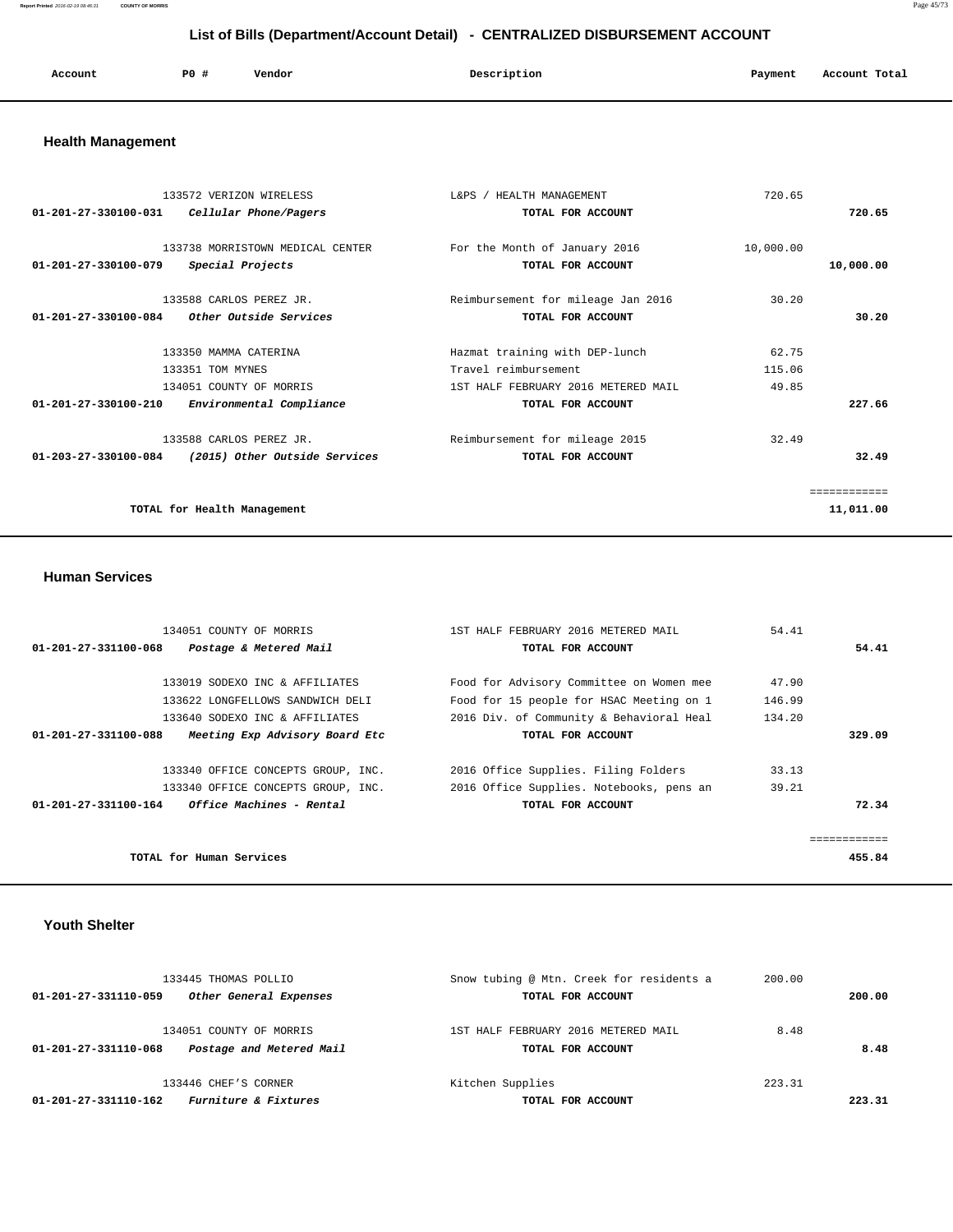## List of Bills (Department/Account Detail) - CENTRALIZED DISBURSEMENT ACCOUNT

| Account | PO # | Vendor | Description | Payment | Account Total |
|---|---|---|---|---|---|

### Health Management

| Account | PO # | Vendor | Description | Payment | Account Total |
|---|---|---|---|---|---|
| | 133572 | VERIZON WIRELESS | L&PS / HEALTH MANAGEMENT | 720.65 | |
| **01-201-27-330100-031** | | ***Cellular Phone/Pagers*** | **TOTAL FOR ACCOUNT** | | **720.65** |
| | 133738 | MORRISTOWN MEDICAL CENTER | For the Month of January 2016 | 10,000.00 | |
| **01-201-27-330100-079** | | ***Special Projects*** | **TOTAL FOR ACCOUNT** | | **10,000.00** |
| | 133588 | CARLOS PEREZ JR. | Reimbursement for mileage Jan 2016 | 30.20 | |
| **01-201-27-330100-084** | | ***Other Outside Services*** | **TOTAL FOR ACCOUNT** | | **30.20** |
| | 133350 | MAMMA CATERINA | Hazmat training with DEP-lunch | 62.75 | |
| | 133351 | TOM MYNES | Travel reimbursement | 115.06 | |
| | 134051 | COUNTY OF MORRIS | 1ST HALF FEBRUARY 2016 METERED MAIL | 49.85 | |
| **01-201-27-330100-210** | | ***Environmental Compliance*** | **TOTAL FOR ACCOUNT** | | **227.66** |
| | 133588 | CARLOS PEREZ JR. | Reimbursement for mileage 2015 | 32.49 | |
| **01-203-27-330100-084** | | ***(2015) Other Outside Services*** | **TOTAL FOR ACCOUNT** | | **32.49** |
| | | | | | ============ |
| | | **TOTAL for Health Management** | | | **11,011.00** |

### Human Services

| Account | PO # | Vendor | Description | Payment | Account Total |
|---|---|---|---|---|---|
| | 134051 | COUNTY OF MORRIS | 1ST HALF FEBRUARY 2016 METERED MAIL | 54.41 | |
| **01-201-27-331100-068** | | ***Postage & Metered Mail*** | **TOTAL FOR ACCOUNT** | | **54.41** |
| | 133019 | SODEXO INC & AFFILIATES | Food for Advisory Committee on Women mee | 47.90 | |
| | 133622 | LONGFELLOWS SANDWICH DELI | Food for 15 people for HSAC Meeting on 1 | 146.99 | |
| | 133640 | SODEXO INC & AFFILIATES | 2016 Div. of Community & Behavioral Heal | 134.20 | |
| **01-201-27-331100-088** | | ***Meeting Exp Advisory Board Etc*** | **TOTAL FOR ACCOUNT** | | **329.09** |
| | 133340 | OFFICE CONCEPTS GROUP, INC. | 2016 Office Supplies. Filing Folders | 33.13 | |
| | 133340 | OFFICE CONCEPTS GROUP, INC. | 2016 Office Supplies. Notebooks, pens an | 39.21 | |
| **01-201-27-331100-164** | | ***Office Machines - Rental*** | **TOTAL FOR ACCOUNT** | | **72.34** |
| | | | | | ============ |
| | | **TOTAL for Human Services** | | | **455.84** |

### Youth Shelter

| Account | PO # | Vendor | Description | Payment | Account Total |
|---|---|---|---|---|---|
| | 133445 | THOMAS POLLIO | Snow tubing @ Mtn. Creek for residents a | 200.00 | |
| **01-201-27-331110-059** | | ***Other General Expenses*** | **TOTAL FOR ACCOUNT** | | **200.00** |
| | 134051 | COUNTY OF MORRIS | 1ST HALF FEBRUARY 2016 METERED MAIL | 8.48 | |
| **01-201-27-331110-068** | | ***Postage and Metered Mail*** | **TOTAL FOR ACCOUNT** | | **8.48** |
| | 133446 | CHEF'S CORNER | Kitchen Supplies | 223.31 | |
| **01-201-27-331110-162** | | ***Furniture & Fixtures*** | **TOTAL FOR ACCOUNT** | | **223.31** |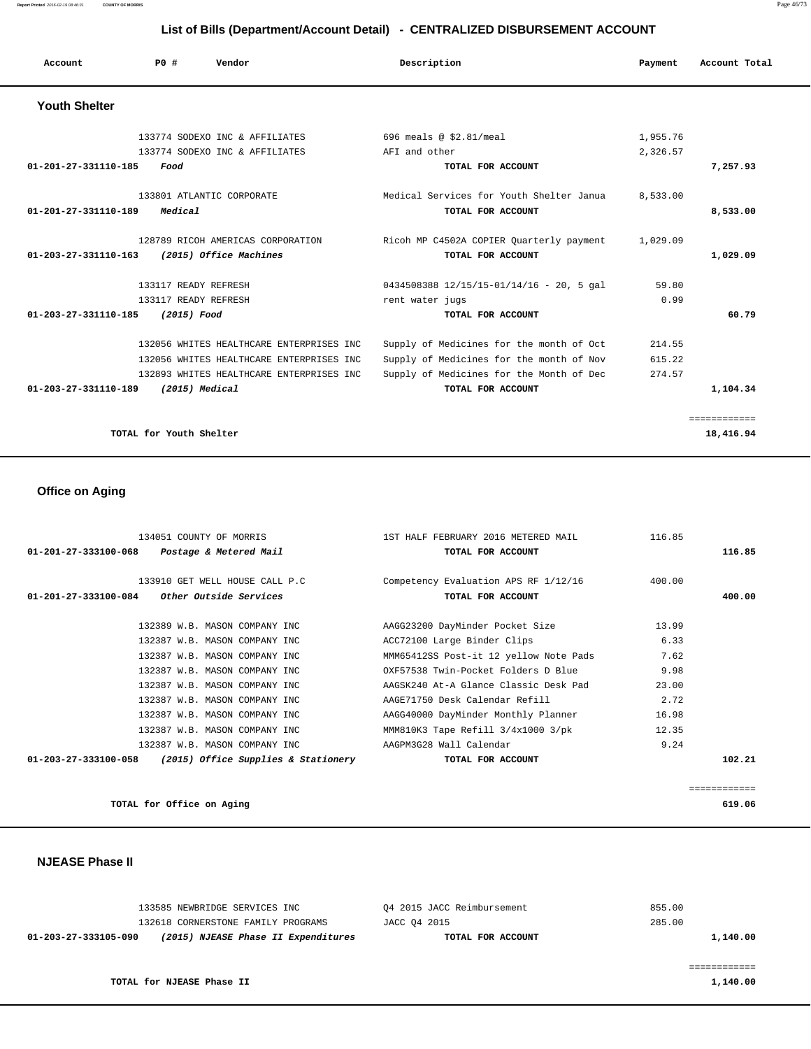# List of Bills (Department/Account Detail) - CENTRALIZED DISBURSEMENT ACCOUNT

| Account | PO # | Vendor | Description | Payment | Account Total |
|---|---|---|---|---|---|

## Youth Shelter

| Account | PO # | Vendor | Description | Payment | Account Total |
|---|---|---|---|---|---|
| | 133774 | SODEXO INC & AFFILIATES | 696 meals @ $2.81/meal | 1,955.76 | |
| | 133774 | SODEXO INC & AFFILIATES | AFI and other | 2,326.57 | |
| 01-201-27-331110-185 | | *Food* | TOTAL FOR ACCOUNT | | 7,257.93 |
| | 133801 | ATLANTIC CORPORATE | Medical Services for Youth Shelter Janua | 8,533.00 | |
| 01-201-27-331110-189 | | *Medical* | TOTAL FOR ACCOUNT | | 8,533.00 |
| | 128789 | RICOH AMERICAS CORPORATION | Ricoh MP C4502A COPIER Quarterly payment | 1,029.09 | |
| 01-203-27-331110-163 | | *(2015) Office Machines* | TOTAL FOR ACCOUNT | | 1,029.09 |
| | 133117 | READY REFRESH | 0434508388 12/15/15-01/14/16 - 20, 5 gal | 59.80 | |
| | 133117 | READY REFRESH | rent water jugs | 0.99 | |
| 01-203-27-331110-185 | | *(2015) Food* | TOTAL FOR ACCOUNT | | 60.79 |
| | 132056 | WHITES HEALTHCARE ENTERPRISES INC | Supply of Medicines for the month of Oct | 214.55 | |
| | 132056 | WHITES HEALTHCARE ENTERPRISES INC | Supply of Medicines for the month of Nov | 615.22 | |
| | 132893 | WHITES HEALTHCARE ENTERPRISES INC | Supply of Medicines for the Month of Dec | 274.57 | |
| 01-203-27-331110-189 | | *(2015) Medical* | TOTAL FOR ACCOUNT | | 1,104.34 |
| | | **TOTAL for Youth Shelter** | | | 18,416.94 |

## Office on Aging

| Account | PO # | Vendor | Description | Payment | Account Total |
|---|---|---|---|---|---|
| | 134051 | COUNTY OF MORRIS | 1ST HALF FEBRUARY 2016 METERED MAIL | 116.85 | |
| 01-201-27-333100-068 | | *Postage & Metered Mail* | TOTAL FOR ACCOUNT | | 116.85 |
| | 133910 | GET WELL HOUSE CALL P.C | Competency Evaluation APS RF 1/12/16 | 400.00 | |
| 01-201-27-333100-084 | | *Other Outside Services* | TOTAL FOR ACCOUNT | | 400.00 |
| | 132389 | W.B. MASON COMPANY INC | AAGG23200 DayMinder Pocket Size | 13.99 | |
| | 132387 | W.B. MASON COMPANY INC | ACC72100 Large Binder Clips | 6.33 | |
| | 132387 | W.B. MASON COMPANY INC | MMM65412SS Post-it 12 yellow Note Pads | 7.62 | |
| | 132387 | W.B. MASON COMPANY INC | OXF57538 Twin-Pocket Folders D Blue | 9.98 | |
| | 132387 | W.B. MASON COMPANY INC | AAGSK240 At-A Glance Classic Desk Pad | 23.00 | |
| | 132387 | W.B. MASON COMPANY INC | AAGE71750 Desk Calendar Refill | 2.72 | |
| | 132387 | W.B. MASON COMPANY INC | AAGG40000 DayMinder Monthly Planner | 16.98 | |
| | 132387 | W.B. MASON COMPANY INC | MMM810K3 Tape Refill 3/4x1000 3/pk | 12.35 | |
| | 132387 | W.B. MASON COMPANY INC | AAGPM3G28 Wall Calendar | 9.24 | |
| 01-203-27-333100-058 | | *(2015) Office Supplies & Stationery* | TOTAL FOR ACCOUNT | | 102.21 |
| | | **TOTAL for Office on Aging** | | | 619.06 |

## NJEASE Phase II

| Account | PO # | Vendor | Description | Payment | Account Total |
|---|---|---|---|---|---|
| | 133585 | NEWBRIDGE SERVICES INC | Q4 2015 JACC Reimbursement | 855.00 | |
| | 132618 | CORNERSTONE FAMILY PROGRAMS | JACC Q4 2015 | 285.00 | |
| 01-203-27-333105-090 | | *(2015) NJEASE Phase II Expenditures* | TOTAL FOR ACCOUNT | | 1,140.00 |
| | | **TOTAL for NJEASE Phase II** | | | 1,140.00 |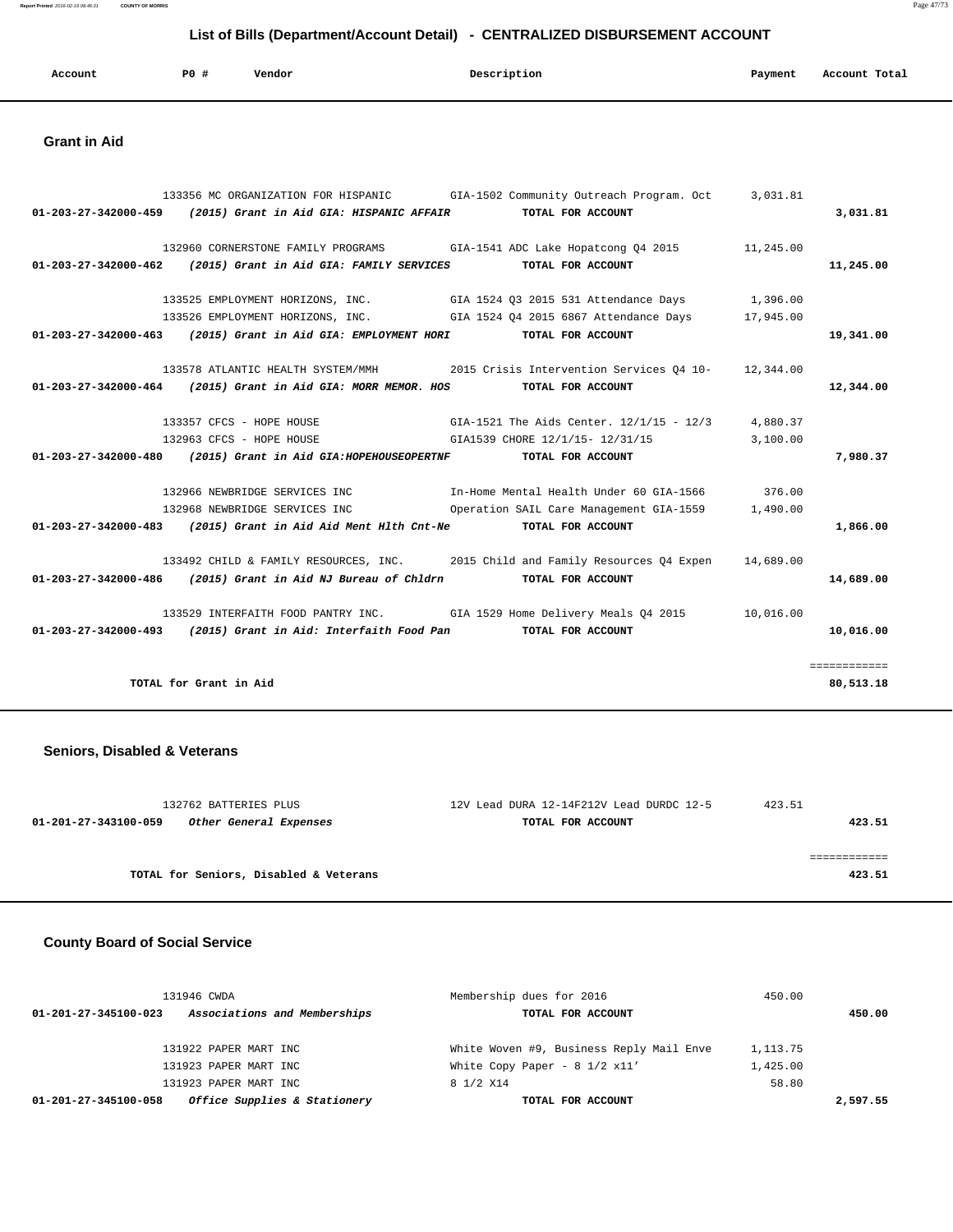## List of Bills (Department/Account Detail) - CENTRALIZED DISBURSEMENT ACCOUNT

| Account | PO # | Vendor | Description | Payment | Account Total |
|---|---|---|---|---|---|

### Grant in Aid

| Account | PO # | Vendor | Description | Payment | Account Total |
|---|---|---|---|---|---|
| | 133356 | MC ORGANIZATION FOR HISPANIC | GIA-1502 Community Outreach Program. Oct | 3,031.81 | |
| 01-203-27-342000-459 | | *(2015) Grant in Aid GIA: HISPANIC AFFAIR* | TOTAL FOR ACCOUNT | | 3,031.81 |
| | 132960 | CORNERSTONE FAMILY PROGRAMS | GIA-1541 ADC Lake Hopatcong Q4 2015 | 11,245.00 | |
| 01-203-27-342000-462 | | *(2015) Grant in Aid GIA: FAMILY SERVICES* | TOTAL FOR ACCOUNT | | 11,245.00 |
| | 133525 | EMPLOYMENT HORIZONS, INC. | GIA 1524 Q3 2015 531 Attendance Days | 1,396.00 | |
| | 133526 | EMPLOYMENT HORIZONS, INC. | GIA 1524 Q4 2015 6867 Attendance Days | 17,945.00 | |
| 01-203-27-342000-463 | | *(2015) Grant in Aid GIA: EMPLOYMENT HORI* | TOTAL FOR ACCOUNT | | 19,341.00 |
| | 133578 | ATLANTIC HEALTH SYSTEM/MMH | 2015 Crisis Intervention Services Q4 10- | 12,344.00 | |
| 01-203-27-342000-464 | | *(2015) Grant in Aid GIA: MORR MEMOR. HOS* | TOTAL FOR ACCOUNT | | 12,344.00 |
| | 133357 | CFCS - HOPE HOUSE | GIA-1521 The Aids Center. 12/1/15 - 12/3 | 4,880.37 | |
| | 132963 | CFCS - HOPE HOUSE | GIA1539 CHORE 12/1/15- 12/31/15 | 3,100.00 | |
| 01-203-27-342000-480 | | *(2015) Grant in Aid GIA:HOPEHOUSEOPERTNF* | TOTAL FOR ACCOUNT | | 7,980.37 |
| | 132966 | NEWBRIDGE SERVICES INC | In-Home Mental Health Under 60 GIA-1566 | 376.00 | |
| | 132968 | NEWBRIDGE SERVICES INC | Operation SAIL Care Management GIA-1559 | 1,490.00 | |
| 01-203-27-342000-483 | | *(2015) Grant in Aid Aid Ment Hlth Cnt-Ne* | TOTAL FOR ACCOUNT | | 1,866.00 |
| | 133492 | CHILD & FAMILY RESOURCES, INC. | 2015 Child and Family Resources Q4 Expen | 14,689.00 | |
| 01-203-27-342000-486 | | *(2015) Grant in Aid NJ Bureau of Chldrn* | TOTAL FOR ACCOUNT | | 14,689.00 |
| | 133529 | INTERFAITH FOOD PANTRY INC. | GIA 1529 Home Delivery Meals Q4 2015 | 10,016.00 | |
| 01-203-27-342000-493 | | *(2015) Grant in Aid: Interfaith Food Pan* | TOTAL FOR ACCOUNT | | 10,016.00 |
| | | | | | ============ |
| TOTAL for Grant in Aid | | | | | 80,513.18 |

### Seniors, Disabled & Veterans

| Account | PO # | Vendor | Description | Payment | Account Total |
|---|---|---|---|---|---|
| | 132762 | BATTERIES PLUS | 12V Lead DURA 12-14F212V Lead DURDC 12-5 | 423.51 | |
| 01-201-27-343100-059 | | *Other General Expenses* | TOTAL FOR ACCOUNT | | 423.51 |
| | | | | | ============ |
| TOTAL for Seniors, Disabled & Veterans | | | | | 423.51 |

### County Board of Social Service

| Account | PO # | Vendor | Description | Payment | Account Total |
|---|---|---|---|---|---|
| | 131946 | CWDA | Membership dues for 2016 | 450.00 | |
| 01-201-27-345100-023 | | *Associations and Memberships* | TOTAL FOR ACCOUNT | | 450.00 |
| | 131922 | PAPER MART INC | White Woven #9, Business Reply Mail Enve | 1,113.75 | |
| | 131923 | PAPER MART INC | White Copy Paper - 8 1/2 x11' | 1,425.00 | |
| | 131923 | PAPER MART INC | 8 1/2 X14 | 58.80 | |
| 01-201-27-345100-058 | | *Office Supplies & Stationery* | TOTAL FOR ACCOUNT | | 2,597.55 |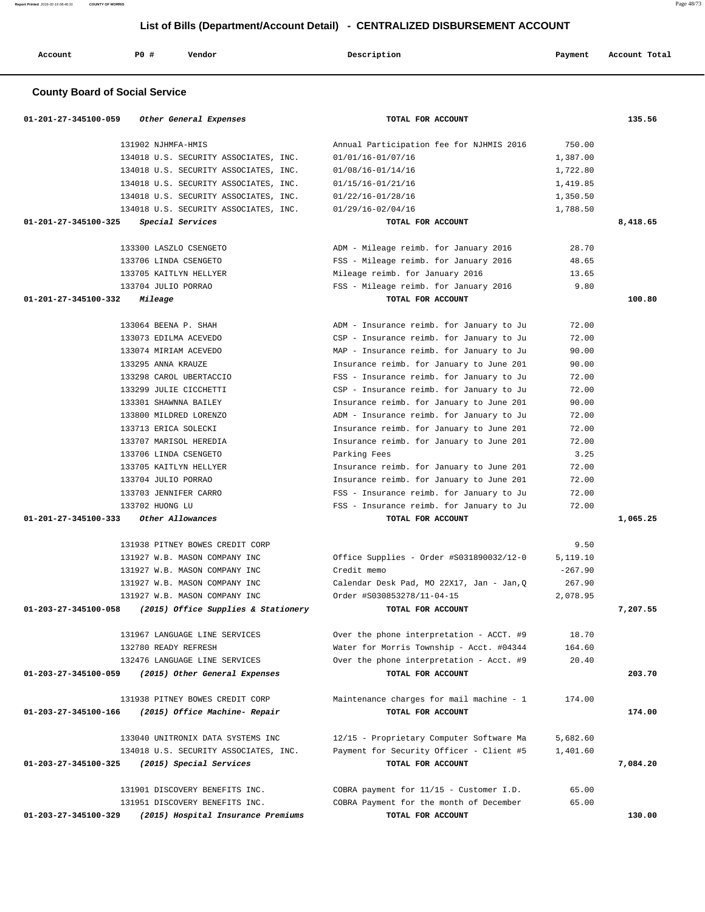# List of Bills (Department/Account Detail) - CENTRALIZED DISBURSEMENT ACCOUNT

| Account | PO # | Vendor | Description | Payment | Account Total |
|---|---|---|---|---|---|

## County Board of Social Service

| Account | PO # | Vendor | Description | Payment | Account Total |
|---|---|---|---|---|---|
| 01-201-27-345100-059 | | *Other General Expenses* | TOTAL FOR ACCOUNT | | 135.56 |
| | 131902 | NJHMFA-HMIS | Annual Participation fee for NJHMIS 2016 | 750.00 | |
| | 134018 | U.S. SECURITY ASSOCIATES, INC. | 01/01/16-01/07/16 | 1,387.00 | |
| | 134018 | U.S. SECURITY ASSOCIATES, INC. | 01/08/16-01/14/16 | 1,722.80 | |
| | 134018 | U.S. SECURITY ASSOCIATES, INC. | 01/15/16-01/21/16 | 1,419.85 | |
| | 134018 | U.S. SECURITY ASSOCIATES, INC. | 01/22/16-01/28/16 | 1,350.50 | |
| | 134018 | U.S. SECURITY ASSOCIATES, INC. | 01/29/16-02/04/16 | 1,788.50 | |
| 01-201-27-345100-325 | | *Special Services* | TOTAL FOR ACCOUNT | | 8,418.65 |
| | 133300 | LASZLO CSENGETO | ADM - Mileage reimb. for January 2016 | 28.70 | |
| | 133706 | LINDA CSENGETO | FSS - Mileage reimb. for January 2016 | 48.65 | |
| | 133705 | KAITLYN HELLYER | Mileage reimb. for January 2016 | 13.65 | |
| | 133704 | JULIO PORRAO | FSS - Mileage reimb. for January 2016 | 9.80 | |
| 01-201-27-345100-332 | | *Mileage* | TOTAL FOR ACCOUNT | | 100.80 |
| | 133064 | BEENA P. SHAH | ADM - Insurance reimb. for January to Ju | 72.00 | |
| | 133073 | EDILMA ACEVEDO | CSP - Insurance reimb. for January to Ju | 72.00 | |
| | 133074 | MIRIAM ACEVEDO | MAP - Insurance reimb. for January to Ju | 90.00 | |
| | 133295 | ANNA KRAUZE | Insurance reimb. for January to June 201 | 90.00 | |
| | 133298 | CAROL UBERTACCIO | FSS - Insurance reimb. for January to Ju | 72.00 | |
| | 133299 | JULIE CICCHETTI | CSP - Insurance reimb. for January to Ju | 72.00 | |
| | 133301 | SHAWNNA BAILEY | Insurance reimb. for January to June 201 | 90.00 | |
| | 133800 | MILDRED LORENZO | ADM - Insurance reimb. for January to Ju | 72.00 | |
| | 133713 | ERICA SOLECKI | Insurance reimb. for January to June 201 | 72.00 | |
| | 133707 | MARISOL HEREDIA | Insurance reimb. for January to June 201 | 72.00 | |
| | 133706 | LINDA CSENGETO | Parking Fees | 3.25 | |
| | 133705 | KAITLYN HELLYER | Insurance reimb. for January to June 201 | 72.00 | |
| | 133704 | JULIO PORRAO | Insurance reimb. for January to June 201 | 72.00 | |
| | 133703 | JENNIFER CARRO | FSS - Insurance reimb. for January to Ju | 72.00 | |
| | 133702 | HUONG LU | FSS - Insurance reimb. for January to Ju | 72.00 | |
| 01-201-27-345100-333 | | *Other Allowances* | TOTAL FOR ACCOUNT | | 1,065.25 |
| | 131938 | PITNEY BOWES CREDIT CORP | | 9.50 | |
| | 131927 | W.B. MASON COMPANY INC | Office Supplies - Order #S031890032/12-0 | 5,119.10 | |
| | 131927 | W.B. MASON COMPANY INC | Credit memo | -267.90 | |
| | 131927 | W.B. MASON COMPANY INC | Calendar Desk Pad, MO 22X17, Jan - Jan,Q | 267.90 | |
| | 131927 | W.B. MASON COMPANY INC | Order #S030853278/11-04-15 | 2,078.95 | |
| 01-203-27-345100-058 | | *(2015) Office Supplies & Stationery* | TOTAL FOR ACCOUNT | | 7,207.55 |
| | 131967 | LANGUAGE LINE SERVICES | Over the phone interpretation - ACCT. #9 | 18.70 | |
| | 132780 | READY REFRESH | Water for Morris Township - Acct. #04344 | 164.60 | |
| | 132476 | LANGUAGE LINE SERVICES | Over the phone interpretation - Acct. #9 | 20.40 | |
| 01-203-27-345100-059 | | *(2015) Other General Expenses* | TOTAL FOR ACCOUNT | | 203.70 |
| | 131938 | PITNEY BOWES CREDIT CORP | Maintenance charges for mail machine - 1 | 174.00 | |
| 01-203-27-345100-166 | | *(2015) Office Machine- Repair* | TOTAL FOR ACCOUNT | | 174.00 |
| | 133040 | UNITRONIX DATA SYSTEMS INC | 12/15 - Proprietary Computer Software Ma | 5,682.60 | |
| | 134018 | U.S. SECURITY ASSOCIATES, INC. | Payment for Security Officer - Client #5 | 1,401.60 | |
| 01-203-27-345100-325 | | *(2015) Special Services* | TOTAL FOR ACCOUNT | | 7,084.20 |
| | 131901 | DISCOVERY BENEFITS INC. | COBRA payment for 11/15 - Customer I.D. | 65.00 | |
| | 131951 | DISCOVERY BENEFITS INC. | COBRA Payment for the month of December | 65.00 | |
| 01-203-27-345100-329 | | *(2015) Hospital Insurance Premiums* | TOTAL FOR ACCOUNT | | 130.00 |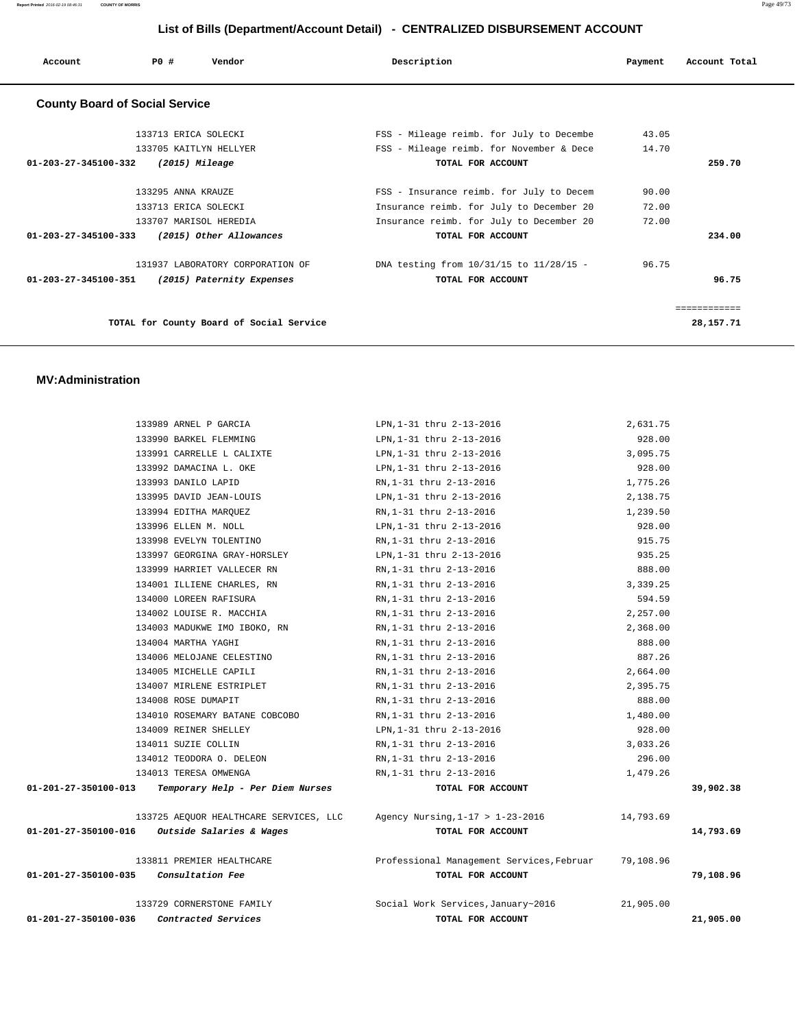# List of Bills (Department/Account Detail) - CENTRALIZED DISBURSEMENT ACCOUNT

| Account | PO # | Vendor | Description | Payment | Account Total |
|---|---|---|---|---|---|

## County Board of Social Service

| Account | PO # | Vendor | Description | Payment | Account Total |
|---|---|---|---|---|---|
| | 133713 | ERICA SOLECKI | FSS - Mileage reimb. for July to Decembe | 43.05 | |
| | 133705 | KAITLYN HELLYER | FSS - Mileage reimb. for November & Dece | 14.70 | |
| **01-203-27-345100-332** | | ***(2015) Mileage*** | **TOTAL FOR ACCOUNT** | | **259.70** |
| | 133295 | ANNA KRAUZE | FSS - Insurance reimb. for July to Decem | 90.00 | |
| | 133713 | ERICA SOLECKI | Insurance reimb. for July to December 20 | 72.00 | |
| | 133707 | MARISOL HEREDIA | Insurance reimb. for July to December 20 | 72.00 | |
| **01-203-27-345100-333** | | ***(2015) Other Allowances*** | **TOTAL FOR ACCOUNT** | | **234.00** |
| | 131937 | LABORATORY CORPORATION OF | DNA testing from 10/31/15 to 11/28/15 - | 96.75 | |
| **01-203-27-345100-351** | | ***(2015) Paternity Expenses*** | **TOTAL FOR ACCOUNT** | | **96.75** |
| | | | | | ============ |
| | | **TOTAL for County Board of Social Service** | | | **28,157.71** |

## MV:Administration

| Account | PO # | Vendor | Description | Payment | Account Total |
|---|---|---|---|---|---|
| | 133989 | ARNEL P GARCIA | LPN,1-31 thru 2-13-2016 | 2,631.75 | |
| | 133990 | BARKEL FLEMMING | LPN,1-31 thru 2-13-2016 | 928.00 | |
| | 133991 | CARRELLE L CALIXTE | LPN,1-31 thru 2-13-2016 | 3,095.75 | |
| | 133992 | DAMACINA L. OKE | LPN,1-31 thru 2-13-2016 | 928.00 | |
| | 133993 | DANILO LAPID | RN,1-31 thru 2-13-2016 | 1,775.26 | |
| | 133995 | DAVID JEAN-LOUIS | LPN,1-31 thru 2-13-2016 | 2,138.75 | |
| | 133994 | EDITHA MARQUEZ | RN,1-31 thru 2-13-2016 | 1,239.50 | |
| | 133996 | ELLEN M. NOLL | LPN,1-31 thru 2-13-2016 | 928.00 | |
| | 133998 | EVELYN TOLENTINO | RN,1-31 thru 2-13-2016 | 915.75 | |
| | 133997 | GEORGINA GRAY-HORSLEY | LPN,1-31 thru 2-13-2016 | 935.25 | |
| | 133999 | HARRIET VALLECER RN | RN,1-31 thru 2-13-2016 | 888.00 | |
| | 134001 | ILLIENE CHARLES, RN | RN,1-31 thru 2-13-2016 | 3,339.25 | |
| | 134000 | LOREEN RAFISURA | RN,1-31 thru 2-13-2016 | 594.59 | |
| | 134002 | LOUISE R. MACCHIA | RN,1-31 thru 2-13-2016 | 2,257.00 | |
| | 134003 | MADUKWE IMO IBOKO, RN | RN,1-31 thru 2-13-2016 | 2,368.00 | |
| | 134004 | MARTHA YAGHI | RN,1-31 thru 2-13-2016 | 888.00 | |
| | 134006 | MELOJANE CELESTINO | RN,1-31 thru 2-13-2016 | 887.26 | |
| | 134005 | MICHELLE CAPILI | RN,1-31 thru 2-13-2016 | 2,664.00 | |
| | 134007 | MIRLENE ESTRIPLET | RN,1-31 thru 2-13-2016 | 2,395.75 | |
| | 134008 | ROSE DUMAPIT | RN,1-31 thru 2-13-2016 | 888.00 | |
| | 134010 | ROSEMARY BATANE COBCOBO | RN,1-31 thru 2-13-2016 | 1,480.00 | |
| | 134009 | REINER SHELLEY | LPN,1-31 thru 2-13-2016 | 928.00 | |
| | 134011 | SUZIE COLLIN | RN,1-31 thru 2-13-2016 | 3,033.26 | |
| | 134012 | TEODORA O. DELEON | RN,1-31 thru 2-13-2016 | 296.00 | |
| | 134013 | TERESA OMWENGA | RN,1-31 thru 2-13-2016 | 1,479.26 | |
| **01-201-27-350100-013** | | ***Temporary Help - Per Diem Nurses*** | **TOTAL FOR ACCOUNT** | | **39,902.38** |
| | 133725 | AEQUOR HEALTHCARE SERVICES, LLC | Agency Nursing,1-17 > 1-23-2016 | 14,793.69 | |
| **01-201-27-350100-016** | | ***Outside Salaries & Wages*** | **TOTAL FOR ACCOUNT** | | **14,793.69** |
| | 133811 | PREMIER HEALTHCARE | Professional Management Services,Februar | 79,108.96 | |
| **01-201-27-350100-035** | | ***Consultation Fee*** | **TOTAL FOR ACCOUNT** | | **79,108.96** |
| | 133729 | CORNERSTONE FAMILY | Social Work Services,January~2016 | 21,905.00 | |
| **01-201-27-350100-036** | | ***Contracted Services*** | **TOTAL FOR ACCOUNT** | | **21,905.00** |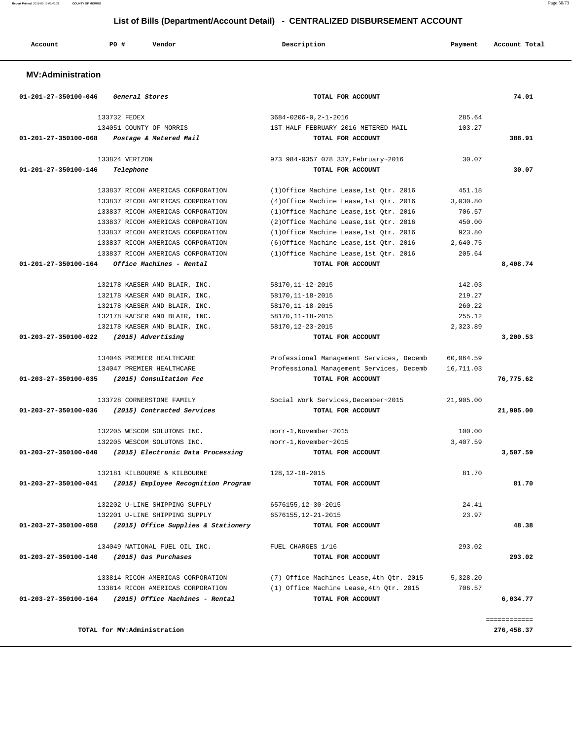## List of Bills (Department/Account Detail) - CENTRALIZED DISBURSEMENT ACCOUNT

| Account | PO # | Vendor | Description | Payment | Account Total |
|---|---|---|---|---|---|

### MV:Administration

| Account | PO # | Vendor | Description | Payment | Account Total |
|---|---|---|---|---|---|
| 01-201-27-350100-046 | | *General Stores* | TOTAL FOR ACCOUNT | | 74.01 |
| | 133732 | FEDEX | 3684-0206-0,2-1-2016 | 285.64 | |
| | 134051 | COUNTY OF MORRIS | 1ST HALF FEBRUARY 2016 METERED MAIL | 103.27 | |
| 01-201-27-350100-068 | | *Postage & Metered Mail* | TOTAL FOR ACCOUNT | | 388.91 |
| | 133824 | VERIZON | 973 984-0357 078 33Y,February~2016 | 30.07 | |
| 01-201-27-350100-146 | | *Telephone* | TOTAL FOR ACCOUNT | | 30.07 |
| | 133837 | RICOH AMERICAS CORPORATION | (1)Office Machine Lease,1st Qtr. 2016 | 451.18 | |
| | 133837 | RICOH AMERICAS CORPORATION | (4)Office Machine Lease,1st Qtr. 2016 | 3,030.80 | |
| | 133837 | RICOH AMERICAS CORPORATION | (1)Office Machine Lease,1st Qtr. 2016 | 706.57 | |
| | 133837 | RICOH AMERICAS CORPORATION | (2)Office Machine Lease,1st Qtr. 2016 | 450.00 | |
| | 133837 | RICOH AMERICAS CORPORATION | (1)Office Machine Lease,1st Qtr. 2016 | 923.80 | |
| | 133837 | RICOH AMERICAS CORPORATION | (6)Office Machine Lease,1st Qtr. 2016 | 2,640.75 | |
| | 133837 | RICOH AMERICAS CORPORATION | (1)Office Machine Lease,1st Qtr. 2016 | 205.64 | |
| 01-201-27-350100-164 | | *Office Machines - Rental* | TOTAL FOR ACCOUNT | | 8,408.74 |
| | 132178 | KAESER AND BLAIR, INC. | 58170,11-12-2015 | 142.03 | |
| | 132178 | KAESER AND BLAIR, INC. | 58170,11-18-2015 | 219.27 | |
| | 132178 | KAESER AND BLAIR, INC. | 58170,11-18-2015 | 260.22 | |
| | 132178 | KAESER AND BLAIR, INC. | 58170,11-18-2015 | 255.12 | |
| | 132178 | KAESER AND BLAIR, INC. | 58170,12-23-2015 | 2,323.89 | |
| 01-203-27-350100-022 | | *(2015) Advertising* | TOTAL FOR ACCOUNT | | 3,200.53 |
| | 134046 | PREMIER HEALTHCARE | Professional Management Services, Decemb | 60,064.59 | |
| | 134047 | PREMIER HEALTHCARE | Professional Management Services, Decemb | 16,711.03 | |
| 01-203-27-350100-035 | | *(2015) Consultation Fee* | TOTAL FOR ACCOUNT | | 76,775.62 |
| | 133728 | CORNERSTONE FAMILY | Social Work Services,December~2015 | 21,905.00 | |
| 01-203-27-350100-036 | | *(2015) Contracted Services* | TOTAL FOR ACCOUNT | | 21,905.00 |
| | 132205 | WESCOM SOLUTONS INC. | morr-1,November~2015 | 100.00 | |
| | 132205 | WESCOM SOLUTONS INC. | morr-1,November~2015 | 3,407.59 | |
| 01-203-27-350100-040 | | *(2015) Electronic Data Processing* | TOTAL FOR ACCOUNT | | 3,507.59 |
| | 132181 | KILBOURNE & KILBOURNE | 128,12-18-2015 | 81.70 | |
| 01-203-27-350100-041 | | *(2015) Employee Recognition Program* | TOTAL FOR ACCOUNT | | 81.70 |
| | 132202 | U-LINE SHIPPING SUPPLY | 6576155,12-30-2015 | 24.41 | |
| | 132201 | U-LINE SHIPPING SUPPLY | 6576155,12-21-2015 | 23.97 | |
| 01-203-27-350100-058 | | *(2015) Office Supplies & Stationery* | TOTAL FOR ACCOUNT | | 48.38 |
| | 134049 | NATIONAL FUEL OIL INC. | FUEL CHARGES 1/16 | 293.02 | |
| 01-203-27-350100-140 | | *(2015) Gas Purchases* | TOTAL FOR ACCOUNT | | 293.02 |
| | 133814 | RICOH AMERICAS CORPORATION | (7) Office Machines Lease,4th Qtr. 2015 | 5,328.20 | |
| | 133814 | RICOH AMERICAS CORPORATION | (1) Office Machine Lease,4th Qtr. 2015 | 706.57 | |
| 01-203-27-350100-164 | | *(2015) Office Machines - Rental* | TOTAL FOR ACCOUNT | | 6,034.77 |
| | | | | | ============ |
| | | TOTAL for MV:Administration | | | 276,458.37 |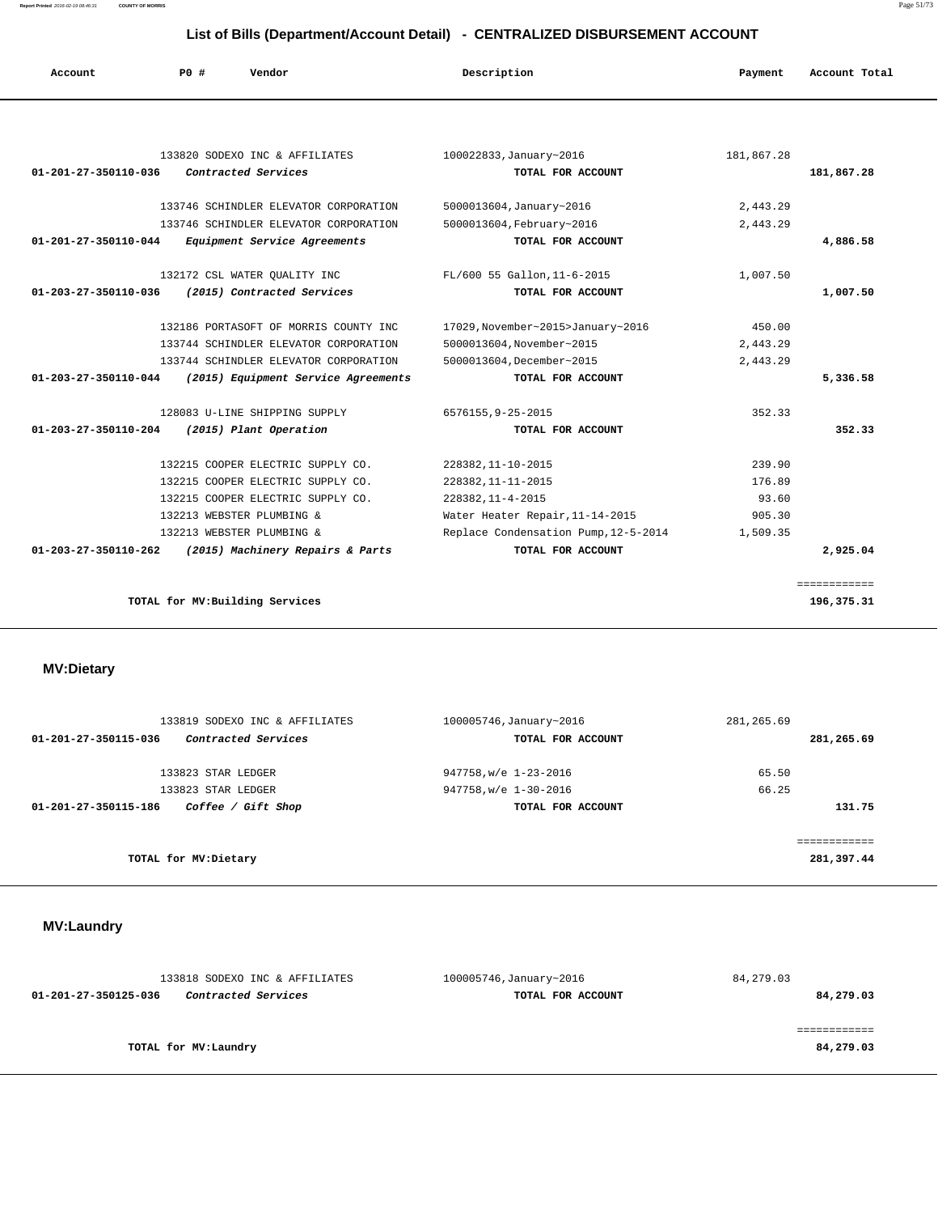## List of Bills (Department/Account Detail) - CENTRALIZED DISBURSEMENT ACCOUNT

| Account | PO # | Vendor | Description | Payment | Account Total |
|---|---|---|---|---|---|
| | 133820 | SODEXO INC & AFFILIATES | 100022833,January~2016 | 181,867.28 | |
| 01-201-27-350110-036 | | *Contracted Services* | TOTAL FOR ACCOUNT | | 181,867.28 |
| | 133746 | SCHINDLER ELEVATOR CORPORATION | 5000013604,January~2016 | 2,443.29 | |
| | 133746 | SCHINDLER ELEVATOR CORPORATION | 5000013604,February~2016 | 2,443.29 | |
| 01-201-27-350110-044 | | *Equipment Service Agreements* | TOTAL FOR ACCOUNT | | 4,886.58 |
| | 132172 | CSL WATER QUALITY INC | FL/600 55 Gallon,11-6-2015 | 1,007.50 | |
| 01-203-27-350110-036 | | *(2015) Contracted Services* | TOTAL FOR ACCOUNT | | 1,007.50 |
| | 132186 | PORTASOFT OF MORRIS COUNTY INC | 17029,November~2015>January~2016 | 450.00 | |
| | 133744 | SCHINDLER ELEVATOR CORPORATION | 5000013604,November~2015 | 2,443.29 | |
| | 133744 | SCHINDLER ELEVATOR CORPORATION | 5000013604,December~2015 | 2,443.29 | |
| 01-203-27-350110-044 | | *(2015) Equipment Service Agreements* | TOTAL FOR ACCOUNT | | 5,336.58 |
| | 128083 | U-LINE SHIPPING SUPPLY | 6576155,9-25-2015 | 352.33 | |
| 01-203-27-350110-204 | | *(2015) Plant Operation* | TOTAL FOR ACCOUNT | | 352.33 |
| | 132215 | COOPER ELECTRIC SUPPLY CO. | 228382,11-10-2015 | 239.90 | |
| | 132215 | COOPER ELECTRIC SUPPLY CO. | 228382,11-11-2015 | 176.89 | |
| | 132215 | COOPER ELECTRIC SUPPLY CO. | 228382,11-4-2015 | 93.60 | |
| | 132213 | WEBSTER PLUMBING & | Water Heater Repair,11-14-2015 | 905.30 | |
| | 132213 | WEBSTER PLUMBING & | Replace Condensation Pump,12-5-2014 | 1,509.35 | |
| 01-203-27-350110-262 | | *(2015) Machinery Repairs & Parts* | TOTAL FOR ACCOUNT | | 2,925.04 |
| | | TOTAL for MV:Building Services | | | 196,375.31 |

## MV:Dietary

| Account | PO # | Vendor | Description | Payment | Account Total |
|---|---|---|---|---|---|
| | 133819 | SODEXO INC & AFFILIATES | 100005746,January~2016 | 281,265.69 | |
| 01-201-27-350115-036 | | *Contracted Services* | TOTAL FOR ACCOUNT | | 281,265.69 |
| | 133823 | STAR LEDGER | 947758,w/e 1-23-2016 | 65.50 | |
| | 133823 | STAR LEDGER | 947758,w/e 1-30-2016 | 66.25 | |
| 01-201-27-350115-186 | | *Coffee / Gift Shop* | TOTAL FOR ACCOUNT | | 131.75 |
| | | TOTAL for MV:Dietary | | | 281,397.44 |

## MV:Laundry

| Account | PO # | Vendor | Description | Payment | Account Total |
|---|---|---|---|---|---|
| | 133818 | SODEXO INC & AFFILIATES | 100005746,January~2016 | 84,279.03 | |
| 01-201-27-350125-036 | | *Contracted Services* | TOTAL FOR ACCOUNT | | 84,279.03 |
| | | TOTAL for MV:Laundry | | | 84,279.03 |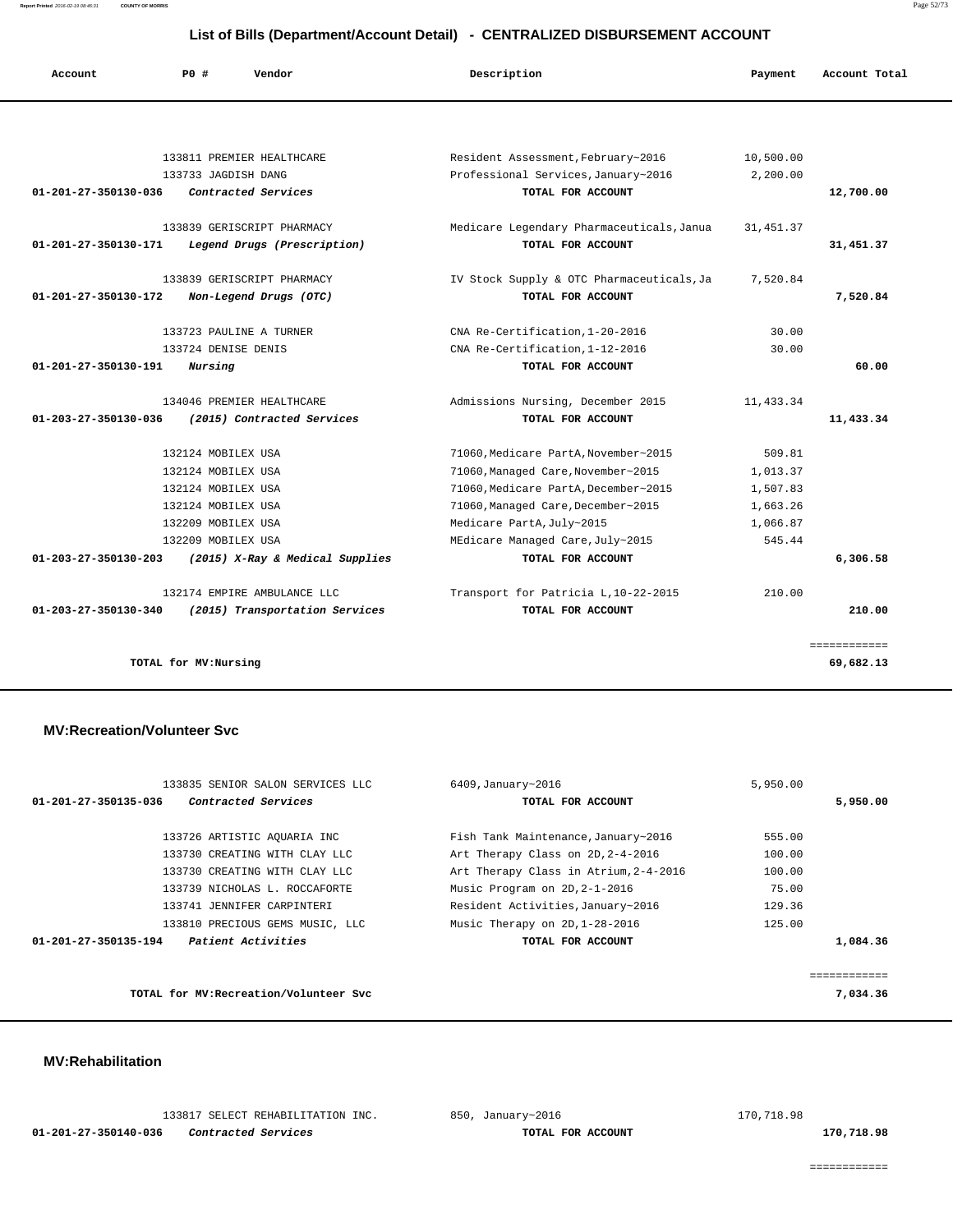## List of Bills (Department/Account Detail) - CENTRALIZED DISBURSEMENT ACCOUNT

| Account | PO # | Vendor | Description | Payment | Account Total |
|---|---|---|---|---|---|
| | 133811 | PREMIER HEALTHCARE | Resident Assessment,February~2016 | 10,500.00 | |
| | 133733 | JAGDISH DANG | Professional Services,January~2016 | 2,200.00 | |
| **01-201-27-350130-036** | | ***Contracted Services*** | **TOTAL FOR ACCOUNT** | | **12,700.00** |
| | 133839 | GERISCRIPT PHARMACY | Medicare Legendary Pharmaceuticals,Janua | 31,451.37 | |
| **01-201-27-350130-171** | | ***Legend Drugs (Prescription)*** | **TOTAL FOR ACCOUNT** | | **31,451.37** |
| | 133839 | GERISCRIPT PHARMACY | IV Stock Supply & OTC Pharmaceuticals,Ja | 7,520.84 | |
| **01-201-27-350130-172** | | ***Non-Legend Drugs (OTC)*** | **TOTAL FOR ACCOUNT** | | **7,520.84** |
| | 133723 | PAULINE A TURNER | CNA Re-Certification,1-20-2016 | 30.00 | |
| | 133724 | DENISE DENIS | CNA Re-Certification,1-12-2016 | 30.00 | |
| **01-201-27-350130-191** | | ***Nursing*** | **TOTAL FOR ACCOUNT** | | **60.00** |
| | 134046 | PREMIER HEALTHCARE | Admissions Nursing, December 2015 | 11,433.34 | |
| **01-203-27-350130-036** | | ***(2015) Contracted Services*** | **TOTAL FOR ACCOUNT** | | **11,433.34** |
| | 132124 | MOBILEX USA | 71060,Medicare PartA,November~2015 | 509.81 | |
| | 132124 | MOBILEX USA | 71060,Managed Care,November~2015 | 1,013.37 | |
| | 132124 | MOBILEX USA | 71060,Medicare PartA,December~2015 | 1,507.83 | |
| | 132124 | MOBILEX USA | 71060,Managed Care,December~2015 | 1,663.26 | |
| | 132209 | MOBILEX USA | Medicare PartA,July~2015 | 1,066.87 | |
| | 132209 | MOBILEX USA | MEdicare Managed Care,July~2015 | 545.44 | |
| **01-203-27-350130-203** | | ***(2015) X-Ray & Medical Supplies*** | **TOTAL FOR ACCOUNT** | | **6,306.58** |
| | 132174 | EMPIRE AMBULANCE LLC | Transport for Patricia L,10-22-2015 | 210.00 | |
| **01-203-27-350130-340** | | ***(2015) Transportation Services*** | **TOTAL FOR ACCOUNT** | | **210.00** |
| | | | | | ============ |
| | **TOTAL for MV:Nursing** | | | | **69,682.13** |

### MV:Recreation/Volunteer Svc

| Account | PO # | Vendor | Description | Payment | Account Total |
|---|---|---|---|---|---|
| | 133835 | SENIOR SALON SERVICES LLC | 6409,January~2016 | 5,950.00 | |
| **01-201-27-350135-036** | | ***Contracted Services*** | **TOTAL FOR ACCOUNT** | | **5,950.00** |
| | 133726 | ARTISTIC AQUARIA INC | Fish Tank Maintenance,January~2016 | 555.00 | |
| | 133730 | CREATING WITH CLAY LLC | Art Therapy Class on 2D,2-4-2016 | 100.00 | |
| | 133730 | CREATING WITH CLAY LLC | Art Therapy Class in Atrium,2-4-2016 | 100.00 | |
| | 133739 | NICHOLAS L. ROCCAFORTE | Music Program on 2D,2-1-2016 | 75.00 | |
| | 133741 | JENNIFER CARPINTERI | Resident Activities,January~2016 | 129.36 | |
| | 133810 | PRECIOUS GEMS MUSIC, LLC | Music Therapy on 2D,1-28-2016 | 125.00 | |
| **01-201-27-350135-194** | | ***Patient Activities*** | **TOTAL FOR ACCOUNT** | | **1,084.36** |
| | | | | | ============ |
| | **TOTAL for MV:Recreation/Volunteer Svc** | | | | **7,034.36** |

### MV:Rehabilitation

| Account | PO # | Vendor | Description | Payment | Account Total |
|---|---|---|---|---|---|
| | 133817 | SELECT REHABILITATION INC. | 850, January~2016 | 170,718.98 | |
| **01-201-27-350140-036** | | ***Contracted Services*** | **TOTAL FOR ACCOUNT** | | **170,718.98** |
| | | | | | ============ |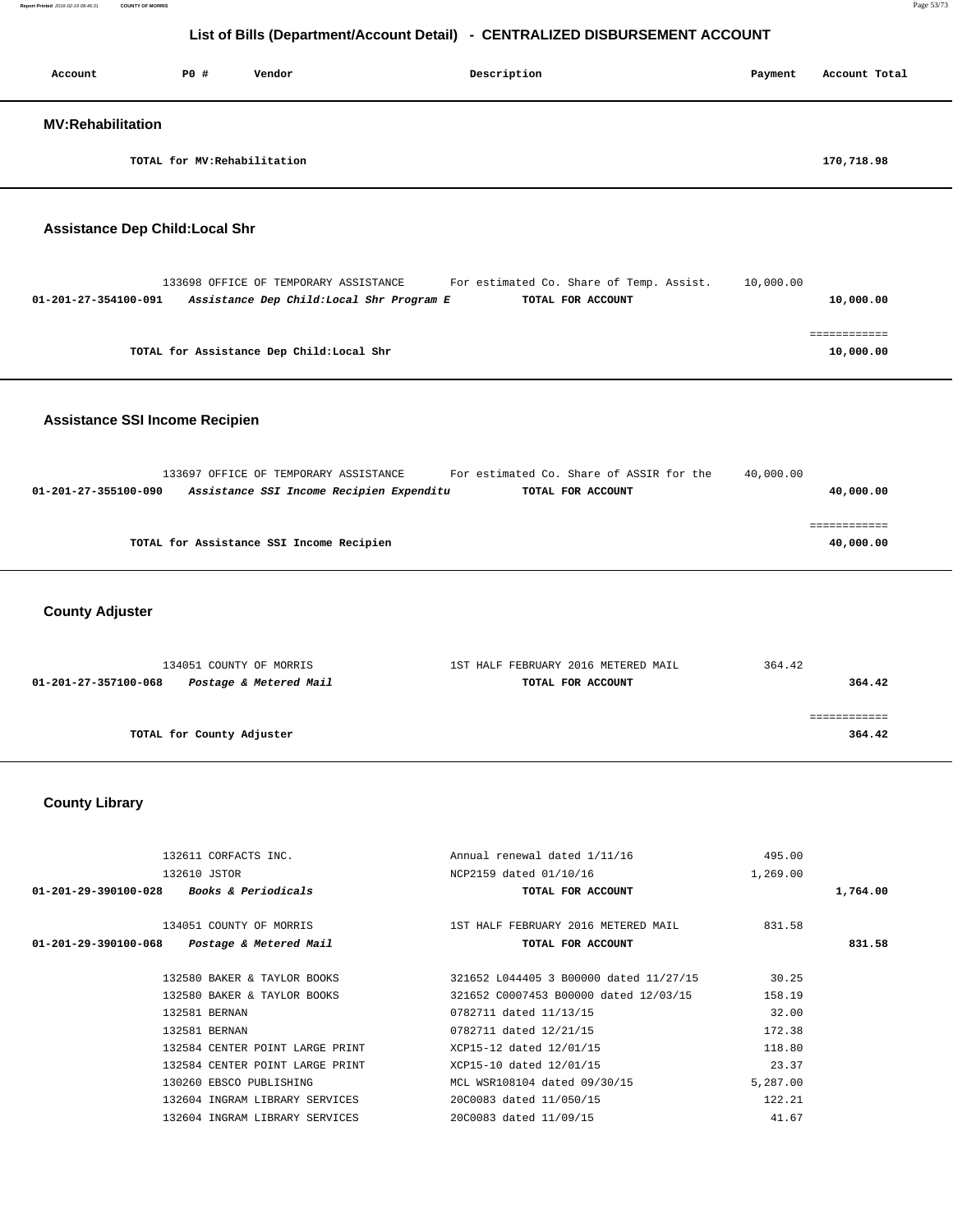# List of Bills (Department/Account Detail) - CENTRALIZED DISBURSEMENT ACCOUNT

| Account | PO # | Vendor | Description | Payment | Account Total |
|---|---|---|---|---|---|

## MV:Rehabilitation

| | | | | | |
|---|---|---|---|---|---|
| | TOTAL for MV:Rehabilitation | | | | 170,718.98 |

## Assistance Dep Child:Local Shr

| Account | PO # | Vendor | Description | Payment | Account Total |
|---|---|---|---|---|---|
| | 133698 | OFFICE OF TEMPORARY ASSISTANCE | For estimated Co. Share of Temp. Assist. | 10,000.00 | |
| 01-201-27-354100-091 | | *Assistance Dep Child:Local Shr Program E* | TOTAL FOR ACCOUNT | | 10,000.00 |
| | | | | | ============ |
| | TOTAL for Assistance Dep Child:Local Shr | | | | 10,000.00 |

## Assistance SSI Income Recipien

| Account | PO # | Vendor | Description | Payment | Account Total |
|---|---|---|---|---|---|
| | 133697 | OFFICE OF TEMPORARY ASSISTANCE | For estimated Co. Share of ASSIR for the | 40,000.00 | |
| 01-201-27-355100-090 | | *Assistance SSI Income Recipien Expenditu* | TOTAL FOR ACCOUNT | | 40,000.00 |
| | | | | | ============ |
| | TOTAL for Assistance SSI Income Recipien | | | | 40,000.00 |

## County Adjuster

| Account | PO # | Vendor | Description | Payment | Account Total |
|---|---|---|---|---|---|
| | 134051 | COUNTY OF MORRIS | 1ST HALF FEBRUARY 2016 METERED MAIL | 364.42 | |
| 01-201-27-357100-068 | | *Postage & Metered Mail* | TOTAL FOR ACCOUNT | | 364.42 |
| | | | | | ============ |
| | TOTAL for County Adjuster | | | | 364.42 |

## County Library

| Account | PO # | Vendor | Description | Payment | Account Total |
|---|---|---|---|---|---|
| | 132611 | CORFACTS INC. | Annual renewal dated 1/11/16 | 495.00 | |
| | 132610 | JSTOR | NCP2159 dated 01/10/16 | 1,269.00 | |
| 01-201-29-390100-028 | | *Books & Periodicals* | TOTAL FOR ACCOUNT | | 1,764.00 |
| | 134051 | COUNTY OF MORRIS | 1ST HALF FEBRUARY 2016 METERED MAIL | 831.58 | |
| 01-201-29-390100-068 | | *Postage & Metered Mail* | TOTAL FOR ACCOUNT | | 831.58 |
| | 132580 | BAKER & TAYLOR BOOKS | 321652 L044405 3 B00000 dated 11/27/15 | 30.25 | |
| | 132580 | BAKER & TAYLOR BOOKS | 321652 C0007453 B00000 dated 12/03/15 | 158.19 | |
| | 132581 | BERNAN | 0782711 dated 11/13/15 | 32.00 | |
| | 132581 | BERNAN | 0782711 dated 12/21/15 | 172.38 | |
| | 132584 | CENTER POINT LARGE PRINT | XCP15-12 dated 12/01/15 | 118.80 | |
| | 132584 | CENTER POINT LARGE PRINT | XCP15-10 dated 12/01/15 | 23.37 | |
| | 130260 | EBSCO PUBLISHING | MCL WSR108104 dated 09/30/15 | 5,287.00 | |
| | 132604 | INGRAM LIBRARY SERVICES | 20C0083 dated 11/050/15 | 122.21 | |
| | 132604 | INGRAM LIBRARY SERVICES | 20C0083 dated 11/09/15 | 41.67 | |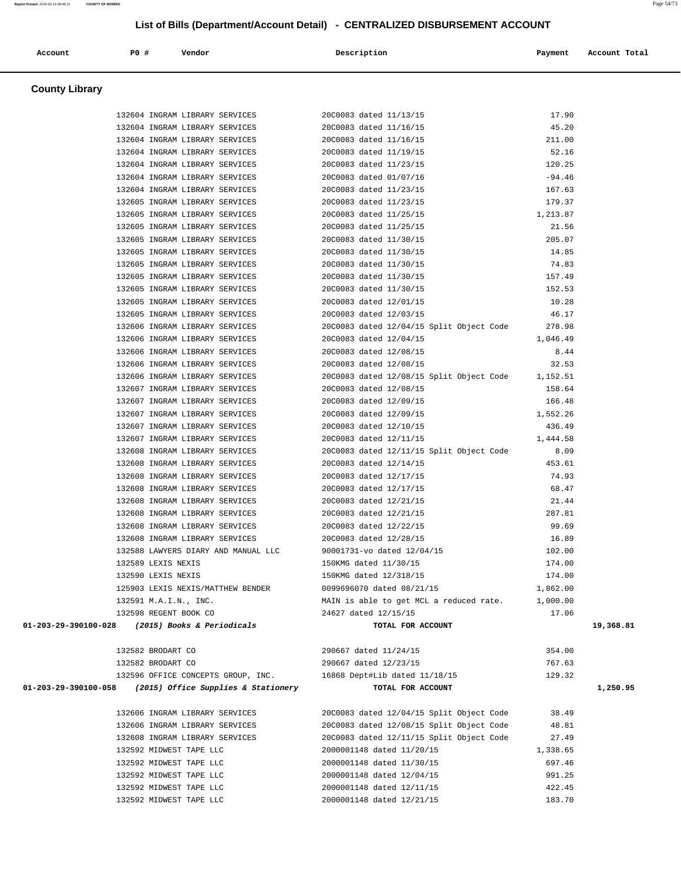## List of Bills (Department/Account Detail) - CENTRALIZED DISBURSEMENT ACCOUNT

| Account | PO # | Vendor | Description | Payment | Account Total |
|---|---|---|---|---|---|

### County Library

| Account | PO # | Vendor | Description | Payment | Account Total |
|---|---|---|---|---|---|
| | 132604 | INGRAM LIBRARY SERVICES | 20C0083 dated 11/13/15 | 17.90 | |
| | 132604 | INGRAM LIBRARY SERVICES | 20C0083 dated 11/16/15 | 45.20 | |
| | 132604 | INGRAM LIBRARY SERVICES | 20C0083 dated 11/16/15 | 211.00 | |
| | 132604 | INGRAM LIBRARY SERVICES | 20C0083 dated 11/19/15 | 52.16 | |
| | 132604 | INGRAM LIBRARY SERVICES | 20C0083 dated 11/23/15 | 120.25 | |
| | 132604 | INGRAM LIBRARY SERVICES | 20C0083 dated 01/07/16 | -94.46 | |
| | 132604 | INGRAM LIBRARY SERVICES | 20C0083 dated 11/23/15 | 167.63 | |
| | 132605 | INGRAM LIBRARY SERVICES | 20C0083 dated 11/23/15 | 179.37 | |
| | 132605 | INGRAM LIBRARY SERVICES | 20C0083 dated 11/25/15 | 1,213.87 | |
| | 132605 | INGRAM LIBRARY SERVICES | 20C0083 dated 11/25/15 | 21.56 | |
| | 132605 | INGRAM LIBRARY SERVICES | 20C0083 dated 11/30/15 | 205.07 | |
| | 132605 | INGRAM LIBRARY SERVICES | 20C0083 dated 11/30/15 | 14.85 | |
| | 132605 | INGRAM LIBRARY SERVICES | 20C0083 dated 11/30/15 | 74.83 | |
| | 132605 | INGRAM LIBRARY SERVICES | 20C0083 dated 11/30/15 | 157.49 | |
| | 132605 | INGRAM LIBRARY SERVICES | 20C0083 dated 11/30/15 | 152.53 | |
| | 132605 | INGRAM LIBRARY SERVICES | 20C0083 dated 12/01/15 | 10.28 | |
| | 132605 | INGRAM LIBRARY SERVICES | 20C0083 dated 12/03/15 | 46.17 | |
| | 132606 | INGRAM LIBRARY SERVICES | 20C0083 dated 12/04/15 Split Object Code | 278.98 | |
| | 132606 | INGRAM LIBRARY SERVICES | 20C0083 dated 12/04/15 | 1,046.49 | |
| | 132606 | INGRAM LIBRARY SERVICES | 20C0083 dated 12/08/15 | 8.44 | |
| | 132606 | INGRAM LIBRARY SERVICES | 20C0083 dated 12/08/15 | 32.53 | |
| | 132606 | INGRAM LIBRARY SERVICES | 20C0083 dated 12/08/15 Split Object Code | 1,152.51 | |
| | 132607 | INGRAM LIBRARY SERVICES | 20C0083 dated 12/08/15 | 158.64 | |
| | 132607 | INGRAM LIBRARY SERVICES | 20C0083 dated 12/09/15 | 166.48 | |
| | 132607 | INGRAM LIBRARY SERVICES | 20C0083 dated 12/09/15 | 1,552.26 | |
| | 132607 | INGRAM LIBRARY SERVICES | 20C0083 dated 12/10/15 | 436.49 | |
| | 132607 | INGRAM LIBRARY SERVICES | 20C0083 dated 12/11/15 | 1,444.58 | |
| | 132608 | INGRAM LIBRARY SERVICES | 20C0083 dated 12/11/15 Split Object Code | 8.09 | |
| | 132608 | INGRAM LIBRARY SERVICES | 20C0083 dated 12/14/15 | 453.61 | |
| | 132608 | INGRAM LIBRARY SERVICES | 20C0083 dated 12/17/15 | 74.93 | |
| | 132608 | INGRAM LIBRARY SERVICES | 20C0083 dated 12/17/15 | 68.47 | |
| | 132608 | INGRAM LIBRARY SERVICES | 20C0083 dated 12/21/15 | 21.44 | |
| | 132608 | INGRAM LIBRARY SERVICES | 20C0083 dated 12/21/15 | 287.81 | |
| | 132608 | INGRAM LIBRARY SERVICES | 20C0083 dated 12/22/15 | 99.69 | |
| | 132608 | INGRAM LIBRARY SERVICES | 20C0083 dated 12/28/15 | 16.89 | |
| | 132588 | LAWYERS DIARY AND MANUAL LLC | 90001731-vo dated 12/04/15 | 102.00 | |
| | 132589 | LEXIS NEXIS | 150KMG dated 11/30/15 | 174.00 | |
| | 132590 | LEXIS NEXIS | 150KMG dated 12/318/15 | 174.00 | |
| | 125903 | LEXIS NEXIS/MATTHEW BENDER | 0099696070 dated 08/21/15 | 1,862.00 | |
| | 132591 | M.A.I.N., INC. | MAIN is able to get MCL a reduced rate. | 1,000.00 | |
| | 132598 | REGENT BOOK CO | 24627 dated 12/15/15 | 17.06 | |
| **01-203-29-390100-028** | | ***(2015) Books & Periodicals*** | **TOTAL FOR ACCOUNT** | | **19,368.81** |
| | 132582 | BRODART CO | 290667 dated 11/24/15 | 354.00 | |
| | 132582 | BRODART CO | 290667 dated 12/23/15 | 767.63 | |
| | 132596 | OFFICE CONCEPTS GROUP, INC. | 16868 Dept#Lib dated 11/18/15 | 129.32 | |
| **01-203-29-390100-058** | | ***(2015) Office Supplies & Stationery*** | **TOTAL FOR ACCOUNT** | | **1,250.95** |
| | 132606 | INGRAM LIBRARY SERVICES | 20C0083 dated 12/04/15 Split Object Code | 38.49 | |
| | 132606 | INGRAM LIBRARY SERVICES | 20C0083 dated 12/08/15 Split Object Code | 48.81 | |
| | 132608 | INGRAM LIBRARY SERVICES | 20C0083 dated 12/11/15 Split Object Code | 27.49 | |
| | 132592 | MIDWEST TAPE LLC | 2000001148 dated 11/20/15 | 1,338.65 | |
| | 132592 | MIDWEST TAPE LLC | 2000001148 dated 11/30/15 | 697.46 | |
| | 132592 | MIDWEST TAPE LLC | 2000001148 dated 12/04/15 | 991.25 | |
| | 132592 | MIDWEST TAPE LLC | 2000001148 dated 12/11/15 | 422.45 | |
| | 132592 | MIDWEST TAPE LLC | 2000001148 dated 12/21/15 | 183.70 | |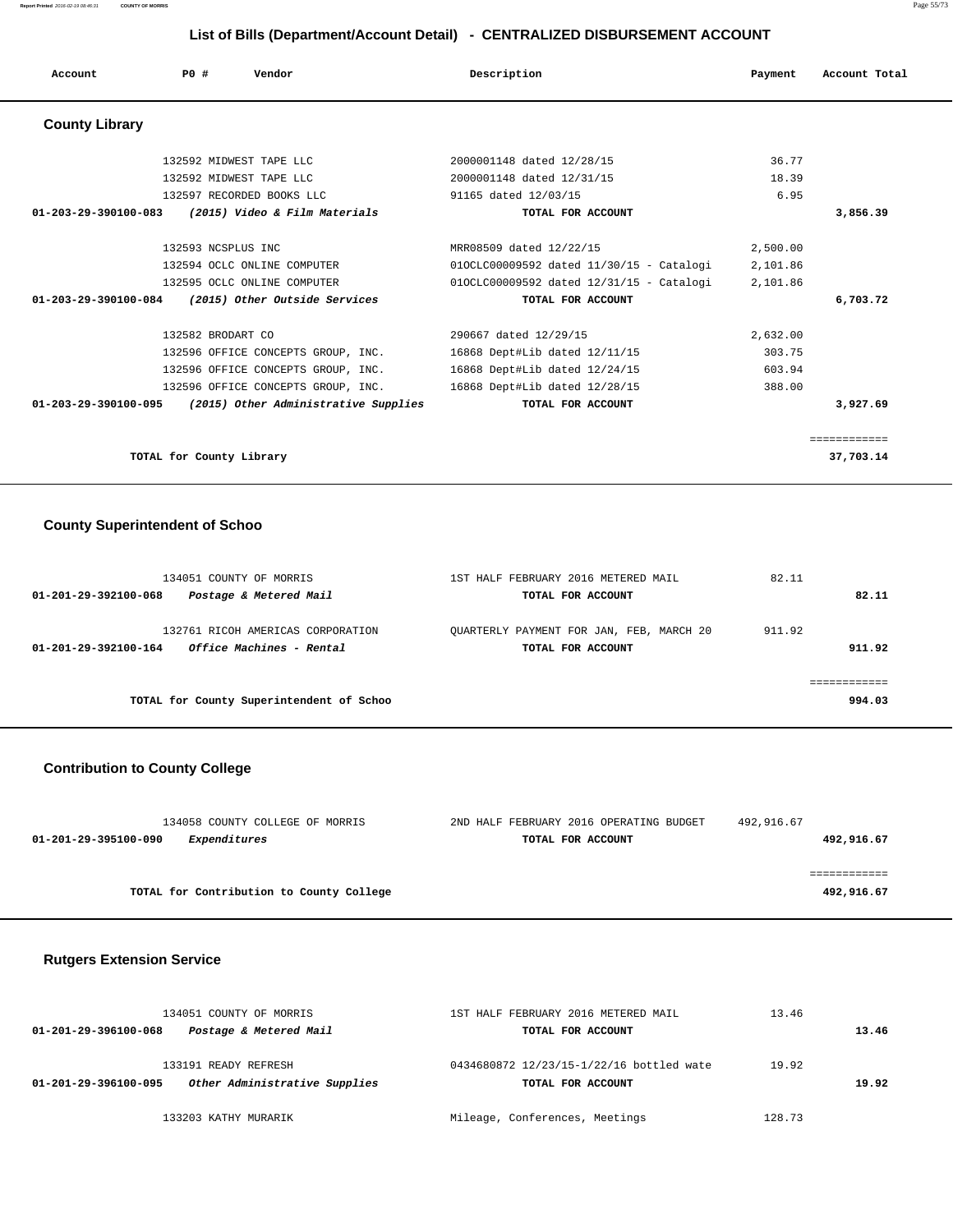## List of Bills (Department/Account Detail) - CENTRALIZED DISBURSEMENT ACCOUNT

| Account | PO # | Vendor | Description | Payment | Account Total |
|---|---|---|---|---|---|

### County Library

| Account | PO # | Vendor | Description | Payment | Account Total |
|---|---|---|---|---|---|
| | 132592 | MIDWEST TAPE LLC | 2000001148 dated 12/28/15 | 36.77 | |
| | 132592 | MIDWEST TAPE LLC | 2000001148 dated 12/31/15 | 18.39 | |
| | 132597 | RECORDED BOOKS LLC | 91165 dated 12/03/15 | 6.95 | |
| **01-203-29-390100-083** | | ***(2015) Video & Film Materials*** | **TOTAL FOR ACCOUNT** | | **3,856.39** |
| | 132593 | NCSPLUS INC | MRR08509 dated 12/22/15 | 2,500.00 | |
| | 132594 | OCLC ONLINE COMPUTER | 01OCLC00009592 dated 11/30/15 - Catalogi | 2,101.86 | |
| | 132595 | OCLC ONLINE COMPUTER | 01OCLC00009592 dated 12/31/15 - Catalogi | 2,101.86 | |
| **01-203-29-390100-084** | | ***(2015) Other Outside Services*** | **TOTAL FOR ACCOUNT** | | **6,703.72** |
| | 132582 | BRODART CO | 290667 dated 12/29/15 | 2,632.00 | |
| | 132596 | OFFICE CONCEPTS GROUP, INC. | 16868 Dept#Lib dated 12/11/15 | 303.75 | |
| | 132596 | OFFICE CONCEPTS GROUP, INC. | 16868 Dept#Lib dated 12/24/15 | 603.94 | |
| | 132596 | OFFICE CONCEPTS GROUP, INC. | 16868 Dept#Lib dated 12/28/15 | 388.00 | |
| **01-203-29-390100-095** | | ***(2015) Other Administrative Supplies*** | **TOTAL FOR ACCOUNT** | | **3,927.69** |
| | | **TOTAL for County Library** | | | **37,703.14** |

### County Superintendent of Schoo

| Account | PO # | Vendor | Description | Payment | Account Total |
|---|---|---|---|---|---|
| | 134051 | COUNTY OF MORRIS | 1ST HALF FEBRUARY 2016 METERED MAIL | 82.11 | |
| **01-201-29-392100-068** | | ***Postage & Metered Mail*** | **TOTAL FOR ACCOUNT** | | **82.11** |
| | 132761 | RICOH AMERICAS CORPORATION | QUARTERLY PAYMENT FOR JAN, FEB, MARCH 20 | 911.92 | |
| **01-201-29-392100-164** | | ***Office Machines - Rental*** | **TOTAL FOR ACCOUNT** | | **911.92** |
| | | **TOTAL for County Superintendent of Schoo** | | | **994.03** |

### Contribution to County College

| Account | PO # | Vendor | Description | Payment | Account Total |
|---|---|---|---|---|---|
| | 134058 | COUNTY COLLEGE OF MORRIS | 2ND HALF FEBRUARY 2016 OPERATING BUDGET | 492,916.67 | |
| **01-201-29-395100-090** | | ***Expenditures*** | **TOTAL FOR ACCOUNT** | | **492,916.67** |
| | | **TOTAL for Contribution to County College** | | | **492,916.67** |

### Rutgers Extension Service

| Account | PO # | Vendor | Description | Payment | Account Total |
|---|---|---|---|---|---|
| | 134051 | COUNTY OF MORRIS | 1ST HALF FEBRUARY 2016 METERED MAIL | 13.46 | |
| **01-201-29-396100-068** | | ***Postage & Metered Mail*** | **TOTAL FOR ACCOUNT** | | **13.46** |
| | 133191 | READY REFRESH | 0434680872 12/23/15-1/22/16 bottled wate | 19.92 | |
| **01-201-29-396100-095** | | ***Other Administrative Supplies*** | **TOTAL FOR ACCOUNT** | | **19.92** |
| | 133203 | KATHY MURARIK | Mileage, Conferences, Meetings | 128.73 | |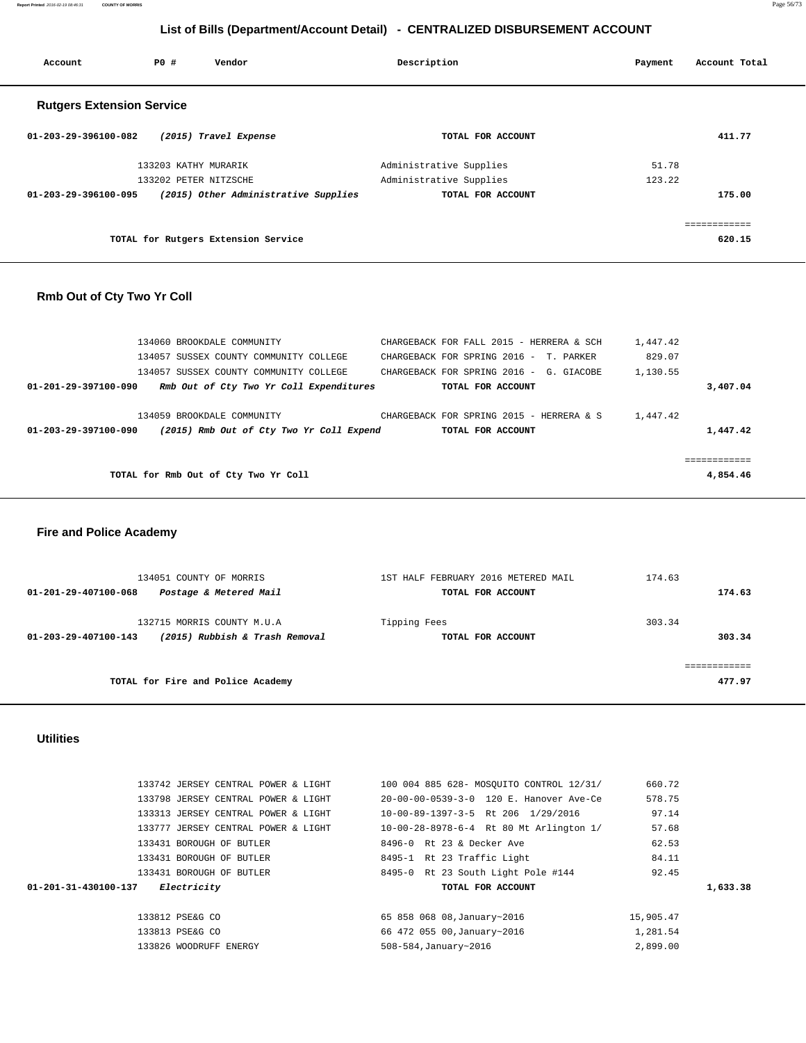## List of Bills (Department/Account Detail) - CENTRALIZED DISBURSEMENT ACCOUNT

| Account | PO # | Vendor | Description | Payment | Account Total |
|---|---|---|---|---|---|

### Rutgers Extension Service

| Account | PO # | Vendor | Description | Payment | Account Total |
|---|---|---|---|---|---|
| 01-203-29-396100-082 | | *(2015) Travel Expense* | **TOTAL FOR ACCOUNT** | | **411.77** |
| | 133203 | KATHY MURARIK | Administrative Supplies | 51.78 | |
| | 133202 | PETER NITZSCHE | Administrative Supplies | 123.22 | |
| 01-203-29-396100-095 | | *(2015) Other Administrative Supplies* | **TOTAL FOR ACCOUNT** | | **175.00** |
| | | **TOTAL for Rutgers Extension Service** | | | ============ **620.15** |

### Rmb Out of Cty Two Yr Coll

| Account | PO # | Vendor | Description | Payment | Account Total |
|---|---|---|---|---|---|
| | 134060 | BROOKDALE COMMUNITY | CHARGEBACK FOR FALL 2015 - HERRERA & SCH | 1,447.42 | |
| | 134057 | SUSSEX COUNTY COMMUNITY COLLEGE | CHARGEBACK FOR SPRING 2016 - T. PARKER | 829.07 | |
| | 134057 | SUSSEX COUNTY COMMUNITY COLLEGE | CHARGEBACK FOR SPRING 2016 - G. GIACOBE | 1,130.55 | |
| 01-201-29-397100-090 | | *Rmb Out of Cty Two Yr Coll Expenditures* | **TOTAL FOR ACCOUNT** | | **3,407.04** |
| | 134059 | BROOKDALE COMMUNITY | CHARGEBACK FOR SPRING 2015 - HERRERA & S | 1,447.42 | |
| 01-203-29-397100-090 | | *(2015) Rmb Out of Cty Two Yr Coll Expend* | **TOTAL FOR ACCOUNT** | | **1,447.42** |
| | | **TOTAL for Rmb Out of Cty Two Yr Coll** | | | ============ **4,854.46** |

### Fire and Police Academy

| Account | PO # | Vendor | Description | Payment | Account Total |
|---|---|---|---|---|---|
| | 134051 | COUNTY OF MORRIS | 1ST HALF FEBRUARY 2016 METERED MAIL | 174.63 | |
| 01-201-29-407100-068 | | *Postage & Metered Mail* | **TOTAL FOR ACCOUNT** | | **174.63** |
| | 132715 | MORRIS COUNTY M.U.A | Tipping Fees | 303.34 | |
| 01-203-29-407100-143 | | *(2015) Rubbish & Trash Removal* | **TOTAL FOR ACCOUNT** | | **303.34** |
| | | **TOTAL for Fire and Police Academy** | | | ============ **477.97** |

### Utilities

| Account | PO # | Vendor | Description | Payment | Account Total |
|---|---|---|---|---|---|
| | 133742 | JERSEY CENTRAL POWER & LIGHT | 100 004 885 628- MOSQUITO CONTROL 12/31/ | 660.72 | |
| | 133798 | JERSEY CENTRAL POWER & LIGHT | 20-00-00-0539-3-0 120 E. Hanover Ave-Ce | 578.75 | |
| | 133313 | JERSEY CENTRAL POWER & LIGHT | 10-00-89-1397-3-5 Rt 206 1/29/2016 | 97.14 | |
| | 133777 | JERSEY CENTRAL POWER & LIGHT | 10-00-28-8978-6-4 Rt 80 Mt Arlington 1/ | 57.68 | |
| | 133431 | BOROUGH OF BUTLER | 8496-0 Rt 23 & Decker Ave | 62.53 | |
| | 133431 | BOROUGH OF BUTLER | 8495-1 Rt 23 Traffic Light | 84.11 | |
| | 133431 | BOROUGH OF BUTLER | 8495-0 Rt 23 South Light Pole #144 | 92.45 | |
| 01-201-31-430100-137 | | *Electricity* | **TOTAL FOR ACCOUNT** | | **1,633.38** |
| | 133812 | PSE&G CO | 65 858 068 08,January~2016 | 15,905.47 | |
| | 133813 | PSE&G CO | 66 472 055 00,January~2016 | 1,281.54 | |
| | 133826 | WOODRUFF ENERGY | 508-584,January~2016 | 2,899.00 | |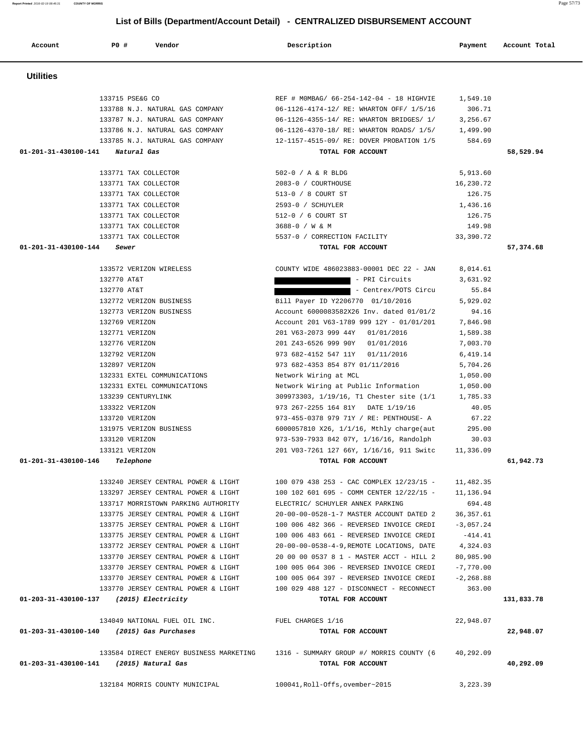# List of Bills (Department/Account Detail) - CENTRALIZED DISBURSEMENT ACCOUNT

| Account | PO # | Vendor | Description | Payment | Account Total |
|---|---|---|---|---|---|
| **Utilities** | | | | | |
| | 133715 | PSE&G CO | REF # M0MBAG/ 66-254-142-04 - 18 HIGHVIE | 1,549.10 | |
| | 133788 | N.J. NATURAL GAS COMPANY | 06-1126-4174-12/ RE: WHARTON OFF/ 1/5/16 | 306.71 | |
| | 133787 | N.J. NATURAL GAS COMPANY | 06-1126-4355-14/ RE: WHARTON BRIDGES/ 1/ | 3,256.67 | |
| | 133786 | N.J. NATURAL GAS COMPANY | 06-1126-4370-18/ RE: WHARTON ROADS/ 1/5/ | 1,499.90 | |
| | 133785 | N.J. NATURAL GAS COMPANY | 12-1157-4515-09/ RE: DOVER PROBATION 1/5 | 584.69 | |
| **01-201-31-430100-141** | | *Natural Gas* | **TOTAL FOR ACCOUNT** | | **58,529.94** |
| | 133771 | TAX COLLECTOR | 502-0 / A & R BLDG | 5,913.60 | |
| | 133771 | TAX COLLECTOR | 2083-0 / COURTHOUSE | 16,230.72 | |
| | 133771 | TAX COLLECTOR | 513-0 / 8 COURT ST | 126.75 | |
| | 133771 | TAX COLLECTOR | 2593-0 / SCHUYLER | 1,436.16 | |
| | 133771 | TAX COLLECTOR | 512-0 / 6 COURT ST | 126.75 | |
| | 133771 | TAX COLLECTOR | 3688-0 / W & M | 149.98 | |
| | 133771 | TAX COLLECTOR | 5537-0 / CORRECTION FACILITY | 33,390.72 | |
| **01-201-31-430100-144** | | *Sewer* | **TOTAL FOR ACCOUNT** | | **57,374.68** |
| | 133572 | VERIZON WIRELESS | COUNTY WIDE 486023883-00001 DEC 22 - JAN | 8,014.61 | |
| | 132770 | AT&T | [REDACTED] - PRI Circuits | 3,631.92 | |
| | 132770 | AT&T | [REDACTED] - Centrex/POTS Circu | 55.84 | |
| | 132772 | VERIZON BUSINESS | Bill Payer ID Y2206770 01/10/2016 | 5,929.02 | |
| | 132773 | VERIZON BUSINESS | Account 6000083582X26 Inv. dated 01/01/2 | 94.16 | |
| | 132769 | VERIZON | Account 201 V63-1789 999 12Y - 01/01/201 | 7,846.98 | |
| | 132771 | VERIZON | 201 V63-2073 999 44Y 01/01/2016 | 1,589.38 | |
| | 132776 | VERIZON | 201 Z43-6526 999 90Y 01/01/2016 | 7,003.70 | |
| | 132792 | VERIZON | 973 682-4152 547 11Y 01/11/2016 | 6,419.14 | |
| | 132897 | VERIZON | 973 682-4353 854 87Y 01/11/2016 | 5,704.26 | |
| | 132331 | EXTEL COMMUNICATIONS | Network Wiring at MCL | 1,050.00 | |
| | 132331 | EXTEL COMMUNICATIONS | Network Wiring at Public Information | 1,050.00 | |
| | 133239 | CENTURYLINK | 309973303, 1/19/16, T1 Chester site (1/1 | 1,785.33 | |
| | 133322 | VERIZON | 973 267-2255 164 81Y DATE 1/19/16 | 40.05 | |
| | 133720 | VERIZON | 973-455-0378 979 71Y / RE: PENTHOUSE- A | 67.22 | |
| | 131975 | VERIZON BUSINESS | 6000057810 X26, 1/1/16, Mthly charge(aut | 295.00 | |
| | 133120 | VERIZON | 973-539-7933 842 07Y, 1/16/16, Randolph | 30.03 | |
| | 133121 | VERIZON | 201 V03-7261 127 66Y, 1/16/16, 911 Switc | 11,336.09 | |
| **01-201-31-430100-146** | | *Telephone* | **TOTAL FOR ACCOUNT** | | **61,942.73** |
| | 133240 | JERSEY CENTRAL POWER & LIGHT | 100 079 438 253 - CAC COMPLEX 12/23/15 - | 11,482.35 | |
| | 133297 | JERSEY CENTRAL POWER & LIGHT | 100 102 601 695 - COMM CENTER 12/22/15 - | 11,136.94 | |
| | 133717 | MORRISTOWN PARKING AUTHORITY | ELECTRIC/ SCHUYLER ANNEX PARKING | 694.48 | |
| | 133775 | JERSEY CENTRAL POWER & LIGHT | 20-00-00-0528-1-7 MASTER ACCOUNT DATED 2 | 36,357.61 | |
| | 133775 | JERSEY CENTRAL POWER & LIGHT | 100 006 482 366 - REVERSED INVOICE CREDI | -3,057.24 | |
| | 133775 | JERSEY CENTRAL POWER & LIGHT | 100 006 483 661 - REVERSED INVOICE CREDI | -414.41 | |
| | 133772 | JERSEY CENTRAL POWER & LIGHT | 20-00-00-0538-4-9,REMOTE LOCATIONS, DATE | 4,324.03 | |
| | 133770 | JERSEY CENTRAL POWER & LIGHT | 20 00 00 0537 8 1 - MASTER ACCT - HILL 2 | 80,985.90 | |
| | 133770 | JERSEY CENTRAL POWER & LIGHT | 100 005 064 306 - REVERSED INVOICE CREDI | -7,770.00 | |
| | 133770 | JERSEY CENTRAL POWER & LIGHT | 100 005 064 397 - REVERSED INVOICE CREDI | -2,268.88 | |
| | 133770 | JERSEY CENTRAL POWER & LIGHT | 100 029 488 127 - DISCONNECT - RECONNECT | 363.00 | |
| **01-203-31-430100-137** | | *(2015) Electricity* | **TOTAL FOR ACCOUNT** | | **131,833.78** |
| | 134049 | NATIONAL FUEL OIL INC. | FUEL CHARGES 1/16 | 22,948.07 | |
| **01-203-31-430100-140** | | *(2015) Gas Purchases* | **TOTAL FOR ACCOUNT** | | **22,948.07** |
| | 133584 | DIRECT ENERGY BUSINESS MARKETING | 1316 - SUMMARY GROUP #/ MORRIS COUNTY (6 | 40,292.09 | |
| **01-203-31-430100-141** | | *(2015) Natural Gas* | **TOTAL FOR ACCOUNT** | | **40,292.09** |
| | 132184 | MORRIS COUNTY MUNICIPAL | 100041,Roll-Offs,ovember~2015 | 3,223.39 | |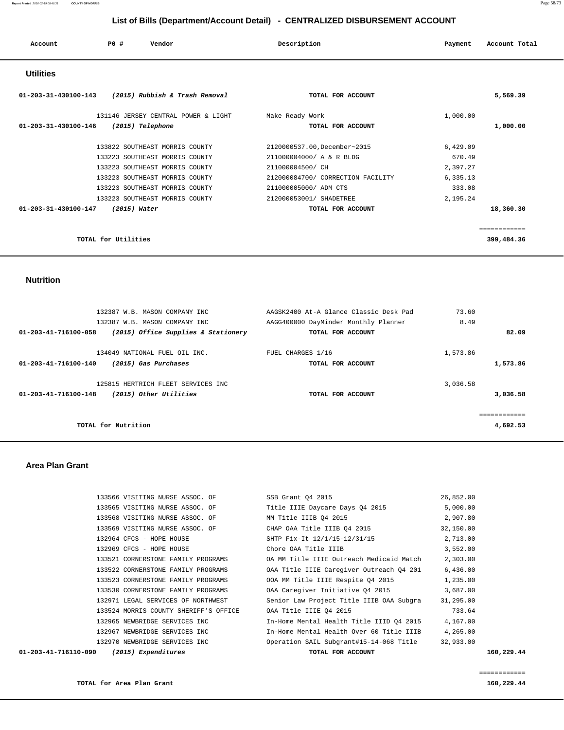# List of Bills (Department/Account Detail) - CENTRALIZED DISBURSEMENT ACCOUNT

| Account | PO # | Vendor | Description | Payment | Account Total |
|---|---|---|---|---|---|

## Utilities

| Account | PO # | Vendor | Description | Payment | Account Total |
|---|---|---|---|---|---|
| 01-203-31-430100-143 | | *(2015) Rubbish & Trash Removal* | **TOTAL FOR ACCOUNT** | | **5,569.39** |
| | 131146 | JERSEY CENTRAL POWER & LIGHT | Make Ready Work | 1,000.00 | |
| 01-203-31-430100-146 | | *(2015) Telephone* | **TOTAL FOR ACCOUNT** | | **1,000.00** |
| | 133822 | SOUTHEAST MORRIS COUNTY | 2120000537.00,December~2015 | 6,429.09 | |
| | 133223 | SOUTHEAST MORRIS COUNTY | 211000004000/ A & R BLDG | 670.49 | |
| | 133223 | SOUTHEAST MORRIS COUNTY | 211000004500/ CH | 2,397.27 | |
| | 133223 | SOUTHEAST MORRIS COUNTY | 212000084700/ CORRECTION FACILITY | 6,335.13 | |
| | 133223 | SOUTHEAST MORRIS COUNTY | 211000005000/ ADM CTS | 333.08 | |
| | 133223 | SOUTHEAST MORRIS COUNTY | 212000053001/ SHADETREE | 2,195.24 | |
| 01-203-31-430100-147 | | *(2015) Water* | **TOTAL FOR ACCOUNT** | | **18,360.30** |
| | | **TOTAL for Utilities** | | | **399,484.36** |

## Nutrition

| Account | PO # | Vendor | Description | Payment | Account Total |
|---|---|---|---|---|---|
| | 132387 | W.B. MASON COMPANY INC | AAGSK2400 At-A Glance Classic Desk Pad | 73.60 | |
| | 132387 | W.B. MASON COMPANY INC | AAGG400000 DayMinder Monthly Planner | 8.49 | |
| 01-203-41-716100-058 | | *(2015) Office Supplies & Stationery* | **TOTAL FOR ACCOUNT** | | **82.09** |
| | 134049 | NATIONAL FUEL OIL INC. | FUEL CHARGES 1/16 | 1,573.86 | |
| 01-203-41-716100-140 | | *(2015) Gas Purchases* | **TOTAL FOR ACCOUNT** | | **1,573.86** |
| | 125815 | HERTRICH FLEET SERVICES INC | | 3,036.58 | |
| 01-203-41-716100-148 | | *(2015) Other Utilities* | **TOTAL FOR ACCOUNT** | | **3,036.58** |
| | | **TOTAL for Nutrition** | | | **4,692.53** |

## Area Plan Grant

| Account | PO # | Vendor | Description | Payment | Account Total |
|---|---|---|---|---|---|
| | 133566 | VISITING NURSE ASSOC. OF | SSB Grant Q4 2015 | 26,852.00 | |
| | 133565 | VISITING NURSE ASSOC. OF | Title IIIE Daycare Days Q4 2015 | 5,000.00 | |
| | 133568 | VISITING NURSE ASSOC. OF | MM Title IIIB Q4 2015 | 2,907.80 | |
| | 133569 | VISITING NURSE ASSOC. OF | CHAP OAA Title IIIB Q4 2015 | 32,150.00 | |
| | 132964 | CFCS - HOPE HOUSE | SHTP Fix-It 12/1/15-12/31/15 | 2,713.00 | |
| | 132969 | CFCS - HOPE HOUSE | Chore OAA Title IIIB | 3,552.00 | |
| | 133521 | CORNERSTONE FAMILY PROGRAMS | OA MM Title IIIE Outreach Medicaid Match | 2,303.00 | |
| | 133522 | CORNERSTONE FAMILY PROGRAMS | OAA Title IIIE Caregiver Outreach Q4 201 | 6,436.00 | |
| | 133523 | CORNERSTONE FAMILY PROGRAMS | OOA MM Title IIIE Respite Q4 2015 | 1,235.00 | |
| | 133530 | CORNERSTONE FAMILY PROGRAMS | OAA Caregiver Initiative Q4 2015 | 3,687.00 | |
| | 132971 | LEGAL SERVICES OF NORTHWEST | Senior Law Project Title IIIB OAA Subgra | 31,295.00 | |
| | 133524 | MORRIS COUNTY SHERIFF'S OFFICE | OAA Title IIIE Q4 2015 | 733.64 | |
| | 132965 | NEWBRIDGE SERVICES INC | In-Home Mental Health Title IIID Q4 2015 | 4,167.00 | |
| | 132967 | NEWBRIDGE SERVICES INC | In-Home Mental Health Over 60 Title IIIB | 4,265.00 | |
| | 132970 | NEWBRIDGE SERVICES INC | Operation SAIL Subgrant#15-14-068 Title | 32,933.00 | |
| 01-203-41-716110-090 | | *(2015) Expenditures* | **TOTAL FOR ACCOUNT** | | **160,229.44** |
| | | **TOTAL for Area Plan Grant** | | | **160,229.44** |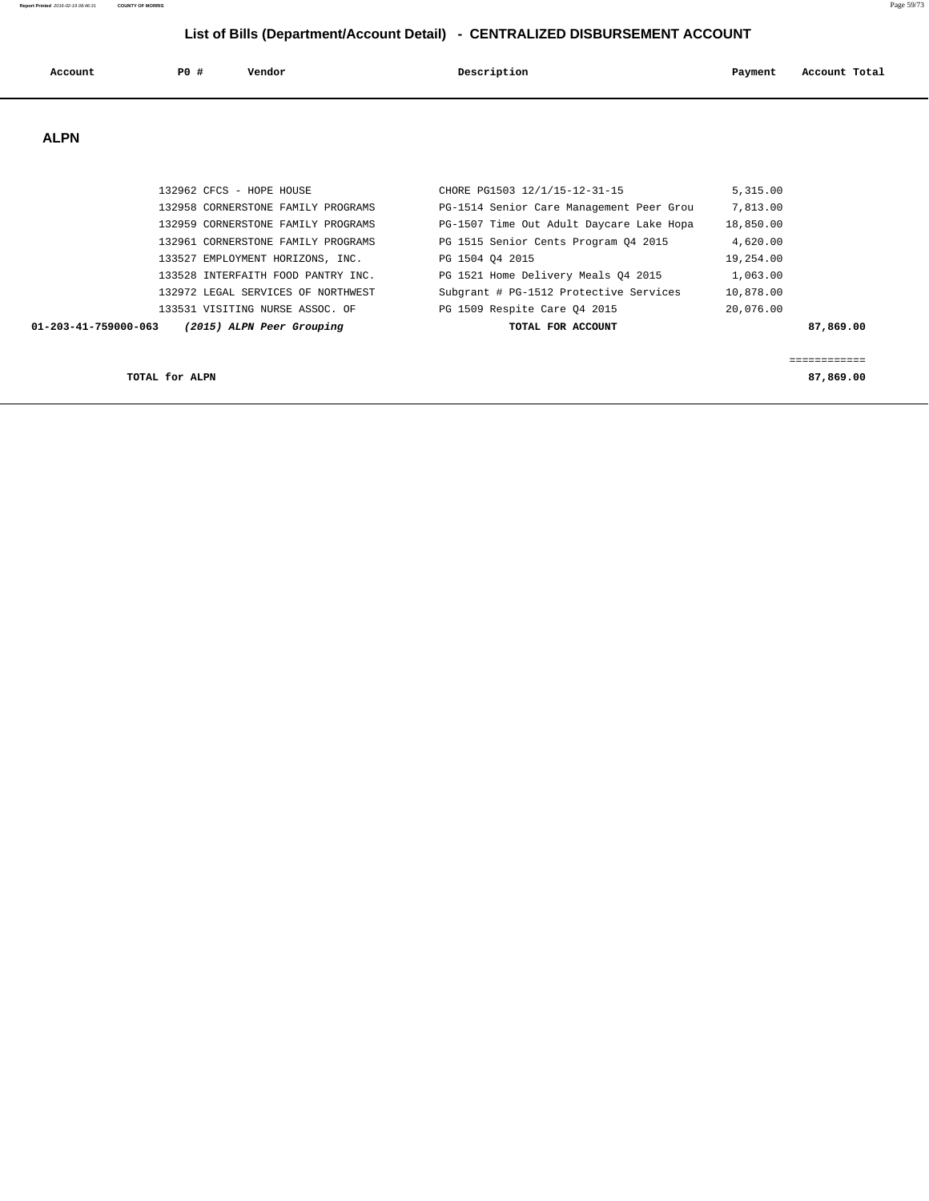# List of Bills (Department/Account Detail) - CENTRALIZED DISBURSEMENT ACCOUNT

| Account | PO # | Vendor | Description | Payment | Account Total |
|---|---|---|---|---|---|

## ALPN

| Account | PO # | Vendor | Description | Payment | Account Total |
|---|---|---|---|---|---|
| | 132962 | CFCS - HOPE HOUSE | CHORE PG1503 12/1/15-12-31-15 | 5,315.00 | |
| | 132958 | CORNERSTONE FAMILY PROGRAMS | PG-1514 Senior Care Management Peer Grou | 7,813.00 | |
| | 132959 | CORNERSTONE FAMILY PROGRAMS | PG-1507 Time Out Adult Daycare Lake Hopa | 18,850.00 | |
| | 132961 | CORNERSTONE FAMILY PROGRAMS | PG 1515 Senior Cents Program Q4 2015 | 4,620.00 | |
| | 133527 | EMPLOYMENT HORIZONS, INC. | PG 1504 Q4 2015 | 19,254.00 | |
| | 133528 | INTERFAITH FOOD PANTRY INC. | PG 1521 Home Delivery Meals Q4 2015 | 1,063.00 | |
| | 132972 | LEGAL SERVICES OF NORTHWEST | Subgrant # PG-1512 Protective Services | 10,878.00 | |
| | 133531 | VISITING NURSE ASSOC. OF | PG 1509 Respite Care Q4 2015 | 20,076.00 | |
| **01-203-41-759000-063** | | ***(2015) ALPN Peer Grouping*** | **TOTAL FOR ACCOUNT** | | **87,869.00** |

============

**TOTAL for ALPN** **87,869.00**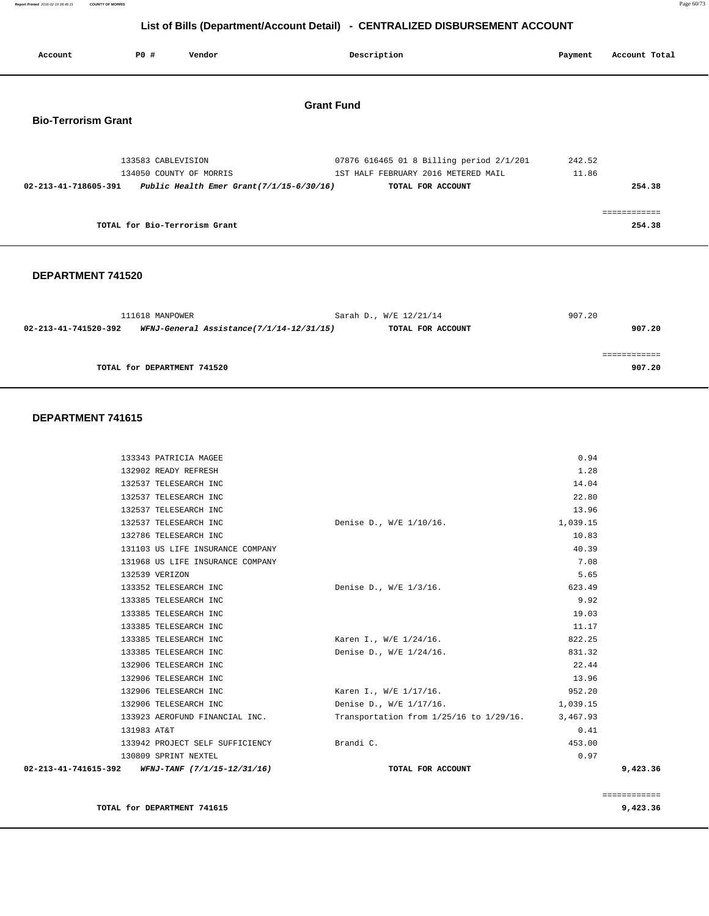## List of Bills (Department/Account Detail) - CENTRALIZED DISBURSEMENT ACCOUNT

| Account | PO # | Vendor | Description | Payment | Account Total |
|---|---|---|---|---|---|

# Grant Fund

### Bio-Terrorism Grant

| Account | PO # | Vendor | Description | Payment | Account Total |
|---|---|---|---|---|---|
| | 133583 | CABLEVISION | 07876 616465 01 8 Billing period 2/1/201 | 242.52 | |
| | 134050 | COUNTY OF MORRIS | 1ST HALF FEBRUARY 2016 METERED MAIL | 11.86 | |
| **02-213-41-718605-391** | | ***Public Health Emer Grant(7/1/15-6/30/16)*** | **TOTAL FOR ACCOUNT** | | **254.38** |

**TOTAL for Bio-Terrorism Grant** **254.38**

### DEPARTMENT 741520

| Account | PO # | Vendor | Description | Payment | Account Total |
|---|---|---|---|---|---|
| | 111618 | MANPOWER | Sarah D., W/E 12/21/14 | 907.20 | |
| **02-213-41-741520-392** | | ***WFNJ-General Assistance(7/1/14-12/31/15)*** | **TOTAL FOR ACCOUNT** | | **907.20** |

**TOTAL for DEPARTMENT 741520** **907.20**

### DEPARTMENT 741615

| Account | PO # | Vendor | Description | Payment | Account Total |
|---|---|---|---|---|---|
| | 133343 | PATRICIA MAGEE | | 0.94 | |
| | 132902 | READY REFRESH | | 1.28 | |
| | 132537 | TELESEARCH INC | | 14.04 | |
| | 132537 | TELESEARCH INC | | 22.80 | |
| | 132537 | TELESEARCH INC | | 13.96 | |
| | 132537 | TELESEARCH INC | Denise D., W/E 1/10/16. | 1,039.15 | |
| | 132786 | TELESEARCH INC | | 10.83 | |
| | 131103 | US LIFE INSURANCE COMPANY | | 40.39 | |
| | 131968 | US LIFE INSURANCE COMPANY | | 7.08 | |
| | 132539 | VERIZON | | 5.65 | |
| | 133352 | TELESEARCH INC | Denise D., W/E 1/3/16. | 623.49 | |
| | 133385 | TELESEARCH INC | | 9.92 | |
| | 133385 | TELESEARCH INC | | 19.03 | |
| | 133385 | TELESEARCH INC | | 11.17 | |
| | 133385 | TELESEARCH INC | Karen I., W/E 1/24/16. | 822.25 | |
| | 133385 | TELESEARCH INC | Denise D., W/E 1/24/16. | 831.32 | |
| | 132906 | TELESEARCH INC | | 22.44 | |
| | 132906 | TELESEARCH INC | | 13.96 | |
| | 132906 | TELESEARCH INC | Karen I., W/E 1/17/16. | 952.20 | |
| | 132906 | TELESEARCH INC | Denise D., W/E 1/17/16. | 1,039.15 | |
| | 133923 | AEROFUND FINANCIAL INC. | Transportation from 1/25/16 to 1/29/16. | 3,467.93 | |
| | 131983 | AT&T | | 0.41 | |
| | 133942 | PROJECT SELF SUFFICIENCY | Brandi C. | 453.00 | |
| | 130809 | SPRINT NEXTEL | | 0.97 | |
| **02-213-41-741615-392** | | ***WFNJ-TANF (7/1/15-12/31/16)*** | **TOTAL FOR ACCOUNT** | | **9,423.36** |

**TOTAL for DEPARTMENT 741615** **9,423.36**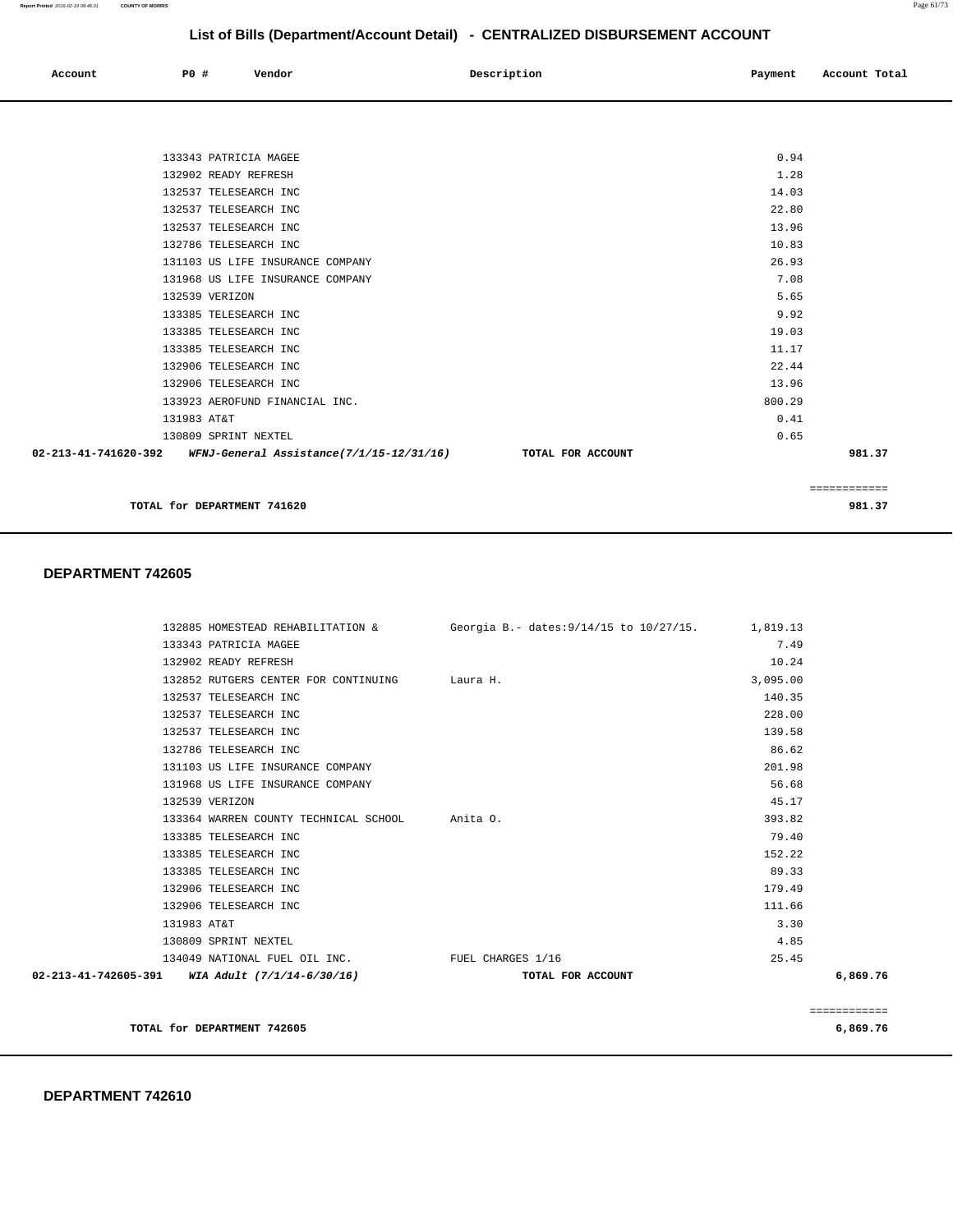## List of Bills (Department/Account Detail) - CENTRALIZED DISBURSEMENT ACCOUNT

| Account | PO # | Vendor | Description | Payment | Account Total |
|---|---|---|---|---|---|
| | 133343 | PATRICIA MAGEE | | 0.94 | |
| | 132902 | READY REFRESH | | 1.28 | |
| | 132537 | TELESEARCH INC | | 14.03 | |
| | 132537 | TELESEARCH INC | | 22.80 | |
| | 132537 | TELESEARCH INC | | 13.96 | |
| | 132786 | TELESEARCH INC | | 10.83 | |
| | 131103 | US LIFE INSURANCE COMPANY | | 26.93 | |
| | 131968 | US LIFE INSURANCE COMPANY | | 7.08 | |
| | 132539 | VERIZON | | 5.65 | |
| | 133385 | TELESEARCH INC | | 9.92 | |
| | 133385 | TELESEARCH INC | | 19.03 | |
| | 133385 | TELESEARCH INC | | 11.17 | |
| | 132906 | TELESEARCH INC | | 22.44 | |
| | 132906 | TELESEARCH INC | | 13.96 | |
| | 133923 | AEROFUND FINANCIAL INC. | | 800.29 | |
| | 131983 | AT&T | | 0.41 | |
| | 130809 | SPRINT NEXTEL | | 0.65 | |
| **02-213-41-741620-392** | | ***WFNJ-General Assistance(7/1/15-12/31/16)*** | **TOTAL FOR ACCOUNT** | | **981.37** |

============

**TOTAL for DEPARTMENT 741620** **981.37**

### DEPARTMENT 742605

| Account | PO # | Vendor | Description | Payment | Account Total |
|---|---|---|---|---|---|
| | 132885 | HOMESTEAD REHABILITATION & | Georgia B.- dates:9/14/15 to 10/27/15. | 1,819.13 | |
| | 133343 | PATRICIA MAGEE | | 7.49 | |
| | 132902 | READY REFRESH | | 10.24 | |
| | 132852 | RUTGERS CENTER FOR CONTINUING | Laura H. | 3,095.00 | |
| | 132537 | TELESEARCH INC | | 140.35 | |
| | 132537 | TELESEARCH INC | | 228.00 | |
| | 132537 | TELESEARCH INC | | 139.58 | |
| | 132786 | TELESEARCH INC | | 86.62 | |
| | 131103 | US LIFE INSURANCE COMPANY | | 201.98 | |
| | 131968 | US LIFE INSURANCE COMPANY | | 56.68 | |
| | 132539 | VERIZON | | 45.17 | |
| | 133364 | WARREN COUNTY TECHNICAL SCHOOL | Anita O. | 393.82 | |
| | 133385 | TELESEARCH INC | | 79.40 | |
| | 133385 | TELESEARCH INC | | 152.22 | |
| | 133385 | TELESEARCH INC | | 89.33 | |
| | 132906 | TELESEARCH INC | | 179.49 | |
| | 132906 | TELESEARCH INC | | 111.66 | |
| | 131983 | AT&T | | 3.30 | |
| | 130809 | SPRINT NEXTEL | | 4.85 | |
| | 134049 | NATIONAL FUEL OIL INC. | FUEL CHARGES 1/16 | 25.45 | |
| **02-213-41-742605-391** | | ***WIA Adult (7/1/14-6/30/16)*** | **TOTAL FOR ACCOUNT** | | **6,869.76** |

============

**TOTAL for DEPARTMENT 742605** **6,869.76**

### DEPARTMENT 742610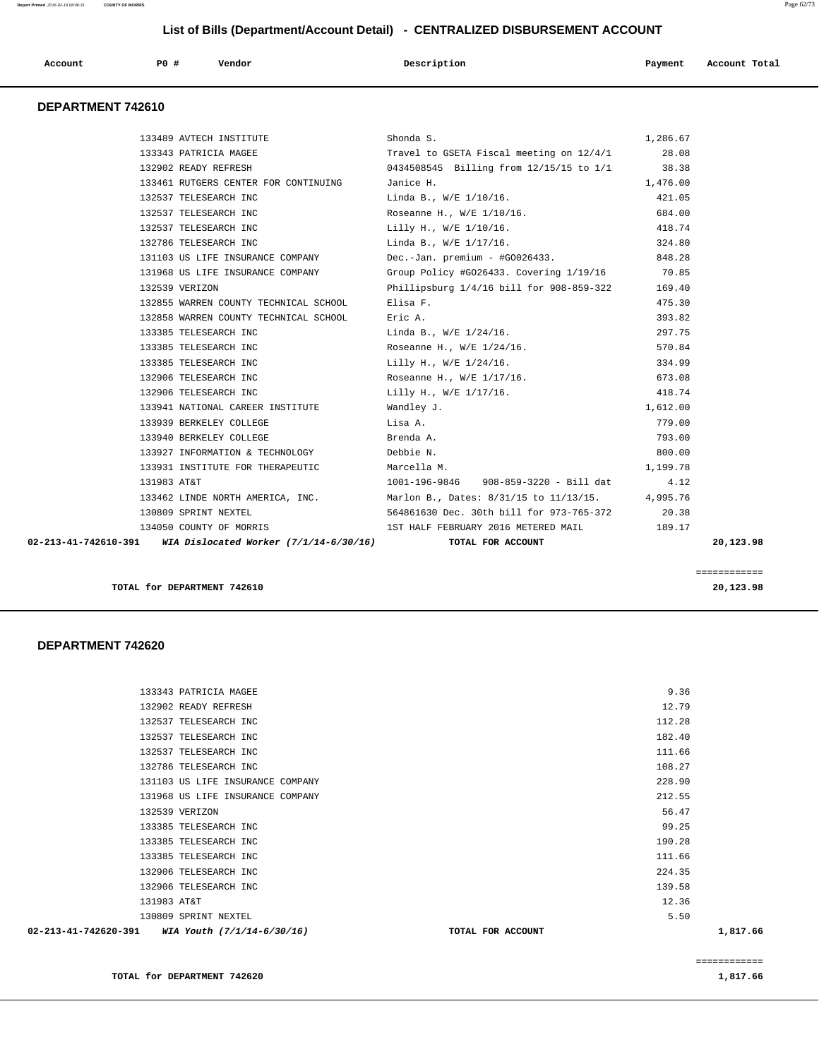## List of Bills (Department/Account Detail) - CENTRALIZED DISBURSEMENT ACCOUNT

| Account | PO # | Vendor | Description | Payment | Account Total |
|---|---|---|---|---|---|

### DEPARTMENT 742610

| Account | PO # | Vendor | Description | Payment | Account Total |
|---|---|---|---|---|---|
| | 133489 | AVTECH INSTITUTE | Shonda S. | 1,286.67 | |
| | 133343 | PATRICIA MAGEE | Travel to GSETA Fiscal meeting on 12/4/1 | 28.08 | |
| | 132902 | READY REFRESH | 0434508545 Billing from 12/15/15 to 1/1 | 38.38 | |
| | 133461 | RUTGERS CENTER FOR CONTINUING | Janice H. | 1,476.00 | |
| | 132537 | TELESEARCH INC | Linda B., W/E 1/10/16. | 421.05 | |
| | 132537 | TELESEARCH INC | Roseanne H., W/E 1/10/16. | 684.00 | |
| | 132537 | TELESEARCH INC | Lilly H., W/E 1/10/16. | 418.74 | |
| | 132786 | TELESEARCH INC | Linda B., W/E 1/17/16. | 324.80 | |
| | 131103 | US LIFE INSURANCE COMPANY | Dec.-Jan. premium - #GO026433. | 848.28 | |
| | 131968 | US LIFE INSURANCE COMPANY | Group Policy #GO26433. Covering 1/19/16 | 70.85 | |
| | 132539 | VERIZON | Phillipsburg 1/4/16 bill for 908-859-322 | 169.40 | |
| | 132855 | WARREN COUNTY TECHNICAL SCHOOL | Elisa F. | 475.30 | |
| | 132858 | WARREN COUNTY TECHNICAL SCHOOL | Eric A. | 393.82 | |
| | 133385 | TELESEARCH INC | Linda B., W/E 1/24/16. | 297.75 | |
| | 133385 | TELESEARCH INC | Roseanne H., W/E 1/24/16. | 570.84 | |
| | 133385 | TELESEARCH INC | Lilly H., W/E 1/24/16. | 334.99 | |
| | 132906 | TELESEARCH INC | Roseanne H., W/E 1/17/16. | 673.08 | |
| | 132906 | TELESEARCH INC | Lilly H., W/E 1/17/16. | 418.74 | |
| | 133941 | NATIONAL CAREER INSTITUTE | Wandley J. | 1,612.00 | |
| | 133939 | BERKELEY COLLEGE | Lisa A. | 779.00 | |
| | 133940 | BERKELEY COLLEGE | Brenda A. | 793.00 | |
| | 133927 | INFORMATION & TECHNOLOGY | Debbie N. | 800.00 | |
| | 133931 | INSTITUTE FOR THERAPEUTIC | Marcella M. | 1,199.78 | |
| | 131983 | AT&T | 1001-196-9846 908-859-3220 - Bill dat | 4.12 | |
| | 133462 | LINDE NORTH AMERICA, INC. | Marlon B., Dates: 8/31/15 to 11/13/15. | 4,995.76 | |
| | 130809 | SPRINT NEXTEL | 564861630 Dec. 30th bill for 973-765-372 | 20.38 | |
| | 134050 | COUNTY OF MORRIS | 1ST HALF FEBRUARY 2016 METERED MAIL | 189.17 | |
| **02-213-41-742610-391** | | ***WIA Dislocated Worker (7/1/14-6/30/16)*** | **TOTAL FOR ACCOUNT** | | **20,123.98** |

**TOTAL for DEPARTMENT 742610** **20,123.98**

### DEPARTMENT 742620

| Account | PO # | Vendor | Description | Payment | Account Total |
|---|---|---|---|---|---|
| | 133343 | PATRICIA MAGEE | | 9.36 | |
| | 132902 | READY REFRESH | | 12.79 | |
| | 132537 | TELESEARCH INC | | 112.28 | |
| | 132537 | TELESEARCH INC | | 182.40 | |
| | 132537 | TELESEARCH INC | | 111.66 | |
| | 132786 | TELESEARCH INC | | 108.27 | |
| | 131103 | US LIFE INSURANCE COMPANY | | 228.90 | |
| | 131968 | US LIFE INSURANCE COMPANY | | 212.55 | |
| | 132539 | VERIZON | | 56.47 | |
| | 133385 | TELESEARCH INC | | 99.25 | |
| | 133385 | TELESEARCH INC | | 190.28 | |
| | 133385 | TELESEARCH INC | | 111.66 | |
| | 132906 | TELESEARCH INC | | 224.35 | |
| | 132906 | TELESEARCH INC | | 139.58 | |
| | 131983 | AT&T | | 12.36 | |
| | 130809 | SPRINT NEXTEL | | 5.50 | |
| **02-213-41-742620-391** | | ***WIA Youth (7/1/14-6/30/16)*** | **TOTAL FOR ACCOUNT** | | **1,817.66** |

**TOTAL for DEPARTMENT 742620** **1,817.66**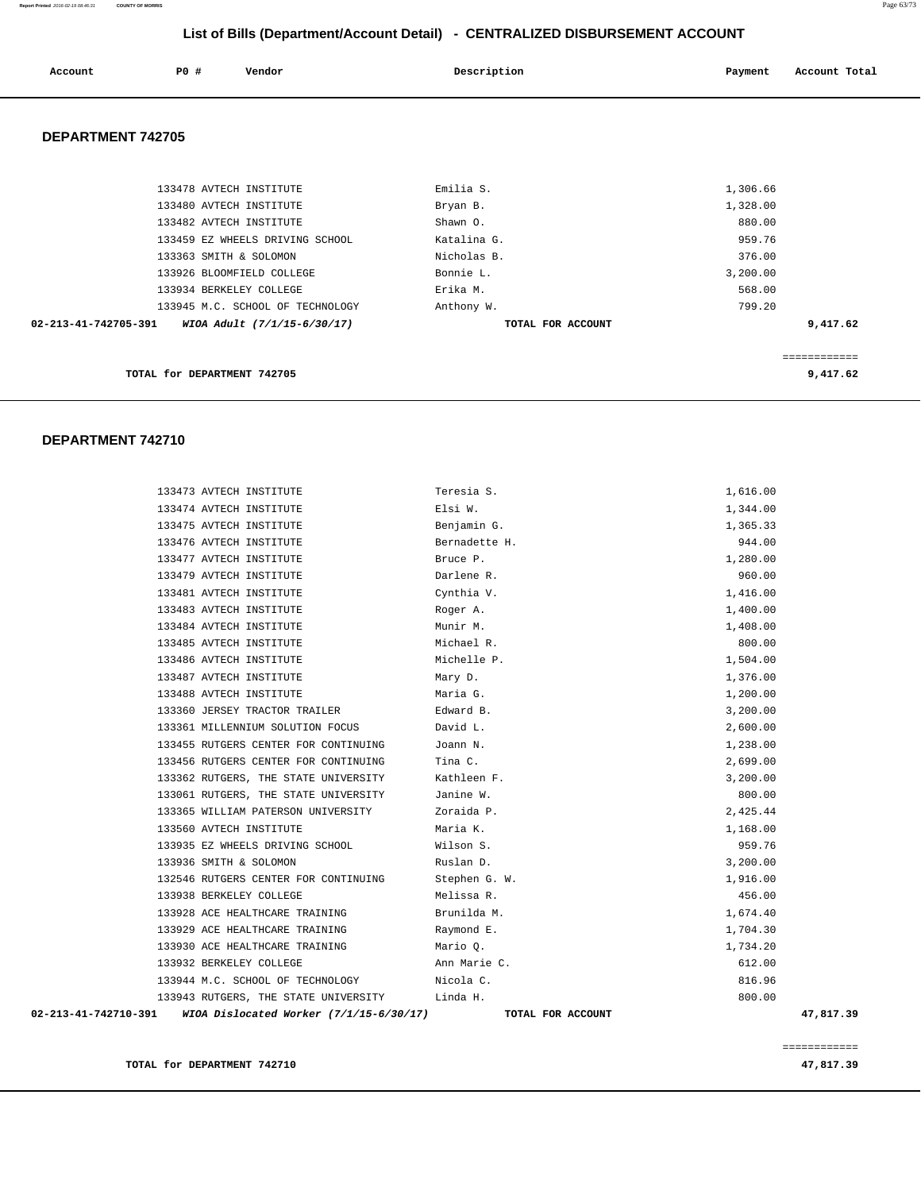# List of Bills (Department/Account Detail) - CENTRALIZED DISBURSEMENT ACCOUNT

## DEPARTMENT 742705

| Account | PO # | Vendor | Description | Payment | Account Total |
|---|---|---|---|---|---|
| | 133478 | AVTECH INSTITUTE | Emilia S. | 1,306.66 | |
| | 133480 | AVTECH INSTITUTE | Bryan B. | 1,328.00 | |
| | 133482 | AVTECH INSTITUTE | Shawn O. | 880.00 | |
| | 133459 | EZ WHEELS DRIVING SCHOOL | Katalina G. | 959.76 | |
| | 133363 | SMITH & SOLOMON | Nicholas B. | 376.00 | |
| | 133926 | BLOOMFIELD COLLEGE | Bonnie L. | 3,200.00 | |
| | 133934 | BERKELEY COLLEGE | Erika M. | 568.00 | |
| | 133945 | M.C. SCHOOL OF TECHNOLOGY | Anthony W. | 799.20 | |
| **02-213-41-742705-391** | | ***WIOA Adult (7/1/15-6/30/17)*** | **TOTAL FOR ACCOUNT** | | **9,417.62** |

**TOTAL for DEPARTMENT 742705** **9,417.62**

## DEPARTMENT 742710

| Account | PO # | Vendor | Description | Payment | Account Total |
|---|---|---|---|---|---|
| | 133473 | AVTECH INSTITUTE | Teresia S. | 1,616.00 | |
| | 133474 | AVTECH INSTITUTE | Elsi W. | 1,344.00 | |
| | 133475 | AVTECH INSTITUTE | Benjamin G. | 1,365.33 | |
| | 133476 | AVTECH INSTITUTE | Bernadette H. | 944.00 | |
| | 133477 | AVTECH INSTITUTE | Bruce P. | 1,280.00 | |
| | 133479 | AVTECH INSTITUTE | Darlene R. | 960.00 | |
| | 133481 | AVTECH INSTITUTE | Cynthia V. | 1,416.00 | |
| | 133483 | AVTECH INSTITUTE | Roger A. | 1,400.00 | |
| | 133484 | AVTECH INSTITUTE | Munir M. | 1,408.00 | |
| | 133485 | AVTECH INSTITUTE | Michael R. | 800.00 | |
| | 133486 | AVTECH INSTITUTE | Michelle P. | 1,504.00 | |
| | 133487 | AVTECH INSTITUTE | Mary D. | 1,376.00 | |
| | 133488 | AVTECH INSTITUTE | Maria G. | 1,200.00 | |
| | 133360 | JERSEY TRACTOR TRAILER | Edward B. | 3,200.00 | |
| | 133361 | MILLENNIUM SOLUTION FOCUS | David L. | 2,600.00 | |
| | 133455 | RUTGERS CENTER FOR CONTINUING | Joann N. | 1,238.00 | |
| | 133456 | RUTGERS CENTER FOR CONTINUING | Tina C. | 2,699.00 | |
| | 133362 | RUTGERS, THE STATE UNIVERSITY | Kathleen F. | 3,200.00 | |
| | 133061 | RUTGERS, THE STATE UNIVERSITY | Janine W. | 800.00 | |
| | 133365 | WILLIAM PATERSON UNIVERSITY | Zoraida P. | 2,425.44 | |
| | 133560 | AVTECH INSTITUTE | Maria K. | 1,168.00 | |
| | 133935 | EZ WHEELS DRIVING SCHOOL | Wilson S. | 959.76 | |
| | 133936 | SMITH & SOLOMON | Ruslan D. | 3,200.00 | |
| | 132546 | RUTGERS CENTER FOR CONTINUING | Stephen G. W. | 1,916.00 | |
| | 133938 | BERKELEY COLLEGE | Melissa R. | 456.00 | |
| | 133928 | ACE HEALTHCARE TRAINING | Brunilda M. | 1,674.40 | |
| | 133929 | ACE HEALTHCARE TRAINING | Raymond E. | 1,704.30 | |
| | 133930 | ACE HEALTHCARE TRAINING | Mario Q. | 1,734.20 | |
| | 133932 | BERKELEY COLLEGE | Ann Marie C. | 612.00 | |
| | 133944 | M.C. SCHOOL OF TECHNOLOGY | Nicola C. | 816.96 | |
| | 133943 | RUTGERS, THE STATE UNIVERSITY | Linda H. | 800.00 | |
| **02-213-41-742710-391** | | ***WIOA Dislocated Worker (7/1/15-6/30/17)*** | **TOTAL FOR ACCOUNT** | | **47,817.39** |

**TOTAL for DEPARTMENT 742710** **47,817.39**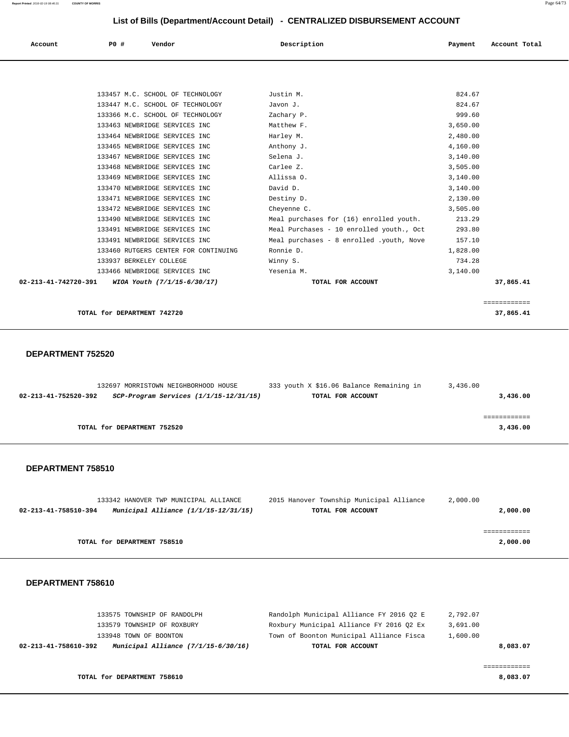## List of Bills (Department/Account Detail) - CENTRALIZED DISBURSEMENT ACCOUNT

| Account | PO # | Vendor | Description | Payment | Account Total |
|---|---|---|---|---|---|
| | 133457 | M.C. SCHOOL OF TECHNOLOGY | Justin M. | 824.67 | |
| | 133447 | M.C. SCHOOL OF TECHNOLOGY | Javon J. | 824.67 | |
| | 133366 | M.C. SCHOOL OF TECHNOLOGY | Zachary P. | 999.60 | |
| | 133463 | NEWBRIDGE SERVICES INC | Matthew F. | 3,650.00 | |
| | 133464 | NEWBRIDGE SERVICES INC | Harley M. | 2,480.00 | |
| | 133465 | NEWBRIDGE SERVICES INC | Anthony J. | 4,160.00 | |
| | 133467 | NEWBRIDGE SERVICES INC | Selena J. | 3,140.00 | |
| | 133468 | NEWBRIDGE SERVICES INC | Carlee Z. | 3,505.00 | |
| | 133469 | NEWBRIDGE SERVICES INC | Allissa O. | 3,140.00 | |
| | 133470 | NEWBRIDGE SERVICES INC | David D. | 3,140.00 | |
| | 133471 | NEWBRIDGE SERVICES INC | Destiny D. | 2,130.00 | |
| | 133472 | NEWBRIDGE SERVICES INC | Cheyenne C. | 3,505.00 | |
| | 133490 | NEWBRIDGE SERVICES INC | Meal purchases for (16) enrolled youth. | 213.29 | |
| | 133491 | NEWBRIDGE SERVICES INC | Meal Purchases - 10 enrolled youth., Oct | 293.80 | |
| | 133491 | NEWBRIDGE SERVICES INC | Meal purchases - 8 enrolled .youth, Nove | 157.10 | |
| | 133460 | RUTGERS CENTER FOR CONTINUING | Ronnie D. | 1,828.00 | |
| | 133937 | BERKELEY COLLEGE | Winny S. | 734.28 | |
| | 133466 | NEWBRIDGE SERVICES INC | Yesenia M. | 3,140.00 | |
| **02-213-41-742720-391** | | ***WIOA Youth (7/1/15-6/30/17)*** | **TOTAL FOR ACCOUNT** | | **37,865.41** |

**TOTAL for DEPARTMENT 742720** ============ **37,865.41**

### DEPARTMENT 752520

| Account | PO # | Vendor | Description | Payment | Account Total |
|---|---|---|---|---|---|
| | 132697 | MORRISTOWN NEIGHBORHOOD HOUSE | 333 youth X $16.06 Balance Remaining in | 3,436.00 | |
| **02-213-41-752520-392** | | ***SCP-Program Services (1/1/15-12/31/15)*** | **TOTAL FOR ACCOUNT** | | **3,436.00** |

**TOTAL for DEPARTMENT 752520** ============ **3,436.00**

### DEPARTMENT 758510

| Account | PO # | Vendor | Description | Payment | Account Total |
|---|---|---|---|---|---|
| | 133342 | HANOVER TWP MUNICIPAL ALLIANCE | 2015 Hanover Township Municipal Alliance | 2,000.00 | |
| **02-213-41-758510-394** | | ***Municipal Alliance (1/1/15-12/31/15)*** | **TOTAL FOR ACCOUNT** | | **2,000.00** |

**TOTAL for DEPARTMENT 758510** ============ **2,000.00**

### DEPARTMENT 758610

| Account | PO # | Vendor | Description | Payment | Account Total |
|---|---|---|---|---|---|
| | 133575 | TOWNSHIP OF RANDOLPH | Randolph Municipal Alliance FY 2016 Q2 E | 2,792.07 | |
| | 133579 | TOWNSHIP OF ROXBURY | Roxbury Municipal Alliance FY 2016 Q2 Ex | 3,691.00 | |
| | 133948 | TOWN OF BOONTON | Town of Boonton Municipal Alliance Fisca | 1,600.00 | |
| **02-213-41-758610-392** | | ***Municipal Alliance (7/1/15-6/30/16)*** | **TOTAL FOR ACCOUNT** | | **8,083.07** |

**TOTAL for DEPARTMENT 758610** ============ **8,083.07**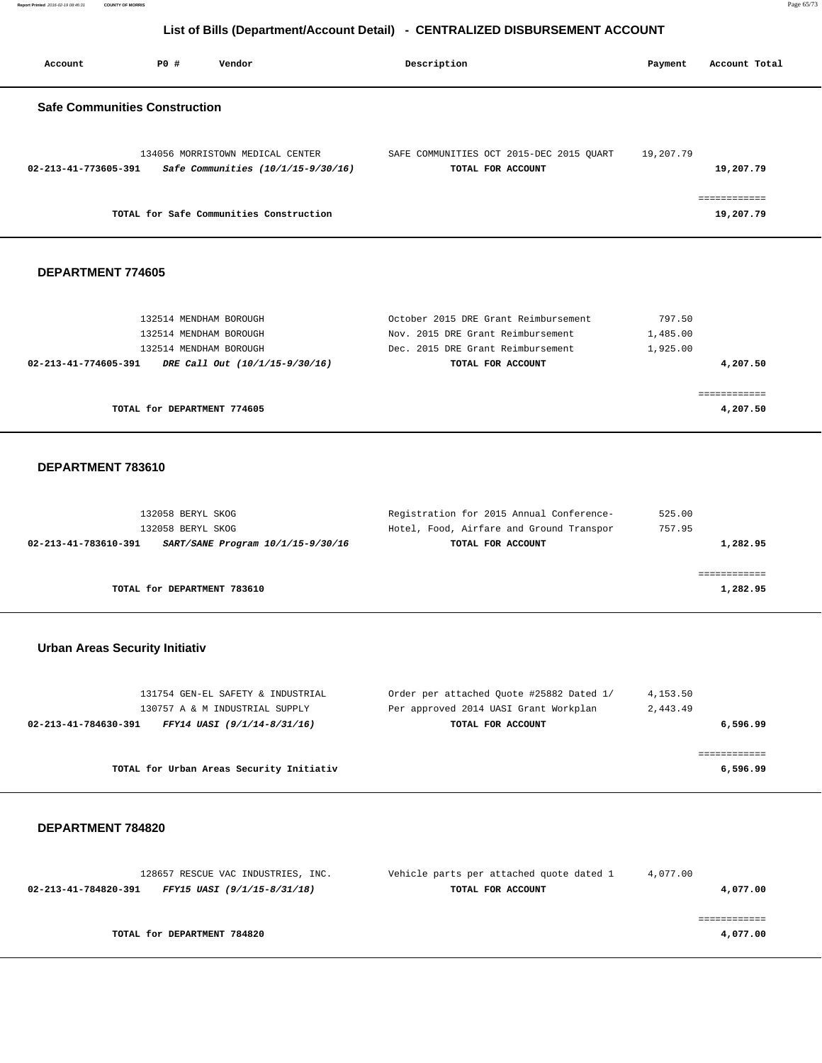# List of Bills (Department/Account Detail) - CENTRALIZED DISBURSEMENT ACCOUNT

| Account | PO # | Vendor | Description | Payment | Account Total |
|---|---|---|---|---|---|

## Safe Communities Construction

| Account | PO # | Vendor | Description | Payment | Account Total |
|---|---|---|---|---|---|
| | 134056 | MORRISTOWN MEDICAL CENTER | SAFE COMMUNITIES OCT 2015-DEC 2015 QUART | 19,207.79 | |
| **02-213-41-773605-391** | | ***Safe Communities (10/1/15-9/30/16)*** | **TOTAL FOR ACCOUNT** | | **19,207.79** |
| | | **TOTAL for Safe Communities Construction** | | | **19,207.79** |

## DEPARTMENT 774605

| Account | PO # | Vendor | Description | Payment | Account Total |
|---|---|---|---|---|---|
| | 132514 | MENDHAM BOROUGH | October 2015 DRE Grant Reimbursement | 797.50 | |
| | 132514 | MENDHAM BOROUGH | Nov. 2015 DRE Grant Reimbursement | 1,485.00 | |
| | 132514 | MENDHAM BOROUGH | Dec. 2015 DRE Grant Reimbursement | 1,925.00 | |
| **02-213-41-774605-391** | | ***DRE Call Out (10/1/15-9/30/16)*** | **TOTAL FOR ACCOUNT** | | **4,207.50** |
| | | **TOTAL for DEPARTMENT 774605** | | | **4,207.50** |

## DEPARTMENT 783610

| Account | PO # | Vendor | Description | Payment | Account Total |
|---|---|---|---|---|---|
| | 132058 | BERYL SKOG | Registration for 2015 Annual Conference- | 525.00 | |
| | 132058 | BERYL SKOG | Hotel, Food, Airfare and Ground Transpor | 757.95 | |
| **02-213-41-783610-391** | | ***SART/SANE Program 10/1/15-9/30/16*** | **TOTAL FOR ACCOUNT** | | **1,282.95** |
| | | **TOTAL for DEPARTMENT 783610** | | | **1,282.95** |

## Urban Areas Security Initiativ

| Account | PO # | Vendor | Description | Payment | Account Total |
|---|---|---|---|---|---|
| | 131754 | GEN-EL SAFETY & INDUSTRIAL | Order per attached Quote #25882 Dated 1/ | 4,153.50 | |
| | 130757 | A & M INDUSTRIAL SUPPLY | Per approved 2014 UASI Grant Workplan | 2,443.49 | |
| **02-213-41-784630-391** | | ***FFY14 UASI (9/1/14-8/31/16)*** | **TOTAL FOR ACCOUNT** | | **6,596.99** |
| | | **TOTAL for Urban Areas Security Initiativ** | | | **6,596.99** |

## DEPARTMENT 784820

| Account | PO # | Vendor | Description | Payment | Account Total |
|---|---|---|---|---|---|
| | 128657 | RESCUE VAC INDUSTRIES, INC. | Vehicle parts per attached quote dated 1 | 4,077.00 | |
| **02-213-41-784820-391** | | ***FFY15 UASI (9/1/15-8/31/18)*** | **TOTAL FOR ACCOUNT** | | **4,077.00** |
| | | **TOTAL for DEPARTMENT 784820** | | | **4,077.00** |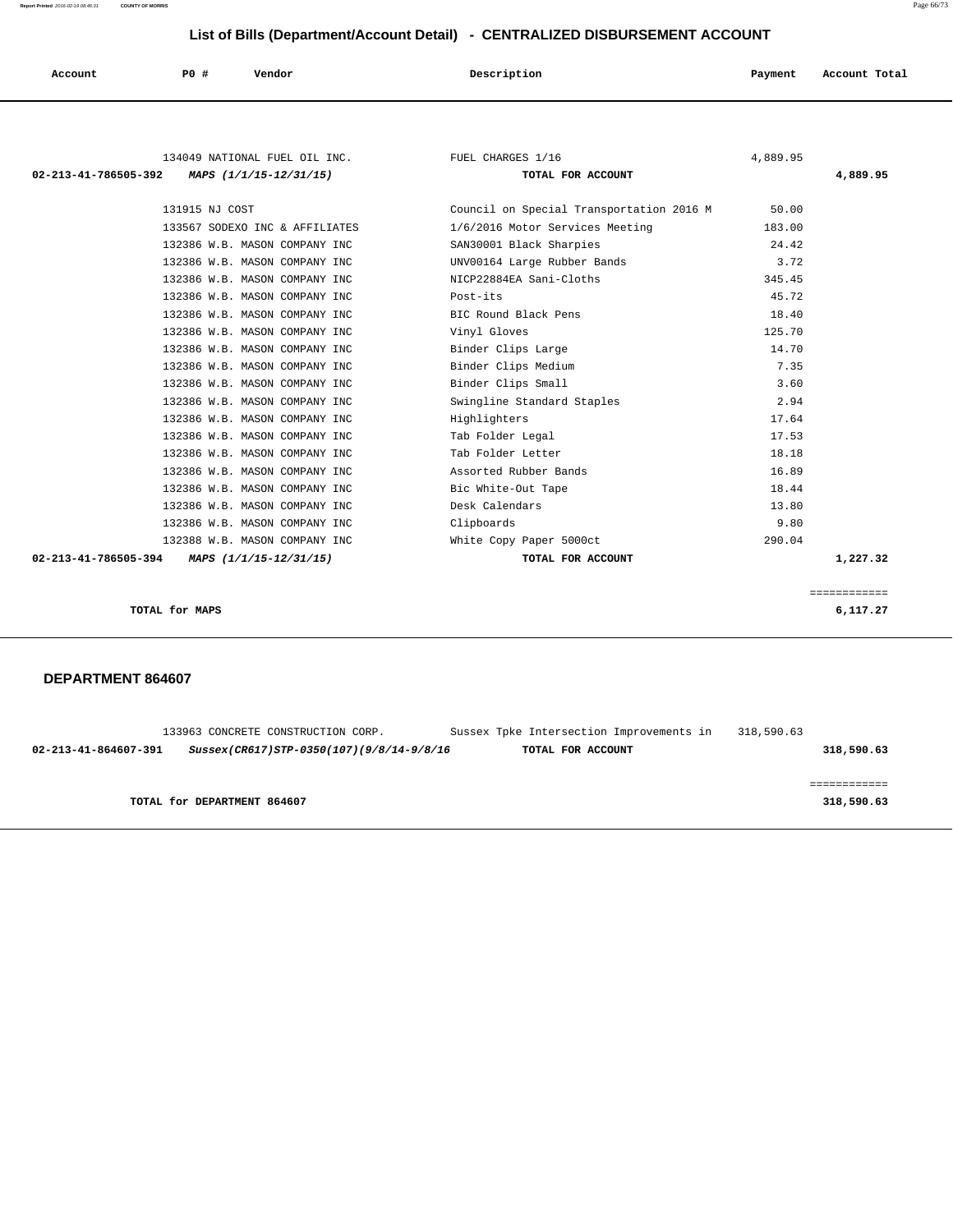# List of Bills (Department/Account Detail) - CENTRALIZED DISBURSEMENT ACCOUNT

| Account | PO # | Vendor | Description | Payment | Account Total |
|---|---|---|---|---|---|
| | 134049 | NATIONAL FUEL OIL INC. | FUEL CHARGES 1/16 | 4,889.95 | |
| **02-213-41-786505-392** | | ***MAPS (1/1/15-12/31/15)*** | **TOTAL FOR ACCOUNT** | | **4,889.95** |
| | 131915 | NJ COST | Council on Special Transportation 2016 M | 50.00 | |
| | 133567 | SODEXO INC & AFFILIATES | 1/6/2016 Motor Services Meeting | 183.00 | |
| | 132386 | W.B. MASON COMPANY INC | SAN30001 Black Sharpies | 24.42 | |
| | 132386 | W.B. MASON COMPANY INC | UNV00164 Large Rubber Bands | 3.72 | |
| | 132386 | W.B. MASON COMPANY INC | NICP22884EA Sani-Cloths | 345.45 | |
| | 132386 | W.B. MASON COMPANY INC | Post-its | 45.72 | |
| | 132386 | W.B. MASON COMPANY INC | BIC Round Black Pens | 18.40 | |
| | 132386 | W.B. MASON COMPANY INC | Vinyl Gloves | 125.70 | |
| | 132386 | W.B. MASON COMPANY INC | Binder Clips Large | 14.70 | |
| | 132386 | W.B. MASON COMPANY INC | Binder Clips Medium | 7.35 | |
| | 132386 | W.B. MASON COMPANY INC | Binder Clips Small | 3.60 | |
| | 132386 | W.B. MASON COMPANY INC | Swingline Standard Staples | 2.94 | |
| | 132386 | W.B. MASON COMPANY INC | Highlighters | 17.64 | |
| | 132386 | W.B. MASON COMPANY INC | Tab Folder Legal | 17.53 | |
| | 132386 | W.B. MASON COMPANY INC | Tab Folder Letter | 18.18 | |
| | 132386 | W.B. MASON COMPANY INC | Assorted Rubber Bands | 16.89 | |
| | 132386 | W.B. MASON COMPANY INC | Bic White-Out Tape | 18.44 | |
| | 132386 | W.B. MASON COMPANY INC | Desk Calendars | 13.80 | |
| | 132386 | W.B. MASON COMPANY INC | Clipboards | 9.80 | |
| | 132388 | W.B. MASON COMPANY INC | White Copy Paper 5000ct | 290.04 | |
| **02-213-41-786505-394** | | ***MAPS (1/1/15-12/31/15)*** | **TOTAL FOR ACCOUNT** | | **1,227.32** |
| | | | | | ============ |
| **TOTAL for MAPS** | | | | | **6,117.27** |

## DEPARTMENT 864607

| Account | PO # | Vendor | Description | Payment | Account Total |
|---|---|---|---|---|---|
| | 133963 | CONCRETE CONSTRUCTION CORP. | Sussex Tpke Intersection Improvements in | 318,590.63 | |
| **02-213-41-864607-391** | | ***Sussex(CR617)STP-0350(107)(9/8/14-9/8/16*** | **TOTAL FOR ACCOUNT** | | **318,590.63** |
| | | | | | ============ |
| **TOTAL for DEPARTMENT 864607** | | | | | **318,590.63** |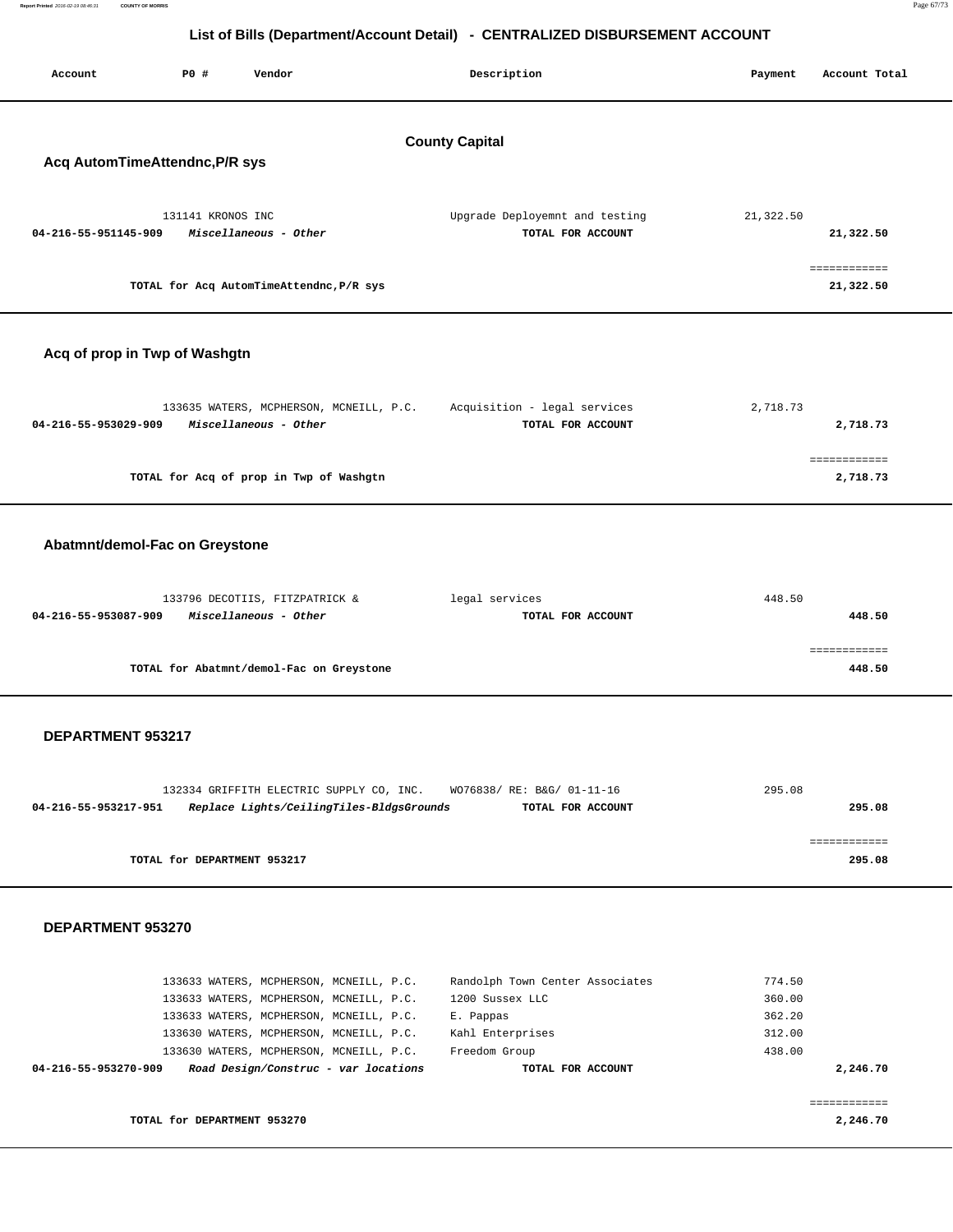# List of Bills (Department/Account Detail) - CENTRALIZED DISBURSEMENT ACCOUNT

| Account | PO # | Vendor | Description | Payment | Account Total |
|---|---|---|---|---|---|

## County Capital

### Acq AutomTimeAttendnc,P/R sys

| Account | PO # | Vendor | Description | Payment | Account Total |
|---|---|---|---|---|---|
| | 131141 | KRONOS INC | Upgrade Deployemnt and testing | 21,322.50 | |
| **04-216-55-951145-909** | | ***Miscellaneous - Other*** | **TOTAL FOR ACCOUNT** | | **21,322.50** |
| | | **TOTAL for Acq AutomTimeAttendnc,P/R sys** | | | **21,322.50** |

### Acq of prop in Twp of Washgtn

| Account | PO # | Vendor | Description | Payment | Account Total |
|---|---|---|---|---|---|
| | 133635 | WATERS, MCPHERSON, MCNEILL, P.C. | Acquisition - legal services | 2,718.73 | |
| **04-216-55-953029-909** | | ***Miscellaneous - Other*** | **TOTAL FOR ACCOUNT** | | **2,718.73** |
| | | **TOTAL for Acq of prop in Twp of Washgtn** | | | **2,718.73** |

### Abatmnt/demol-Fac on Greystone

| Account | PO # | Vendor | Description | Payment | Account Total |
|---|---|---|---|---|---|
| | 133796 | DECOTIIS, FITZPATRICK & | legal services | 448.50 | |
| **04-216-55-953087-909** | | ***Miscellaneous - Other*** | **TOTAL FOR ACCOUNT** | | **448.50** |
| | | **TOTAL for Abatmnt/demol-Fac on Greystone** | | | **448.50** |

### DEPARTMENT 953217

| Account | PO # | Vendor | Description | Payment | Account Total |
|---|---|---|---|---|---|
| | 132334 | GRIFFITH ELECTRIC SUPPLY CO, INC. | WO76838/ RE: B&G/ 01-11-16 | 295.08 | |
| **04-216-55-953217-951** | | ***Replace Lights/CeilingTiles-BldgsGrounds*** | **TOTAL FOR ACCOUNT** | | **295.08** |
| | | **TOTAL for DEPARTMENT 953217** | | | **295.08** |

### DEPARTMENT 953270

| Account | PO # | Vendor | Description | Payment | Account Total |
|---|---|---|---|---|---|
| | 133633 | WATERS, MCPHERSON, MCNEILL, P.C. | Randolph Town Center Associates | 774.50 | |
| | 133633 | WATERS, MCPHERSON, MCNEILL, P.C. | 1200 Sussex LLC | 360.00 | |
| | 133633 | WATERS, MCPHERSON, MCNEILL, P.C. | E. Pappas | 362.20 | |
| | 133630 | WATERS, MCPHERSON, MCNEILL, P.C. | Kahl Enterprises | 312.00 | |
| | 133630 | WATERS, MCPHERSON, MCNEILL, P.C. | Freedom Group | 438.00 | |
| **04-216-55-953270-909** | | ***Road Design/Construc - var locations*** | **TOTAL FOR ACCOUNT** | | **2,246.70** |
| | | **TOTAL for DEPARTMENT 953270** | | | **2,246.70** |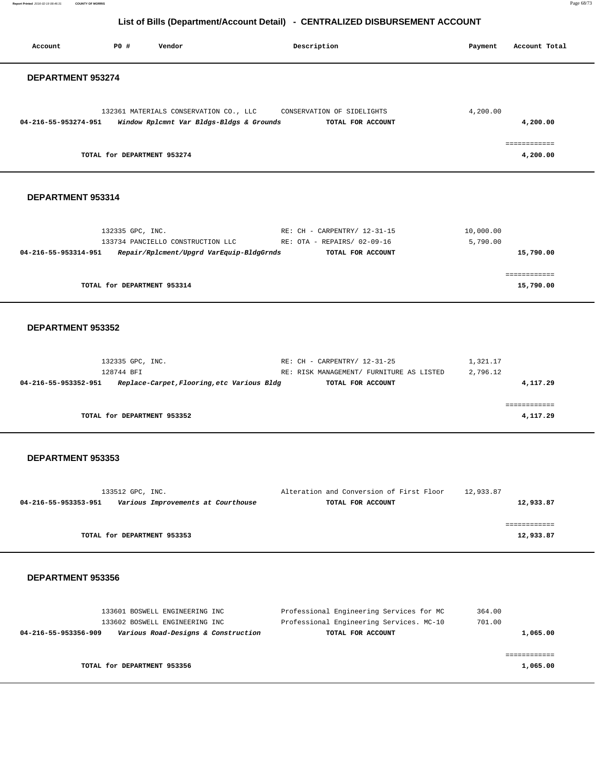# List of Bills (Department/Account Detail) - CENTRALIZED DISBURSEMENT ACCOUNT

| Account | PO # | Vendor | Description | Payment | Account Total |
|---|---|---|---|---|---|

## DEPARTMENT 953274

| Account | PO # | Vendor | Description | Payment | Account Total |
|---|---|---|---|---|---|
| | 132361 | MATERIALS CONSERVATION CO., LLC | CONSERVATION OF SIDELIGHTS | 4,200.00 | |
| **04-216-55-953274-951** | | ***Window Rplcmnt Var Bldgs-Bldgs & Grounds*** | **TOTAL FOR ACCOUNT** | | **4,200.00** |
| | | | | | ============ |
| | **TOTAL for DEPARTMENT 953274** | | | | **4,200.00** |

## DEPARTMENT 953314

| Account | PO # | Vendor | Description | Payment | Account Total |
|---|---|---|---|---|---|
| | 132335 | GPC, INC. | RE: CH - CARPENTRY/ 12-31-15 | 10,000.00 | |
| | 133734 | PANCIELLO CONSTRUCTION LLC | RE: OTA - REPAIRS/ 02-09-16 | 5,790.00 | |
| **04-216-55-953314-951** | | ***Repair/Rplcment/Upgrd VarEquip-BldgGrnds*** | **TOTAL FOR ACCOUNT** | | **15,790.00** |
| | | | | | ============ |
| | **TOTAL for DEPARTMENT 953314** | | | | **15,790.00** |

## DEPARTMENT 953352

| Account | PO # | Vendor | Description | Payment | Account Total |
|---|---|---|---|---|---|
| | 132335 | GPC, INC. | RE: CH - CARPENTRY/ 12-31-25 | 1,321.17 | |
| | 128744 | BFI | RE: RISK MANAGEMENT/ FURNITURE AS LISTED | 2,796.12 | |
| **04-216-55-953352-951** | | ***Replace-Carpet,Flooring,etc Various Bldg*** | **TOTAL FOR ACCOUNT** | | **4,117.29** |
| | | | | | ============ |
| | **TOTAL for DEPARTMENT 953352** | | | | **4,117.29** |

## DEPARTMENT 953353

| Account | PO # | Vendor | Description | Payment | Account Total |
|---|---|---|---|---|---|
| | 133512 | GPC, INC. | Alteration and Conversion of First Floor | 12,933.87 | |
| **04-216-55-953353-951** | | ***Various Improvements at Courthouse*** | **TOTAL FOR ACCOUNT** | | **12,933.87** |
| | | | | | ============ |
| | **TOTAL for DEPARTMENT 953353** | | | | **12,933.87** |

## DEPARTMENT 953356

| Account | PO # | Vendor | Description | Payment | Account Total |
|---|---|---|---|---|---|
| | 133601 | BOSWELL ENGINEERING INC | Professional Engineering Services for MC | 364.00 | |
| | 133602 | BOSWELL ENGINEERING INC | Professional Engineering Services. MC-10 | 701.00 | |
| **04-216-55-953356-909** | | ***Various Road-Designs & Construction*** | **TOTAL FOR ACCOUNT** | | **1,065.00** |
| | | | | | ============ |
| | **TOTAL for DEPARTMENT 953356** | | | | **1,065.00** |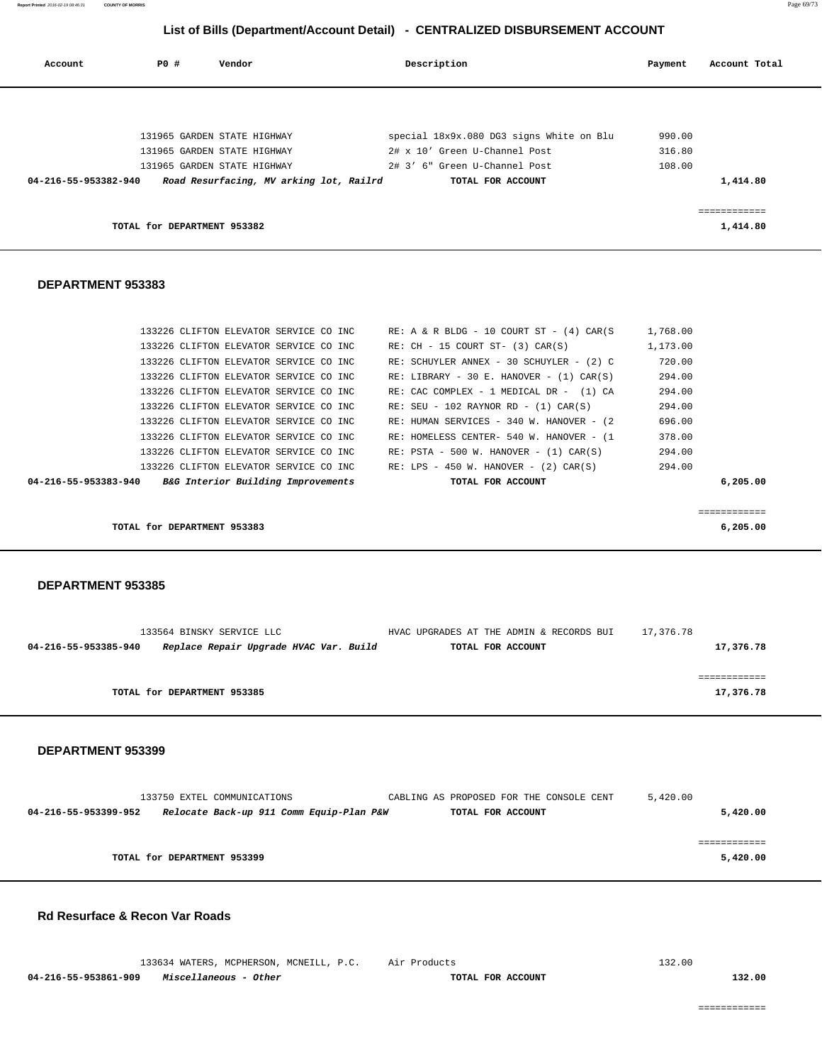## List of Bills (Department/Account Detail) - CENTRALIZED DISBURSEMENT ACCOUNT

| Account | PO # | Vendor | Description | Payment | Account Total |
|---|---|---|---|---|---|
| | 131965 | GARDEN STATE HIGHWAY | special 18x9x.080 DG3 signs White on Blu | 990.00 | |
| | 131965 | GARDEN STATE HIGHWAY | 2# x 10' Green U-Channel Post | 316.80 | |
| | 131965 | GARDEN STATE HIGHWAY | 2# 3' 6" Green U-Channel Post | 108.00 | |
| **04-216-55-953382-940** | | ***Road Resurfacing, MV arking lot, Railrd*** | **TOTAL FOR ACCOUNT** | | **1,414.80** |

============

**TOTAL for DEPARTMENT 953382** **1,414.80**

### DEPARTMENT 953383

| Account | PO # | Vendor | Description | Payment | Account Total |
|---|---|---|---|---|---|
| | 133226 | CLIFTON ELEVATOR SERVICE CO INC | RE: A & R BLDG - 10 COURT ST - (4) CAR(S | 1,768.00 | |
| | 133226 | CLIFTON ELEVATOR SERVICE CO INC | RE: CH - 15 COURT ST- (3) CAR(S) | 1,173.00 | |
| | 133226 | CLIFTON ELEVATOR SERVICE CO INC | RE: SCHUYLER ANNEX - 30 SCHUYLER - (2) C | 720.00 | |
| | 133226 | CLIFTON ELEVATOR SERVICE CO INC | RE: LIBRARY - 30 E. HANOVER - (1) CAR(S) | 294.00 | |
| | 133226 | CLIFTON ELEVATOR SERVICE CO INC | RE: CAC COMPLEX - 1 MEDICAL DR - (1) CA | 294.00 | |
| | 133226 | CLIFTON ELEVATOR SERVICE CO INC | RE: SEU - 102 RAYNOR RD - (1) CAR(S) | 294.00 | |
| | 133226 | CLIFTON ELEVATOR SERVICE CO INC | RE: HUMAN SERVICES - 340 W. HANOVER - (2 | 696.00 | |
| | 133226 | CLIFTON ELEVATOR SERVICE CO INC | RE: HOMELESS CENTER- 540 W. HANOVER - (1 | 378.00 | |
| | 133226 | CLIFTON ELEVATOR SERVICE CO INC | RE: PSTA - 500 W. HANOVER - (1) CAR(S) | 294.00 | |
| | 133226 | CLIFTON ELEVATOR SERVICE CO INC | RE: LPS - 450 W. HANOVER - (2) CAR(S) | 294.00 | |
| **04-216-55-953383-940** | | ***B&G Interior Building Improvements*** | **TOTAL FOR ACCOUNT** | | **6,205.00** |

============

**TOTAL for DEPARTMENT 953383** **6,205.00**

### DEPARTMENT 953385

| Account | PO # | Vendor | Description | Payment | Account Total |
|---|---|---|---|---|---|
| | 133564 | BINSKY SERVICE LLC | HVAC UPGRADES AT THE ADMIN & RECORDS BUI | 17,376.78 | |
| **04-216-55-953385-940** | | ***Replace Repair Upgrade HVAC Var. Build*** | **TOTAL FOR ACCOUNT** | | **17,376.78** |

============

**TOTAL for DEPARTMENT 953385** **17,376.78**

### DEPARTMENT 953399

| Account | PO # | Vendor | Description | Payment | Account Total |
|---|---|---|---|---|---|
| | 133750 | EXTEL COMMUNICATIONS | CABLING AS PROPOSED FOR THE CONSOLE CENT | 5,420.00 | |
| **04-216-55-953399-952** | | ***Relocate Back-up 911 Comm Equip-Plan P&W*** | **TOTAL FOR ACCOUNT** | | **5,420.00** |

============

**TOTAL for DEPARTMENT 953399** **5,420.00**

### Rd Resurface & Recon Var Roads

| Account | PO # | Vendor | Description | Payment | Account Total |
|---|---|---|---|---|---|
| | 133634 | WATERS, MCPHERSON, MCNEILL, P.C. | Air Products | 132.00 | |
| **04-216-55-953861-909** | | ***Miscellaneous - Other*** | **TOTAL FOR ACCOUNT** | | **132.00** |

============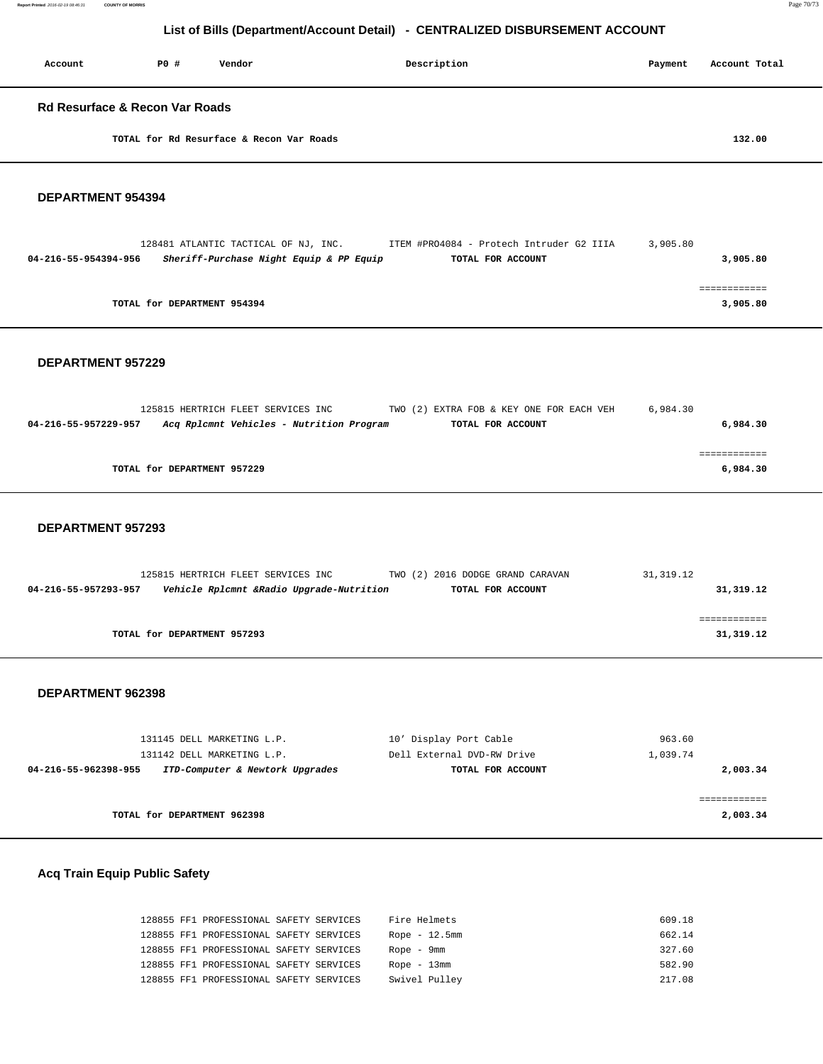## List of Bills (Department/Account Detail) - CENTRALIZED DISBURSEMENT ACCOUNT

| Account | PO # | Vendor | Description | Payment | Account Total |
|---|---|---|---|---|---|

### Rd Resurface & Recon Var Roads

| | | | | | |
|---|---|---|---|---|---|
| | | TOTAL for Rd Resurface & Recon Var Roads | | | 132.00 |

### DEPARTMENT 954394

| Account | PO # | Vendor | Description | Payment | Account Total |
|---|---|---|---|---|---|
| | 128481 | ATLANTIC TACTICAL OF NJ, INC. | ITEM #PRO4084 - Protech Intruder G2 IIIA | 3,905.80 | |
| 04-216-55-954394-956 | | *Sheriff-Purchase Night Equip & PP Equip* | TOTAL FOR ACCOUNT | | 3,905.80 |
| | | TOTAL for DEPARTMENT 954394 | | | 3,905.80 |

### DEPARTMENT 957229

| Account | PO # | Vendor | Description | Payment | Account Total |
|---|---|---|---|---|---|
| | 125815 | HERTRICH FLEET SERVICES INC | TWO (2) EXTRA FOB & KEY ONE FOR EACH VEH | 6,984.30 | |
| 04-216-55-957229-957 | | *Acq Rplcmnt Vehicles - Nutrition Program* | TOTAL FOR ACCOUNT | | 6,984.30 |
| | | TOTAL for DEPARTMENT 957229 | | | 6,984.30 |

### DEPARTMENT 957293

| Account | PO # | Vendor | Description | Payment | Account Total |
|---|---|---|---|---|---|
| | 125815 | HERTRICH FLEET SERVICES INC | TWO (2) 2016 DODGE GRAND CARAVAN | 31,319.12 | |
| 04-216-55-957293-957 | | *Vehicle Rplcmnt &Radio Upgrade-Nutrition* | TOTAL FOR ACCOUNT | | 31,319.12 |
| | | TOTAL for DEPARTMENT 957293 | | | 31,319.12 |

### DEPARTMENT 962398

| Account | PO # | Vendor | Description | Payment | Account Total |
|---|---|---|---|---|---|
| | 131145 | DELL MARKETING L.P. | 10' Display Port Cable | 963.60 | |
| | 131142 | DELL MARKETING L.P. | Dell External DVD-RW Drive | 1,039.74 | |
| 04-216-55-962398-955 | | *ITD-Computer & Newtork Upgrades* | TOTAL FOR ACCOUNT | | 2,003.34 |
| | | TOTAL for DEPARTMENT 962398 | | | 2,003.34 |

### Acq Train Equip Public Safety

| Account | PO # | Vendor | Description | Payment | Account Total |
|---|---|---|---|---|---|
| | 128855 | FF1 PROFESSIONAL SAFETY SERVICES | Fire Helmets | 609.18 | |
| | 128855 | FF1 PROFESSIONAL SAFETY SERVICES | Rope - 12.5mm | 662.14 | |
| | 128855 | FF1 PROFESSIONAL SAFETY SERVICES | Rope - 9mm | 327.60 | |
| | 128855 | FF1 PROFESSIONAL SAFETY SERVICES | Rope - 13mm | 582.90 | |
| | 128855 | FF1 PROFESSIONAL SAFETY SERVICES | Swivel Pulley | 217.08 | |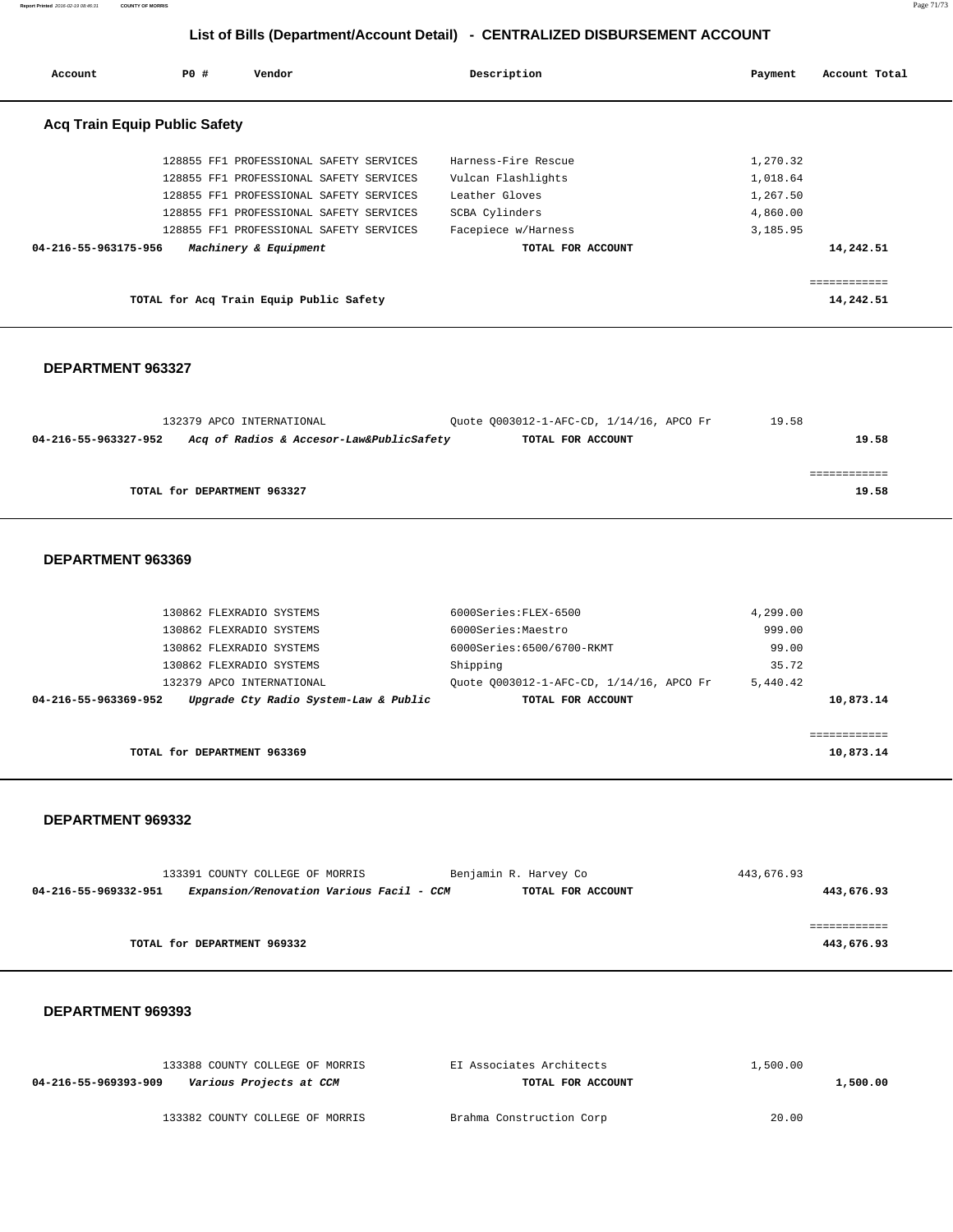## List of Bills (Department/Account Detail) - CENTRALIZED DISBURSEMENT ACCOUNT

| Account | PO # | Vendor | Description | Payment | Account Total |
|---|---|---|---|---|---|

### Acq Train Equip Public Safety

| Account | PO # | Vendor | Description | Payment | Account Total |
|---|---|---|---|---|---|
| | 128855 | FF1 PROFESSIONAL SAFETY SERVICES | Harness-Fire Rescue | 1,270.32 | |
| | 128855 | FF1 PROFESSIONAL SAFETY SERVICES | Vulcan Flashlights | 1,018.64 | |
| | 128855 | FF1 PROFESSIONAL SAFETY SERVICES | Leather Gloves | 1,267.50 | |
| | 128855 | FF1 PROFESSIONAL SAFETY SERVICES | SCBA Cylinders | 4,860.00 | |
| | 128855 | FF1 PROFESSIONAL SAFETY SERVICES | Facepiece w/Harness | 3,185.95 | |
| **04-216-55-963175-956** | | ***Machinery & Equipment*** | **TOTAL FOR ACCOUNT** | | **14,242.51** |

**TOTAL for Acq Train Equip Public Safety** **14,242.51**

### DEPARTMENT 963327

| Account | PO # | Vendor | Description | Payment | Account Total |
|---|---|---|---|---|---|
| | 132379 | APCO INTERNATIONAL | Quote Q003012-1-AFC-CD, 1/14/16, APCO Fr | 19.58 | |
| **04-216-55-963327-952** | | ***Acq of Radios & Accesor-Law&PublicSafety*** | **TOTAL FOR ACCOUNT** | | **19.58** |

**TOTAL for DEPARTMENT 963327** **19.58**

### DEPARTMENT 963369

| Account | PO # | Vendor | Description | Payment | Account Total |
|---|---|---|---|---|---|
| | 130862 | FLEXRADIO SYSTEMS | 6000Series:FLEX-6500 | 4,299.00 | |
| | 130862 | FLEXRADIO SYSTEMS | 6000Series:Maestro | 999.00 | |
| | 130862 | FLEXRADIO SYSTEMS | 6000Series:6500/6700-RKMT | 99.00 | |
| | 130862 | FLEXRADIO SYSTEMS | Shipping | 35.72 | |
| | 132379 | APCO INTERNATIONAL | Quote Q003012-1-AFC-CD, 1/14/16, APCO Fr | 5,440.42 | |
| **04-216-55-963369-952** | | ***Upgrade Cty Radio System-Law & Public*** | **TOTAL FOR ACCOUNT** | | **10,873.14** |

**TOTAL for DEPARTMENT 963369** **10,873.14**

### DEPARTMENT 969332

| Account | PO # | Vendor | Description | Payment | Account Total |
|---|---|---|---|---|---|
| | 133391 | COUNTY COLLEGE OF MORRIS | Benjamin R. Harvey Co | 443,676.93 | |
| **04-216-55-969332-951** | | ***Expansion/Renovation Various Facil - CCM*** | **TOTAL FOR ACCOUNT** | | **443,676.93** |

**TOTAL for DEPARTMENT 969332** **443,676.93**

### DEPARTMENT 969393

| Account | PO # | Vendor | Description | Payment | Account Total |
|---|---|---|---|---|---|
| | 133388 | COUNTY COLLEGE OF MORRIS | EI Associates Architects | 1,500.00 | |
| **04-216-55-969393-909** | | ***Various Projects at CCM*** | **TOTAL FOR ACCOUNT** | | **1,500.00** |
| | 133382 | COUNTY COLLEGE OF MORRIS | Brahma Construction Corp | 20.00 | |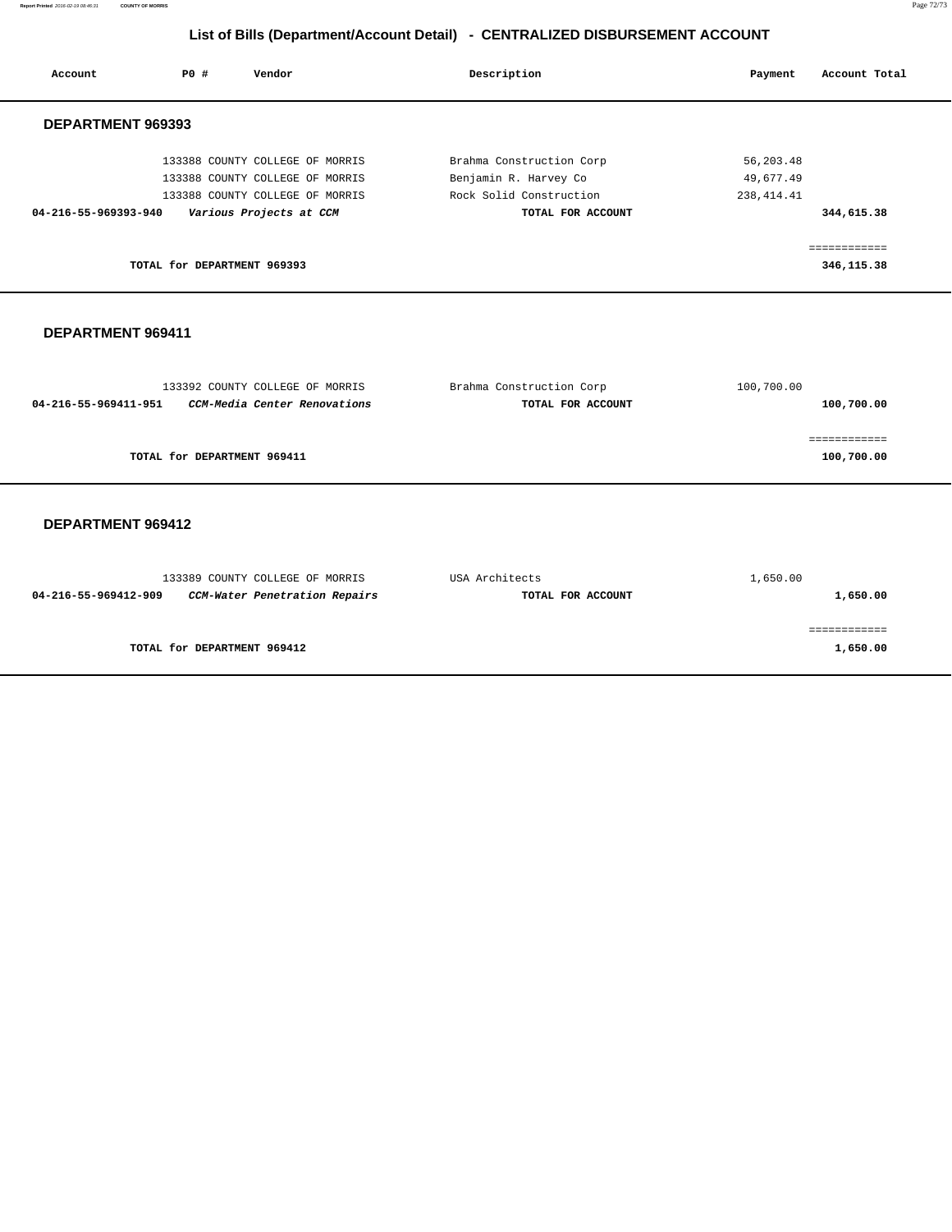# List of Bills (Department/Account Detail) - CENTRALIZED DISBURSEMENT ACCOUNT

| Account | PO # | Vendor | Description | Payment | Account Total |
|---|---|---|---|---|---|

## DEPARTMENT 969393

| Account | PO # | Vendor | Description | Payment | Account Total |
|---|---|---|---|---|---|
| | 133388 | COUNTY COLLEGE OF MORRIS | Brahma Construction Corp | 56,203.48 | |
| | 133388 | COUNTY COLLEGE OF MORRIS | Benjamin R. Harvey Co | 49,677.49 | |
| | 133388 | COUNTY COLLEGE OF MORRIS | Rock Solid Construction | 238,414.41 | |
| **04-216-55-969393-940** | | ***Various Projects at CCM*** | **TOTAL FOR ACCOUNT** | | **344,615.38** |
| | | | | | ============ |
| | **TOTAL for DEPARTMENT 969393** | | | | **346,115.38** |

## DEPARTMENT 969411

| Account | PO # | Vendor | Description | Payment | Account Total |
|---|---|---|---|---|---|
| | 133392 | COUNTY COLLEGE OF MORRIS | Brahma Construction Corp | 100,700.00 | |
| **04-216-55-969411-951** | | ***CCM-Media Center Renovations*** | **TOTAL FOR ACCOUNT** | | **100,700.00** |
| | | | | | ============ |
| | **TOTAL for DEPARTMENT 969411** | | | | **100,700.00** |

## DEPARTMENT 969412

| Account | PO # | Vendor | Description | Payment | Account Total |
|---|---|---|---|---|---|
| | 133389 | COUNTY COLLEGE OF MORRIS | USA Architects | 1,650.00 | |
| **04-216-55-969412-909** | | ***CCM-Water Penetration Repairs*** | **TOTAL FOR ACCOUNT** | | **1,650.00** |
| | | | | | ============ |
| | **TOTAL for DEPARTMENT 969412** | | | | **1,650.00** |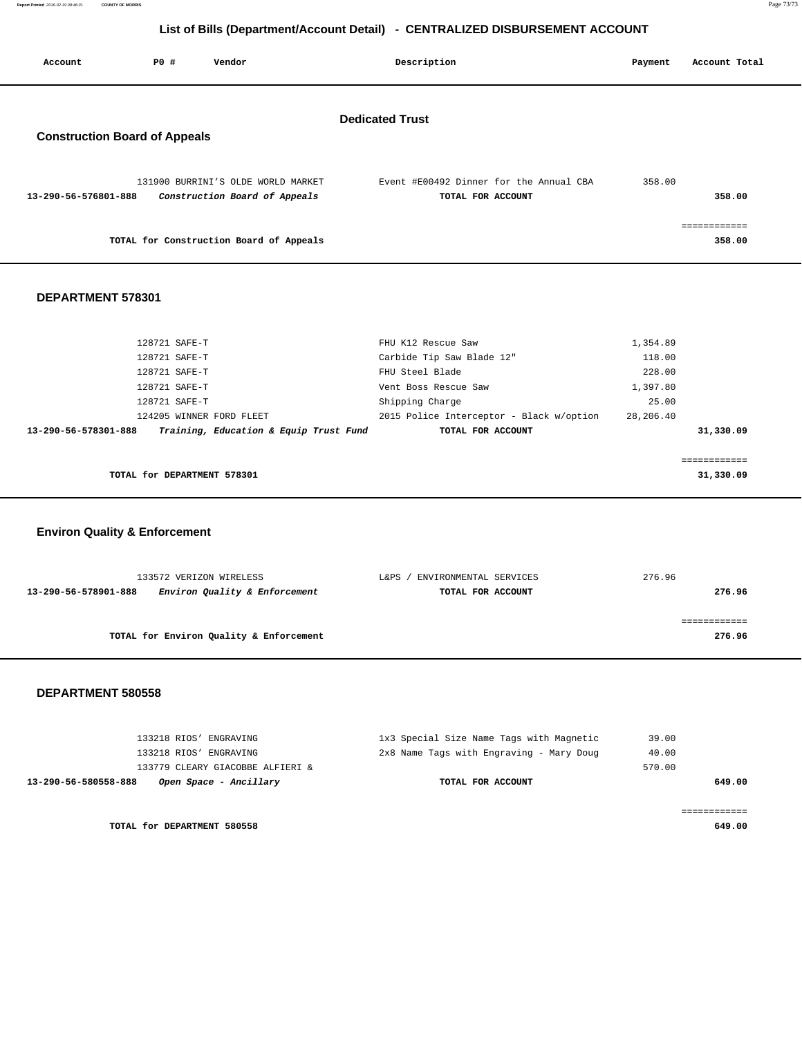# List of Bills (Department/Account Detail) - CENTRALIZED DISBURSEMENT ACCOUNT

| Account | PO # | Vendor | Description | Payment | Account Total |
|---|---|---|---|---|---|

## Dedicated Trust

### Construction Board of Appeals

| Account | PO # | Vendor | Description | Payment | Account Total |
|---|---|---|---|---|---|
| | 131900 | BURRINI'S OLDE WORLD MARKET | Event #E00492 Dinner for the Annual CBA | 358.00 | |
| **13-290-56-576801-888** | | ***Construction Board of Appeals*** | **TOTAL FOR ACCOUNT** | | **358.00** |
| | | | | | ============ |
| | | **TOTAL for Construction Board of Appeals** | | | **358.00** |

### DEPARTMENT 578301

| Account | PO # | Vendor | Description | Payment | Account Total |
|---|---|---|---|---|---|
| | 128721 | SAFE-T | FHU K12 Rescue Saw | 1,354.89 | |
| | 128721 | SAFE-T | Carbide Tip Saw Blade 12" | 118.00 | |
| | 128721 | SAFE-T | FHU Steel Blade | 228.00 | |
| | 128721 | SAFE-T | Vent Boss Rescue Saw | 1,397.80 | |
| | 128721 | SAFE-T | Shipping Charge | 25.00 | |
| | 124205 | WINNER FORD FLEET | 2015 Police Interceptor - Black w/option | 28,206.40 | |
| **13-290-56-578301-888** | | ***Training, Education & Equip Trust Fund*** | **TOTAL FOR ACCOUNT** | | **31,330.09** |
| | | | | | ============ |
| | | **TOTAL for DEPARTMENT 578301** | | | **31,330.09** |

### Environ Quality & Enforcement

| Account | PO # | Vendor | Description | Payment | Account Total |
|---|---|---|---|---|---|
| | 133572 | VERIZON WIRELESS | L&PS / ENVIRONMENTAL SERVICES | 276.96 | |
| **13-290-56-578901-888** | | ***Environ Quality & Enforcement*** | **TOTAL FOR ACCOUNT** | | **276.96** |
| | | | | | ============ |
| | | **TOTAL for Environ Quality & Enforcement** | | | **276.96** |

### DEPARTMENT 580558

| Account | PO # | Vendor | Description | Payment | Account Total |
|---|---|---|---|---|---|
| | 133218 | RIOS' ENGRAVING | 1x3 Special Size Name Tags with Magnetic | 39.00 | |
| | 133218 | RIOS' ENGRAVING | 2x8 Name Tags with Engraving - Mary Doug | 40.00 | |
| | 133779 | CLEARY GIACOBBE ALFIERI & | | 570.00 | |
| **13-290-56-580558-888** | | ***Open Space - Ancillary*** | **TOTAL FOR ACCOUNT** | | **649.00** |
| | | | | | ============ |
| | | **TOTAL for DEPARTMENT 580558** | | | **649.00** |